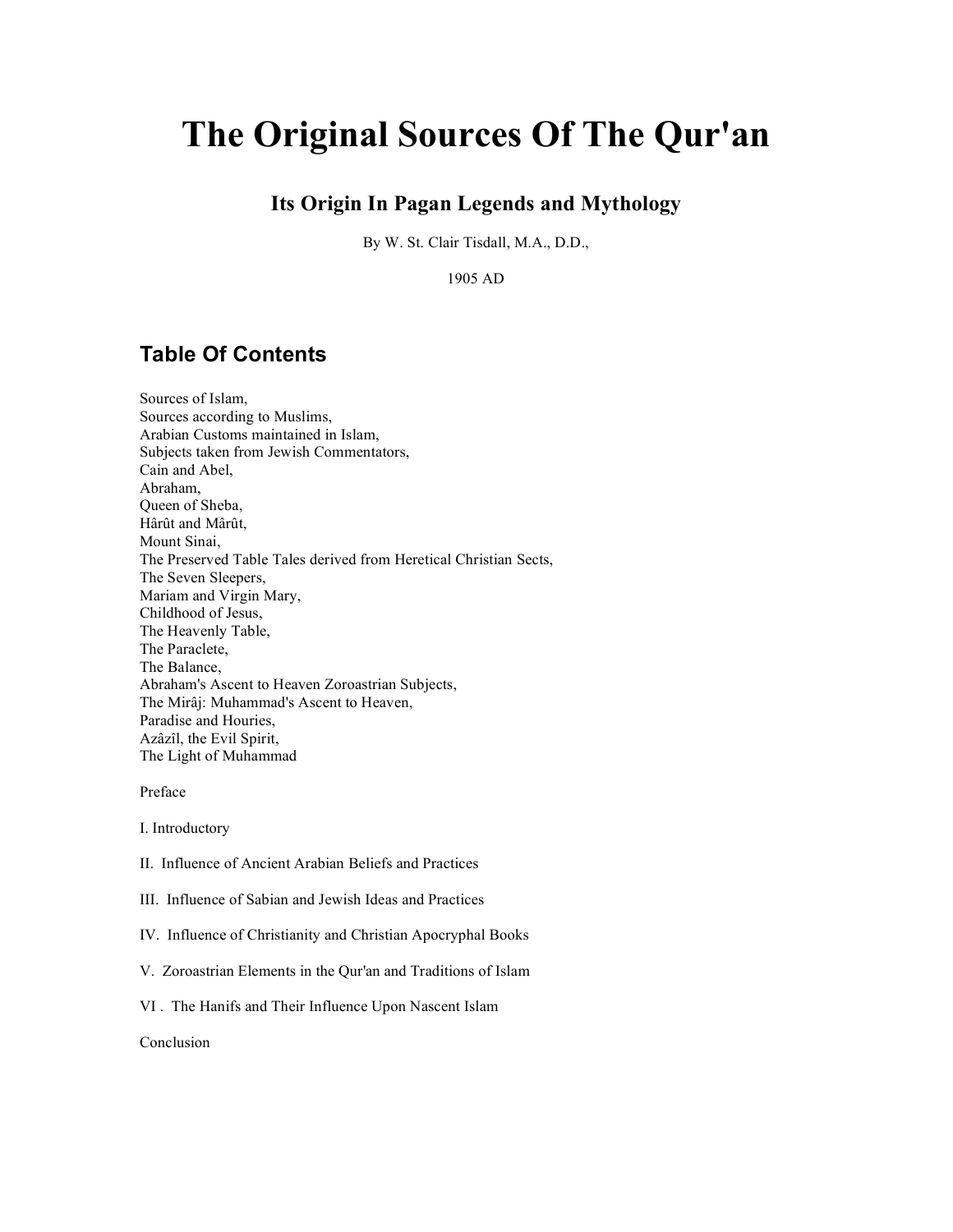# The Original Sources Of The Qur'an

### Its Origin In Pagan Legends and Mythology

By W. St. Clair Tisdall, M.A., D.D.,

1905 AD

## Table Of Contents

Sources of Islam,
Sources according to Muslims,
Arabian Customs maintained in Islam,
Subjects taken from Jewish Commentators,
Cain and Abel,
Abraham,
Queen of Sheba,
Hârût and Mârût,
Mount Sinai,
The Preserved Table Tales derived from Heretical Christian Sects,
The Seven Sleepers,
Mariam and Virgin Mary,
Childhood of Jesus,
The Heavenly Table,
The Paraclete,
The Balance,
Abraham's Ascent to Heaven Zoroastrian Subjects,
The Mirâj: Muhammad's Ascent to Heaven,
Paradise and Houries,
Azâzîl, the Evil Spirit,
The Light of Muhammad

Preface

I. Introductory

II. Influence of Ancient Arabian Beliefs and Practices

III. Influence of Sabian and Jewish Ideas and Practices

IV. Influence of Christianity and Christian Apocryphal Books

V. Zoroastrian Elements in the Qur'an and Traditions of Islam

VI . The Hanifs and Their Influence Upon Nascent Islam

Conclusion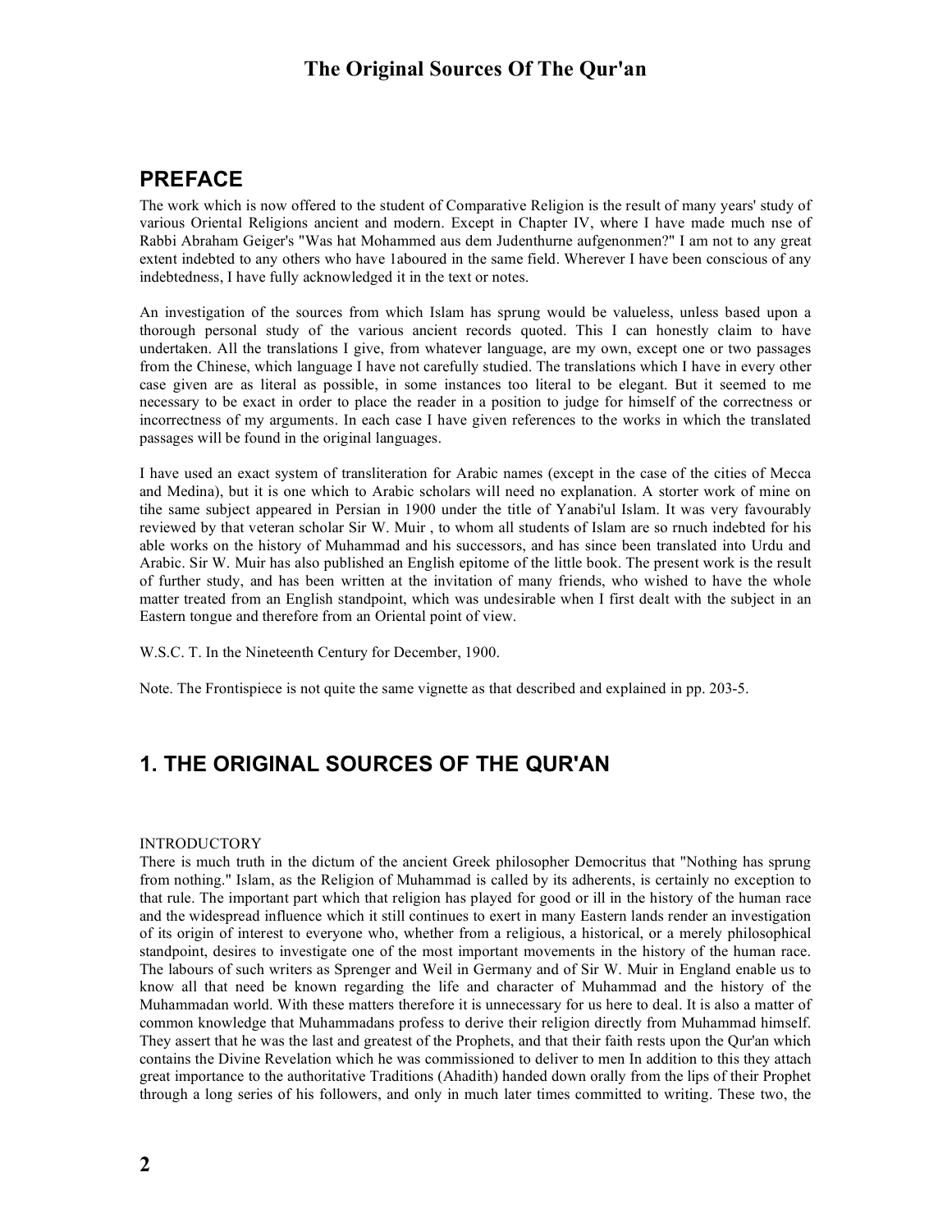## PREFACE

The work which is now offered to the student of Comparative Religion is the result of many years' study of various Oriental Religions ancient and modern. Except in Chapter IV, where I have made much nse of Rabbi Abraham Geiger's "Was hat Mohammed aus dem Judenthurne aufgenonmen?" I am not to any great extent indebted to any others who have 1aboured in the same field. Wherever I have been conscious of any indebtedness, I have fully acknowledged it in the text or notes.

An investigation of the sources from which Islam has sprung would be valueless, unless based upon a thorough personal study of the various ancient records quoted. This I can honestly claim to have undertaken. All the translations I give, from whatever language, are my own, except one or two passages from the Chinese, which language I have not carefully studied. The translations which I have in every other case given are as literal as possible, in some instances too literal to be elegant. But it seemed to me necessary to be exact in order to place the reader in a position to judge for himself of the correctness or incorrectness of my arguments. In each case I have given references to the works in which the translated passages will be found in the original languages.

I have used an exact system of transliteration for Arabic names (except in the case of the cities of Mecca and Medina), but it is one which to Arabic scholars will need no explanation. A storter work of mine on tihe same subject appeared in Persian in 1900 under the title of Yanabi'ul Islam. It was very favourably reviewed by that veteran scholar Sir W. Muir , to whom all students of Islam are so rnuch indebted for his able works on the history of Muhammad and his successors, and has since been translated into Urdu and Arabic. Sir W. Muir has also published an English epitome of the little book. The present work is the result of further study, and has been written at the invitation of many friends, who wished to have the whole matter treated from an English standpoint, which was undesirable when I first dealt with the subject in an Eastern tongue and therefore from an Oriental point of view.

W.S.C. T. In the Nineteenth Century for December, 1900.

Note. The Frontispiece is not quite the same vignette as that described and explained in pp. 203-5.

## 1. THE ORIGINAL SOURCES OF THE QUR'AN

INTRODUCTORY

There is much truth in the dictum of the ancient Greek philosopher Democritus that "Nothing has sprung from nothing." Islam, as the Religion of Muhammad is called by its adherents, is certainly no exception to that rule. The important part which that religion has played for good or ill in the history of the human race and the widespread influence which it still continues to exert in many Eastern lands render an investigation of its origin of interest to everyone who, whether from a religious, a historical, or a merely philosophical standpoint, desires to investigate one of the most important movements in the history of the human race. The labours of such writers as Sprenger and Weil in Germany and of Sir W. Muir in England enable us to know all that need be known regarding the life and character of Muhammad and the history of the Muhammadan world. With these matters therefore it is unnecessary for us here to deal. It is also a matter of common knowledge that Muhammadans profess to derive their religion directly from Muhammad himself. They assert that he was the last and greatest of the Prophets, and that their faith rests upon the Qur'an which contains the Divine Revelation which he was commissioned to deliver to men In addition to this they attach great importance to the authoritative Traditions (Ahadith) handed down orally from the lips of their Prophet through a long series of his followers, and only in much later times committed to writing. These two, the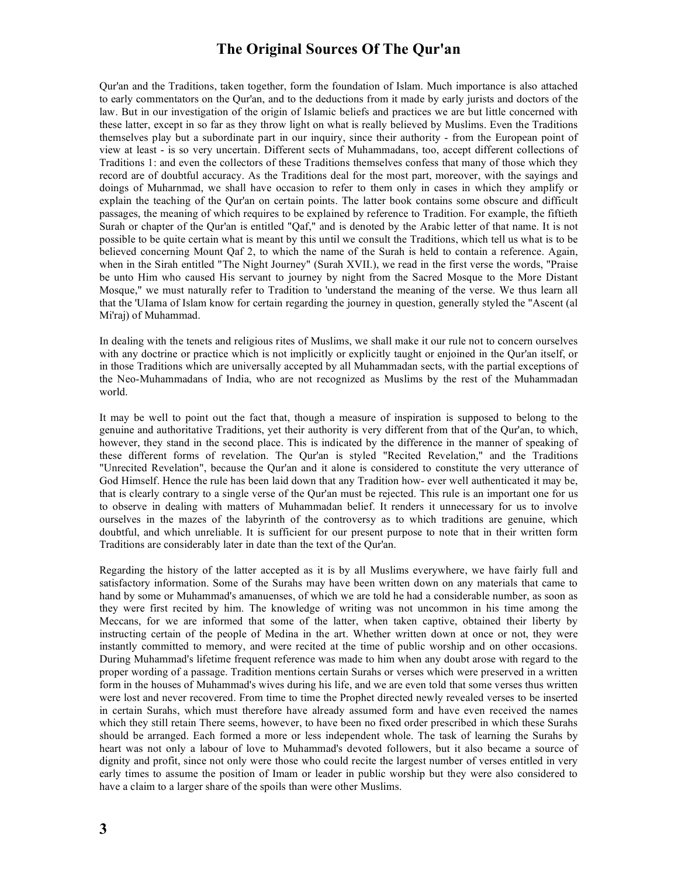# The Original Sources Of The Qur'an

Qur'an and the Traditions, taken together, form the foundation of Islam. Much importance is also attached to early commentators on the Qur'an, and to the deductions from it made by early jurists and doctors of the law. But in our investigation of the origin of Islamic beliefs and practices we are but little concerned with these latter, except in so far as they throw light on what is really believed by Muslims. Even the Traditions themselves play but a subordinate part in our inquiry, since their authority - from the European point of view at least - is so very uncertain. Different sects of Muhammadans, too, accept different collections of Traditions 1: and even the collectors of these Traditions themselves confess that many of those which they record are of doubtful accuracy. As the Traditions deal for the most part, moreover, with the sayings and doings of Muharnmad, we shall have occasion to refer to them only in cases in which they amplify or explain the teaching of the Qur'an on certain points. The latter book contains some obscure and difficult passages, the meaning of which requires to be explained by reference to Tradition. For example, the fiftieth Surah or chapter of the Qur'an is entitled "Qaf," and is denoted by the Arabic letter of that name. It is not possible to be quite certain what is meant by this until we consult the Traditions, which tell us what is to be believed concerning Mount Qaf 2, to which the name of the Surah is held to contain a reference. Again, when in the Sirah entitled "The Night Journey" (Surah XVII.), we read in the first verse the words, "Praise be unto Him who caused His servant to journey by night from the Sacred Mosque to the More Distant Mosque," we must naturally refer to Tradition to 'understand the meaning of the verse. We thus learn all that the 'UIama of Islam know for certain regarding the journey in question, generally styled the "Ascent (al Mi'raj) of Muhammad.

In dealing with the tenets and religious rites of Muslims, we shall make it our rule not to concern ourselves with any doctrine or practice which is not implicitly or explicitly taught or enjoined in the Qur'an itself, or in those Traditions which are universally accepted by all Muhammadan sects, with the partial exceptions of the Neo-Muhammadans of India, who are not recognized as Muslims by the rest of the Muhammadan world.

It may be well to point out the fact that, though a measure of inspiration is supposed to belong to the genuine and authoritative Traditions, yet their authority is very different from that of the Qur'an, to which, however, they stand in the second place. This is indicated by the difference in the manner of speaking of these different forms of revelation. The Qur'an is styled "Recited Revelation," and the Traditions "Unrecited Revelation", because the Qur'an and it alone is considered to constitute the very utterance of God Himself. Hence the rule has been laid down that any Tradition how- ever well authenticated it may be, that is clearly contrary to a single verse of the Qur'an must be rejected. This rule is an important one for us to observe in dealing with matters of Muhammadan belief. It renders it unnecessary for us to involve ourselves in the mazes of the labyrinth of the controversy as to which traditions are genuine, which doubtful, and which unreliable. It is sufficient for our present purpose to note that in their written form Traditions are considerably later in date than the text of the Qur'an.

Regarding the history of the latter accepted as it is by all Muslims everywhere, we have fairly full and satisfactory information. Some of the Surahs may have been written down on any materials that came to hand by some or Muhammad's amanuenses, of which we are told he had a considerable number, as soon as they were first recited by him. The knowledge of writing was not uncommon in his time among the Meccans, for we are informed that some of the latter, when taken captive, obtained their liberty by instructing certain of the people of Medina in the art. Whether written down at once or not, they were instantly committed to memory, and were recited at the time of public worship and on other occasions. During Muhammad's lifetime frequent reference was made to him when any doubt arose with regard to the proper wording of a passage. Tradition mentions certain Surahs or verses which were preserved in a written form in the houses of Muhammad's wives during his life, and we are even told that some verses thus written were lost and never recovered. From time to time the Prophet directed newly revealed verses to be inserted in certain Surahs, which must therefore have already assumed form and have even received the names which they still retain There seems, however, to have been no fixed order prescribed in which these Surahs should be arranged. Each formed a more or less independent whole. The task of learning the Surahs by heart was not only a labour of love to Muhammad's devoted followers, but it also became a source of dignity and profit, since not only were those who could recite the largest number of verses entitled in very early times to assume the position of Imam or leader in public worship but they were also considered to have a claim to a larger share of the spoils than were other Muslims.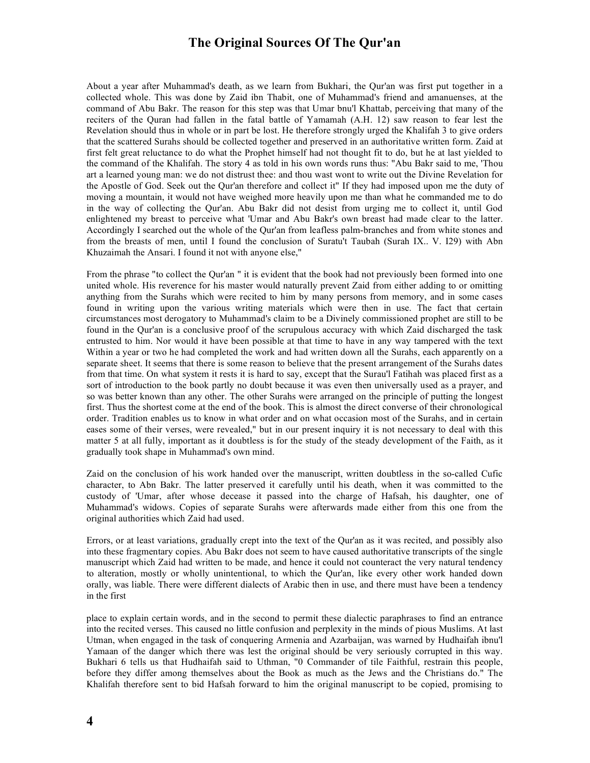About a year after Muhammad's death, as we learn from Bukhari, the Qur'an was first put together in a collected whole. This was done by Zaid ibn Thabit, one of Muhammad's friend and amanuenses, at the command of Abu Bakr. The reason for this step was that Umar bnu'l Khattab, perceiving that many of the reciters of the Quran had fallen in the fatal battle of Yamamah (A.H. 12) saw reason to fear lest the Revelation should thus in whole or in part be lost. He therefore strongly urged the Khalifah 3 to give orders that the scattered Surahs should be collected together and preserved in an authoritative written form. Zaid at first felt great reluctance to do what the Prophet himself had not thought fit to do, but he at last yielded to the command of the Khalifah. The story 4 as told in his own words runs thus: "Abu Bakr said to me, 'Thou art a learned young man: we do not distrust thee: and thou wast wont to write out the Divine Revelation for the Apostle of God. Seek out the Qur'an therefore and collect it" If they had imposed upon me the duty of moving a mountain, it would not have weighed more heavily upon me than what he commanded me to do in the way of collecting the Qur'an. Abu Bakr did not desist from urging me to collect it, until God enlightened my breast to perceive what 'Umar and Abu Bakr's own breast had made clear to the latter. Accordingly I searched out the whole of the Qur'an from leafless palm-branches and from white stones and from the breasts of men, until I found the conclusion of Suratu't Taubah (Surah IX.. V. I29) with Abn Khuzaimah the Ansari. I found it not with anyone else,"

From the phrase "to collect the Qur'an " it is evident that the book had not previously been formed into one united whole. His reverence for his master would naturally prevent Zaid from either adding to or omitting anything from the Surahs which were recited to him by many persons from memory, and in some cases found in writing upon the various writing materials which were then in use. The fact that certain circumstances most derogatory to Muhammad's claim to be a Divinely commissioned prophet are still to be found in the Qur'an is a conclusive proof of the scrupulous accuracy with which Zaid discharged the task entrusted to him. Nor would it have been possible at that time to have in any way tampered with the text Within a year or two he had completed the work and had written down all the Surahs, each apparently on a separate sheet. It seems that there is some reason to believe that the present arrangement of the Surahs dates from that time. On what system it rests it is hard to say, except that the Surau'l Fatihah was placed first as a sort of introduction to the book partly no doubt because it was even then universally used as a prayer, and so was better known than any other. The other Surahs were arranged on the principle of putting the longest first. Thus the shortest come at the end of the book. This is almost the direct converse of their chronological order. Tradition enables us to know in what order and on what occasion most of the Surahs, and in certain eases some of their verses, were revealed," but in our present inquiry it is not necessary to deal with this matter 5 at all fully, important as it doubtless is for the study of the steady development of the Faith, as it gradually took shape in Muhammad's own mind.

Zaid on the conclusion of his work handed over the manuscript, written doubtless in the so-called Cufic character, to Abn Bakr. The latter preserved it carefully until his death, when it was committed to the custody of 'Umar, after whose decease it passed into the charge of Hafsah, his daughter, one of Muhammad's widows. Copies of separate Surahs were afterwards made either from this one from the original authorities which Zaid had used.

Errors, or at least variations, gradually crept into the text of the Qur'an as it was recited, and possibly also into these fragmentary copies. Abu Bakr does not seem to have caused authoritative transcripts of the single manuscript which Zaid had written to be made, and hence it could not counteract the very natural tendency to alteration, mostly or wholly unintentional, to which the Qur'an, like every other work handed down orally, was liable. There were different dialects of Arabic then in use, and there must have been a tendency in the first place to explain certain words, and in the second to permit these dialectic paraphrases to find an entrance into the recited verses. This caused no little confusion and perplexity in the minds of pious Muslims. At last Utman, when engaged in the task of conquering Armenia and Azarbaijan, was warned by Hudhaifah ibnu'l Yamaan of the danger which there was lest the original should be very seriously corrupted in this way. Bukhari 6 tells us that Hudhaifah said to Uthman, "0 Commander of tile Faithful, restrain this people, before they differ among themselves about the Book as much as the Jews and the Christians do." The Khalifah therefore sent to bid Hafsah forward to him the original manuscript to be copied, promising to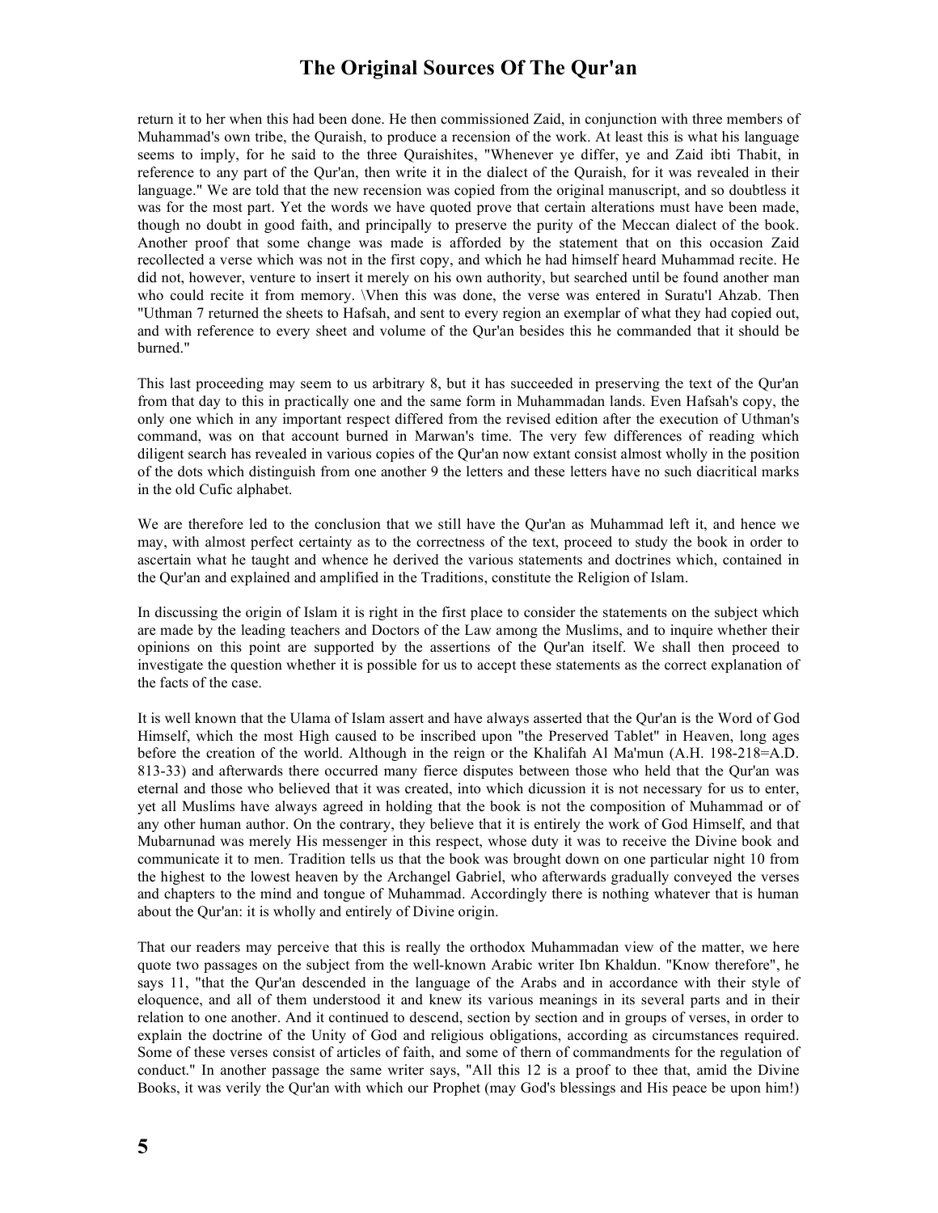return it to her when this had been done. He then commissioned Zaid, in conjunction with three members of Muhammad's own tribe, the Quraish, to produce a recension of the work. At least this is what his language seems to imply, for he said to the three Quraishites, "Whenever ye differ, ye and Zaid ibti Thabit, in reference to any part of the Qur'an, then write it in the dialect of the Quraish, for it was revealed in their language." We are told that the new recension was copied from the original manuscript, and so doubtless it was for the most part. Yet the words we have quoted prove that certain alterations must have been made, though no doubt in good faith, and principally to preserve the purity of the Meccan dialect of the book. Another proof that some change was made is afforded by the statement that on this occasion Zaid recollected a verse which was not in the first copy, and which he had himself heard Muhammad recite. He did not, however, venture to insert it merely on his own authority, but searched until be found another man who could recite it from memory. \Vhen this was done, the verse was entered in Suratu'l Ahzab. Then "Uthman 7 returned the sheets to Hafsah, and sent to every region an exemplar of what they had copied out, and with reference to every sheet and volume of the Qur'an besides this he commanded that it should be burned."

This last proceeding may seem to us arbitrary 8, but it has succeeded in preserving the text of the Qur'an from that day to this in practically one and the same form in Muhammadan lands. Even Hafsah's copy, the only one which in any important respect differed from the revised edition after the execution of Uthman's command, was on that account burned in Marwan's time. The very few differences of reading which diligent search has revealed in various copies of the Qur'an now extant consist almost wholly in the position of the dots which distinguish from one another 9 the letters and these letters have no such diacritical marks in the old Cufic alphabet.

We are therefore led to the conclusion that we still have the Qur'an as Muhammad left it, and hence we may, with almost perfect certainty as to the correctness of the text, proceed to study the book in order to ascertain what he taught and whence he derived the various statements and doctrines which, contained in the Qur'an and explained and amplified in the Traditions, constitute the Religion of Islam.

In discussing the origin of Islam it is right in the first place to consider the statements on the subject which are made by the leading teachers and Doctors of the Law among the Muslims, and to inquire whether their opinions on this point are supported by the assertions of the Qur'an itself. We shall then proceed to investigate the question whether it is possible for us to accept these statements as the correct explanation of the facts of the case.

It is well known that the Ulama of Islam assert and have always asserted that the Qur'an is the Word of God Himself, which the most High caused to be inscribed upon "the Preserved Tablet" in Heaven, long ages before the creation of the world. Although in the reign or the Khalifah Al Ma'mun (A.H. 198-218=A.D. 813-33) and afterwards there occurred many fierce disputes between those who held that the Qur'an was eternal and those who believed that it was created, into which dicussion it is not necessary for us to enter, yet all Muslims have always agreed in holding that the book is not the composition of Muhammad or of any other human author. On the contrary, they believe that it is entirely the work of God Himself, and that Mubarnunad was merely His messenger in this respect, whose duty it was to receive the Divine book and communicate it to men. Tradition tells us that the book was brought down on one particular night 10 from the highest to the lowest heaven by the Archangel Gabriel, who afterwards gradually conveyed the verses and chapters to the mind and tongue of Muhammad. Accordingly there is nothing whatever that is human about the Qur'an: it is wholly and entirely of Divine origin.

That our readers may perceive that this is really the orthodox Muhammadan view of the matter, we here quote two passages on the subject from the well-known Arabic writer Ibn Khaldun. "Know therefore", he says 11, "that the Qur'an descended in the language of the Arabs and in accordance with their style of eloquence, and all of them understood it and knew its various meanings in its several parts and in their relation to one another. And it continued to descend, section by section and in groups of verses, in order to explain the doctrine of the Unity of God and religious obligations, according as circumstances required. Some of these verses consist of articles of faith, and some of thern of commandments for the regulation of conduct." In another passage the same writer says, "All this 12 is a proof to thee that, amid the Divine Books, it was verily the Qur'an with which our Prophet (may God's blessings and His peace be upon him!)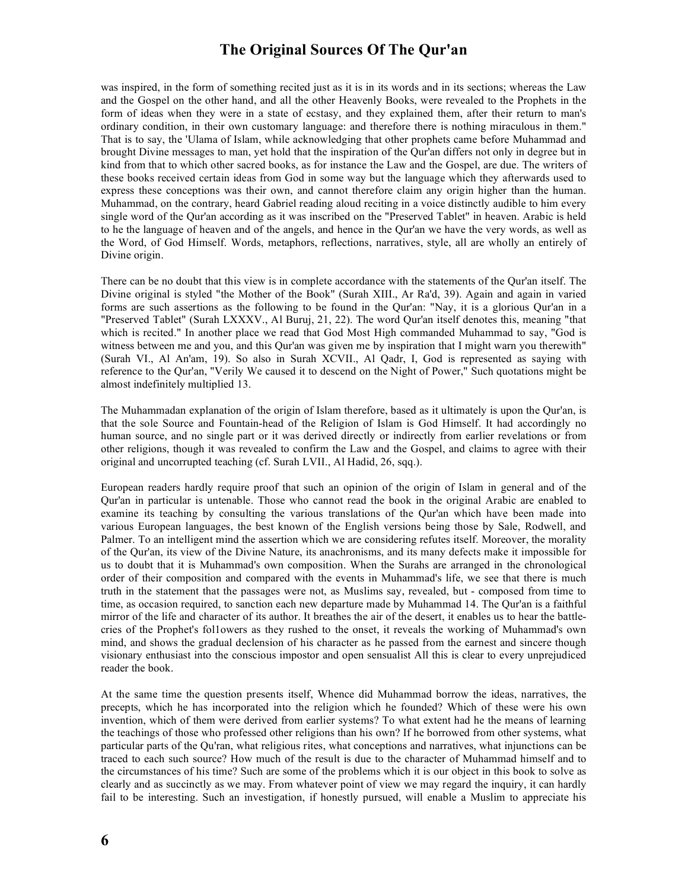was inspired, in the form of something recited just as it is in its words and in its sections; whereas the Law and the Gospel on the other hand, and all the other Heavenly Books, were revealed to the Prophets in the form of ideas when they were in a state of ecstasy, and they explained them, after their return to man's ordinary condition, in their own customary language: and therefore there is nothing miraculous in them." That is to say, the 'Ulama of Islam, while acknowledging that other prophets came before Muhammad and brought Divine messages to man, yet hold that the inspiration of the Qur'an differs not only in degree but in kind from that to which other sacred books, as for instance the Law and the Gospel, are due. The writers of these books received certain ideas from God in some way but the language which they afterwards used to express these conceptions was their own, and cannot therefore claim any origin higher than the human. Muhammad, on the contrary, heard Gabriel reading aloud reciting in a voice distinctly audible to him every single word of the Qur'an according as it was inscribed on the "Preserved Tablet" in heaven. Arabic is held to he the language of heaven and of the angels, and hence in the Qur'an we have the very words, as well as the Word, of God Himself. Words, metaphors, reflections, narratives, style, all are wholly an entirely of Divine origin.

There can be no doubt that this view is in complete accordance with the statements of the Qur'an itself. The Divine original is styled "the Mother of the Book" (Surah XIII., Ar Ra'd, 39). Again and again in varied forms are such assertions as the following to be found in the Qur'an: "Nay, it is a glorious Qur'an in a "Preserved Tablet" (Surah LXXXV., Al Buruj, 21, 22). The word Qur'an itself denotes this, meaning "that which is recited." In another place we read that God Most High commanded Muhammad to say, "God is witness between me and you, and this Qur'an was given me by inspiration that I might warn you therewith" (Surah VI., Al An'am, 19). So also in Surah XCVII., Al Qadr, I, God is represented as saying with reference to the Qur'an, "Verily We caused it to descend on the Night of Power," Such quotations might be almost indefinitely multiplied 13.

The Muhammadan explanation of the origin of Islam therefore, based as it ultimately is upon the Qur'an, is that the sole Source and Fountain-head of the Religion of Islam is God Himself. It had accordingly no human source, and no single part or it was derived directly or indirectly from earlier revelations or from other religions, though it was revealed to confirm the Law and the Gospel, and claims to agree with their original and uncorrupted teaching (cf. Surah LVII., Al Hadid, 26, sqq.).

European readers hardly require proof that such an opinion of the origin of Islam in general and of the Qur'an in particular is untenable. Those who cannot read the book in the original Arabic are enabled to examine its teaching by consulting the various translations of the Qur'an which have been made into various European languages, the best known of the English versions being those by Sale, Rodwell, and Palmer. To an intelligent mind the assertion which we are considering refutes itself. Moreover, the morality of the Qur'an, its view of the Divine Nature, its anachronisms, and its many defects make it impossible for us to doubt that it is Muhammad's own composition. When the Surahs are arranged in the chronological order of their composition and compared with the events in Muhammad's life, we see that there is much truth in the statement that the passages were not, as Muslims say, revealed, but - composed from time to time, as occasion required, to sanction each new departure made by Muhammad 14. The Qur'an is a faithful mirror of the life and character of its author. It breathes the air of the desert, it enables us to hear the battle-cries of the Prophet's fol1owers as they rushed to the onset, it reveals the working of Muhammad's own mind, and shows the gradual declension of his character as he passed from the earnest and sincere though visionary enthusiast into the conscious impostor and open sensualist All this is clear to every unprejudiced reader the book.

At the same time the question presents itself, Whence did Muhammad borrow the ideas, narratives, the precepts, which he has incorporated into the religion which he founded? Which of these were his own invention, which of them were derived from earlier systems? To what extent had he the means of learning the teachings of those who professed other religions than his own? If he borrowed from other systems, what particular parts of the Qu'ran, what religious rites, what conceptions and narratives, what injunctions can be traced to each such source? How much of the result is due to the character of Muhammad himself and to the circumstances of his time? Such are some of the problems which it is our object in this book to solve as clearly and as succinctly as we may. From whatever point of view we may regard the inquiry, it can hardly fail to be interesting. Such an investigation, if honestly pursued, will enable a Muslim to appreciate his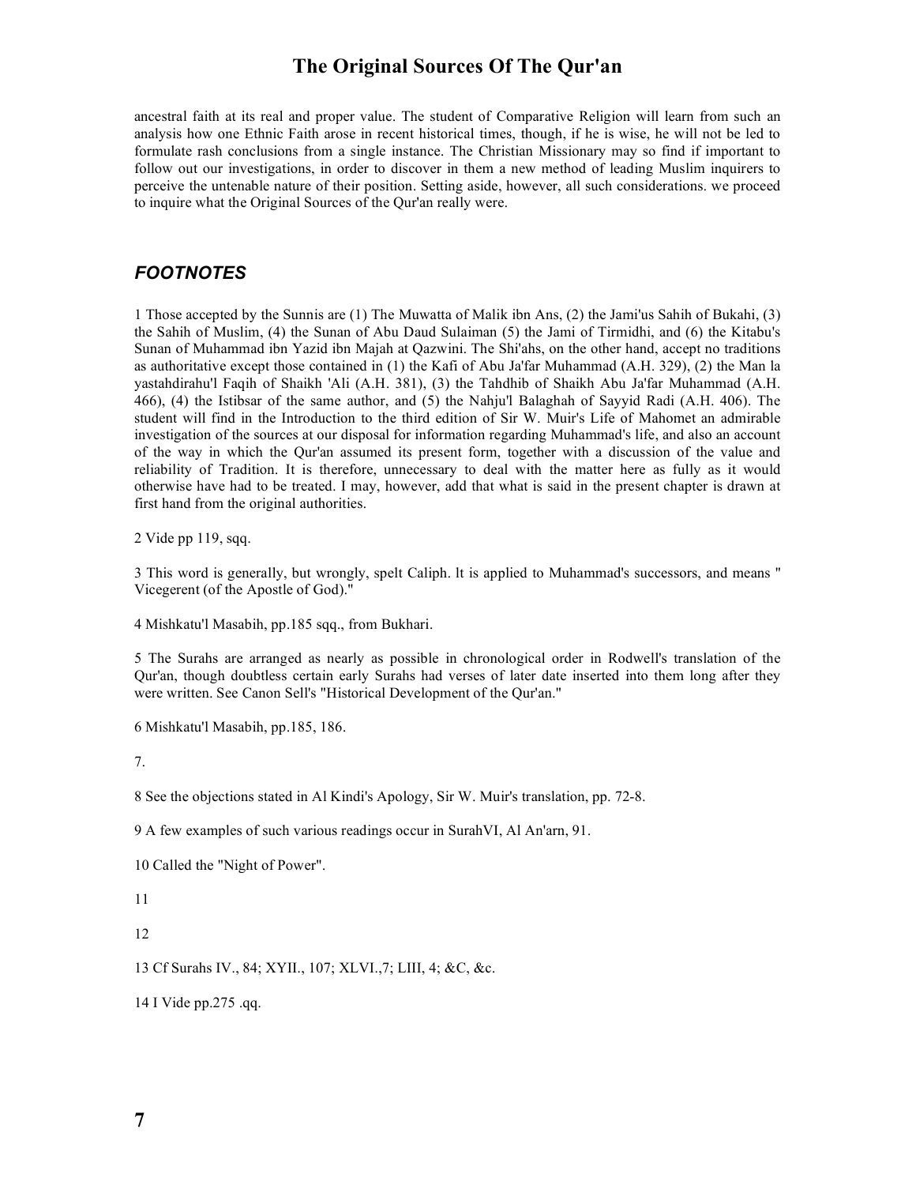ancestral faith at its real and proper value. The student of Comparative Religion will learn from such an analysis how one Ethnic Faith arose in recent historical times, though, if he is wise, he will not be led to formulate rash conclusions from a single instance. The Christian Missionary may so find if important to follow out our investigations, in order to discover in them a new method of leading Muslim inquirers to perceive the untenable nature of their position. Setting aside, however, all such considerations. we proceed to inquire what the Original Sources of the Qur'an really were.

## *FOOTNOTES*

1 Those accepted by the Sunnis are (1) The Muwatta of Malik ibn Ans, (2) the Jami'us Sahih of Bukahi, (3) the Sahih of Muslim, (4) the Sunan of Abu Daud Sulaiman (5) the Jami of Tirmidhi, and (6) the Kitabu's Sunan of Muhammad ibn Yazid ibn Majah at Qazwini. The Shi'ahs, on the other hand, accept no traditions as authoritative except those contained in (1) the Kafi of Abu Ja'far Muhammad (A.H. 329), (2) the Man la yastahdirahu'l Faqih of Shaikh 'Ali (A.H. 381), (3) the Tahdhib of Shaikh Abu Ja'far Muhammad (A.H. 466), (4) the Istibsar of the same author, and (5) the Nahju'l Balaghah of Sayyid Radi (A.H. 406). The student will find in the Introduction to the third edition of Sir W. Muir's Life of Mahomet an admirable investigation of the sources at our disposal for information regarding Muhammad's life, and also an account of the way in which the Qur'an assumed its present form, together with a discussion of the value and reliability of Tradition. It is therefore, unnecessary to deal with the matter here as fully as it would otherwise have had to be treated. I may, however, add that what is said in the present chapter is drawn at first hand from the original authorities.

2 Vide pp 119, sqq.

3 This word is generally, but wrongly, spelt Caliph. lt is applied to Muhammad's successors, and means " Vicegerent (of the Apostle of God)."

4 Mishkatu'l Masabih, pp.185 sqq., from Bukhari.

5 The Surahs are arranged as nearly as possible in chronological order in Rodwell's translation of the Qur'an, though doubtless certain early Surahs had verses of later date inserted into them long after they were written. See Canon Sell's "Historical Development of the Qur'an."

6 Mishkatu'l Masabih, pp.185, 186.

7.

8 See the objections stated in Al Kindi's Apology, Sir W. Muir's translation, pp. 72-8.

9 A few examples of such various readings occur in SurahVI, Al An'arn, 91.

10 Called the "Night of Power".

11

12

13 Cf Surahs IV., 84; XYII., 107; XLVI.,7; LIII, 4; &C, &c.

14 I Vide pp.275 .qq.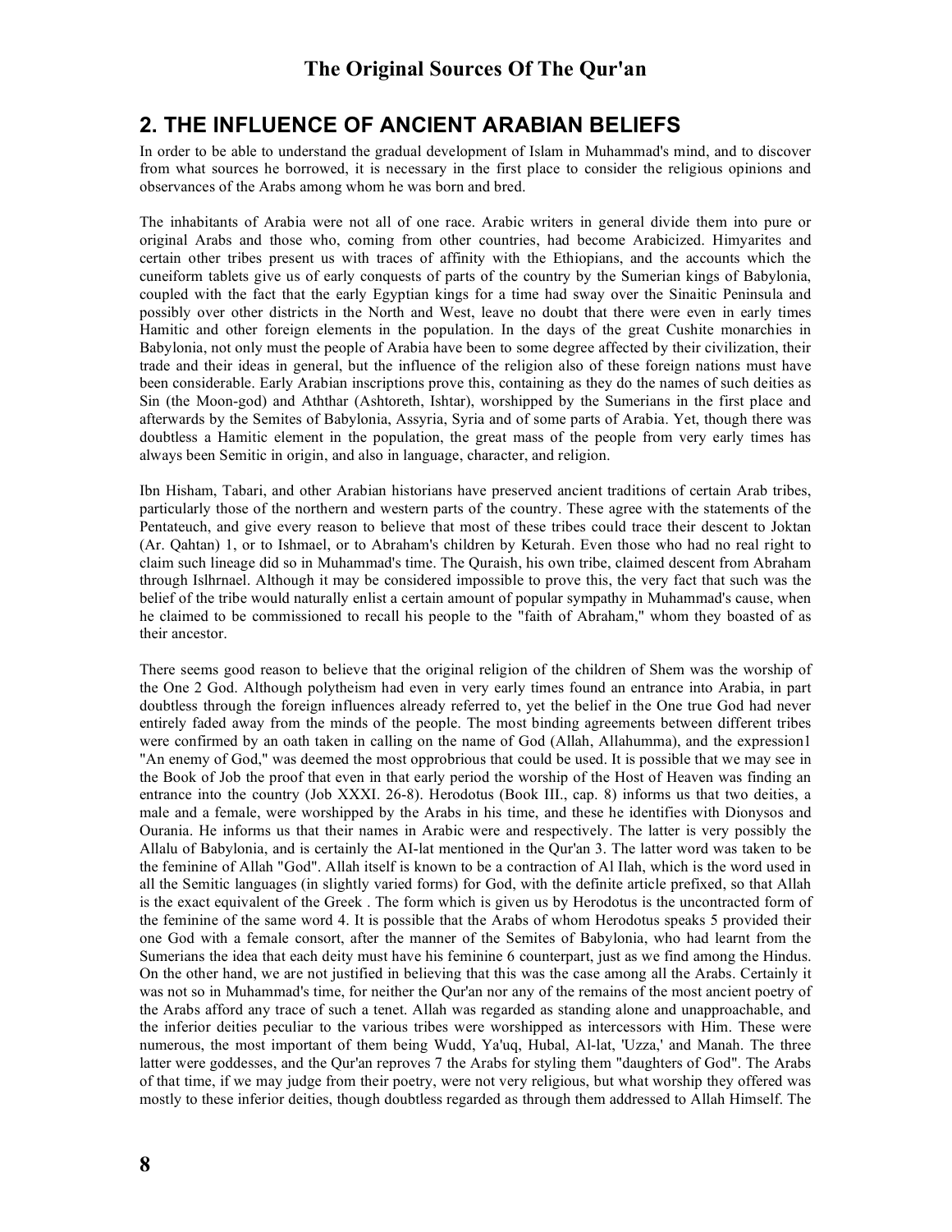## 2. THE INFLUENCE OF ANCIENT ARABIAN BELIEFS

In order to be able to understand the gradual development of Islam in Muhammad's mind, and to discover from what sources he borrowed, it is necessary in the first place to consider the religious opinions and observances of the Arabs among whom he was born and bred.

The inhabitants of Arabia were not all of one race. Arabic writers in general divide them into pure or original Arabs and those who, coming from other countries, had become Arabicized. Himyarites and certain other tribes present us with traces of affinity with the Ethiopians, and the accounts which the cuneiform tablets give us of early conquests of parts of the country by the Sumerian kings of Babylonia, coupled with the fact that the early Egyptian kings for a time had sway over the Sinaitic Peninsula and possibly over other districts in the North and West, leave no doubt that there were even in early times Hamitic and other foreign elements in the population. In the days of the great Cushite monarchies in Babylonia, not only must the people of Arabia have been to some degree affected by their civilization, their trade and their ideas in general, but the influence of the religion also of these foreign nations must have been considerable. Early Arabian inscriptions prove this, containing as they do the names of such deities as Sin (the Moon-god) and Aththar (Ashtoreth, Ishtar), worshipped by the Sumerians in the first place and afterwards by the Semites of Babylonia, Assyria, Syria and of some parts of Arabia. Yet, though there was doubtless a Hamitic element in the population, the great mass of the people from very early times has always been Semitic in origin, and also in language, character, and religion.

Ibn Hisham, Tabari, and other Arabian historians have preserved ancient traditions of certain Arab tribes, particularly those of the northern and western parts of the country. These agree with the statements of the Pentateuch, and give every reason to believe that most of these tribes could trace their descent to Joktan (Ar. Qahtan) 1, or to Ishmael, or to Abraham's children by Keturah. Even those who had no real right to claim such lineage did so in Muhammad's time. The Quraish, his own tribe, claimed descent from Abraham through Islhrnael. Although it may be considered impossible to prove this, the very fact that such was the belief of the tribe would naturally enlist a certain amount of popular sympathy in Muhammad's cause, when he claimed to be commissioned to recall his people to the "faith of Abraham," whom they boasted of as their ancestor.

There seems good reason to believe that the original religion of the children of Shem was the worship of the One 2 God. Although polytheism had even in very early times found an entrance into Arabia, in part doubtless through the foreign influences already referred to, yet the belief in the One true God had never entirely faded away from the minds of the people. The most binding agreements between different tribes were confirmed by an oath taken in calling on the name of God (Allah, Allahumma), and the expression1 "An enemy of God," was deemed the most opprobrious that could be used. It is possible that we may see in the Book of Job the proof that even in that early period the worship of the Host of Heaven was finding an entrance into the country (Job XXXI. 26-8). Herodotus (Book III., cap. 8) informs us that two deities, a male and a female, were worshipped by the Arabs in his time, and these he identifies with Dionysos and Ourania. He informs us that their names in Arabic were and respectively. The latter is very possibly the Allalu of Babylonia, and is certainly the AI-lat mentioned in the Qur'an 3. The latter word was taken to be the feminine of Allah "God". Allah itself is known to be a contraction of Al Ilah, which is the word used in all the Semitic languages (in slightly varied forms) for God, with the definite article prefixed, so that Allah is the exact equivalent of the Greek . The form which is given us by Herodotus is the uncontracted form of the feminine of the same word 4. It is possible that the Arabs of whom Herodotus speaks 5 provided their one God with a female consort, after the manner of the Semites of Babylonia, who had learnt from the Sumerians the idea that each deity must have his feminine 6 counterpart, just as we find among the Hindus. On the other hand, we are not justified in believing that this was the case among all the Arabs. Certainly it was not so in Muhammad's time, for neither the Qur'an nor any of the remains of the most ancient poetry of the Arabs afford any trace of such a tenet. Allah was regarded as standing alone and unapproachable, and the inferior deities peculiar to the various tribes were worshipped as intercessors with Him. These were numerous, the most important of them being Wudd, Ya'uq, Hubal, Al-lat, 'Uzza,' and Manah. The three latter were goddesses, and the Qur'an reproves 7 the Arabs for styling them "daughters of God". The Arabs of that time, if we may judge from their poetry, were not very religious, but what worship they offered was mostly to these inferior deities, though doubtless regarded as through them addressed to Allah Himself. The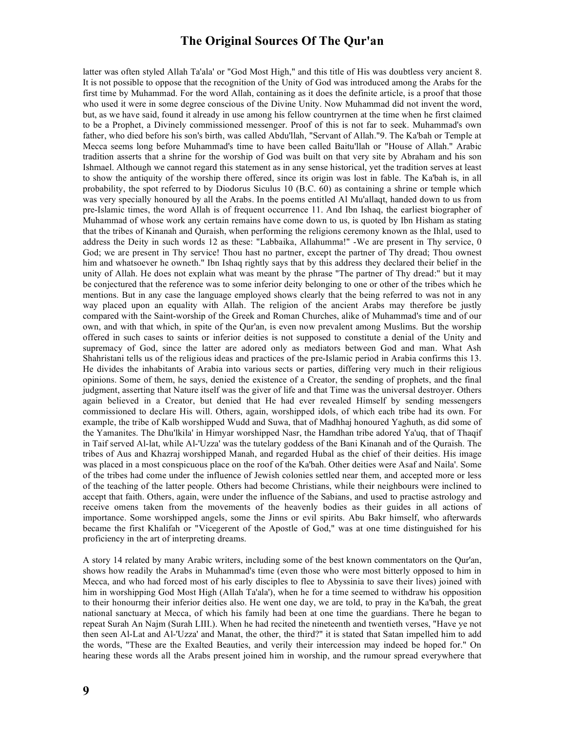latter was often styled Allah Ta'ala' or "God Most High," and this title of His was doubtless very ancient 8. It is not possible to oppose that the recognition of the Unity of God was introduced among the Arabs for the first time by Muhammad. For the word Allah, containing as it does the definite article, is a proof that those who used it were in some degree conscious of the Divine Unity. Now Muhammad did not invent the word, but, as we have said, found it already in use among his fellow countrymen at the time when he first claimed to be a Prophet, a Divinely commissioned messenger. Proof of this is not far to seek. Muhammad's own father, who died before his son's birth, was called Abdu'llah, "Servant of Allah."9. The Ka'bah or Temple at Mecca seems long before Muhammad's time to have been called Baitu'llah or "House of Allah." Arabic tradition asserts that a shrine for the worship of God was built on that very site by Abraham and his son Ishmael. Although we cannot regard this statement as in any sense historical, yet the tradition serves at least to show the antiquity of the worship there offered, since its origin was lost in fable. The Ka'bah is, in all probability, the spot referred to by Diodorus Siculus 10 (B.C. 60) as containing a shrine or temple which was very specially honoured by all the Arabs. In the poems entitled Al Mu'allaqt, handed down to us from pre-Islamic times, the word Allah is of frequent occurrence 11. And Ibn Ishaq, the earliest biographer of Muhammad of whose work any certain remains have come down to us, is quoted by Ibn Hisham as stating that the tribes of Kinanah and Quraish, when performing the religions ceremony known as the Ihlal, used to address the Deity in such words 12 as these: "Labbaika, Allahumma!" -We are present in Thy service, 0 God; we are present in Thy service! Thou hast no partner, except the partner of Thy dread; Thou ownest him and whatsoever he owneth." Ibn Ishaq rightly says that by this address they declared their belief in the unity of Allah. He does not explain what was meant by the phrase "The partner of Thy dread:" but it may be conjectured that the reference was to some inferior deity belonging to one or other of the tribes which he mentions. But in any case the language employed shows clearly that the being referred to was not in any way placed upon an equality with Allah. The religion of the ancient Arabs may therefore be justly compared with the Saint-worship of the Greek and Roman Churches, alike of Muhammad's time and of our own, and with that which, in spite of the Qur'an, is even now prevalent among Muslims. But the worship offered in such cases to saints or inferior deities is not supposed to constitute a denial of the Unity and supremacy of God, since the latter are adored only as mediators between God and man. What Ash Shahristani tells us of the religious ideas and practices of the pre-Islamic period in Arabia confirms this 13. He divides the inhabitants of Arabia into various sects or parties, differing very much in their religious opinions. Some of them, he says, denied the existence of a Creator, the sending of prophets, and the final judgment, asserting that Nature itself was the giver of life and that Time was the universal destroyer. Others again believed in a Creator, but denied that He had ever revealed Himself by sending messengers commissioned to declare His will. Others, again, worshipped idols, of which each tribe had its own. For example, the tribe of Kalb worshipped Wudd and Suwa, that of Madhhaj honoured Yaghuth, as did some of the Yamanites. The Dhu'lkila' in Himyar worshipped Nasr, the Hamdhan tribe adored Ya'uq, that of Thaqif in Taif served Al-lat, while Al-'Uzza' was the tutelary goddess of the Bani Kinanah and of the Quraish. The tribes of Aus and Khazraj worshipped Manah, and regarded Hubal as the chief of their deities. His image was placed in a most conspicuous place on the roof of the Ka'bah. Other deities were Asaf and Naila'. Some of the tribes had come under the influence of Jewish colonies settled near them, and accepted more or less of the teaching of the latter people. Others had become Christians, while their neighbours were inclined to accept that faith. Others, again, were under the influence of the Sabians, and used to practise astrology and receive omens taken from the movements of the heavenly bodies as their guides in all actions of importance. Some worshipped angels, some the Jinns or evil spirits. Abu Bakr himself, who afterwards became the first Khalifah or "Vicegerent of the Apostle of God," was at one time distinguished for his proficiency in the art of interpreting dreams.

A story 14 related by many Arabic writers, including some of the best known commentators on the Qur'an, shows how readily the Arabs in Muhammad's time (even those who were most bitterly opposed to him in Mecca, and who had forced most of his early disciples to flee to Abyssinia to save their lives) joined with him in worshipping God Most High (Allah Ta'ala'), when he for a time seemed to withdraw his opposition to their honourmg their inferior deities also. He went one day, we are told, to pray in the Ka'bah, the great national sanctuary at Mecca, of which his family had been at one time the guardians. There he began to repeat Surah An Najm (Surah LIII.). When he had recited the nineteenth and twentieth verses, "Have ye not then seen Al-Lat and Al-'Uzza' and Manat, the other, the third?" it is stated that Satan impelled him to add the words, "These are the Exalted Beauties, and verily their intercession may indeed be hoped for." On hearing these words all the Arabs present joined him in worship, and the rumour spread everywhere that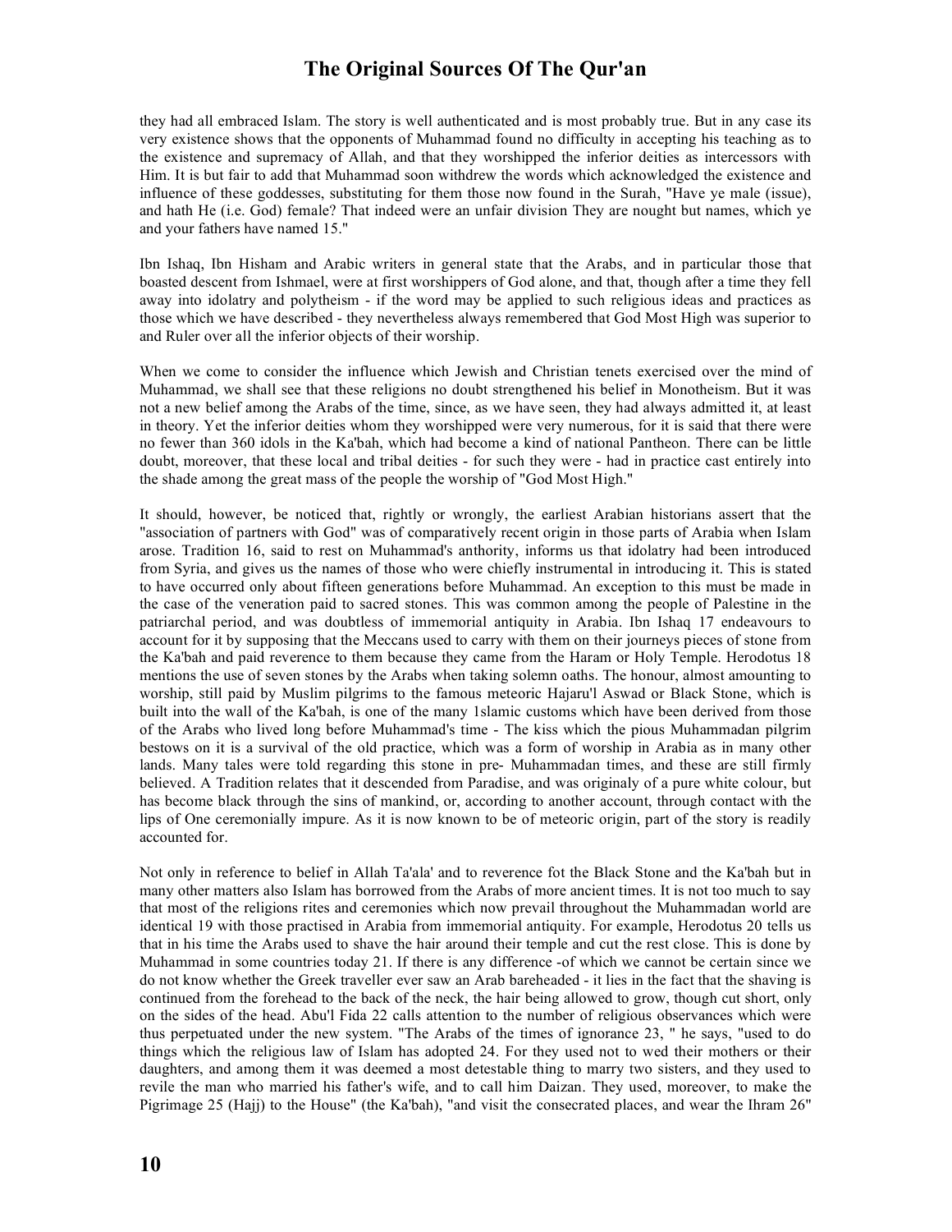they had all embraced Islam. The story is well authenticated and is most probably true. But in any case its very existence shows that the opponents of Muhammad found no difficulty in accepting his teaching as to the existence and supremacy of Allah, and that they worshipped the inferior deities as intercessors with Him. It is but fair to add that Muhammad soon withdrew the words which acknowledged the existence and influence of these goddesses, substituting for them those now found in the Surah, "Have ye male (issue), and hath He (i.e. God) female? That indeed were an unfair division They are nought but names, which ye and your fathers have named 15."

Ibn Ishaq, Ibn Hisham and Arabic writers in general state that the Arabs, and in particular those that boasted descent from Ishmael, were at first worshippers of God alone, and that, though after a time they fell away into idolatry and polytheism - if the word may be applied to such religious ideas and practices as those which we have described - they nevertheless always remembered that God Most High was superior to and Ruler over all the inferior objects of their worship.

When we come to consider the influence which Jewish and Christian tenets exercised over the mind of Muhammad, we shall see that these religions no doubt strengthened his belief in Monotheism. But it was not a new belief among the Arabs of the time, since, as we have seen, they had always admitted it, at least in theory. Yet the inferior deities whom they worshipped were very numerous, for it is said that there were no fewer than 360 idols in the Ka'bah, which had become a kind of national Pantheon. There can be little doubt, moreover, that these local and tribal deities - for such they were - had in practice cast entirely into the shade among the great mass of the people the worship of "God Most High."

It should, however, be noticed that, rightly or wrongly, the earliest Arabian historians assert that the "association of partners with God" was of comparatively recent origin in those parts of Arabia when Islam arose. Tradition 16, said to rest on Muhammad's anthority, informs us that idolatry had been introduced from Syria, and gives us the names of those who were chiefly instrumental in introducing it. This is stated to have occurred only about fifteen generations before Muhammad. An exception to this must be made in the case of the veneration paid to sacred stones. This was common among the people of Palestine in the patriarchal period, and was doubtless of immemorial antiquity in Arabia. Ibn Ishaq 17 endeavours to account for it by supposing that the Meccans used to carry with them on their journeys pieces of stone from the Ka'bah and paid reverence to them because they came from the Haram or Holy Temple. Herodotus 18 mentions the use of seven stones by the Arabs when taking solemn oaths. The honour, almost amounting to worship, still paid by Muslim pilgrims to the famous meteoric Hajaru'l Aswad or Black Stone, which is built into the wall of the Ka'bah, is one of the many 1slamic customs which have been derived from those of the Arabs who lived long before Muhammad's time - The kiss which the pious Muhammadan pilgrim bestows on it is a survival of the old practice, which was a form of worship in Arabia as in many other lands. Many tales were told regarding this stone in pre- Muhammadan times, and these are still firmly believed. A Tradition relates that it descended from Paradise, and was originaly of a pure white colour, but has become black through the sins of mankind, or, according to another account, through contact with the lips of One ceremonially impure. As it is now known to be of meteoric origin, part of the story is readily accounted for.

Not only in reference to belief in Allah Ta'ala' and to reverence fot the Black Stone and the Ka'bah but in many other matters also Islam has borrowed from the Arabs of more ancient times. It is not too much to say that most of the religions rites and ceremonies which now prevail throughout the Muhammadan world are identical 19 with those practised in Arabia from immemorial antiquity. For example, Herodotus 20 tells us that in his time the Arabs used to shave the hair around their temple and cut the rest close. This is done by Muhammad in some countries today 21. If there is any difference -of which we cannot be certain since we do not know whether the Greek traveller ever saw an Arab bareheaded - it lies in the fact that the shaving is continued from the forehead to the back of the neck, the hair being allowed to grow, though cut short, only on the sides of the head. Abu'l Fida 22 calls attention to the number of religious observances which were thus perpetuated under the new system. "The Arabs of the times of ignorance 23, " he says, "used to do things which the religious law of Islam has adopted 24. For they used not to wed their mothers or their daughters, and among them it was deemed a most detestable thing to marry two sisters, and they used to revile the man who married his father's wife, and to call him Daizan. They used, moreover, to make the Pigrimage 25 (Hajj) to the House" (the Ka'bah), "and visit the consecrated places, and wear the Ihram 26"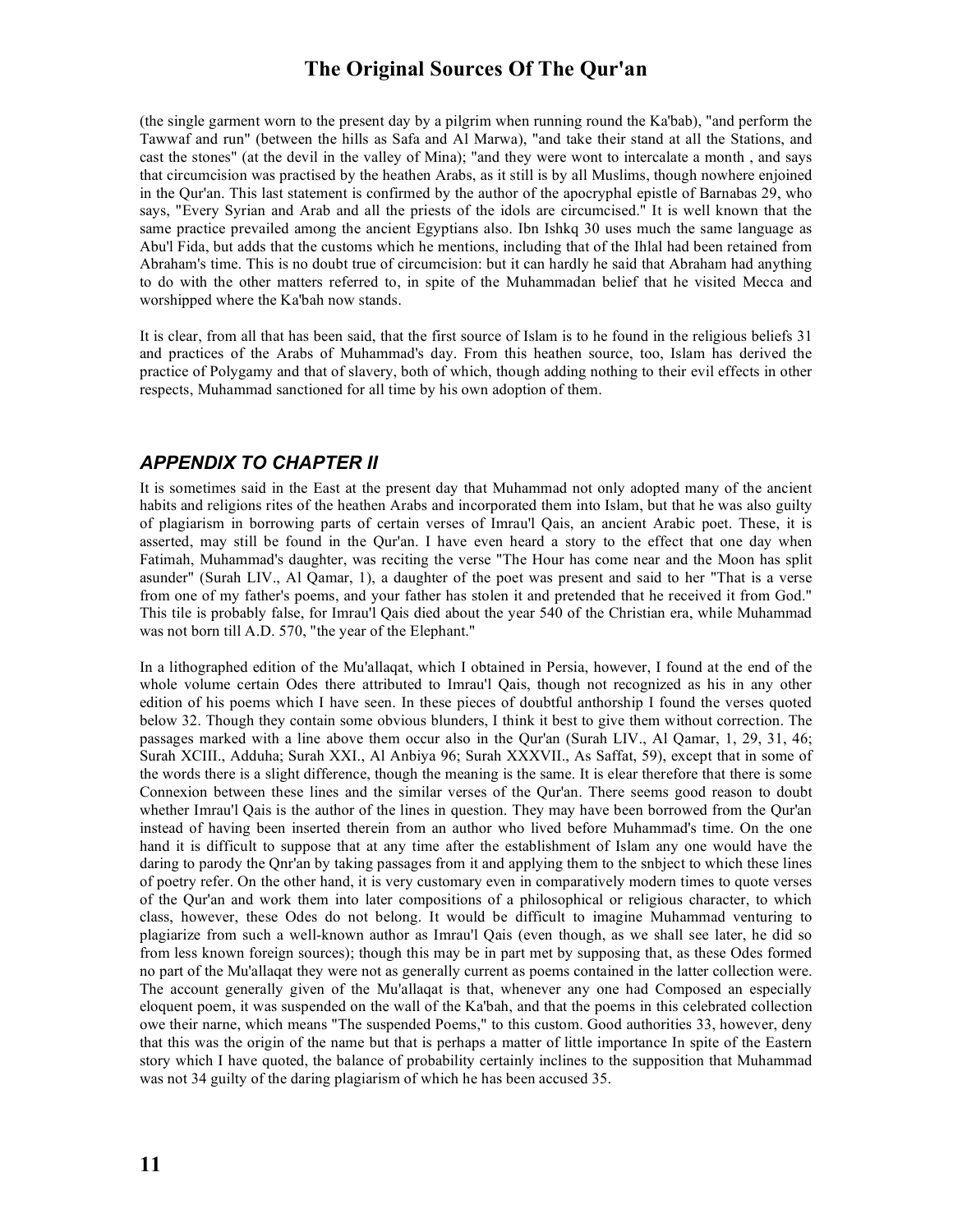(the single garment worn to the present day by a pilgrim when running round the Ka'bab), "and perform the Tawwaf and run" (between the hills as Safa and Al Marwa), "and take their stand at all the Stations, and cast the stones" (at the devil in the valley of Mina); "and they were wont to intercalate a month , and says that circumcision was practised by the heathen Arabs, as it still is by all Muslims, though nowhere enjoined in the Qur'an. This last statement is confirmed by the author of the apocryphal epistle of Barnabas 29, who says, "Every Syrian and Arab and all the priests of the idols are circumcised." It is well known that the same practice prevailed among the ancient Egyptians also. Ibn Ishkq 30 uses much the same language as Abu'l Fida, but adds that the customs which he mentions, including that of the Ihlal had been retained from Abraham's time. This is no doubt true of circumcision: but it can hardly he said that Abraham had anything to do with the other matters referred to, in spite of the Muhammadan belief that he visited Mecca and worshipped where the Ka'bah now stands.

It is clear, from all that has been said, that the first source of Islam is to he found in the religious beliefs 31 and practices of the Arabs of Muhammad's day. From this heathen source, too, Islam has derived the practice of Polygamy and that of slavery, both of which, though adding nothing to their evil effects in other respects, Muhammad sanctioned for all time by his own adoption of them.

## *APPENDIX TO CHAPTER II*

It is sometimes said in the East at the present day that Muhammad not only adopted many of the ancient habits and religions rites of the heathen Arabs and incorporated them into Islam, but that he was also guilty of plagiarism in borrowing parts of certain verses of Imrau'l Qais, an ancient Arabic poet. These, it is asserted, may still be found in the Qur'an. I have even heard a story to the effect that one day when Fatimah, Muhammad's daughter, was reciting the verse "The Hour has come near and the Moon has split asunder" (Surah LIV., Al Qamar, 1), a daughter of the poet was present and said to her "That is a verse from one of my father's poems, and your father has stolen it and pretended that he received it from God." This tile is probably false, for Imrau'l Qais died about the year 540 of the Christian era, while Muhammad was not born till A.D. 570, "the year of the Elephant."

In a lithographed edition of the Mu'allaqat, which I obtained in Persia, however, I found at the end of the whole volume certain Odes there attributed to Imrau'l Qais, though not recognized as his in any other edition of his poems which I have seen. In these pieces of doubtful anthorship I found the verses quoted below 32. Though they contain some obvious blunders, I think it best to give them without correction. The passages marked with a line above them occur also in the Qur'an (Surah LIV., Al Qamar, 1, 29, 31, 46; Surah XCIII., Adduha; Surah XXI., Al Anbiya 96; Surah XXXVII., As Saffat, 59), except that in some of the words there is a slight difference, though the meaning is the same. It is elear therefore that there is some Connexion between these lines and the similar verses of the Qur'an. There seems good reason to doubt whether Imrau'l Qais is the author of the lines in question. They may have been borrowed from the Qur'an instead of having been inserted therein from an author who lived before Muhammad's time. On the one hand it is difficult to suppose that at any time after the establishment of Islam any one would have the daring to parody the Qnr'an by taking passages from it and applying them to the snbject to which these lines of poetry refer. On the other hand, it is very customary even in comparatively modern times to quote verses of the Qur'an and work them into later compositions of a philosophical or religious character, to which class, however, these Odes do not belong. It would be difficult to imagine Muhammad venturing to plagiarize from such a well-known author as Imrau'l Qais (even though, as we shall see later, he did so from less known foreign sources); though this may be in part met by supposing that, as these Odes formed no part of the Mu'allaqat they were not as generally current as poems contained in the latter collection were. The account generally given of the Mu'allaqat is that, whenever any one had Composed an especially eloquent poem, it was suspended on the wall of the Ka'bah, and that the poems in this celebrated collection owe their narne, which means "The suspended Poems," to this custom. Good authorities 33, however, deny that this was the origin of the name but that is perhaps a matter of little importance In spite of the Eastern story which I have quoted, the balance of probability certainly inclines to the supposition that Muhammad was not 34 guilty of the daring plagiarism of which he has been accused 35.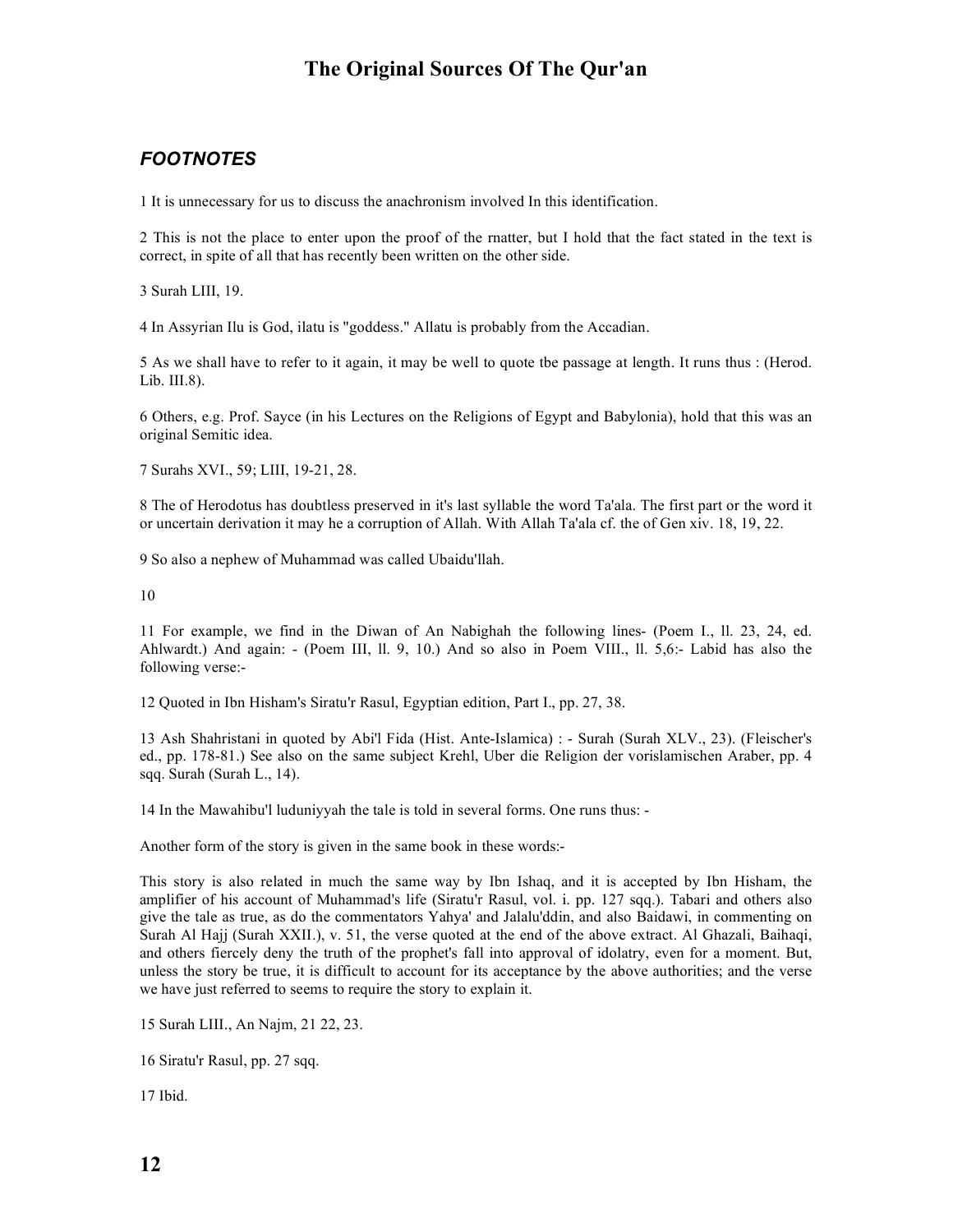## *FOOTNOTES*

1 It is unnecessary for us to discuss the anachronism involved In this identification.

2 This is not the place to enter upon the proof of the rnatter, but I hold that the fact stated in the text is correct, in spite of all that has recently been written on the other side.

3 Surah LIII, 19.

4 In Assyrian Ilu is God, ilatu is "goddess." Allatu is probably from the Accadian.

5 As we shall have to refer to it again, it may be well to quote tbe passage at length. It runs thus : (Herod. Lib. III.8).

6 Others, e.g. Prof. Sayce (in his Lectures on the Religions of Egypt and Babylonia), hold that this was an original Semitic idea.

7 Surahs XVI., 59; LIII, 19-21, 28.

8 The of Herodotus has doubtless preserved in it's last syllable the word Ta'ala. The first part or the word it or uncertain derivation it may he a corruption of Allah. With Allah Ta'ala cf. the of Gen xiv. 18, 19, 22.

9 So also a nephew of Muhammad was called Ubaidu'llah.

10

11 For example, we find in the Diwan of An Nabighah the following lines- (Poem I., ll. 23, 24, ed. Ahlwardt.) And again: - (Poem III, ll. 9, 10.) And so also in Poem VIII., ll. 5,6:- Labid has also the following verse:-

12 Quoted in Ibn Hisham's Siratu'r Rasul, Egyptian edition, Part I., pp. 27, 38.

13 Ash Shahristani in quoted by Abi'l Fida (Hist. Ante-Islamica) : - Surah (Surah XLV., 23). (Fleischer's ed., pp. 178-81.) See also on the same subject Krehl, Uber die Religion der vorislamischen Araber, pp. 4 sqq. Surah (Surah L., 14).

14 In the Mawahibu'l luduniyyah the tale is told in several forms. One runs thus: -

Another form of the story is given in the same book in these words:-

This story is also related in much the same way by Ibn Ishaq, and it is accepted by Ibn Hisham, the amplifier of his account of Muhammad's life (Siratu'r Rasul, vol. i. pp. 127 sqq.). Tabari and others also give the tale as true, as do the commentators Yahya' and Jalalu'ddin, and also Baidawi, in commenting on Surah Al Hajj (Surah XXII.), v. 51, the verse quoted at the end of the above extract. Al Ghazali, Baihaqi, and others fiercely deny the truth of the prophet's fall into approval of idolatry, even for a moment. But, unless the story be true, it is difficult to account for its acceptance by the above authorities; and the verse we have just referred to seems to require the story to explain it.

15 Surah LIII., An Najm, 21 22, 23.

16 Siratu'r Rasul, pp. 27 sqq.

17 Ibid.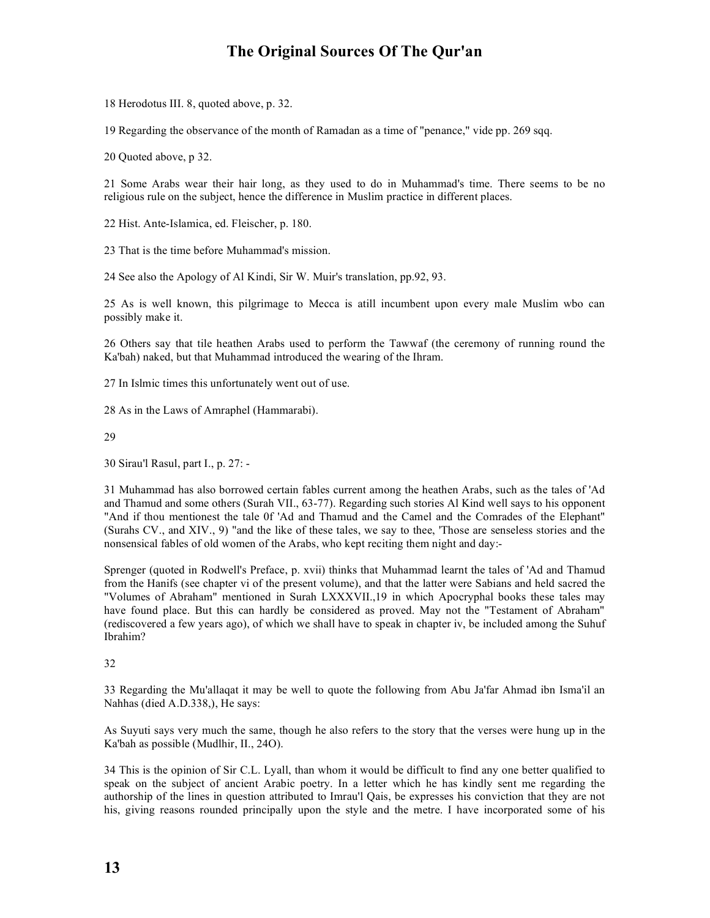18 Herodotus III. 8, quoted above, p. 32.

19 Regarding the observance of the month of Ramadan as a time of "penance," vide pp. 269 sqq.

20 Quoted above, p 32.

21 Some Arabs wear their hair long, as they used to do in Muhammad's time. There seems to be no religious rule on the subject, hence the difference in Muslim practice in different places.

22 Hist. Ante-Islamica, ed. Fleischer, p. 180.

23 That is the time before Muhammad's mission.

24 See also the Apology of Al Kindi, Sir W. Muir's translation, pp.92, 93.

25 As is well known, this pilgrimage to Mecca is atill incumbent upon every male Muslim wbo can possibly make it.

26 Others say that tile heathen Arabs used to perform the Tawwaf (the ceremony of running round the Ka'bah) naked, but that Muhammad introduced the wearing of the Ihram.

27 In Islmic times this unfortunately went out of use.

28 As in the Laws of Amraphel (Hammarabi).

29

30 Sirau'l Rasul, part I., p. 27: -

31 Muhammad has also borrowed certain fables current among the heathen Arabs, such as the tales of 'Ad and Thamud and some others (Surah VII., 63-77). Regarding such stories Al Kind well says to his opponent "And if thou mentionest the tale 0f 'Ad and Thamud and the Camel and the Comrades of the Elephant" (Surahs CV., and XIV., 9) "and the like of these tales, we say to thee, 'Those are senseless stories and the nonsensical fables of old women of the Arabs, who kept reciting them night and day:-

Sprenger (quoted in Rodwell's Preface, p. xvii) thinks that Muhammad learnt the tales of 'Ad and Thamud from the Hanifs (see chapter vi of the present volume), and that the latter were Sabians and held sacred the "Volumes of Abraham" mentioned in Surah LXXXVII.,19 in which Apocryphal books these tales may have found place. But this can hardly be considered as proved. May not the "Testament of Abraham" (rediscovered a few years ago), of which we shall have to speak in chapter iv, be included among the Suhuf Ibrahim?

32

33 Regarding the Mu'allaqat it may be well to quote the following from Abu Ja'far Ahmad ibn Isma'il an Nahhas (died A.D.338,), He says:

As Suyuti says very much the same, though he also refers to the story that the verses were hung up in the Ka'bah as possible (Mudlhir, II., 24O).

34 This is the opinion of Sir C.L. Lyall, than whom it would be difficult to find any one better qualified to speak on the subject of ancient Arabic poetry. In a letter which he has kindly sent me regarding the authorship of the lines in question attributed to Imrau'l Qais, be expresses his conviction that they are not his, giving reasons rounded principally upon the style and the metre. I have incorporated some of his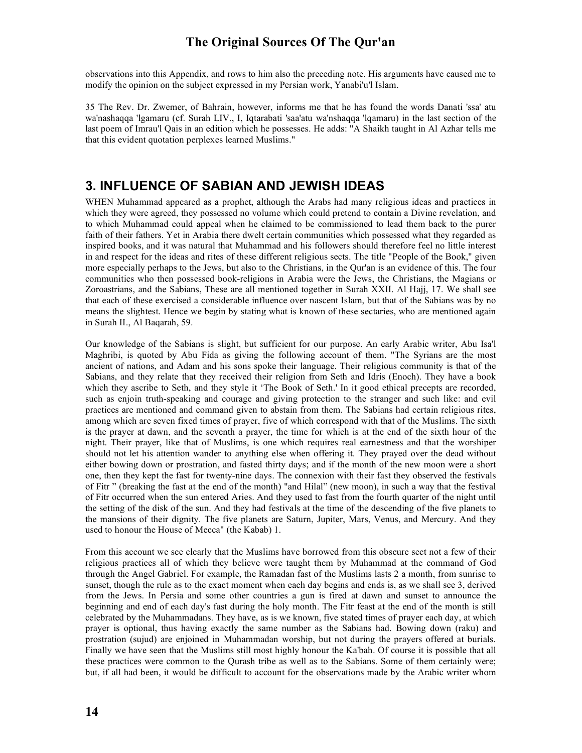observations into this Appendix, and rows to him also the preceding note. His arguments have caused me to modify the opinion on the subject expressed in my Persian work, Yanabi'u'l Islam.

35 The Rev. Dr. Zwemer, of Bahrain, however, informs me that he has found the words Danati 'ssa' atu wa'nashaqqa 'lgamaru (cf. Surah LIV., I, Iqtarabati 'saa'atu wa'nshaqqa 'lqamaru) in the last section of the last poem of Imrau'l Qais in an edition which he possesses. He adds: "A Shaikh taught in Al Azhar tells me that this evident quotation perplexes learned Muslims."

## 3. INFLUENCE OF SABIAN AND JEWISH IDEAS

WHEN Muhammad appeared as a prophet, although the Arabs had many religious ideas and practices in which they were agreed, they possessed no volume which could pretend to contain a Divine revelation, and to which Muhammad could appeal when he claimed to be commissioned to lead them back to the purer faith of their fathers. Yet in Arabia there dwelt certain communities which possessed what they regarded as inspired books, and it was natural that Muhammad and his followers should therefore feel no little interest in and respect for the ideas and rites of these different religious sects. The title "People of the Book," given more especially perhaps to the Jews, but also to the Christians, in the Qur'an is an evidence of this. The four communities who then possessed book-religions in Arabia were the Jews, the Christians, the Magians or Zoroastrians, and the Sabians, These are all mentioned together in Surah XXII. Al Hajj, 17. We shall see that each of these exercised a considerable influence over nascent Islam, but that of the Sabians was by no means the slightest. Hence we begin by stating what is known of these sectaries, who are mentioned again in Surah II., Al Baqarah, 59.

Our knowledge of the Sabians is slight, but sufficient for our purpose. An early Arabic writer, Abu Isa'l Maghribi, is quoted by Abu Fida as giving the following account of them. "The Syrians are the most ancient of nations, and Adam and his sons spoke their language. Their religious community is that of the Sabians, and they relate that they received their religion from Seth and Idris (Enoch). They have a book which they ascribe to Seth, and they style it 'The Book of Seth.' In it good ethical precepts are recorded, such as enjoin truth-speaking and courage and giving protection to the stranger and such like: and evil practices are mentioned and command given to abstain from them. The Sabians had certain religious rites, among which are seven fixed times of prayer, five of which correspond with that of the Muslims. The sixth is the prayer at dawn, and the seventh a prayer, the time for which is at the end of the sixth hour of the night. Their prayer, like that of Muslims, is one which requires real earnestness and that the worshiper should not let his attention wander to anything else when offering it. They prayed over the dead without either bowing down or prostration, and fasted thirty days; and if the month of the new moon were a short one, then they kept the fast for twenty-nine days. The connexion with their fast they observed the festivals of Fitr " (breaking the fast at the end of the month) "and Hilal" (new moon), in such a way that the festival of Fitr occurred when the sun entered Aries. And they used to fast from the fourth quarter of the night until the setting of the disk of the sun. And they had festivals at the time of the descending of the five planets to the mansions of their dignity. The five planets are Saturn, Jupiter, Mars, Venus, and Mercury. And they used to honour the House of Mecca" (the Kabab) 1.

From this account we see clearly that the Muslims have borrowed from this obscure sect not a few of their religious practices all of which they believe were taught them by Muhammad at the command of God through the Angel Gabriel. For example, the Ramadan fast of the Muslims lasts 2 a month, from sunrise to sunset, though the rule as to the exact moment when each day begins and ends is, as we shall see 3, derived from the Jews. In Persia and some other countries a gun is fired at dawn and sunset to announce the beginning and end of each day's fast during the holy month. The Fitr feast at the end of the month is still celebrated by the Muhammadans. They have, as is we known, five stated times of prayer each day, at which prayer is optional, thus having exactly the same number as the Sabians had. Bowing down (raku) and prostration (sujud) are enjoined in Muhammadan worship, but not during the prayers offered at burials. Finally we have seen that the Muslims still most highly honour the Ka'bah. Of course it is possible that all these practices were common to the Qurash tribe as well as to the Sabians. Some of them certainly were; but, if all had been, it would be difficult to account for the observations made by the Arabic writer whom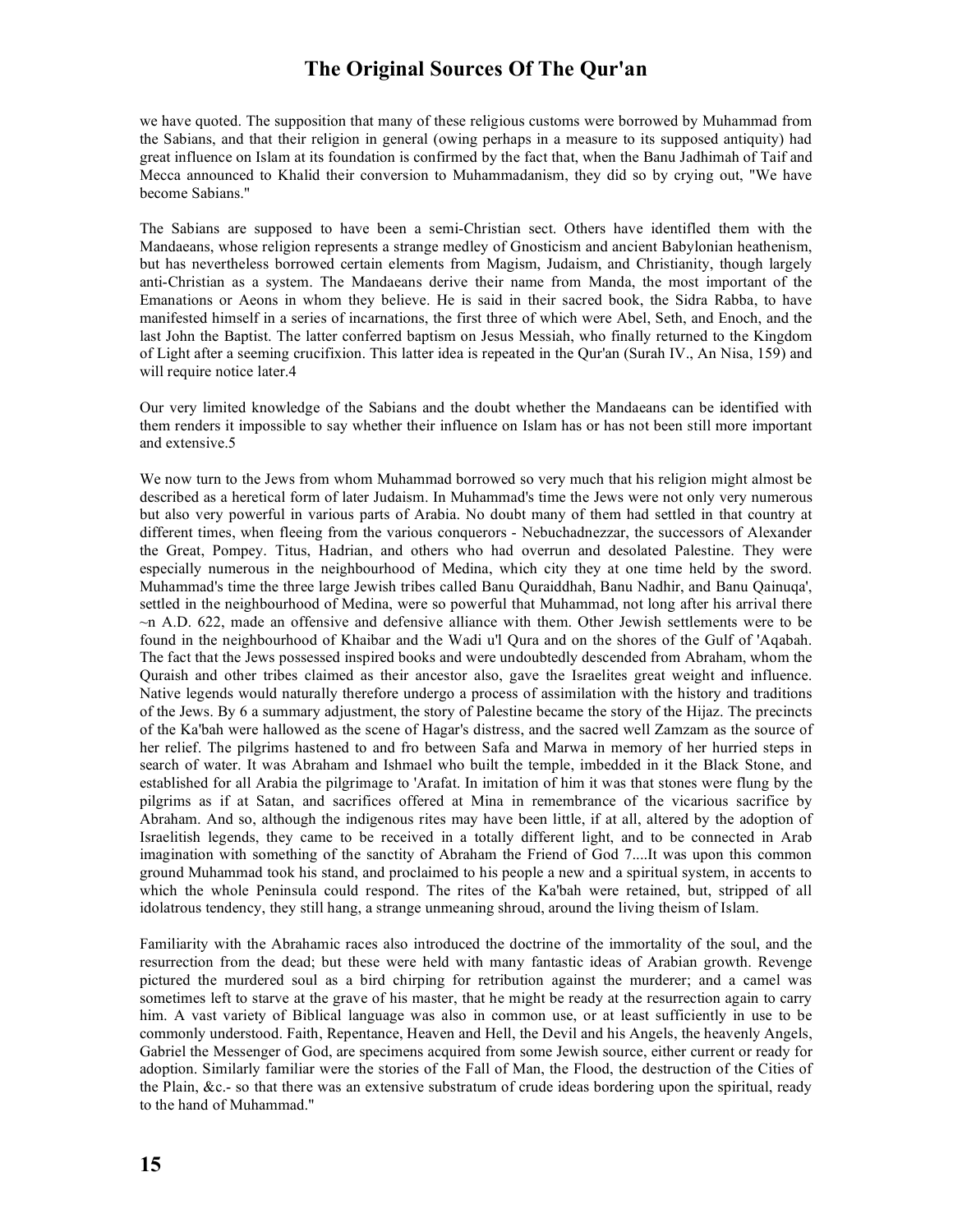we have quoted. The supposition that many of these religious customs were borrowed by Muhammad from the Sabians, and that their religion in general (owing perhaps in a measure to its supposed antiquity) had great influence on Islam at its foundation is confirmed by the fact that, when the Banu Jadhimah of Taif and Mecca announced to Khalid their conversion to Muhammadanism, they did so by crying out, "We have become Sabians."

The Sabians are supposed to have been a semi-Christian sect. Others have identifled them with the Mandaeans, whose religion represents a strange medley of Gnosticism and ancient Babylonian heathenism, but has nevertheless borrowed certain elements from Magism, Judaism, and Christianity, though largely anti-Christian as a system. The Mandaeans derive their name from Manda, the most important of the Emanations or Aeons in whom they believe. He is said in their sacred book, the Sidra Rabba, to have manifested himself in a series of incarnations, the first three of which were Abel, Seth, and Enoch, and the last John the Baptist. The latter conferred baptism on Jesus Messiah, who finally returned to the Kingdom of Light after a seeming crucifixion. This latter idea is repeated in the Qur'an (Surah IV., An Nisa, 159) and will require notice later.4

Our very limited knowledge of the Sabians and the doubt whether the Mandaeans can be identified with them renders it impossible to say whether their influence on Islam has or has not been still more important and extensive.5

We now turn to the Jews from whom Muhammad borrowed so very much that his religion might almost be described as a heretical form of later Judaism. In Muhammad's time the Jews were not only very numerous but also very powerful in various parts of Arabia. No doubt many of them had settled in that country at different times, when fleeing from the various conquerors - Nebuchadnezzar, the successors of Alexander the Great, Pompey. Titus, Hadrian, and others who had overrun and desolated Palestine. They were especially numerous in the neighbourhood of Medina, which city they at one time held by the sword. Muhammad's time the three large Jewish tribes called Banu Quraiddhah, Banu Nadhir, and Banu Qainuqa', settled in the neighbourhood of Medina, were so powerful that Muhammad, not long after his arrival there ~n A.D. 622, made an offensive and defensive alliance with them. Other Jewish settlements were to be found in the neighbourhood of Khaibar and the Wadi u'l Qura and on the shores of the Gulf of 'Aqabah. The fact that the Jews possessed inspired books and were undoubtedly descended from Abraham, whom the Quraish and other tribes claimed as their ancestor also, gave the Israelites great weight and influence. Native legends would naturally therefore undergo a process of assimilation with the history and traditions of the Jews. By 6 a summary adjustment, the story of Palestine became the story of the Hijaz. The precincts of the Ka'bah were hallowed as the scene of Hagar's distress, and the sacred well Zamzam as the source of her relief. The pilgrims hastened to and fro between Safa and Marwa in memory of her hurried steps in search of water. It was Abraham and Ishmael who built the temple, imbedded in it the Black Stone, and established for all Arabia the pilgrimage to 'Arafat. In imitation of him it was that stones were flung by the pilgrims as if at Satan, and sacrifices offered at Mina in remembrance of the vicarious sacrifice by Abraham. And so, although the indigenous rites may have been little, if at all, altered by the adoption of Israelitish legends, they came to be received in a totally different light, and to be connected in Arab imagination with something of the sanctity of Abraham the Friend of God 7....It was upon this common ground Muhammad took his stand, and proclaimed to his people a new and a spiritual system, in accents to which the whole Peninsula could respond. The rites of the Ka'bah were retained, but, stripped of all idolatrous tendency, they still hang, a strange unmeaning shroud, around the living theism of Islam.

Familiarity with the Abrahamic races also introduced the doctrine of the immortality of the soul, and the resurrection from the dead; but these were held with many fantastic ideas of Arabian growth. Revenge pictured the murdered soul as a bird chirping for retribution against the murderer; and a camel was sometimes left to starve at the grave of his master, that he might be ready at the resurrection again to carry him. A vast variety of Biblical language was also in common use, or at least sufficiently in use to be commonly understood. Faith, Repentance, Heaven and Hell, the Devil and his Angels, the heavenly Angels, Gabriel the Messenger of God, are specimens acquired from some Jewish source, either current or ready for adoption. Similarly familiar were the stories of the Fall of Man, the Flood, the destruction of the Cities of the Plain, &c.- so that there was an extensive substratum of crude ideas bordering upon the spiritual, ready to the hand of Muhammad."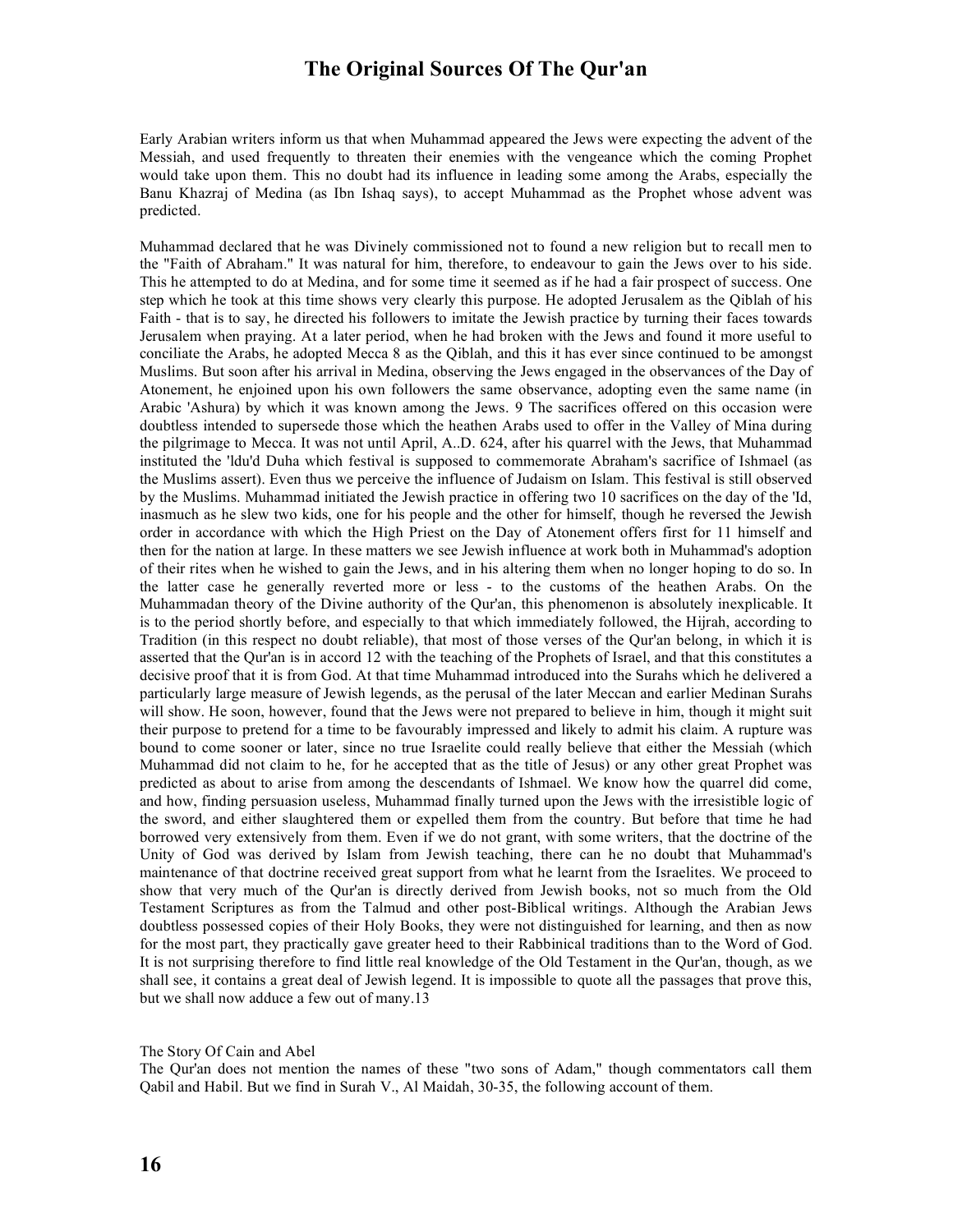Early Arabian writers inform us that when Muhammad appeared the Jews were expecting the advent of the Messiah, and used frequently to threaten their enemies with the vengeance which the coming Prophet would take upon them. This no doubt had its influence in leading some among the Arabs, especially the Banu Khazraj of Medina (as Ibn Ishaq says), to accept Muhammad as the Prophet whose advent was predicted.

Muhammad declared that he was Divinely commissioned not to found a new religion but to recall men to the "Faith of Abraham." It was natural for him, therefore, to endeavour to gain the Jews over to his side. This he attempted to do at Medina, and for some time it seemed as if he had a fair prospect of success. One step which he took at this time shows very clearly this purpose. He adopted Jerusalem as the Qiblah of his Faith - that is to say, he directed his followers to imitate the Jewish practice by turning their faces towards Jerusalem when praying. At a later period, when he had broken with the Jews and found it more useful to conciliate the Arabs, he adopted Mecca [8] as the Qiblah, and this it has ever since continued to be amongst Muslims. But soon after his arrival in Medina, observing the Jews engaged in the observances of the Day of Atonement, he enjoined upon his own followers the same observance, adopting even the same name (in Arabic 'Ashura) by which it was known among the Jews. [9] The sacrifices offered on this occasion were doubtless intended to supersede those which the heathen Arabs used to offer in the Valley of Mina during the pilgrimage to Mecca. It was not until April, A..D. 624, after his quarrel with the Jews, that Muhammad instituted the 'ldu'd Duha which festival is supposed to commemorate Abraham's sacrifice of Ishmael (as the Muslims assert). Even thus we perceive the influence of Judaism on Islam. This festival is still observed by the Muslims. Muhammad initiated the Jewish practice in offering two [10] sacrifices on the day of the 'Id, inasmuch as he slew two kids, one for his people and the other for himself, though he reversed the Jewish order in accordance with which the High Priest on the Day of Atonement offers first for [11] himself and then for the nation at large. In these matters we see Jewish influence at work both in Muhammad's adoption of their rites when he wished to gain the Jews, and in his altering them when no longer hoping to do so. In the latter case he generally reverted more or less - to the customs of the heathen Arabs. On the Muhammadan theory of the Divine authority of the Qur'an, this phenomenon is absolutely inexplicable. It is to the period shortly before, and especially to that which immediately followed, the Hijrah, according to Tradition (in this respect no doubt reliable), that most of those verses of the Qur'an belong, in which it is asserted that the Qur'an is in accord [12] with the teaching of the Prophets of Israel, and that this constitutes a decisive proof that it is from God. At that time Muhammad introduced into the Surahs which he delivered a particularly large measure of Jewish legends, as the perusal of the later Meccan and earlier Medinan Surahs will show. He soon, however, found that the Jews were not prepared to believe in him, though it might suit their purpose to pretend for a time to be favourably impressed and likely to admit his claim. A rupture was bound to come sooner or later, since no true Israelite could really believe that either the Messiah (which Muhammad did not claim to he, for he accepted that as the title of Jesus) or any other great Prophet was predicted as about to arise from among the descendants of Ishmael. We know how the quarrel did come, and how, finding persuasion useless, Muhammad finally turned upon the Jews with the irresistible logic of the sword, and either slaughtered them or expelled them from the country. But before that time he had borrowed very extensively from them. Even if we do not grant, with some writers, that the doctrine of the Unity of God was derived by Islam from Jewish teaching, there can he no doubt that Muhammad's maintenance of that doctrine received great support from what he learnt from the Israelites. We proceed to show that very much of the Qur'an is directly derived from Jewish books, not so much from the Old Testament Scriptures as from the Talmud and other post-Biblical writings. Although the Arabian Jews doubtless possessed copies of their Holy Books, they were not distinguished for learning, and then as now for the most part, they practically gave greater heed to their Rabbinical traditions than to the Word of God. It is not surprising therefore to find little real knowledge of the Old Testament in the Qur'an, though, as we shall see, it contains a great deal of Jewish legend. It is impossible to quote all the passages that prove this, but we shall now adduce a few out of many.[13]

## The Story Of Cain and Abel

The Qur'an does not mention the names of these "two sons of Adam," though commentators call them Qabil and Habil. But we find in Surah V., Al Maidah, 30-35, the following account of them.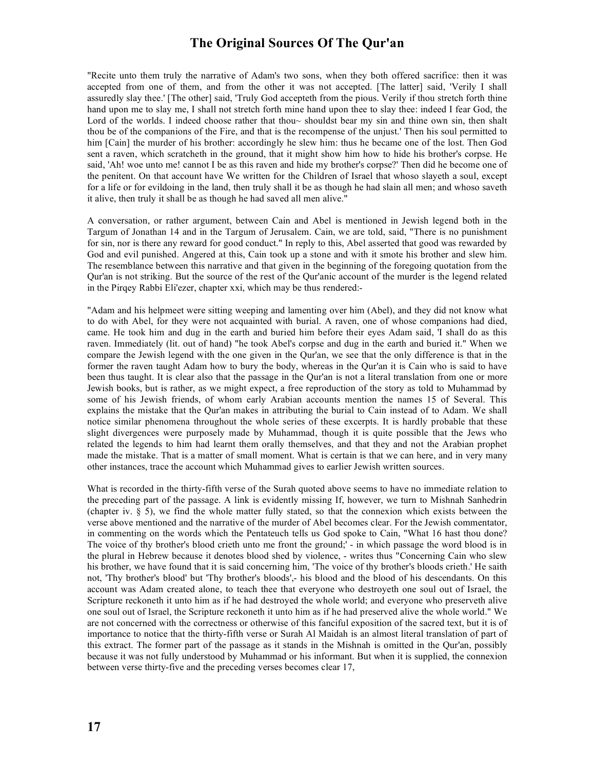"Recite unto them truly the narrative of Adam's two sons, when they both offered sacrifice: then it was accepted from one of them, and from the other it was not accepted. [The latter] said, 'Verily I shall assuredly slay thee.' [The other] said, 'Truly God accepteth from the pious. Verily if thou stretch forth thine hand upon me to slay me, I shall not stretch forth mine hand upon thee to slay thee: indeed I fear God, the Lord of the worlds. I indeed choose rather that thou~ shouldst bear my sin and thine own sin, then shalt thou be of the companions of the Fire, and that is the recompense of the unjust.' Then his soul permitted to him [Cain] the murder of his brother: accordingly he slew him: thus he became one of the lost. Then God sent a raven, which scratcheth in the ground, that it might show him how to hide his brother's corpse. He said, 'Ah! woe unto me! cannot I be as this raven and hide my brother's corpse?' Then did he become one of the penitent. On that account have We written for the Children of Israel that whoso slayeth a soul, except for a life or for evildoing in the land, then truly shall it be as though he had slain all men; and whoso saveth it alive, then truly it shall be as though he had saved all men alive."

A conversation, or rather argument, between Cain and Abel is mentioned in Jewish legend both in the Targum of Jonathan 14 and in the Targum of Jerusalem. Cain, we are told, said, "There is no punishment for sin, nor is there any reward for good conduct." In reply to this, Abel asserted that good was rewarded by God and evil punished. Angered at this, Cain took up a stone and with it smote his brother and slew him. The resemblance between this narrative and that given in the beginning of the foregoing quotation from the Qur'an is not striking. But the source of the rest of the Qur'anic account of the murder is the legend related in the Pirqey Rabbi Eli'ezer, chapter xxi, which may be thus rendered:-

"Adam and his helpmeet were sitting weeping and lamenting over him (Abel), and they did not know what to do with Abel, for they were not acquainted with burial. A raven, one of whose companions had died, came. He took him and dug in the earth and buried him before their eyes Adam said, 'I shall do as this raven. Immediately (lit. out of hand) "he took Abel's corpse and dug in the earth and buried it." When we compare the Jewish legend with the one given in the Qur'an, we see that the only difference is that in the former the raven taught Adam how to bury the body, whereas in the Qur'an it is Cain who is said to have been thus taught. It is clear also that the passage in the Qur'an is not a literal translation from one or more Jewish books, but is rather, as we might expect, a free reproduction of the story as told to Muhammad by some of his Jewish friends, of whom early Arabian accounts mention the names 15 of Several. This explains the mistake that the Qur'an makes in attributing the burial to Cain instead of to Adam. We shall notice similar phenomena throughout the whole series of these excerpts. It is hardly probable that these slight divergences were purposely made by Muhammad, though it is quite possible that the Jews who related the legends to him had learnt them orally themselves, and that they and not the Arabian prophet made the mistake. That is a matter of small moment. What is certain is that we can here, and in very many other instances, trace the account which Muhammad gives to earlier Jewish written sources.

What is recorded in the thirty-fifth verse of the Surah quoted above seems to have no immediate relation to the preceding part of the passage. A link is evidently missing If, however, we turn to Mishnah Sanhedrin (chapter iv. § 5), we find the whole matter fully stated, so that the connexion which exists between the verse above mentioned and the narrative of the murder of Abel becomes clear. For the Jewish commentator, in commenting on the words which the Pentateuch tells us God spoke to Cain, "What 16 hast thou done? The voice of thy brother's blood crieth unto me front the ground;' - in which passage the word blood is in the plural in Hebrew because it denotes blood shed by violence, - writes thus "Concerning Cain who slew his brother, we have found that it is said concerning him, 'The voice of thy brother's bloods crieth.' He saith not, 'Thy brother's blood' but 'Thy brother's bloods',- his blood and the blood of his descendants. On this account was Adam created alone, to teach thee that everyone who destroyeth one soul out of Israel, the Scripture reckoneth it unto him as if he had destroyed the whole world; and everyone who preserveth alive one soul out of Israel, the Scripture reckoneth it unto him as if he had preserved alive the whole world." We are not concerned with the correctness or otherwise of this fanciful exposition of the sacred text, but it is of importance to notice that the thirty-fifth verse or Surah Al Maidah is an almost literal translation of part of this extract. The former part of the passage as it stands in the Mishnah is omitted in the Qur'an, possibly because it was not fully understood by Muhammad or his informant. But when it is supplied, the connexion between verse thirty-five and the preceding verses becomes clear 17,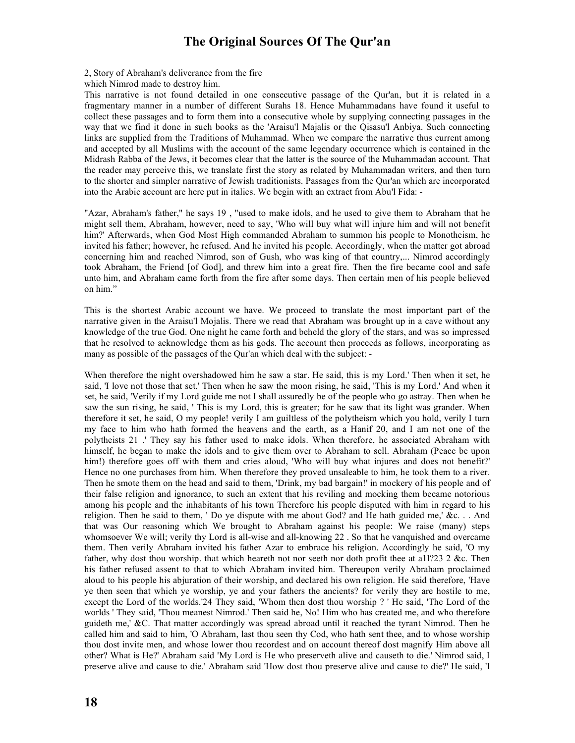2, Story of Abraham's deliverance from the fire
which Nimrod made to destroy him.
This narrative is not found detailed in one consecutive passage of the Qur'an, but it is related in a fragmentary manner in a number of different Surahs 18. Hence Muhammadans have found it useful to collect these passages and to form them into a consecutive whole by supplying connecting passages in the way that we find it done in such books as the 'Araisu'l Majalis or the Qisasu'l Anbiya. Such connecting links are supplied from the Traditions of Muhammad. When we compare the narrative thus current among and accepted by all Muslims with the account of the same legendary occurrence which is contained in the Midrash Rabba of the Jews, it becomes clear that the latter is the source of the Muhammadan account. That the reader may perceive this, we translate first the story as related by Muhammadan writers, and then turn to the shorter and simpler narrative of Jewish traditionists. Passages from the Qur'an which are incorporated into the Arabic account are here put in italics. We begin with an extract from Abu'l Fida: -

"Azar, Abraham's father," he says 19 , "used to make idols, and he used to give them to Abraham that he might sell them, Abraham, however, need to say, 'Who will buy what will injure him and will not benefit him?' Afterwards, when God Most High commanded Abraham to summon his people to Monotheism, he invited his father; however, he refused. And he invited his people. Accordingly, when the matter got abroad concerning him and reached Nimrod, son of Gush, who was king of that country,... Nimrod accordingly took Abraham, the Friend [of God], and threw him into a great fire. Then the fire became cool and safe unto him, and Abraham came forth from the fire after some days. Then certain men of his people believed on him."

This is the shortest Arabic account we have. We proceed to translate the most important part of the narrative given in the Araisu'l Mojalis. There we read that Abraham was brought up in a cave without any knowledge of the true God. One night he came forth and beheld the glory of the stars, and was so impressed that he resolved to acknowledge them as his gods. The account then proceeds as follows, incorporating as many as possible of the passages of the Qur'an which deal with the subject: -

When therefore the night overshadowed him he saw a star. He said, this is my Lord.' Then when it set, he said, 'I love not those that set.' Then when he saw the moon rising, he said, 'This is my Lord.' And when it set, he said, 'Verily if my Lord guide me not I shall assuredly be of the people who go astray. Then when he saw the sun rising, he said, ' This is my Lord, this is greater; for he saw that its light was grander. When therefore it set, he said, O my people! verily I am guiltless of the polytheism which you hold, verily I turn my face to him who hath formed the heavens and the earth, as a Hanif 20, and I am not one of the polytheists 21 .' They say his father used to make idols. When therefore, he associated Abraham with himself, he began to make the idols and to give them over to Abraham to sell. Abraham (Peace be upon him!) therefore goes off with them and cries aloud, 'Who will buy what injures and does not benefit?' Hence no one purchases from him. When therefore they proved unsaleable to him, he took them to a river. Then he smote them on the head and said to them, 'Drink, my bad bargain!' in mockery of his people and of their false religion and ignorance, to such an extent that his reviling and mocking them became notorious among his people and the inhabitants of his town Therefore his people disputed with him in regard to his religion. Then he said to them, ' Do ye dispute with me about God? and He hath guided me,' &c. . . And that was Our reasoning which We brought to Abraham against his people: We raise (many) steps whomsoever We will; verily thy Lord is all-wise and all-knowing 22 . So that he vanquished and overcame them. Then verily Abraham invited his father Azar to embrace his religion. Accordingly he said, 'O my father, why dost thou worship. that which heareth not nor seeth nor doth profit thee at a1l?23 2 &c. Then his father refused assent to that to which Abraham invited him. Thereupon verily Abraham proclaimed aloud to his people his abjuration of their worship, and declared his own religion. He said therefore, 'Have ye then seen that which ye worship, ye and your fathers the ancients? for verily they are hostile to me, except the Lord of the worlds.'24 They said, 'Whom then dost thou worship ? ' He said, 'The Lord of the worlds ' They said, 'Thou meanest Nimrod.' Then said he, No! Him who has created me, and who therefore guideth me,' &C. That matter accordingly was spread abroad until it reached the tyrant Nimrod. Then he called him and said to him, 'O Abraham, last thou seen thy Cod, who hath sent thee, and to whose worship thou dost invite men, and whose lower thou recordest and on account thereof dost magnify Him above all other? What is He?' Abraham said 'My Lord is He who preserveth alive and causeth to die.' Nimrod said, I preserve alive and cause to die.' Abraham said 'How dost thou preserve alive and cause to die?' He said, 'I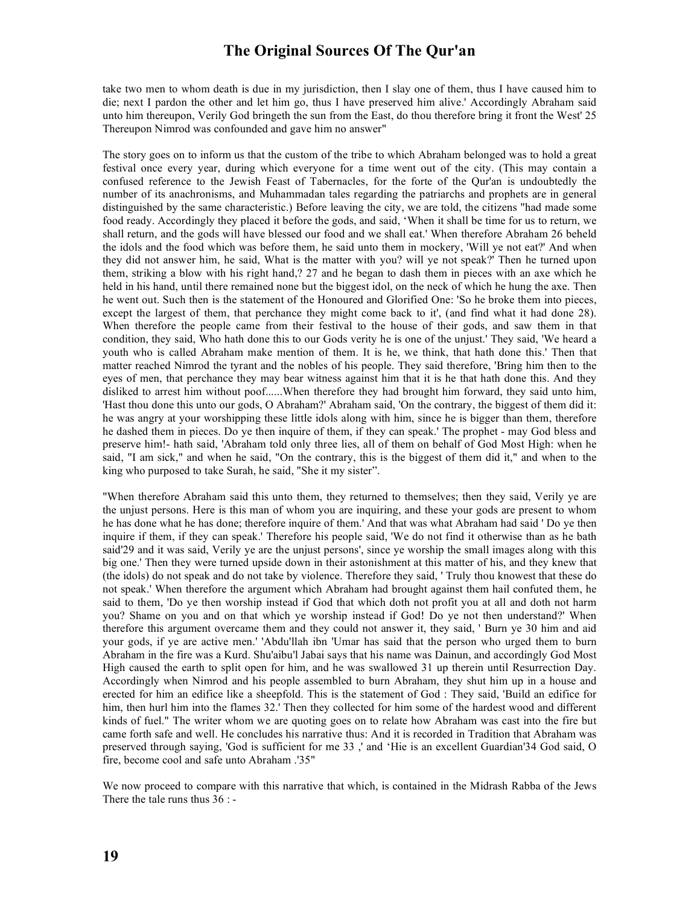take two men to whom death is due in my jurisdiction, then I slay one of them, thus I have caused him to die; next I pardon the other and let him go, thus I have preserved him alive.' Accordingly Abraham said unto him thereupon, Verily God bringeth the sun from the East, do thou therefore bring it front the West' 25 Thereupon Nimrod was confounded and gave him no answer"

The story goes on to inform us that the custom of the tribe to which Abraham belonged was to hold a great festival once every year, during which everyone for a time went out of the city. (This may contain a confused reference to the Jewish Feast of Tabernacles, for the forte of the Qur'an is undoubtedly the number of its anachronisms, and Muhammadan tales regarding the patriarchs and prophets are in general distinguished by the same characteristic.) Before leaving the city, we are told, the citizens "had made some food ready. Accordingly they placed it before the gods, and said, 'When it shall be time for us to return, we shall return, and the gods will have blessed our food and we shall eat.' When therefore Abraham 26 beheld the idols and the food which was before them, he said unto them in mockery, 'Will ye not eat?' And when they did not answer him, he said, What is the matter with you? will ye not speak?' Then he turned upon them, striking a blow with his right hand,? 27 and he began to dash them in pieces with an axe which he held in his hand, until there remained none but the biggest idol, on the neck of which he hung the axe. Then he went out. Such then is the statement of the Honoured and Glorified One: 'So he broke them into pieces, except the largest of them, that perchance they might come back to it', (and find what it had done 28). When therefore the people came from their festival to the house of their gods, and saw them in that condition, they said, Who hath done this to our Gods verity he is one of the unjust.' They said, 'We heard a youth who is called Abraham make mention of them. It is he, we think, that hath done this.' Then that matter reached Nimrod the tyrant and the nobles of his people. They said therefore, 'Bring him then to the eyes of men, that perchance they may bear witness against him that it is he that hath done this. And they disliked to arrest him without poof......When therefore they had brought him forward, they said unto him, 'Hast thou done this unto our gods, O Abraham?' Abraham said, 'On the contrary, the biggest of them did it: he was angry at your worshipping these little idols along with him, since he is bigger than them, therefore he dashed them in pieces. Do ye then inquire of them, if they can speak.' The prophet - may God bless and preserve him!- hath said, 'Abraham told only three lies, all of them on behalf of God Most High: when he said, "I am sick," and when he said, "On the contrary, this is the biggest of them did it," and when to the king who purposed to take Surah, he said, "She it my sister".

"When therefore Abraham said this unto them, they returned to themselves; then they said, Verily ye are the unjust persons. Here is this man of whom you are inquiring, and these your gods are present to whom he has done what he has done; therefore inquire of them.' And that was what Abraham had said ' Do ye then inquire if them, if they can speak.' Therefore his people said, 'We do not find it otherwise than as he bath said'29 and it was said, Verily ye are the unjust persons', since ye worship the small images along with this big one.' Then they were turned upside down in their astonishment at this matter of his, and they knew that (the idols) do not speak and do not take by violence. Therefore they said, ' Truly thou knowest that these do not speak.' When therefore the argument which Abraham had brought against them hail confuted them, he said to them, 'Do ye then worship instead if God that which doth not profit you at all and doth not harm you? Shame on you and on that which ye worship instead if God! Do ye not then understand?' When therefore this argument overcame them and they could not answer it, they said, ' Burn ye 30 him and aid your gods, if ye are active men.' 'Abdu'llah ibn 'Umar has said that the person who urged them to burn Abraham in the fire was a Kurd. Shu'aibu'l Jabai says that his name was Dainun, and accordingly God Most High caused the earth to split open for him, and he was swallowed 31 up therein until Resurrection Day. Accordingly when Nimrod and his people assembled to burn Abraham, they shut him up in a house and erected for him an edifice like a sheepfold. This is the statement of God : They said, 'Build an edifice for him, then hurl him into the flames 32.' Then they collected for him some of the hardest wood and different kinds of fuel." The writer whom we are quoting goes on to relate how Abraham was cast into the fire but came forth safe and well. He concludes his narrative thus: And it is recorded in Tradition that Abraham was preserved through saying, 'God is sufficient for me 33 ,' and 'Hie is an excellent Guardian'34 God said, O fire, become cool and safe unto Abraham .'35"

We now proceed to compare with this narrative that which, is contained in the Midrash Rabba of the Jews There the tale runs thus 36 : -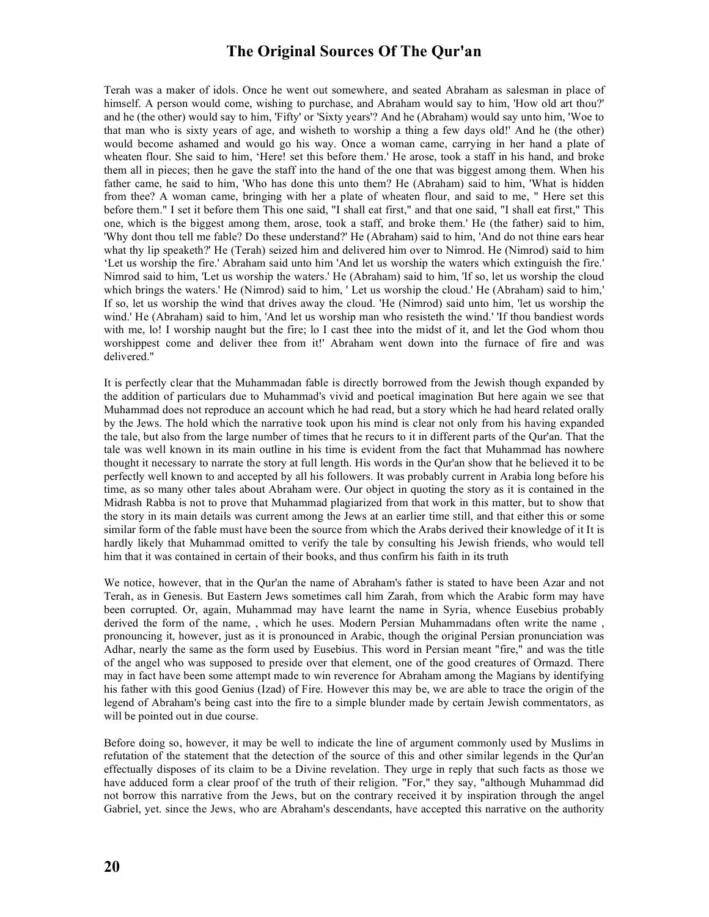Terah was a maker of idols. Once he went out somewhere, and seated Abraham as salesman in place of himself. A person would come, wishing to purchase, and Abraham would say to him, 'How old art thou?' and he (the other) would say to him, 'Fifty' or 'Sixty years'? And he (Abraham) would say unto him, 'Woe to that man who is sixty years of age, and wisheth to worship a thing a few days old!' And he (the other) would become ashamed and would go his way. Once a woman came, carrying in her hand a plate of wheaten flour. She said to him, 'Here! set this before them.' He arose, took a staff in his hand, and broke them all in pieces; then he gave the staff into the hand of the one that was biggest among them. When his father came, he said to him, 'Who has done this unto them? He (Abraham) said to him, 'What is hidden from thee? A woman came, bringing with her a plate of wheaten flour, and said to me, " Here set this before them." I set it before them This one said, "I shall eat first," and that one said, "I shall eat first," This one, which is the biggest among them, arose, took a staff, and broke them.' He (the father) said to him, 'Why dont thou tell me fable? Do these understand?' He (Abraham) said to him, 'And do not thine ears hear what thy lip speaketh?' He (Terah) seized him and delivered him over to Nimrod. He (Nimrod) said to him 'Let us worship the fire.' Abraham said unto him 'And let us worship the waters which extinguish the fire.' Nimrod said to him, 'Let us worship the waters.' He (Abraham) said to him, 'If so, let us worship the cloud which brings the waters.' He (Nimrod) said to him, ' Let us worship the cloud.' He (Abraham) said to him,' If so, let us worship the wind that drives away the cloud. 'He (Nimrod) said unto him, 'let us worship the wind.' He (Abraham) said to him, 'And let us worship man who resisteth the wind.' 'If thou bandiest words with me, lo! I worship naught but the fire; lo I cast thee into the midst of it, and let the God whom thou worshippest come and deliver thee from it!' Abraham went down into the furnace of fire and was delivered."

It is perfectly clear that the Muhammadan fable is directly borrowed from the Jewish though expanded by the addition of particulars due to Muhammad's vivid and poetical imagination But here again we see that Muhammad does not reproduce an account which he had read, but a story which he had heard related orally by the Jews. The hold which the narrative took upon his mind is clear not only from his having expanded the tale, but also from the large number of times that he recurs to it in different parts of the Qur'an. That the tale was well known in its main outline in his time is evident from the fact that Muhammad has nowhere thought it necessary to narrate the story at full length. His words in the Qur'an show that he believed it to be perfectly well known to and accepted by all his followers. It was probably current in Arabia long before his time, as so many other tales about Abraham were. Our object in quoting the story as it is contained in the Midrash Rabba is not to prove that Muhammad plagiarized from that work in this matter, but to show that the story in its main details was current among the Jews at an earlier time still, and that either this or some similar form of the fable must have been the source from which the Arabs derived their knowledge of it It is hardly likely that Muhammad omitted to verify the tale by consulting his Jewish friends, who would tell him that it was contained in certain of their books, and thus confirm his faith in its truth

We notice, however, that in the Qur'an the name of Abraham's father is stated to have been Azar and not Terah, as in Genesis. But Eastern Jews sometimes call him Zarah, from which the Arabic form may have been corrupted. Or, again, Muhammad may have learnt the name in Syria, whence Eusebius probably derived the form of the name, , which he uses. Modern Persian Muhammadans often write the name , pronouncing it, however, just as it is pronounced in Arabic, though the original Persian pronunciation was Adhar, nearly the same as the form used by Eusebius. This word in Persian meant "fire," and was the title of the angel who was supposed to preside over that element, one of the good creatures of Ormazd. There may in fact have been some attempt made to win reverence for Abraham among the Magians by identifying his father with this good Genius (Izad) of Fire. However this may be, we are able to trace the origin of the legend of Abraham's being cast into the fire to a simple blunder made by certain Jewish commentators, as will be pointed out in due course.

Before doing so, however, it may be well to indicate the line of argument commonly used by Muslims in refutation of the statement that the detection of the source of this and other similar legends in the Qur'an effectually disposes of its claim to be a Divine revelation. They urge in reply that such facts as those we have adduced form a clear proof of the truth of their religion. "For," they say, "although Muhammad did not borrow this narrative from the Jews, but on the contrary received it by inspiration through the angel Gabriel, yet. since the Jews, who are Abraham's descendants, have accepted this narrative on the authority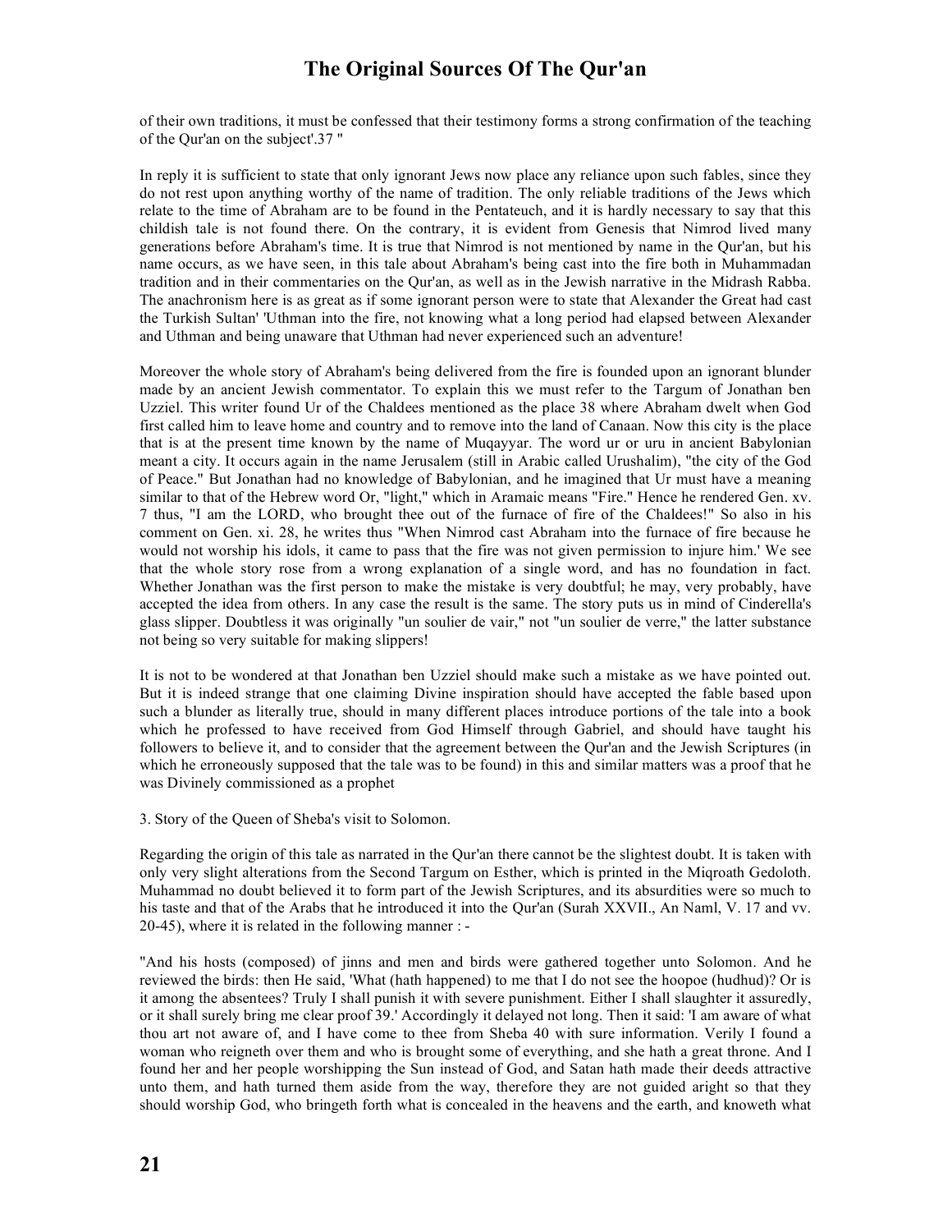of their own traditions, it must be confessed that their testimony forms a strong confirmation of the teaching of the Qur'an on the subject'.37 "

In reply it is sufficient to state that only ignorant Jews now place any reliance upon such fables, since they do not rest upon anything worthy of the name of tradition. The only reliable traditions of the Jews which relate to the time of Abraham are to be found in the Pentateuch, and it is hardly necessary to say that this childish tale is not found there. On the contrary, it is evident from Genesis that Nimrod lived many generations before Abraham's time. It is true that Nimrod is not mentioned by name in the Qur'an, but his name occurs, as we have seen, in this tale about Abraham's being cast into the fire both in Muhammadan tradition and in their commentaries on the Qur'an, as well as in the Jewish narrative in the Midrash Rabba. The anachronism here is as great as if some ignorant person were to state that Alexander the Great had cast the Turkish Sultan' 'Uthman into the fire, not knowing what a long period had elapsed between Alexander and Uthman and being unaware that Uthman had never experienced such an adventure!

Moreover the whole story of Abraham's being delivered from the fire is founded upon an ignorant blunder made by an ancient Jewish commentator. To explain this we must refer to the Targum of Jonathan ben Uzziel. This writer found Ur of the Chaldees mentioned as the place 38 where Abraham dwelt when God first called him to leave home and country and to remove into the land of Canaan. Now this city is the place that is at the present time known by the name of Muqayyar. The word ur or uru in ancient Babylonian meant a city. It occurs again in the name Jerusalem (still in Arabic called Urushalim), "the city of the God of Peace." But Jonathan had no knowledge of Babylonian, and he imagined that Ur must have a meaning similar to that of the Hebrew word Or, "light," which in Aramaic means "Fire." Hence he rendered Gen. xv. 7 thus, "I am the LORD, who brought thee out of the furnace of fire of the Chaldees!" So also in his comment on Gen. xi. 28, he writes thus "When Nimrod cast Abraham into the furnace of fire because he would not worship his idols, it came to pass that the fire was not given permission to injure him.' We see that the whole story rose from a wrong explanation of a single word, and has no foundation in fact. Whether Jonathan was the first person to make the mistake is very doubtful; he may, very probably, have accepted the idea from others. In any case the result is the same. The story puts us in mind of Cinderella's glass slipper. Doubtless it was originally "un soulier de vair," not "un soulier de verre," the latter substance not being so very suitable for making slippers!

It is not to be wondered at that Jonathan ben Uzziel should make such a mistake as we have pointed out. But it is indeed strange that one claiming Divine inspiration should have accepted the fable based upon such a blunder as literally true, should in many different places introduce portions of the tale into a book which he professed to have received from God Himself through Gabriel, and should have taught his followers to believe it, and to consider that the agreement between the Qur'an and the Jewish Scriptures (in which he erroneously supposed that the tale was to be found) in this and similar matters was a proof that he was Divinely commissioned as a prophet

3. Story of the Queen of Sheba's visit to Solomon.

Regarding the origin of this tale as narrated in the Qur'an there cannot be the slightest doubt. It is taken with only very slight alterations from the Second Targum on Esther, which is printed in the Miqroath Gedoloth. Muhammad no doubt believed it to form part of the Jewish Scriptures, and its absurdities were so much to his taste and that of the Arabs that he introduced it into the Qur'an (Surah XXVII., An Naml, V. 17 and vv. 20-45), where it is related in the following manner : -

"And his hosts (composed) of jinns and men and birds were gathered together unto Solomon. And he reviewed the birds: then He said, 'What (hath happened) to me that I do not see the hoopoe (hudhud)? Or is it among the absentees? Truly I shall punish it with severe punishment. Either I shall slaughter it assuredly, or it shall surely bring me clear proof 39.' Accordingly it delayed not long. Then it said: 'I am aware of what thou art not aware of, and I have come to thee from Sheba 40 with sure information. Verily I found a woman who reigneth over them and who is brought some of everything, and she hath a great throne. And I found her and her people worshipping the Sun instead of God, and Satan hath made their deeds attractive unto them, and hath turned them aside from the way, therefore they are not guided aright so that they should worship God, who bringeth forth what is concealed in the heavens and the earth, and knoweth what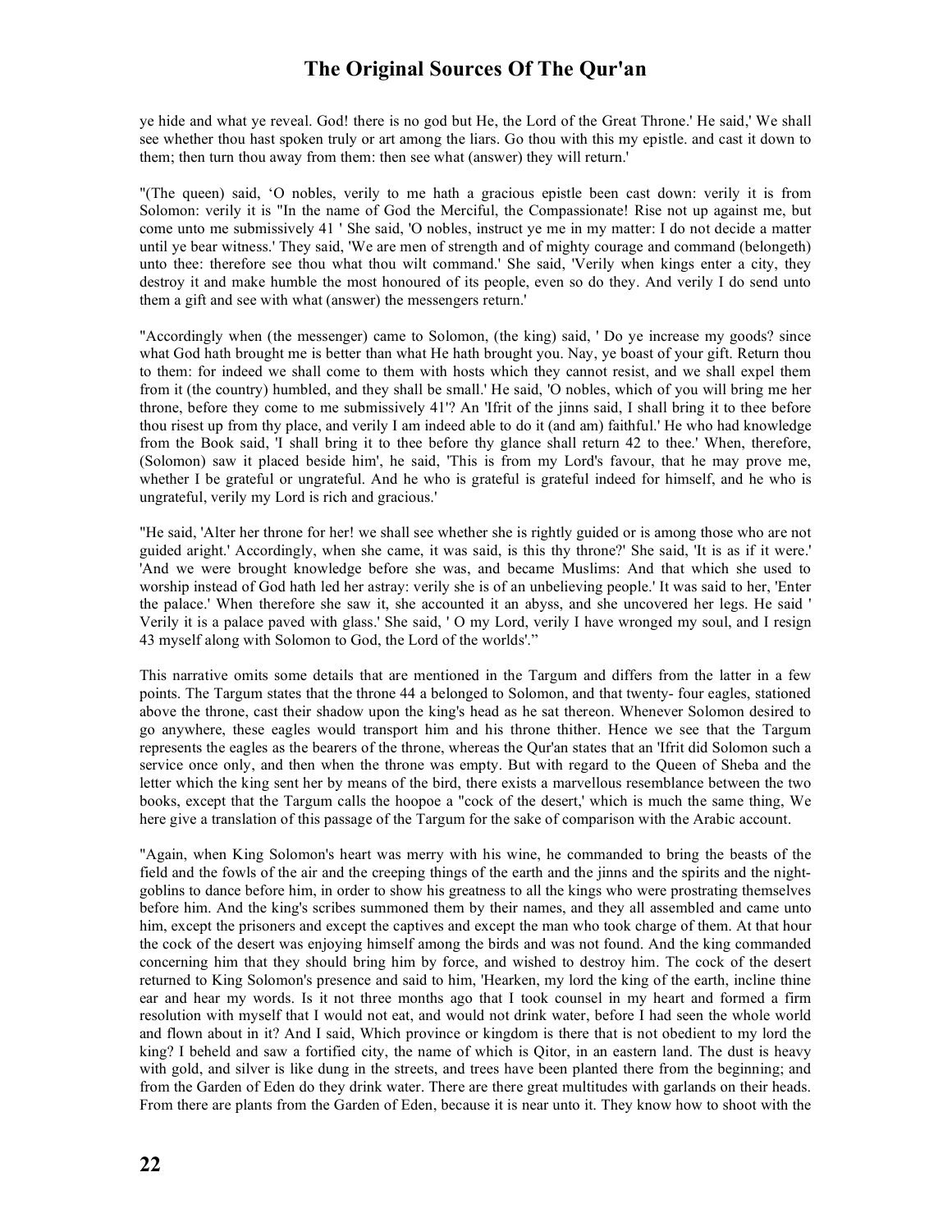ye hide and what ye reveal. God! there is no god but He, the Lord of the Great Throne.' He said,' We shall see whether thou hast spoken truly or art among the liars. Go thou with this my epistle. and cast it down to them; then turn thou away from them: then see what (answer) they will return.'

"(The queen) said, 'O nobles, verily to me hath a gracious epistle been cast down: verily it is from Solomon: verily it is "In the name of God the Merciful, the Compassionate! Rise not up against me, but come unto me submissively 41 ' She said, 'O nobles, instruct ye me in my matter: I do not decide a matter until ye bear witness.' They said, 'We are men of strength and of mighty courage and command (belongeth) unto thee: therefore see thou what thou wilt command.' She said, 'Verily when kings enter a city, they destroy it and make humble the most honoured of its people, even so do they. And verily I do send unto them a gift and see with what (answer) the messengers return.'

"Accordingly when (the messenger) came to Solomon, (the king) said, ' Do ye increase my goods? since what God hath brought me is better than what He hath brought you. Nay, ye boast of your gift. Return thou to them: for indeed we shall come to them with hosts which they cannot resist, and we shall expel them from it (the country) humbled, and they shall be small.' He said, 'O nobles, which of you will bring me her throne, before they come to me submissively 41'? An 'Ifrit of the jinns said, I shall bring it to thee before thou risest up from thy place, and verily I am indeed able to do it (and am) faithful.' He who had knowledge from the Book said, 'I shall bring it to thee before thy glance shall return 42 to thee.' When, therefore, (Solomon) saw it placed beside him', he said, 'This is from my Lord's favour, that he may prove me, whether I be grateful or ungrateful. And he who is grateful is grateful indeed for himself, and he who is ungrateful, verily my Lord is rich and gracious.'

"He said, 'Alter her throne for her! we shall see whether she is rightly guided or is among those who are not guided aright.' Accordingly, when she came, it was said, is this thy throne?' She said, 'It is as if it were.' 'And we were brought knowledge before she was, and became Muslims: And that which she used to worship instead of God hath led her astray: verily she is of an unbelieving people.' It was said to her, 'Enter the palace.' When therefore she saw it, she accounted it an abyss, and she uncovered her legs. He said ' Verily it is a palace paved with glass.' She said, ' O my Lord, verily I have wronged my soul, and I resign 43 myself along with Solomon to God, the Lord of the worlds'."

This narrative omits some details that are mentioned in the Targum and differs from the latter in a few points. The Targum states that the throne 44 a belonged to Solomon, and that twenty- four eagles, stationed above the throne, cast their shadow upon the king's head as he sat thereon. Whenever Solomon desired to go anywhere, these eagles would transport him and his throne thither. Hence we see that the Targum represents the eagles as the bearers of the throne, whereas the Qur'an states that an 'Ifrit did Solomon such a service once only, and then when the throne was empty. But with regard to the Queen of Sheba and the letter which the king sent her by means of the bird, there exists a marvellous resemblance between the two books, except that the Targum calls the hoopoe a "cock of the desert,' which is much the same thing, We here give a translation of this passage of the Targum for the sake of comparison with the Arabic account.

"Again, when King Solomon's heart was merry with his wine, he commanded to bring the beasts of the field and the fowls of the air and the creeping things of the earth and the jinns and the spirits and the night-goblins to dance before him, in order to show his greatness to all the kings who were prostrating themselves before him. And the king's scribes summoned them by their names, and they all assembled and came unto him, except the prisoners and except the captives and except the man who took charge of them. At that hour the cock of the desert was enjoying himself among the birds and was not found. And the king commanded concerning him that they should bring him by force, and wished to destroy him. The cock of the desert returned to King Solomon's presence and said to him, 'Hearken, my lord the king of the earth, incline thine ear and hear my words. Is it not three months ago that I took counsel in my heart and formed a firm resolution with myself that I would not eat, and would not drink water, before I had seen the whole world and flown about in it? And I said, Which province or kingdom is there that is not obedient to my lord the king? I beheld and saw a fortified city, the name of which is Qitor, in an eastern land. The dust is heavy with gold, and silver is like dung in the streets, and trees have been planted there from the beginning; and from the Garden of Eden do they drink water. There are there great multitudes with garlands on their heads. From there are plants from the Garden of Eden, because it is near unto it. They know how to shoot with the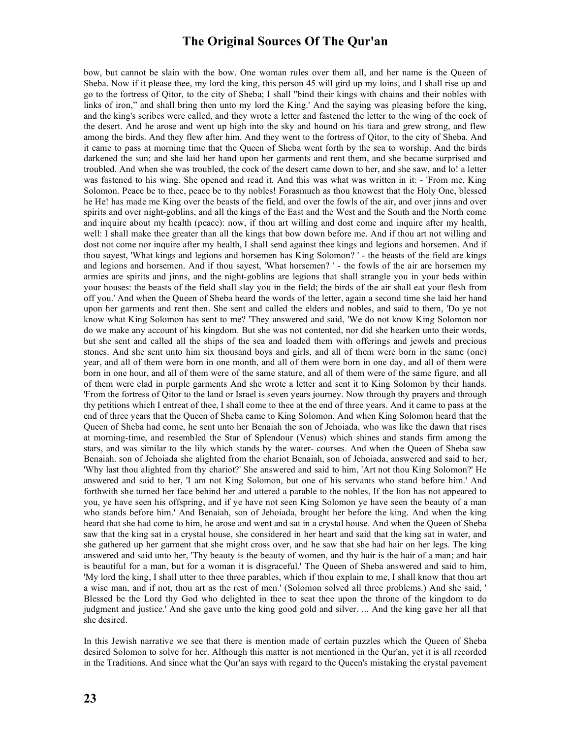bow, but cannot be slain with the bow. One woman rules over them all, and her name is the Queen of Sheba. Now if it please thee, my lord the king, this person 45 will gird up my loins, and I shall rise up and go to the fortress of Qitor, to the city of Sheba; I shall "bind their kings with chains and their nobles with links of iron," and shall bring then unto my lord the King.' And the saying was pleasing before the king, and the king's scribes were called, and they wrote a letter and fastened the letter to the wing of the cock of the desert. And he arose and went up high into the sky and hound on his tiara and grew strong, and flew among the birds. And they flew after him. And they went to the fortress of Qitor, to the city of Sheba. And it came to pass at morning time that the Queen of Sheba went forth by the sea to worship. And the birds darkened the sun; and she laid her hand upon her garments and rent them, and she became surprised and troubled. And when she was troubled, the cock of the desert came down to her, and she saw, and lo! a letter was fastened to his wing. She opened and read it. And this was what was written in it: - 'From me, King Solomon. Peace be to thee, peace be to thy nobles! Forasmuch as thou knowest that the Holy One, blessed he He! has made me King over the beasts of the field, and over the fowls of the air, and over jinns and over spirits and over night-goblins, and all the kings of the East and the West and the South and the North come and inquire about my health (peace): now, if thou art willing and dost come and inquire after my health, well: I shall make thee greater than all the kings that bow down before me. And if thou art not willing and dost not come nor inquire after my health, I shall send against thee kings and legions and horsemen. And if thou sayest, 'What kings and legions and horsemen has King Solomon? ' - the beasts of the field are kings and legions and horsemen. And if thou sayest, 'What horsemen? ' - the fowls of the air are horsemen my armies are spirits and jinns, and the night-goblins are legions that shall strangle you in your beds within your houses: the beasts of the field shall slay you in the field; the birds of the air shall eat your flesh from off you.' And when the Queen of Sheba heard the words of the letter, again a second time she laid her hand upon her garments and rent then. She sent and called the elders and nobles, and said to them, 'Do ye not know what King Solomon has sent to me? 'They answered and said, 'We do not know King Solomon nor do we make any account of his kingdom. But she was not contented, nor did she hearken unto their words, but she sent and called all the ships of the sea and loaded them with offerings and jewels and precious stones. And she sent unto him six thousand boys and girls, and all of them were born in the same (one) year, and all of them were born in one month, and all of them were born in one day, and all of them were born in one hour, and all of them were of the same stature, and all of them were of the same figure, and all of them were clad in purple garments And she wrote a letter and sent it to King Solomon by their hands. 'From the fortress of Qitor to the land or Israel is seven years journey. Now through thy prayers and through thy petitions which I entreat of thee, I shall come to thee at the end of three years. And it came to pass at the end of three years that the Queen of Sheba came to King Solomon. And when King Solomon heard that the Queen of Sheba had come, he sent unto her Benaiah the son of Jehoiada, who was like the dawn that rises at morning-time, and resembled the Star of Splendour (Venus) which shines and stands firm among the stars, and was similar to the lily which stands by the water- courses. And when the Queen of Sheba saw Benaiah. son of Jehoiada she alighted from the chariot Benaiah, son of Jehoiada, answered and said to her, 'Why last thou alighted from thy chariot?' She answered and said to him, 'Art not thou King Solomon?' He answered and said to her, 'I am not King Solomon, but one of his servants who stand before him.' And forthwith she turned her face behind her and uttered a parable to the nobles, If the lion has not appeared to you, ye have seen his offspring, and if ye have not seen King Solomon ye have seen the beauty of a man who stands before him.' And Benaiah, son of Jehoiada, brought her before the king. And when the king heard that she had come to him, he arose and went and sat in a crystal house. And when the Queen of Sheba saw that the king sat in a crystal house, she considered in her heart and said that the king sat in water, and she gathered up her garment that she might cross over, and he saw that she had hair on her legs. The king answered and said unto her, 'Thy beauty is the beauty of women, and thy hair is the hair of a man; and hair is beautiful for a man, but for a woman it is disgraceful.' The Queen of Sheba answered and said to him, 'My lord the king, I shall utter to thee three parables, which if thou explain to me, I shall know that thou art a wise man, and if not, thou art as the rest of men.' (Solomon solved all three problems.) And she said, ' Blessed be the Lord thy God who delighted in thee to seat thee upon the throne of the kingdom to do judgment and justice.' And she gave unto the king good gold and silver. ... And the king gave her all that she desired.

In this Jewish narrative we see that there is mention made of certain puzzles which the Queen of Sheba desired Solomon to solve for her. Although this matter is not mentioned in the Qur'an, yet it is all recorded in the Traditions. And since what the Qur'an says with regard to the Queen's mistaking the crystal pavement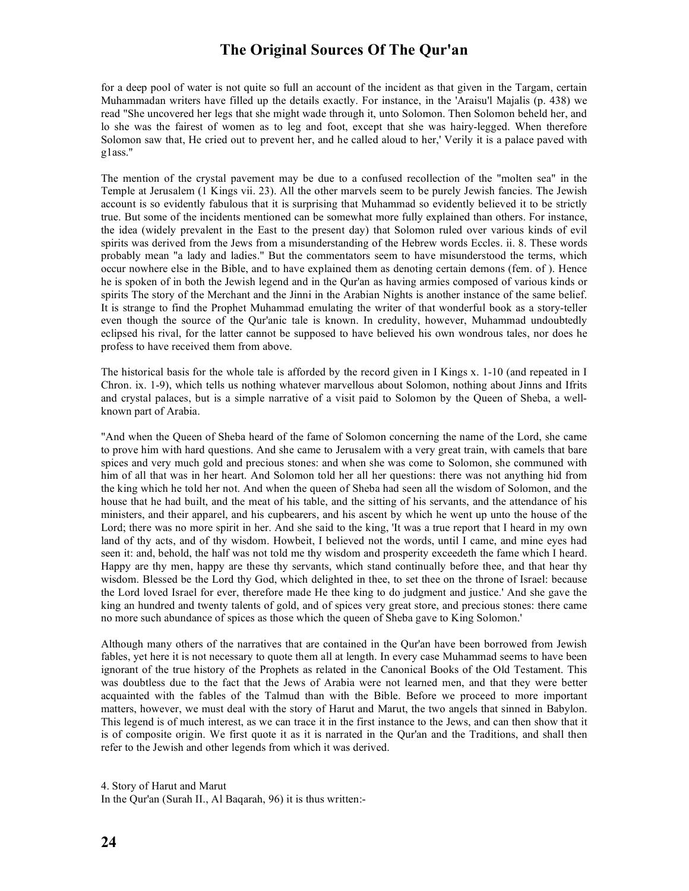for a deep pool of water is not quite so full an account of the incident as that given in the Targam, certain Muhammadan writers have filled up the details exactly. For instance, in the 'Araisu'l Majalis (p. 438) we read "She uncovered her legs that she might wade through it, unto Solomon. Then Solomon beheld her, and lo she was the fairest of women as to leg and foot, except that she was hairy-legged. When therefore Solomon saw that, He cried out to prevent her, and he called aloud to her,' Verily it is a palace paved with g1ass."

The mention of the crystal pavement may be due to a confused recollection of the "molten sea" in the Temple at Jerusalem (1 Kings vii. 23). All the other marvels seem to be purely Jewish fancies. The Jewish account is so evidently fabulous that it is surprising that Muhammad so evidently believed it to be strictly true. But some of the incidents mentioned can be somewhat more fully explained than others. For instance, the idea (widely prevalent in the East to the present day) that Solomon ruled over various kinds of evil spirits was derived from the Jews from a misunderstanding of the Hebrew words Eccles. ii. 8. These words probably mean "a lady and ladies." But the commentators seem to have misunderstood the terms, which occur nowhere else in the Bible, and to have explained them as denoting certain demons (fem. of ). Hence he is spoken of in both the Jewish legend and in the Qur'an as having armies composed of various kinds or spirits The story of the Merchant and the Jinni in the Arabian Nights is another instance of the same belief. It is strange to find the Prophet Muhammad emulating the writer of that wonderful book as a story-teller even though the source of the Qur'anic tale is known. In credulity, however, Muhammad undoubtedly eclipsed his rival, for the latter cannot be supposed to have believed his own wondrous tales, nor does he profess to have received them from above.

The historical basis for the whole tale is afforded by the record given in I Kings x. 1-10 (and repeated in I Chron. ix. 1-9), which tells us nothing whatever marvellous about Solomon, nothing about Jinns and Ifrits and crystal palaces, but is a simple narrative of a visit paid to Solomon by the Queen of Sheba, a well-known part of Arabia.

"And when the Queen of Sheba heard of the fame of Solomon concerning the name of the Lord, she came to prove him with hard questions. And she came to Jerusalem with a very great train, with camels that bare spices and very much gold and precious stones: and when she was come to Solomon, she communed with him of all that was in her heart. And Solomon told her all her questions: there was not anything hid from the king which he told her not. And when the queen of Sheba had seen all the wisdom of Solomon, and the house that he had built, and the meat of his table, and the sitting of his servants, and the attendance of his ministers, and their apparel, and his cupbearers, and his ascent by which he went up unto the house of the Lord; there was no more spirit in her. And she said to the king, 'It was a true report that I heard in my own land of thy acts, and of thy wisdom. Howbeit, I believed not the words, until I came, and mine eyes had seen it: and, behold, the half was not told me thy wisdom and prosperity exceedeth the fame which I heard. Happy are thy men, happy are these thy servants, which stand continually before thee, and that hear thy wisdom. Blessed be the Lord thy God, which delighted in thee, to set thee on the throne of Israel: because the Lord loved Israel for ever, therefore made He thee king to do judgment and justice.' And she gave the king an hundred and twenty talents of gold, and of spices very great store, and precious stones: there came no more such abundance of spices as those which the queen of Sheba gave to King Solomon.'

Although many others of the narratives that are contained in the Qur'an have been borrowed from Jewish fables, yet here it is not necessary to quote them all at length. In every case Muhammad seems to have been ignorant of the true history of the Prophets as related in the Canonical Books of the Old Testament. This was doubtless due to the fact that the Jews of Arabia were not learned men, and that they were better acquainted with the fables of the Talmud than with the Bible. Before we proceed to more important matters, however, we must deal with the story of Harut and Marut, the two angels that sinned in Babylon. This legend is of much interest, as we can trace it in the first instance to the Jews, and can then show that it is of composite origin. We first quote it as it is narrated in the Qur'an and the Traditions, and shall then refer to the Jewish and other legends from which it was derived.

4. Story of Harut and Marut

In the Qur'an (Surah II., Al Baqarah, 96) it is thus written:-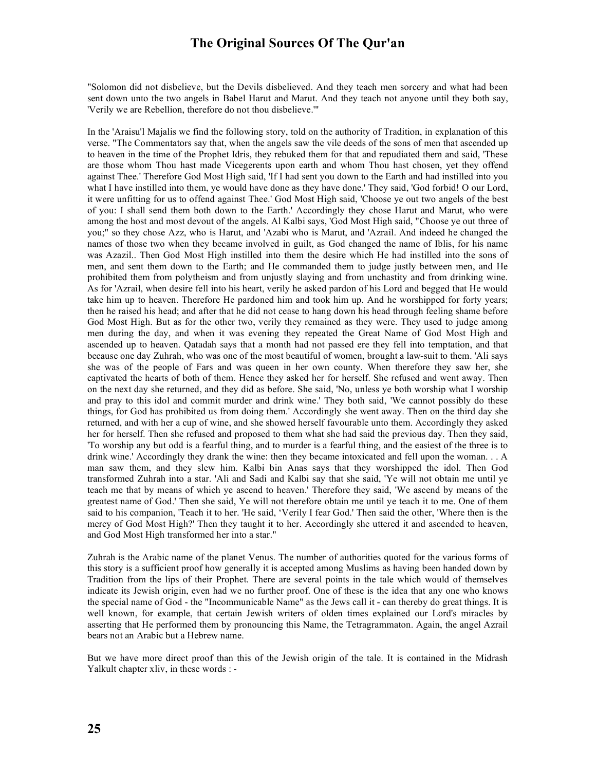"Solomon did not disbelieve, but the Devils disbelieved. And they teach men sorcery and what had been sent down unto the two angels in Babel Harut and Marut. And they teach not anyone until they both say, 'Verily we are Rebellion, therefore do not thou disbelieve.'"

In the 'Araisu'l Majalis we find the following story, told on the authority of Tradition, in explanation of this verse. "The Commentators say that, when the angels saw the vile deeds of the sons of men that ascended up to heaven in the time of the Prophet Idris, they rebuked them for that and repudiated them and said, 'These are those whom Thou hast made Vicegerents upon earth and whom Thou hast chosen, yet they offend against Thee.' Therefore God Most High said, 'If I had sent you down to the Earth and had instilled into you what I have instilled into them, ye would have done as they have done.' They said, 'God forbid! O our Lord, it were unfitting for us to offend against Thee.' God Most High said, 'Choose ye out two angels of the best of you: I shall send them both down to the Earth.' Accordingly they chose Harut and Marut, who were among the host and most devout of the angels. Al Kalbi says, 'God Most High said, "Choose ye out three of you;" so they chose Azz, who is Harut, and 'Azabi who is Marut, and 'Azrail. And indeed he changed the names of those two when they became involved in guilt, as God changed the name of Iblis, for his name was Azazil.. Then God Most High instilled into them the desire which He had instilled into the sons of men, and sent them down to the Earth; and He commanded them to judge justly between men, and He prohibited them from polytheism and from unjustly slaying and from unchastity and from drinking wine. As for 'Azrail, when desire fell into his heart, verily he asked pardon of his Lord and begged that He would take him up to heaven. Therefore He pardoned him and took him up. And he worshipped for forty years; then he raised his head; and after that he did not cease to hang down his head through feeling shame before God Most High. But as for the other two, verily they remained as they were. They used to judge among men during the day, and when it was evening they repeated the Great Name of God Most High and ascended up to heaven. Qatadah says that a month had not passed ere they fell into temptation, and that because one day Zuhrah, who was one of the most beautiful of women, brought a law-suit to them. 'Ali says she was of the people of Fars and was queen in her own county. When therefore they saw her, she captivated the hearts of both of them. Hence they asked her for herself. She refused and went away. Then on the next day she returned, and they did as before. She said, 'No, unless ye both worship what I worship and pray to this idol and commit murder and drink wine.' They both said, 'We cannot possibly do these things, for God has prohibited us from doing them.' Accordingly she went away. Then on the third day she returned, and with her a cup of wine, and she showed herself favourable unto them. Accordingly they asked her for herself. Then she refused and proposed to them what she had said the previous day. Then they said, 'To worship any but odd is a fearful thing, and to murder is a fearful thing, and the easiest of the three is to drink wine.' Accordingly they drank the wine: then they became intoxicated and fell upon the woman. . . A man saw them, and they slew him. Kalbi bin Anas says that they worshipped the idol. Then God transformed Zuhrah into a star. 'Ali and Sadi and Kalbi say that she said, 'Ye will not obtain me until ye teach me that by means of which ye ascend to heaven.' Therefore they said, 'We ascend by means of the greatest name of God.' Then she said, Ye will not therefore obtain me until ye teach it to me. One of them said to his companion, 'Teach it to her. 'He said, 'Verily I fear God.' Then said the other, 'Where then is the mercy of God Most High?' Then they taught it to her. Accordingly she uttered it and ascended to heaven, and God Most High transformed her into a star."

Zuhrah is the Arabic name of the planet Venus. The number of authorities quoted for the various forms of this story is a sufficient proof how generally it is accepted among Muslims as having been handed down by Tradition from the lips of their Prophet. There are several points in the tale which would of themselves indicate its Jewish origin, even had we no further proof. One of these is the idea that any one who knows the special name of God - the "Incommunicable Name" as the Jews call it - can thereby do great things. It is well known, for example, that certain Jewish writers of olden times explained our Lord's miracles by asserting that He performed them by pronouncing this Name, the Tetragrammaton. Again, the angel Azrail bears not an Arabic but a Hebrew name.

But we have more direct proof than this of the Jewish origin of the tale. It is contained in the Midrash Yalkult chapter xliv, in these words : -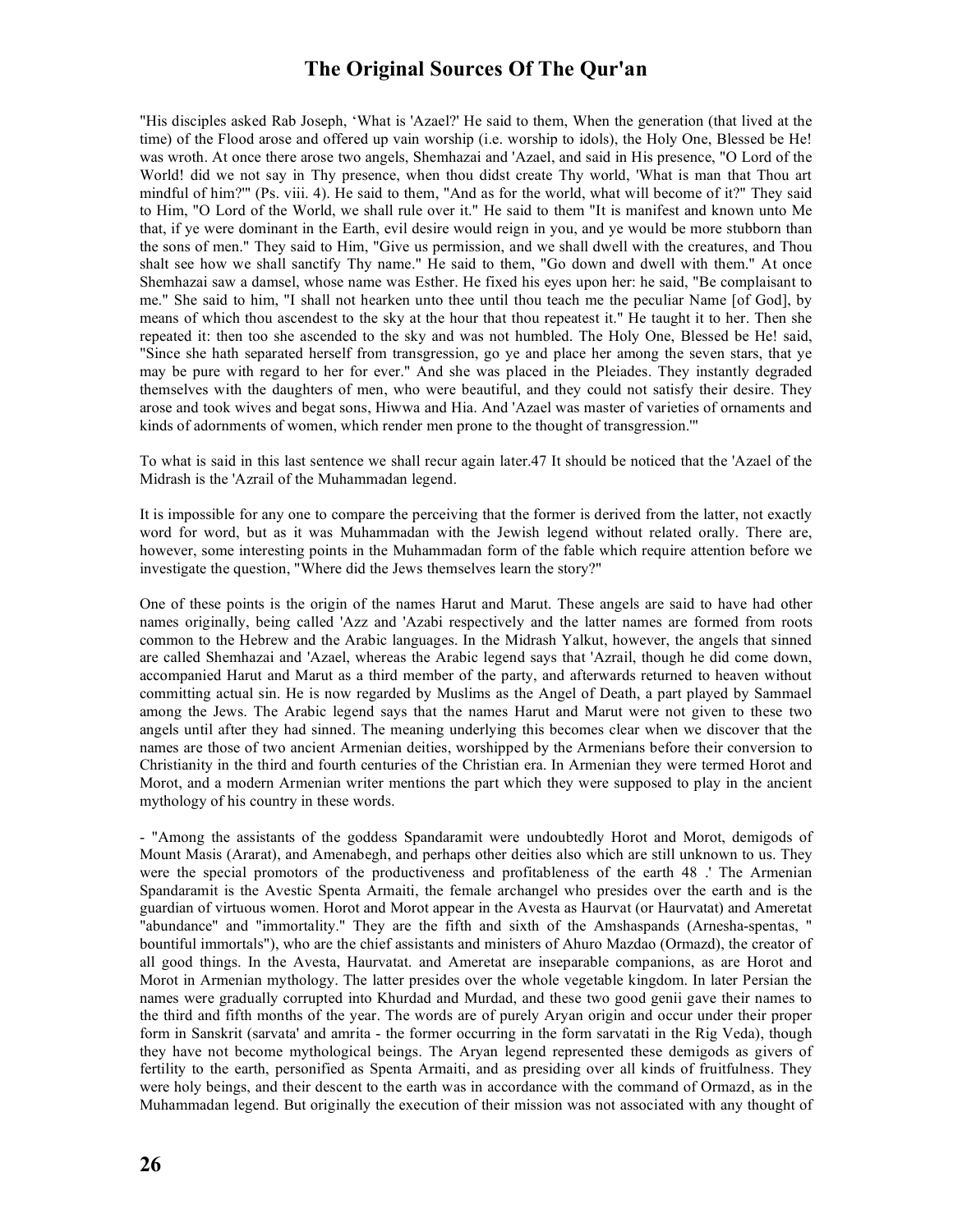"His disciples asked Rab Joseph, 'What is 'Azael?' He said to them, When the generation (that lived at the time) of the Flood arose and offered up vain worship (i.e. worship to idols), the Holy One, Blessed be He! was wroth. At once there arose two angels, Shemhazai and 'Azael, and said in His presence, "O Lord of the World! did we not say in Thy presence, when thou didst create Thy world, 'What is man that Thou art mindful of him?'" (Ps. viii. 4). He said to them, "And as for the world, what will become of it?" They said to Him, "O Lord of the World, we shall rule over it." He said to them "It is manifest and known unto Me that, if ye were dominant in the Earth, evil desire would reign in you, and ye would be more stubborn than the sons of men." They said to Him, "Give us permission, and we shall dwell with the creatures, and Thou shalt see how we shall sanctify Thy name." He said to them, "Go down and dwell with them." At once Shemhazai saw a damsel, whose name was Esther. He fixed his eyes upon her: he said, "Be complaisant to me." She said to him, "I shall not hearken unto thee until thou teach me the peculiar Name [of God], by means of which thou ascendest to the sky at the hour that thou repeatest it." He taught it to her. Then she repeated it: then too she ascended to the sky and was not humbled. The Holy One, Blessed be He! said, "Since she hath separated herself from transgression, go ye and place her among the seven stars, that ye may be pure with regard to her for ever." And she was placed in the Pleiades. They instantly degraded themselves with the daughters of men, who were beautiful, and they could not satisfy their desire. They arose and took wives and begat sons, Hiwwa and Hia. And 'Azael was master of varieties of ornaments and kinds of adornments of women, which render men prone to the thought of transgression.'"

To what is said in this last sentence we shall recur again later.47 It should be noticed that the 'Azael of the Midrash is the 'Azrail of the Muhammadan legend.

It is impossible for any one to compare the perceiving that the former is derived from the latter, not exactly word for word, but as it was Muhammadan with the Jewish legend without related orally. There are, however, some interesting points in the Muhammadan form of the fable which require attention before we investigate the question, "Where did the Jews themselves learn the story?"

One of these points is the origin of the names Harut and Marut. These angels are said to have had other names originally, being called 'Azz and 'Azabi respectively and the latter names are formed from roots common to the Hebrew and the Arabic languages. In the Midrash Yalkut, however, the angels that sinned are called Shemhazai and 'Azael, whereas the Arabic legend says that 'Azrail, though he did come down, accompanied Harut and Marut as a third member of the party, and afterwards returned to heaven without committing actual sin. He is now regarded by Muslims as the Angel of Death, a part played by Sammael among the Jews. The Arabic legend says that the names Harut and Marut were not given to these two angels until after they had sinned. The meaning underlying this becomes clear when we discover that the names are those of two ancient Armenian deities, worshipped by the Armenians before their conversion to Christianity in the third and fourth centuries of the Christian era. In Armenian they were termed Horot and Morot, and a modern Armenian writer mentions the part which they were supposed to play in the ancient mythology of his country in these words.

- "Among the assistants of the goddess Spandaramit were undoubtedly Horot and Morot, demigods of Mount Masis (Ararat), and Amenabegh, and perhaps other deities also which are still unknown to us. They were the special promotors of the productiveness and profitableness of the earth 48 .' The Armenian Spandaramit is the Avestic Spenta Armaiti, the female archangel who presides over the earth and is the guardian of virtuous women. Horot and Morot appear in the Avesta as Haurvat (or Haurvatat) and Ameretat "abundance" and "immortality." They are the fifth and sixth of the Amshaspands (Arnesha-spentas, " bountiful immortals"), who are the chief assistants and ministers of Ahuro Mazdao (Ormazd), the creator of all good things. In the Avesta, Haurvatat. and Ameretat are inseparable companions, as are Horot and Morot in Armenian mythology. The latter presides over the whole vegetable kingdom. In later Persian the names were gradually corrupted into Khurdad and Murdad, and these two good genii gave their names to the third and fifth months of the year. The words are of purely Aryan origin and occur under their proper form in Sanskrit (sarvata' and amrita - the former occurring in the form sarvatati in the Rig Veda), though they have not become mythological beings. The Aryan legend represented these demigods as givers of fertility to the earth, personified as Spenta Armaiti, and as presiding over all kinds of fruitfulness. They were holy beings, and their descent to the earth was in accordance with the command of Ormazd, as in the Muhammadan legend. But originally the execution of their mission was not associated with any thought of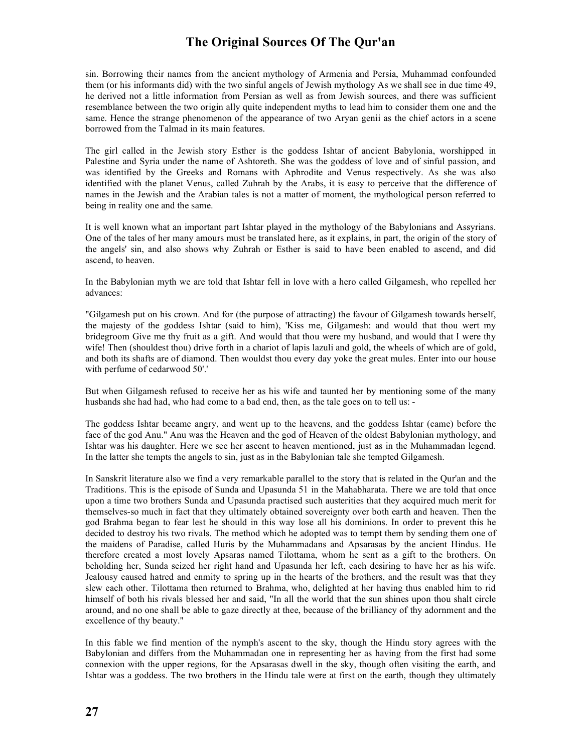sin. Borrowing their names from the ancient mythology of Armenia and Persia, Muhammad confounded them (or his informants did) with the two sinful angels of Jewish mythology As we shall see in due time 49, he derived not a little information from Persian as well as from Jewish sources, and there was sufficient resemblance between the two origin ally quite independent myths to lead him to consider them one and the same. Hence the strange phenomenon of the appearance of two Aryan genii as the chief actors in a scene borrowed from the Talmad in its main features.

The girl called in the Jewish story Esther is the goddess Ishtar of ancient Babylonia, worshipped in Palestine and Syria under the name of Ashtoreth. She was the goddess of love and of sinful passion, and was identified by the Greeks and Romans with Aphrodite and Venus respectively. As she was also identified with the planet Venus, called Zuhrah by the Arabs, it is easy to perceive that the difference of names in the Jewish and the Arabian tales is not a matter of moment, the mythological person referred to being in reality one and the same.

It is well known what an important part Ishtar played in the mythology of the Babylonians and Assyrians. One of the tales of her many amours must be translated here, as it explains, in part, the origin of the story of the angels' sin, and also shows why Zuhrah or Esther is said to have been enabled to ascend, and did ascend, to heaven.

In the Babylonian myth we are told that Ishtar fell in love with a hero called Gilgamesh, who repelled her advances:

"Gilgamesh put on his crown. And for (the purpose of attracting) the favour of Gilgamesh towards herself, the majesty of the goddess Ishtar (said to him), 'Kiss me, Gilgamesh: and would that thou wert my bridegroom Give me thy fruit as a gift. And would that thou were my husband, and would that I were thy wife! Then (shouldest thou) drive forth in a chariot of lapis lazuli and gold, the wheels of which are of gold, and both its shafts are of diamond. Then wouldst thou every day yoke the great mules. Enter into our house with perfume of cedarwood 50'.'

But when Gilgamesh refused to receive her as his wife and taunted her by mentioning some of the many husbands she had had, who had come to a bad end, then, as the tale goes on to tell us: -

The goddess Ishtar became angry, and went up to the heavens, and the goddess Ishtar (came) before the face of the god Anu." Anu was the Heaven and the god of Heaven of the oldest Babylonian mythology, and Ishtar was his daughter. Here we see her ascent to heaven mentioned, just as in the Muhammadan legend. In the latter she tempts the angels to sin, just as in the Babylonian tale she tempted Gilgamesh.

In Sanskrit literature also we find a very remarkable parallel to the story that is related in the Qur'an and the Traditions. This is the episode of Sunda and Upasunda 51 in the Mahabharata. There we are told that once upon a time two brothers Sunda and Upasunda practised such austerities that they acquired much merit for themselves-so much in fact that they ultimately obtained sovereignty over both earth and heaven. Then the god Brahma began to fear lest he should in this way lose all his dominions. In order to prevent this he decided to destroy his two rivals. The method which he adopted was to tempt them by sending them one of the maidens of Paradise, called Huris by the Muhammadans and Apsarasas by the ancient Hindus. He therefore created a most lovely Apsaras named Tilottama, whom he sent as a gift to the brothers. On beholding her, Sunda seized her right hand and Upasunda her left, each desiring to have her as his wife. Jealousy caused hatred and enmity to spring up in the hearts of the brothers, and the result was that they slew each other. Tilottama then returned to Brahma, who, delighted at her having thus enabled him to rid himself of both his rivals blessed her and said, "In all the world that the sun shines upon thou shalt circle around, and no one shall be able to gaze directly at thee, because of the brilliancy of thy adornment and the excellence of thy beauty."

In this fable we find mention of the nymph's ascent to the sky, though the Hindu story agrees with the Babylonian and differs from the Muhammadan one in representing her as having from the first had some connexion with the upper regions, for the Apsarasas dwell in the sky, though often visiting the earth, and Ishtar was a goddess. The two brothers in the Hindu tale were at first on the earth, though they ultimately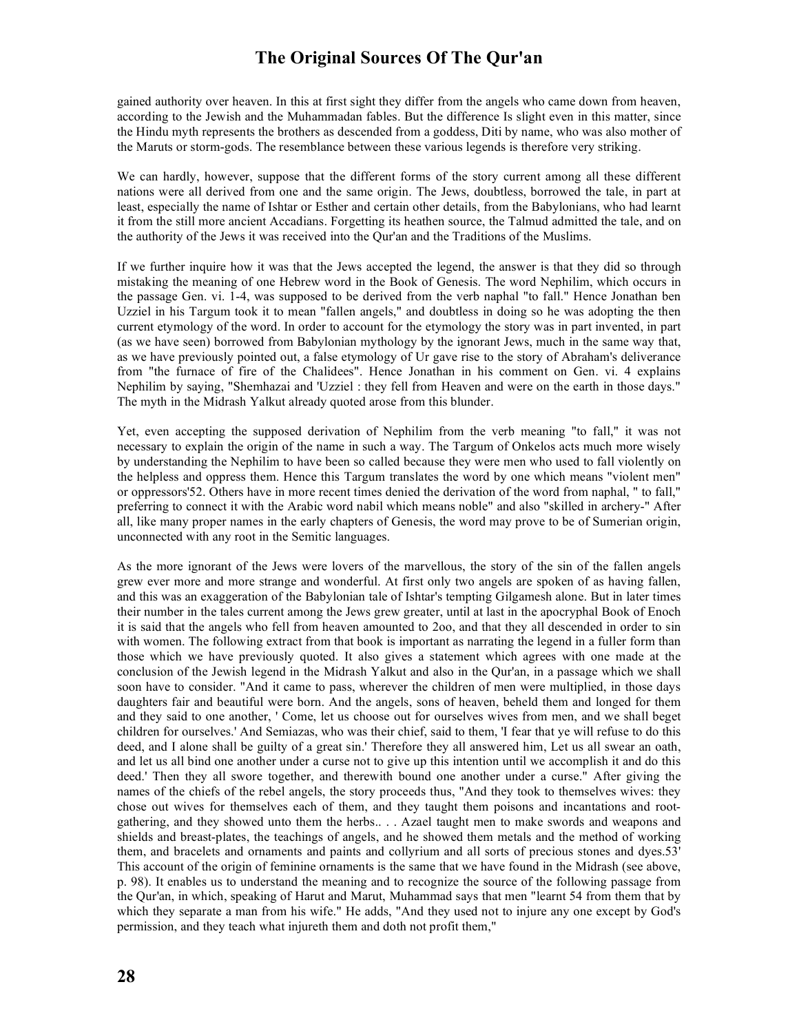gained authority over heaven. In this at first sight they differ from the angels who came down from heaven, according to the Jewish and the Muhammadan fables. But the difference Is slight even in this matter, since the Hindu myth represents the brothers as descended from a goddess, Diti by name, who was also mother of the Maruts or storm-gods. The resemblance between these various legends is therefore very striking.

We can hardly, however, suppose that the different forms of the story current among all these different nations were all derived from one and the same origin. The Jews, doubtless, borrowed the tale, in part at least, especially the name of Ishtar or Esther and certain other details, from the Babylonians, who had learnt it from the still more ancient Accadians. Forgetting its heathen source, the Talmud admitted the tale, and on the authority of the Jews it was received into the Qur'an and the Traditions of the Muslims.

If we further inquire how it was that the Jews accepted the legend, the answer is that they did so through mistaking the meaning of one Hebrew word in the Book of Genesis. The word Nephilim, which occurs in the passage Gen. vi. 1-4, was supposed to be derived from the verb naphal "to fall." Hence Jonathan ben Uzziel in his Targum took it to mean "fallen angels," and doubtless in doing so he was adopting the then current etymology of the word. In order to account for the etymology the story was in part invented, in part (as we have seen) borrowed from Babylonian mythology by the ignorant Jews, much in the same way that, as we have previously pointed out, a false etymology of Ur gave rise to the story of Abraham's deliverance from "the furnace of fire of the Chalidees". Hence Jonathan in his comment on Gen. vi. 4 explains Nephilim by saying, "Shemhazai and 'Uzziel : they fell from Heaven and were on the earth in those days." The myth in the Midrash Yalkut already quoted arose from this blunder.

Yet, even accepting the supposed derivation of Nephilim from the verb meaning "to fall," it was not necessary to explain the origin of the name in such a way. The Targum of Onkelos acts much more wisely by understanding the Nephilim to have been so called because they were men who used to fall violently on the helpless and oppress them. Hence this Targum translates the word by one which means "violent men" or oppressors'52. Others have in more recent times denied the derivation of the word from naphal, " to fall," preferring to connect it with the Arabic word nabil which means noble" and also "skilled in archery-" After all, like many proper names in the early chapters of Genesis, the word may prove to be of Sumerian origin, unconnected with any root in the Semitic languages.

As the more ignorant of the Jews were lovers of the marvellous, the story of the sin of the fallen angels grew ever more and more strange and wonderful. At first only two angels are spoken of as having fallen, and this was an exaggeration of the Babylonian tale of Ishtar's tempting Gilgamesh alone. But in later times their number in the tales current among the Jews grew greater, until at last in the apocryphal Book of Enoch it is said that the angels who fell from heaven amounted to 2oo, and that they all descended in order to sin with women. The following extract from that book is important as narrating the legend in a fuller form than those which we have previously quoted. It also gives a statement which agrees with one made at the conclusion of the Jewish legend in the Midrash Yalkut and also in the Qur'an, in a passage which we shall soon have to consider. "And it came to pass, wherever the children of men were multiplied, in those days daughters fair and beautiful were born. And the angels, sons of heaven, beheld them and longed for them and they said to one another, ' Come, let us choose out for ourselves wives from men, and we shall beget children for ourselves.' And Semiazas, who was their chief, said to them, 'I fear that ye will refuse to do this deed, and I alone shall be guilty of a great sin.' Therefore they all answered him, Let us all swear an oath, and let us all bind one another under a curse not to give up this intention until we accomplish it and do this deed.' Then they all swore together, and therewith bound one another under a curse." After giving the names of the chiefs of the rebel angels, the story proceeds thus, "And they took to themselves wives: they chose out wives for themselves each of them, and they taught them poisons and incantations and root-gathering, and they showed unto them the herbs.. . . Azael taught men to make swords and weapons and shields and breast-plates, the teachings of angels, and he showed them metals and the method of working them, and bracelets and ornaments and paints and collyrium and all sorts of precious stones and dyes.53' This account of the origin of feminine ornaments is the same that we have found in the Midrash (see above, p. 98). It enables us to understand the meaning and to recognize the source of the following passage from the Qur'an, in which, speaking of Harut and Marut, Muhammad says that men "learnt 54 from them that by which they separate a man from his wife." He adds, "And they used not to injure any one except by God's permission, and they teach what injureth them and doth not profit them,"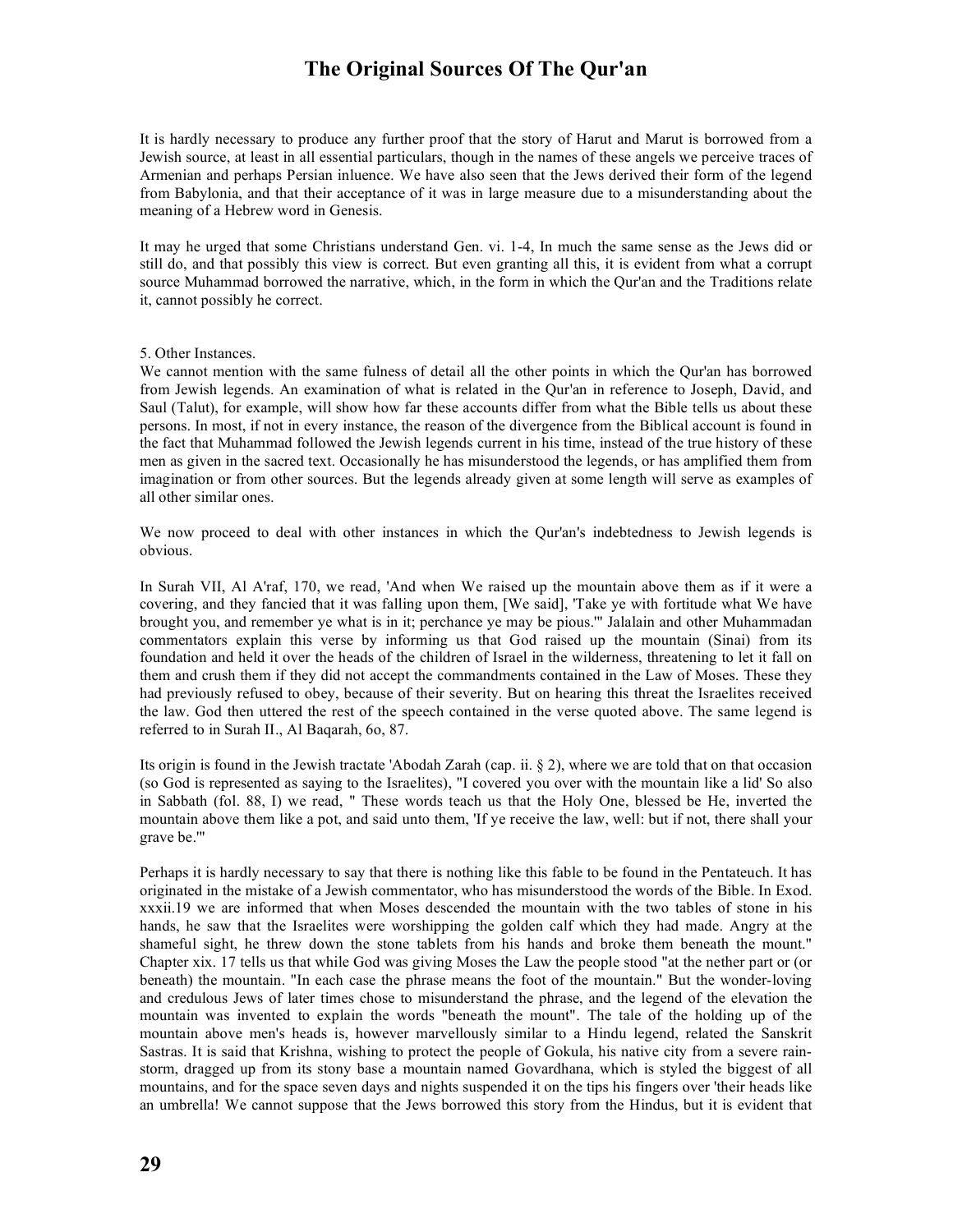It is hardly necessary to produce any further proof that the story of Harut and Marut is borrowed from a Jewish source, at least in all essential particulars, though in the names of these angels we perceive traces of Armenian and perhaps Persian inluence. We have also seen that the Jews derived their form of the legend from Babylonia, and that their acceptance of it was in large measure due to a misunderstanding about the meaning of a Hebrew word in Genesis.

It may he urged that some Christians understand Gen. vi. 1-4, In much the same sense as the Jews did or still do, and that possibly this view is correct. But even granting all this, it is evident from what a corrupt source Muhammad borrowed the narrative, which, in the form in which the Qur'an and the Traditions relate it, cannot possibly he correct.

5. Other Instances.

We cannot mention with the same fulness of detail all the other points in which the Qur'an has borrowed from Jewish legends. An examination of what is related in the Qur'an in reference to Joseph, David, and Saul (Talut), for example, will show how far these accounts differ from what the Bible tells us about these persons. In most, if not in every instance, the reason of the divergence from the Biblical account is found in the fact that Muhammad followed the Jewish legends current in his time, instead of the true history of these men as given in the sacred text. Occasionally he has misunderstood the legends, or has amplified them from imagination or from other sources. But the legends already given at some length will serve as examples of all other similar ones.

We now proceed to deal with other instances in which the Qur'an's indebtedness to Jewish legends is obvious.

In Surah VII, Al A'raf, 170, we read, 'And when We raised up the mountain above them as if it were a covering, and they fancied that it was falling upon them, [We said], 'Take ye with fortitude what We have brought you, and remember ye what is in it; perchance ye may be pious.'" Jalalain and other Muhammadan commentators explain this verse by informing us that God raised up the mountain (Sinai) from its foundation and held it over the heads of the children of Israel in the wilderness, threatening to let it fall on them and crush them if they did not accept the commandments contained in the Law of Moses. These they had previously refused to obey, because of their severity. But on hearing this threat the Israelites received the law. God then uttered the rest of the speech contained in the verse quoted above. The same legend is referred to in Surah II., Al Baqarah, 6o, 87.

Its origin is found in the Jewish tractate 'Abodah Zarah (cap. ii. § 2), where we are told that on that occasion (so God is represented as saying to the Israelites), "I covered you over with the mountain like a lid' So also in Sabbath (fol. 88, I) we read, " These words teach us that the Holy One, blessed be He, inverted the mountain above them like a pot, and said unto them, 'If ye receive the law, well: but if not, there shall your grave be.'"

Perhaps it is hardly necessary to say that there is nothing like this fable to be found in the Pentateuch. It has originated in the mistake of a Jewish commentator, who has misunderstood the words of the Bible. In Exod. xxxii.19 we are informed that when Moses descended the mountain with the two tables of stone in his hands, he saw that the Israelites were worshipping the golden calf which they had made. Angry at the shameful sight, he threw down the stone tablets from his hands and broke them beneath the mount." Chapter xix. 17 tells us that while God was giving Moses the Law the people stood "at the nether part or (or beneath) the mountain. "In each case the phrase means the foot of the mountain." But the wonder-loving and credulous Jews of later times chose to misunderstand the phrase, and the legend of the elevation the mountain was invented to explain the words "beneath the mount". The tale of the holding up of the mountain above men's heads is, however marvellously similar to a Hindu legend, related the Sanskrit Sastras. It is said that Krishna, wishing to protect the people of Gokula, his native city from a severe rain-storm, dragged up from its stony base a mountain named Govardhana, which is styled the biggest of all mountains, and for the space seven days and nights suspended it on the tips his fingers over 'their heads like an umbrella! We cannot suppose that the Jews borrowed this story from the Hindus, but it is evident that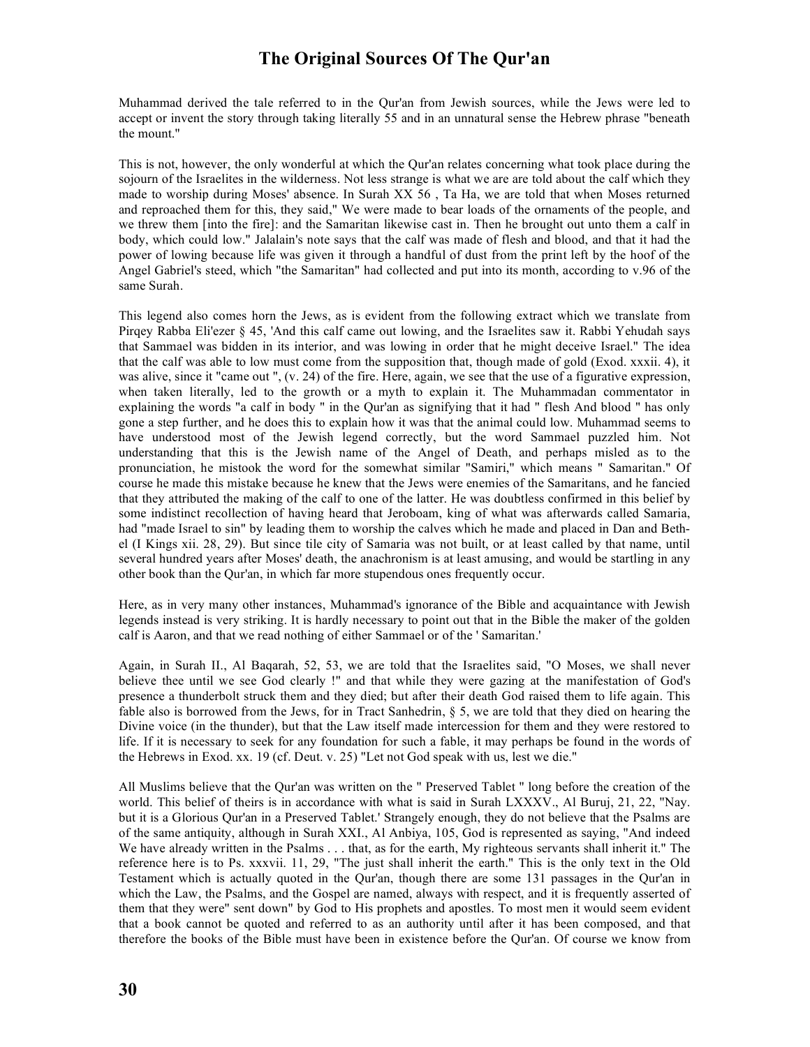Muhammad derived the tale referred to in the Qur'an from Jewish sources, while the Jews were led to accept or invent the story through taking literally 55 and in an unnatural sense the Hebrew phrase "beneath the mount."

This is not, however, the only wonderful at which the Qur'an relates concerning what took place during the sojourn of the Israelites in the wilderness. Not less strange is what we are are told about the calf which they made to worship during Moses' absence. In Surah XX 56 , Ta Ha, we are told that when Moses returned and reproached them for this, they said," We were made to bear loads of the ornaments of the people, and we threw them [into the fire]: and the Samaritan likewise cast in. Then he brought out unto them a calf in body, which could low." Jalalain's note says that the calf was made of flesh and blood, and that it had the power of lowing because life was given it through a handful of dust from the print left by the hoof of the Angel Gabriel's steed, which "the Samaritan" had collected and put into its month, according to v.96 of the same Surah.

This legend also comes horn the Jews, as is evident from the following extract which we translate from Pirqey Rabba Eli'ezer § 45, 'And this calf came out lowing, and the Israelites saw it. Rabbi Yehudah says that Sammael was bidden in its interior, and was lowing in order that he might deceive Israel." The idea that the calf was able to low must come from the supposition that, though made of gold (Exod. xxxii. 4), it was alive, since it "came out ", (v. 24) of the fire. Here, again, we see that the use of a figurative expression, when taken literally, led to the growth or a myth to explain it. The Muhammadan commentator in explaining the words "a calf in body " in the Qur'an as signifying that it had " flesh And blood " has only gone a step further, and he does this to explain how it was that the animal could low. Muhammad seems to have understood most of the Jewish legend correctly, but the word Sammael puzzled him. Not understanding that this is the Jewish name of the Angel of Death, and perhaps misled as to the pronunciation, he mistook the word for the somewhat similar "Samiri," which means " Samaritan." Of course he made this mistake because he knew that the Jews were enemies of the Samaritans, and he fancied that they attributed the making of the calf to one of the latter. He was doubtless confirmed in this belief by some indistinct recollection of having heard that Jeroboam, king of what was afterwards called Samaria, had "made Israel to sin" by leading them to worship the calves which he made and placed in Dan and Beth-el (I Kings xii. 28, 29). But since tile city of Samaria was not built, or at least called by that name, until several hundred years after Moses' death, the anachronism is at least amusing, and would be startling in any other book than the Qur'an, in which far more stupendous ones frequently occur.

Here, as in very many other instances, Muhammad's ignorance of the Bible and acquaintance with Jewish legends instead is very striking. It is hardly necessary to point out that in the Bible the maker of the golden calf is Aaron, and that we read nothing of either Sammael or of the ' Samaritan.'

Again, in Surah II., Al Baqarah, 52, 53, we are told that the Israelites said, "O Moses, we shall never believe thee until we see God clearly !" and that while they were gazing at the manifestation of God's presence a thunderbolt struck them and they died; but after their death God raised them to life again. This fable also is borrowed from the Jews, for in Tract Sanhedrin, § 5, we are told that they died on hearing the Divine voice (in the thunder), but that the Law itself made intercession for them and they were restored to life. If it is necessary to seek for any foundation for such a fable, it may perhaps be found in the words of the Hebrews in Exod. xx. 19 (cf. Deut. v. 25) "Let not God speak with us, lest we die."

All Muslims believe that the Qur'an was written on the " Preserved Tablet " long before the creation of the world. This belief of theirs is in accordance with what is said in Surah LXXXV., Al Buruj, 21, 22, "Nay. but it is a Glorious Qur'an in a Preserved Tablet.' Strangely enough, they do not believe that the Psalms are of the same antiquity, although in Surah XXI., Al Anbiya, 105, God is represented as saying, "And indeed We have already written in the Psalms . . . that, as for the earth, My righteous servants shall inherit it." The reference here is to Ps. xxxvii. 11, 29, "The just shall inherit the earth." This is the only text in the Old Testament which is actually quoted in the Qur'an, though there are some 131 passages in the Qur'an in which the Law, the Psalms, and the Gospel are named, always with respect, and it is frequently asserted of them that they were" sent down" by God to His prophets and apostles. To most men it would seem evident that a book cannot be quoted and referred to as an authority until after it has been composed, and that therefore the books of the Bible must have been in existence before the Qur'an. Of course we know from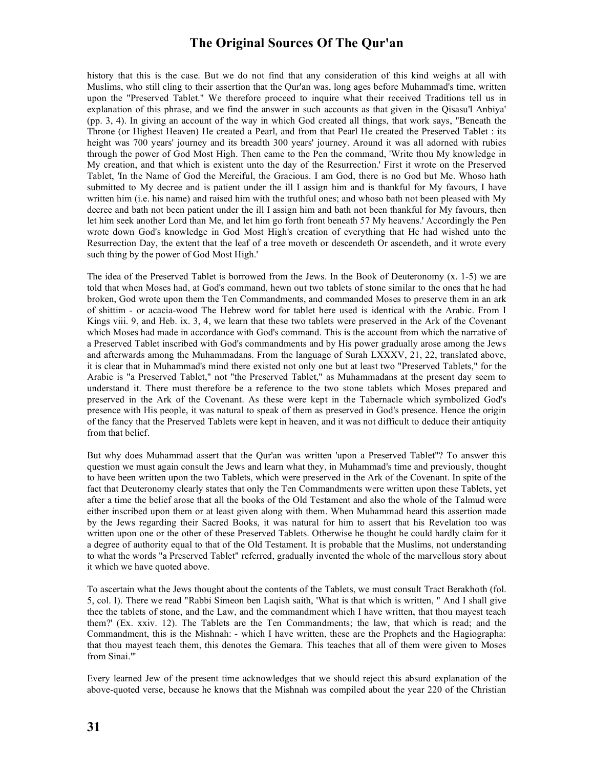history that this is the case. But we do not find that any consideration of this kind weighs at all with Muslims, who still cling to their assertion that the Qur'an was, long ages before Muhammad's time, written upon the "Preserved Tablet." We therefore proceed to inquire what their received Traditions tell us in explanation of this phrase, and we find the answer in such accounts as that given in the Qisasu'l Anbiya' (pp. 3, 4). In giving an account of the way in which God created all things, that work says, "Beneath the Throne (or Highest Heaven) He created a Pearl, and from that Pearl He created the Preserved Tablet : its height was 700 years' journey and its breadth 300 years' journey. Around it was all adorned with rubies through the power of God Most High. Then came to the Pen the command, 'Write thou My knowledge in My creation, and that which is existent unto the day of the Resurrection.' First it wrote on the Preserved Tablet, 'In the Name of God the Merciful, the Gracious. I am God, there is no God but Me. Whoso hath submitted to My decree and is patient under the ill I assign him and is thankful for My favours, I have written him (i.e. his name) and raised him with the truthful ones; and whoso bath not been pleased with My decree and bath not been patient under the ill I assign him and bath not been thankful for My favours, then let him seek another Lord than Me, and let him go forth front beneath 57 My heavens.' Accordingly the Pen wrote down God's knowledge in God Most High's creation of everything that He had wished unto the Resurrection Day, the extent that the leaf of a tree moveth or descendeth Or ascendeth, and it wrote every such thing by the power of God Most High.'

The idea of the Preserved Tablet is borrowed from the Jews. In the Book of Deuteronomy (x. 1-5) we are told that when Moses had, at God's command, hewn out two tablets of stone similar to the ones that he had broken, God wrote upon them the Ten Commandments, and commanded Moses to preserve them in an ark of shittim - or acacia-wood The Hebrew word for tablet here used is identical with the Arabic. From I Kings viii. 9, and Heb. ix. 3, 4, we learn that these two tablets were preserved in the Ark of the Covenant which Moses had made in accordance with God's command. This is the account from which the narrative of a Preserved Tablet inscribed with God's commandments and by His power gradually arose among the Jews and afterwards among the Muhammadans. From the language of Surah LXXXV, 21, 22, translated above, it is clear that in Muhammad's mind there existed not only one but at least two "Preserved Tablets," for the Arabic is "a Preserved Tablet," not "the Preserved Tablet," as Muhammadans at the present day seem to understand it. There must therefore be a reference to the two stone tablets which Moses prepared and preserved in the Ark of the Covenant. As these were kept in the Tabernacle which symbolized God's presence with His people, it was natural to speak of them as preserved in God's presence. Hence the origin of the fancy that the Preserved Tablets were kept in heaven, and it was not difficult to deduce their antiquity from that belief.

But why does Muhammad assert that the Qur'an was written 'upon a Preserved Tablet''? To answer this question we must again consult the Jews and learn what they, in Muhammad's time and previously, thought to have been written upon the two Tablets, which were preserved in the Ark of the Covenant. In spite of the fact that Deuteronomy clearly states that only the Ten Commandments were written upon these Tablets, yet after a time the belief arose that all the books of the Old Testament and also the whole of the Talmud were either inscribed upon them or at least given along with them. When Muhammad heard this assertion made by the Jews regarding their Sacred Books, it was natural for him to assert that his Revelation too was written upon one or the other of these Preserved Tablets. Otherwise he thought he could hardly claim for it a degree of authority equal to that of the Old Testament. It is probable that the Muslims, not understanding to what the words "a Preserved Tablet" referred, gradually invented the whole of the marvellous story about it which we have quoted above.

To ascertain what the Jews thought about the contents of the Tablets, we must consult Tract Berakhoth (fol. 5, col. I). There we read "Rabbi Simeon ben Laqish saith, 'What is that which is written, " And I shall give thee the tablets of stone, and the Law, and the commandment which I have written, that thou mayest teach them?' (Ex. xxiv. 12). The Tablets are the Ten Commandments; the law, that which is read; and the Commandment, this is the Mishnah: - which I have written, these are the Prophets and the Hagiographa: that thou mayest teach them, this denotes the Gemara. This teaches that all of them were given to Moses from Sinai.'"

Every learned Jew of the present time acknowledges that we should reject this absurd explanation of the above-quoted verse, because he knows that the Mishnah was compiled about the year 220 of the Christian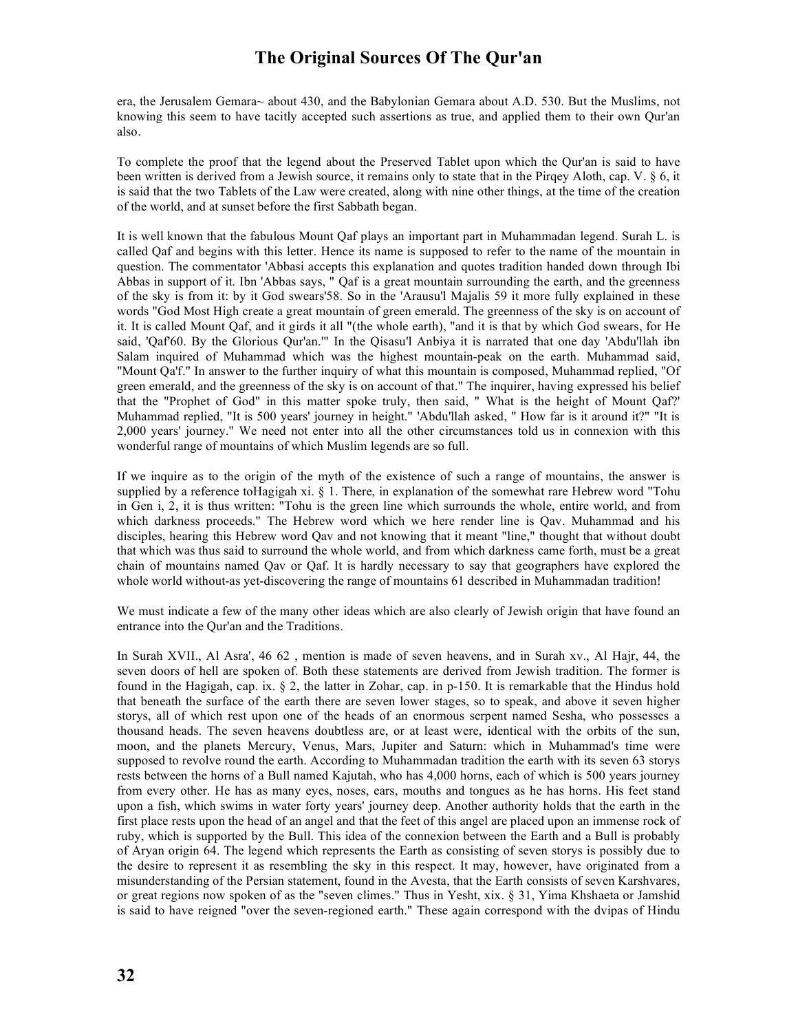era, the Jerusalem Gemara~ about 430, and the Babylonian Gemara about A.D. 530. But the Muslims, not knowing this seem to have tacitly accepted such assertions as true, and applied them to their own Qur'an also.

To complete the proof that the legend about the Preserved Tablet upon which the Qur'an is said to have been written is derived from a Jewish source, it remains only to state that in the Pirqey Aloth, cap. V. § 6, it is said that the two Tablets of the Law were created, along with nine other things, at the time of the creation of the world, and at sunset before the first Sabbath began.

It is well known that the fabulous Mount Qaf plays an important part in Muhammadan legend. Surah L. is called Qaf and begins with this letter. Hence its name is supposed to refer to the name of the mountain in question. The commentator 'Abbasi accepts this explanation and quotes tradition handed down through Ibi Abbas in support of it. Ibn 'Abbas says, " Qaf is a great mountain surrounding the earth, and the greenness of the sky is from it: by it God swears'58. So in the 'Arausu'l Majalis 59 it more fully explained in these words "God Most High create a great mountain of green emerald. The greenness of the sky is on account of it. It is called Mount Qaf, and it girds it all "(the whole earth), "and it is that by which God swears, for He said, 'Qaf'60. By the Glorious Qur'an.'" In the Qisasu'l Anbiya it is narrated that one day 'Abdu'llah ibn Salam inquired of Muhammad which was the highest mountain-peak on the earth. Muhammad said, "Mount Qa'f." In answer to the further inquiry of what this mountain is composed, Muhammad replied, "Of green emerald, and the greenness of the sky is on account of that." The inquirer, having expressed his belief that the "Prophet of God" in this matter spoke truly, then said, " What is the height of Mount Qaf?' Muhammad replied, "It is 500 years' journey in height." 'Abdu'llah asked, " How far is it around it?" "It is 2,000 years' journey." We need not enter into all the other circumstances told us in connexion with this wonderful range of mountains of which Muslim legends are so full.

If we inquire as to the origin of the myth of the existence of such a range of mountains, the answer is supplied by a reference toHagigah xi. § 1. There, in explanation of the somewhat rare Hebrew word "Tohu in Gen i, 2, it is thus written: "Tohu is the green line which surrounds the whole, entire world, and from which darkness proceeds." The Hebrew word which we here render line is Qav. Muhammad and his disciples, hearing this Hebrew word Qav and not knowing that it meant "line," thought that without doubt that which was thus said to surround the whole world, and from which darkness came forth, must be a great chain of mountains named Qav or Qaf. It is hardly necessary to say that geographers have explored the whole world without-as yet-discovering the range of mountains 61 described in Muhammadan tradition!

We must indicate a few of the many other ideas which are also clearly of Jewish origin that have found an entrance into the Qur'an and the Traditions.

In Surah XVII., Al Asra', 46 62 , mention is made of seven heavens, and in Surah xv., Al Hajr, 44, the seven doors of hell are spoken of. Both these statements are derived from Jewish tradition. The former is found in the Hagigah, cap. ix. § 2, the latter in Zohar, cap. in p-150. It is remarkable that the Hindus hold that beneath the surface of the earth there are seven lower stages, so to speak, and above it seven higher storys, all of which rest upon one of the heads of an enormous serpent named Sesha, who possesses a thousand heads. The seven heavens doubtless are, or at least were, identical with the orbits of the sun, moon, and the planets Mercury, Venus, Mars, Jupiter and Saturn: which in Muhammad's time were supposed to revolve round the earth. According to Muhammadan tradition the earth with its seven 63 storys rests between the horns of a Bull named Kajutah, who has 4,000 horns, each of which is 500 years journey from every other. He has as many eyes, noses, ears, mouths and tongues as he has horns. His feet stand upon a fish, which swims in water forty years' journey deep. Another authority holds that the earth in the first place rests upon the head of an angel and that the feet of this angel are placed upon an immense rock of ruby, which is supported by the Bull. This idea of the connexion between the Earth and a Bull is probably of Aryan origin 64. The legend which represents the Earth as consisting of seven storys is possibly due to the desire to represent it as resembling the sky in this respect. It may, however, have originated from a misunderstanding of the Persian statement, found in the Avesta, that the Earth consists of seven Karshvares, or great regions now spoken of as the "seven climes." Thus in Yesht, xix. § 31, Yima Khshaeta or Jamshid is said to have reigned "over the seven-regioned earth." These again correspond with the dvipas of Hindu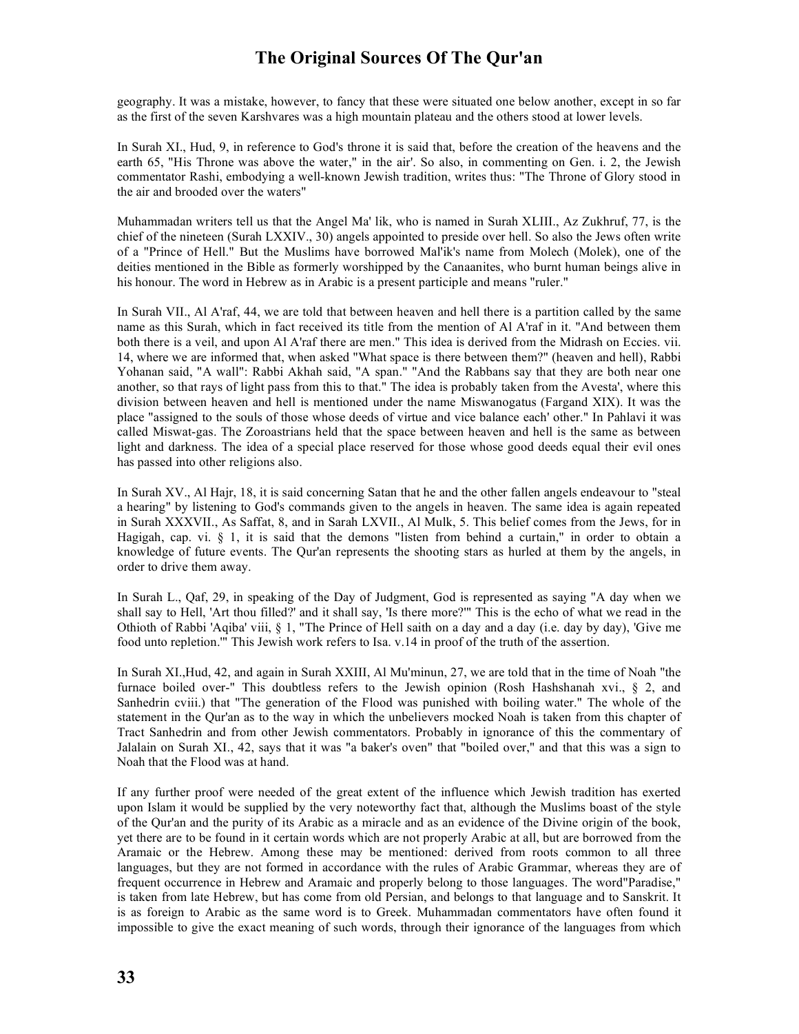geography. It was a mistake, however, to fancy that these were situated one below another, except in so far as the first of the seven Karshvares was a high mountain plateau and the others stood at lower levels.

In Surah XI., Hud, 9, in reference to God's throne it is said that, before the creation of the heavens and the earth 65, "His Throne was above the water," in the air'. So also, in commenting on Gen. i. 2, the Jewish commentator Rashi, embodying a well-known Jewish tradition, writes thus: "The Throne of Glory stood in the air and brooded over the waters"

Muhammadan writers tell us that the Angel Ma' lik, who is named in Surah XLIII., Az Zukhruf, 77, is the chief of the nineteen (Surah LXXIV., 30) angels appointed to preside over hell. So also the Jews often write of a "Prince of Hell." But the Muslims have borrowed Mal'ik's name from Molech (Molek), one of the deities mentioned in the Bible as formerly worshipped by the Canaanites, who burnt human beings alive in his honour. The word in Hebrew as in Arabic is a present participle and means "ruler."

In Surah VII., Al A'raf, 44, we are told that between heaven and hell there is a partition called by the same name as this Surah, which in fact received its title from the mention of Al A'raf in it. "And between them both there is a veil, and upon Al A'raf there are men." This idea is derived from the Midrash on Eccies. vii. 14, where we are informed that, when asked "What space is there between them?" (heaven and hell), Rabbi Yohanan said, "A wall": Rabbi Akhah said, "A span." "And the Rabbans say that they are both near one another, so that rays of light pass from this to that." The idea is probably taken from the Avesta', where this division between heaven and hell is mentioned under the name Miswanogatus (Fargand XIX). It was the place "assigned to the souls of those whose deeds of virtue and vice balance each' other." In Pahlavi it was called Miswat-gas. The Zoroastrians held that the space between heaven and hell is the same as between light and darkness. The idea of a special place reserved for those whose good deeds equal their evil ones has passed into other religions also.

In Surah XV., Al Hajr, 18, it is said concerning Satan that he and the other fallen angels endeavour to "steal a hearing" by listening to God's commands given to the angels in heaven. The same idea is again repeated in Surah XXXVII., As Saffat, 8, and in Sarah LXVII., Al Mulk, 5. This belief comes from the Jews, for in Hagigah, cap. vi. § 1, it is said that the demons "listen from behind a curtain," in order to obtain a knowledge of future events. The Qur'an represents the shooting stars as hurled at them by the angels, in order to drive them away.

In Surah L., Qaf, 29, in speaking of the Day of Judgment, God is represented as saying "A day when we shall say to Hell, 'Art thou filled?' and it shall say, 'Is there more?'" This is the echo of what we read in the Othioth of Rabbi 'Aqiba' viii, § 1, "The Prince of Hell saith on a day and a day (i.e. day by day), 'Give me food unto repletion.'" This Jewish work refers to Isa. v.14 in proof of the truth of the assertion.

In Surah XI.,Hud, 42, and again in Surah XXIII, Al Mu'minun, 27, we are told that in the time of Noah "the furnace boiled over-" This doubtless refers to the Jewish opinion (Rosh Hashshanah xvi., § 2, and Sanhedrin cviii.) that "The generation of the Flood was punished with boiling water." The whole of the statement in the Qur'an as to the way in which the unbelievers mocked Noah is taken from this chapter of Tract Sanhedrin and from other Jewish commentators. Probably in ignorance of this the commentary of Jalalain on Surah XI., 42, says that it was "a baker's oven" that "boiled over," and that this was a sign to Noah that the Flood was at hand.

If any further proof were needed of the great extent of the influence which Jewish tradition has exerted upon Islam it would be supplied by the very noteworthy fact that, although the Muslims boast of the style of the Qur'an and the purity of its Arabic as a miracle and as an evidence of the Divine origin of the book, yet there are to be found in it certain words which are not properly Arabic at all, but are borrowed from the Aramaic or the Hebrew. Among these may be mentioned: derived from roots common to all three languages, but they are not formed in accordance with the rules of Arabic Grammar, whereas they are of frequent occurrence in Hebrew and Aramaic and properly belong to those languages. The word"Paradise," is taken from late Hebrew, but has come from old Persian, and belongs to that language and to Sanskrit. It is as foreign to Arabic as the same word is to Greek. Muhammadan commentators have often found it impossible to give the exact meaning of such words, through their ignorance of the languages from which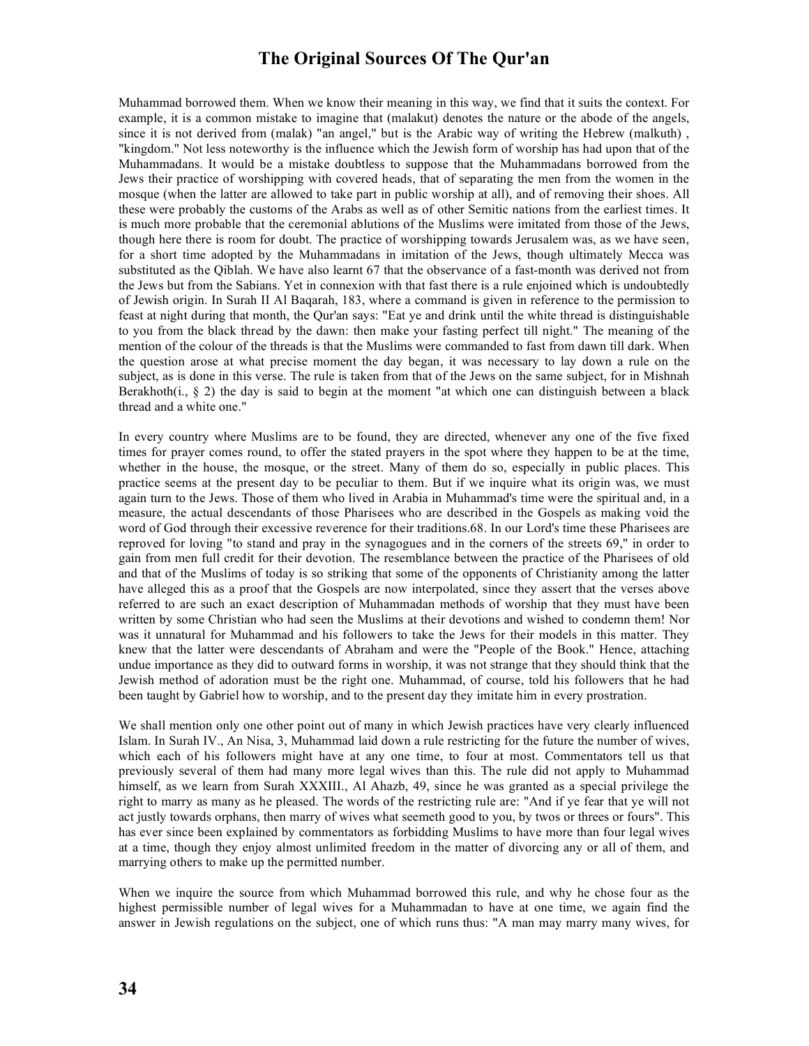Muhammad borrowed them. When we know their meaning in this way, we find that it suits the context. For example, it is a common mistake to imagine that (malakut) denotes the nature or the abode of the angels, since it is not derived from (malak) "an angel," but is the Arabic way of writing the Hebrew (malkuth) , "kingdom." Not less noteworthy is the influence which the Jewish form of worship has had upon that of the Muhammadans. It would be a mistake doubtless to suppose that the Muhammadans borrowed from the Jews their practice of worshipping with covered heads, that of separating the men from the women in the mosque (when the latter are allowed to take part in public worship at all), and of removing their shoes. All these were probably the customs of the Arabs as well as of other Semitic nations from the earliest times. It is much more probable that the ceremonial ablutions of the Muslims were imitated from those of the Jews, though here there is room for doubt. The practice of worshipping towards Jerusalem was, as we have seen, for a short time adopted by the Muhammadans in imitation of the Jews, though ultimately Mecca was substituted as the Qiblah. We have also learnt 67 that the observance of a fast-month was derived not from the Jews but from the Sabians. Yet in connexion with that fast there is a rule enjoined which is undoubtedly of Jewish origin. In Surah II Al Baqarah, 183, where a command is given in reference to the permission to feast at night during that month, the Qur'an says: "Eat ye and drink until the white thread is distinguishable to you from the black thread by the dawn: then make your fasting perfect till night." The meaning of the mention of the colour of the threads is that the Muslims were commanded to fast from dawn till dark. When the question arose at what precise moment the day began, it was necessary to lay down a rule on the subject, as is done in this verse. The rule is taken from that of the Jews on the same subject, for in Mishnah Berakhoth(i., § 2) the day is said to begin at the moment "at which one can distinguish between a black thread and a white one."

In every country where Muslims are to be found, they are directed, whenever any one of the five fixed times for prayer comes round, to offer the stated prayers in the spot where they happen to be at the time, whether in the house, the mosque, or the street. Many of them do so, especially in public places. This practice seems at the present day to be peculiar to them. But if we inquire what its origin was, we must again turn to the Jews. Those of them who lived in Arabia in Muhammad's time were the spiritual and, in a measure, the actual descendants of those Pharisees who are described in the Gospels as making void the word of God through their excessive reverence for their traditions.68. In our Lord's time these Pharisees are reproved for loving "to stand and pray in the synagogues and in the corners of the streets 69," in order to gain from men full credit for their devotion. The resemblance between the practice of the Pharisees of old and that of the Muslims of today is so striking that some of the opponents of Christianity among the latter have alleged this as a proof that the Gospels are now interpolated, since they assert that the verses above referred to are such an exact description of Muhammadan methods of worship that they must have been written by some Christian who had seen the Muslims at their devotions and wished to condemn them! Nor was it unnatural for Muhammad and his followers to take the Jews for their models in this matter. They knew that the latter were descendants of Abraham and were the "People of the Book." Hence, attaching undue importance as they did to outward forms in worship, it was not strange that they should think that the Jewish method of adoration must be the right one. Muhammad, of course, told his followers that he had been taught by Gabriel how to worship, and to the present day they imitate him in every prostration.

We shall mention only one other point out of many in which Jewish practices have very clearly influenced Islam. In Surah IV., An Nisa, 3, Muhammad laid down a rule restricting for the future the number of wives, which each of his followers might have at any one time, to four at most. Commentators tell us that previously several of them had many more legal wives than this. The rule did not apply to Muhammad himself, as we learn from Surah XXXIII., Al Ahazb, 49, since he was granted as a special privilege the right to marry as many as he pleased. The words of the restricting rule are: "And if ye fear that ye will not act justly towards orphans, then marry of wives what seemeth good to you, by twos or threes or fours". This has ever since been explained by commentators as forbidding Muslims to have more than four legal wives at a time, though they enjoy almost unlimited freedom in the matter of divorcing any or all of them, and marrying others to make up the permitted number.

When we inquire the source from which Muhammad borrowed this rule, and why he chose four as the highest permissible number of legal wives for a Muhammadan to have at one time, we again find the answer in Jewish regulations on the subject, one of which runs thus: "A man may marry many wives, for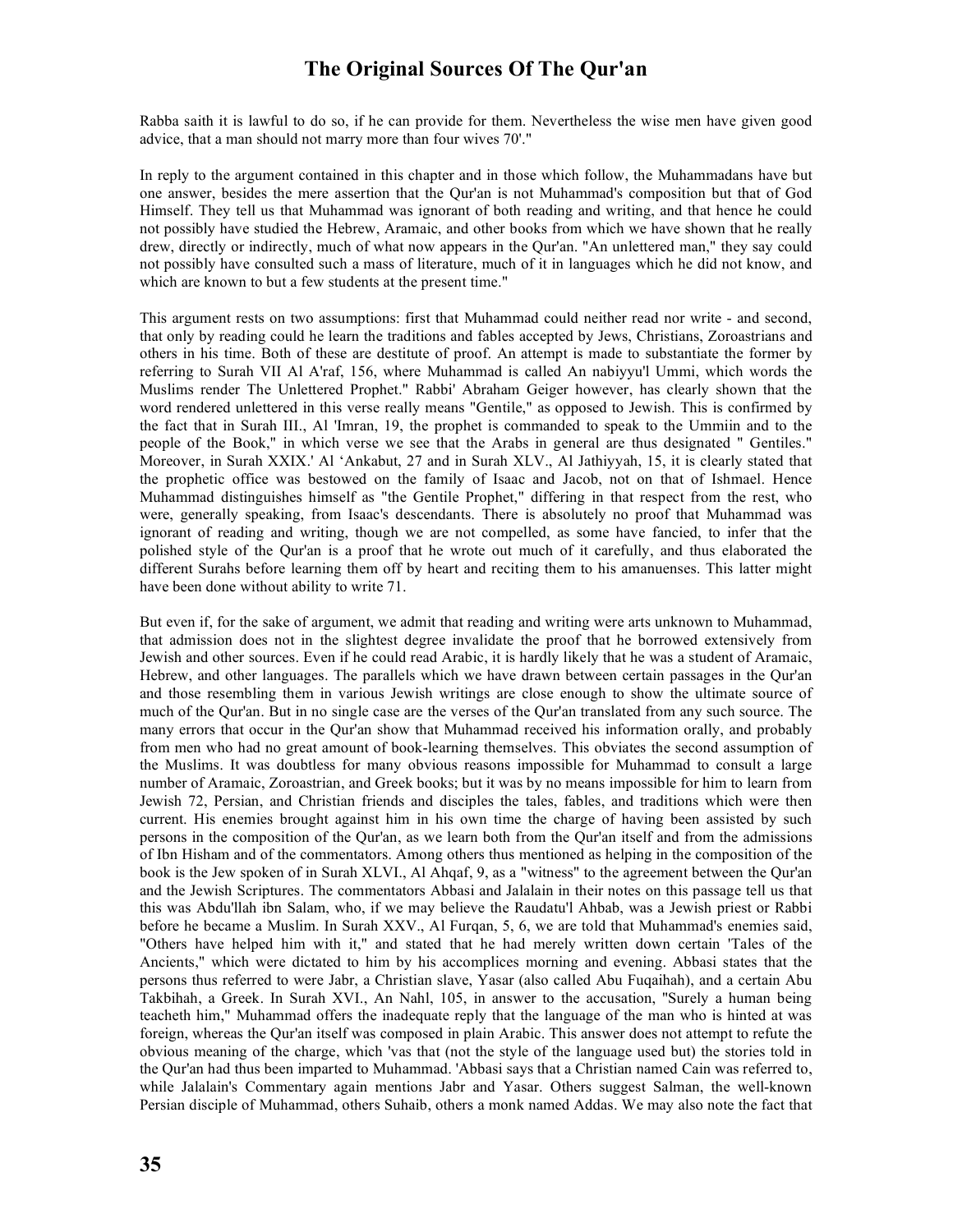Rabba saith it is lawful to do so, if he can provide for them. Nevertheless the wise men have given good advice, that a man should not marry more than four wives 70'."

In reply to the argument contained in this chapter and in those which follow, the Muhammadans have but one answer, besides the mere assertion that the Qur'an is not Muhammad's composition but that of God Himself. They tell us that Muhammad was ignorant of both reading and writing, and that hence he could not possibly have studied the Hebrew, Aramaic, and other books from which we have shown that he really drew, directly or indirectly, much of what now appears in the Qur'an. "An unlettered man," they say could not possibly have consulted such a mass of literature, much of it in languages which he did not know, and which are known to but a few students at the present time."

This argument rests on two assumptions: first that Muhammad could neither read nor write - and second, that only by reading could he learn the traditions and fables accepted by Jews, Christians, Zoroastrians and others in his time. Both of these are destitute of proof. An attempt is made to substantiate the former by referring to Surah VII Al A'raf, 156, where Muhammad is called An nabiyyu'l Ummi, which words the Muslims render The Unlettered Prophet." Rabbi' Abraham Geiger however, has clearly shown that the word rendered unlettered in this verse really means "Gentile," as opposed to Jewish. This is confirmed by the fact that in Surah III., Al 'Imran, 19, the prophet is commanded to speak to the Ummiin and to the people of the Book," in which verse we see that the Arabs in general are thus designated " Gentiles." Moreover, in Surah XXIX.' Al 'Ankabut, 27 and in Surah XLV., Al Jathiyyah, 15, it is clearly stated that the prophetic office was bestowed on the family of Isaac and Jacob, not on that of Ishmael. Hence Muhammad distinguishes himself as "the Gentile Prophet," differing in that respect from the rest, who were, generally speaking, from Isaac's descendants. There is absolutely no proof that Muhammad was ignorant of reading and writing, though we are not compelled, as some have fancied, to infer that the polished style of the Qur'an is a proof that he wrote out much of it carefully, and thus elaborated the different Surahs before learning them off by heart and reciting them to his amanuenses. This latter might have been done without ability to write 71.

But even if, for the sake of argument, we admit that reading and writing were arts unknown to Muhammad, that admission does not in the slightest degree invalidate the proof that he borrowed extensively from Jewish and other sources. Even if he could read Arabic, it is hardly likely that he was a student of Aramaic, Hebrew, and other languages. The parallels which we have drawn between certain passages in the Qur'an and those resembling them in various Jewish writings are close enough to show the ultimate source of much of the Qur'an. But in no single case are the verses of the Qur'an translated from any such source. The many errors that occur in the Qur'an show that Muhammad received his information orally, and probably from men who had no great amount of book-learning themselves. This obviates the second assumption of the Muslims. It was doubtless for many obvious reasons impossible for Muhammad to consult a large number of Aramaic, Zoroastrian, and Greek books; but it was by no means impossible for him to learn from Jewish 72, Persian, and Christian friends and disciples the tales, fables, and traditions which were then current. His enemies brought against him in his own time the charge of having been assisted by such persons in the composition of the Qur'an, as we learn both from the Qur'an itself and from the admissions of Ibn Hisham and of the commentators. Among others thus mentioned as helping in the composition of the book is the Jew spoken of in Surah XLVI., Al Ahqaf, 9, as a "witness" to the agreement between the Qur'an and the Jewish Scriptures. The commentators Abbasi and Jalalain in their notes on this passage tell us that this was Abdu'llah ibn Salam, who, if we may believe the Raudatu'l Ahbab, was a Jewish priest or Rabbi before he became a Muslim. In Surah XXV., Al Furqan, 5, 6, we are told that Muhammad's enemies said, "Others have helped him with it," and stated that he had merely written down certain 'Tales of the Ancients," which were dictated to him by his accomplices morning and evening. Abbasi states that the persons thus referred to were Jabr, a Christian slave, Yasar (also called Abu Fuqaihah), and a certain Abu Takbihah, a Greek. In Surah XVI., An Nahl, 105, in answer to the accusation, "Surely a human being teacheth him," Muhammad offers the inadequate reply that the language of the man who is hinted at was foreign, whereas the Qur'an itself was composed in plain Arabic. This answer does not attempt to refute the obvious meaning of the charge, which 'vas that (not the style of the language used but) the stories told in the Qur'an had thus been imparted to Muhammad. 'Abbasi says that a Christian named Cain was referred to, while Jalalain's Commentary again mentions Jabr and Yasar. Others suggest Salman, the well-known Persian disciple of Muhammad, others Suhaib, others a monk named Addas. We may also note the fact that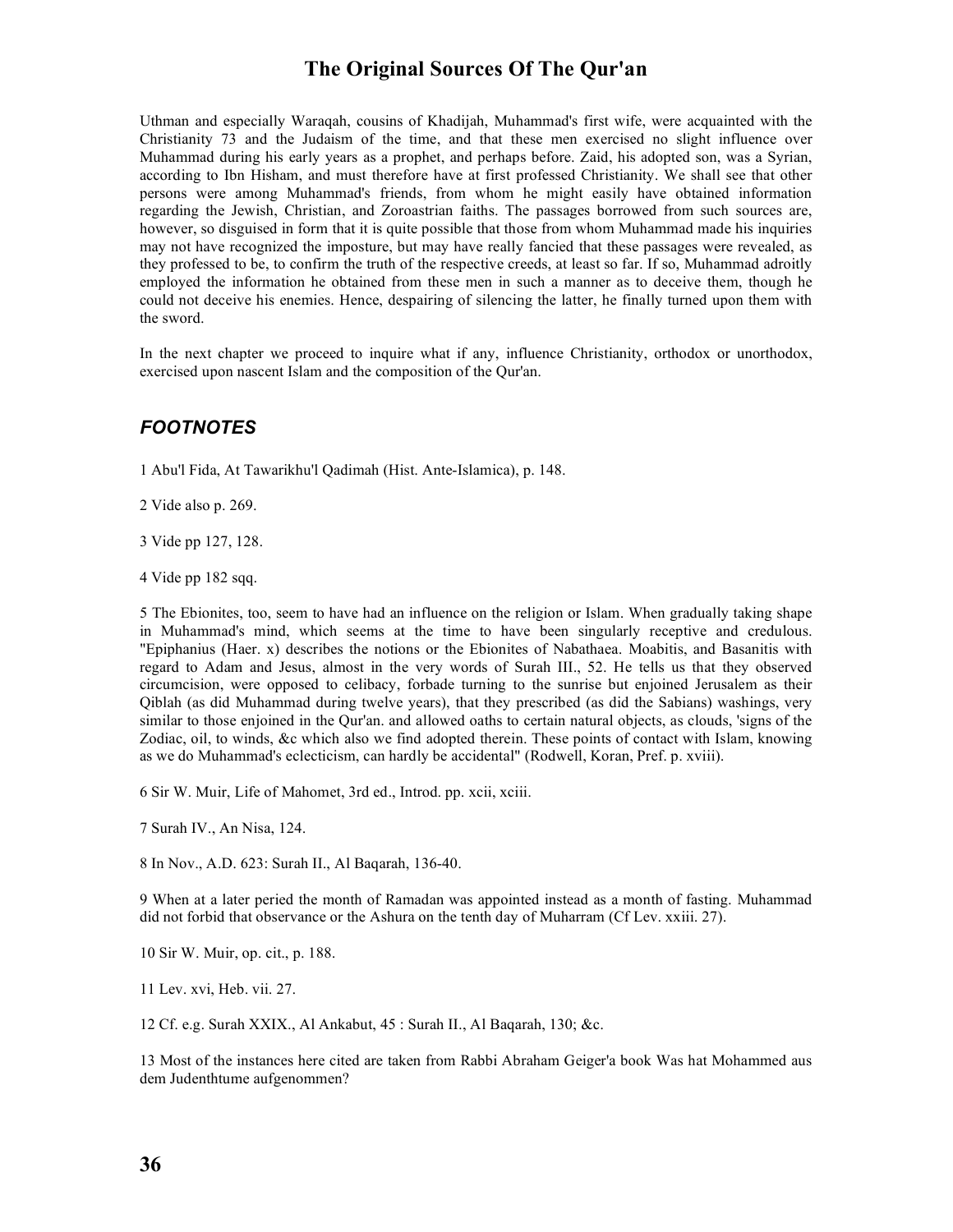Uthman and especially Waraqah, cousins of Khadijah, Muhammad's first wife, were acquainted with the Christianity 73 and the Judaism of the time, and that these men exercised no slight influence over Muhammad during his early years as a prophet, and perhaps before. Zaid, his adopted son, was a Syrian, according to Ibn Hisham, and must therefore have at first professed Christianity. We shall see that other persons were among Muhammad's friends, from whom he might easily have obtained information regarding the Jewish, Christian, and Zoroastrian faiths. The passages borrowed from such sources are, however, so disguised in form that it is quite possible that those from whom Muhammad made his inquiries may not have recognized the imposture, but may have really fancied that these passages were revealed, as they professed to be, to confirm the truth of the respective creeds, at least so far. If so, Muhammad adroitly employed the information he obtained from these men in such a manner as to deceive them, though he could not deceive his enemies. Hence, despairing of silencing the latter, he finally turned upon them with the sword.

In the next chapter we proceed to inquire what if any, influence Christianity, orthodox or unorthodox, exercised upon nascent Islam and the composition of the Qur'an.

## *FOOTNOTES*

1 Abu'l Fida, At Tawarikhu'l Qadimah (Hist. Ante-Islamica), p. 148.

2 Vide also p. 269.

3 Vide pp 127, 128.

4 Vide pp 182 sqq.

5 The Ebionites, too, seem to have had an influence on the religion or Islam. When gradually taking shape in Muhammad's mind, which seems at the time to have been singularly receptive and credulous. "Epiphanius (Haer. x) describes the notions or the Ebionites of Nabathaea. Moabitis, and Basanitis with regard to Adam and Jesus, almost in the very words of Surah III., 52. He tells us that they observed circumcision, were opposed to celibacy, forbade turning to the sunrise but enjoined Jerusalem as their Qiblah (as did Muhammad during twelve years), that they prescribed (as did the Sabians) washings, very similar to those enjoined in the Qur'an. and allowed oaths to certain natural objects, as clouds, 'signs of the Zodiac, oil, to winds, &c which also we find adopted therein. These points of contact with Islam, knowing as we do Muhammad's eclecticism, can hardly be accidental" (Rodwell, Koran, Pref. p. xviii).

6 Sir W. Muir, Life of Mahomet, 3rd ed., Introd. pp. xcii, xciii.

7 Surah IV., An Nisa, 124.

8 In Nov., A.D. 623: Surah II., Al Baqarah, 136-40.

9 When at a later peried the month of Ramadan was appointed instead as a month of fasting. Muhammad did not forbid that observance or the Ashura on the tenth day of Muharram (Cf Lev. xxiii. 27).

10 Sir W. Muir, op. cit., p. 188.

11 Lev. xvi, Heb. vii. 27.

12 Cf. e.g. Surah XXIX., Al Ankabut, 45 : Surah II., Al Baqarah, 130; &c.

13 Most of the instances here cited are taken from Rabbi Abraham Geiger'a book Was hat Mohammed aus dem Judenthtume aufgenommen?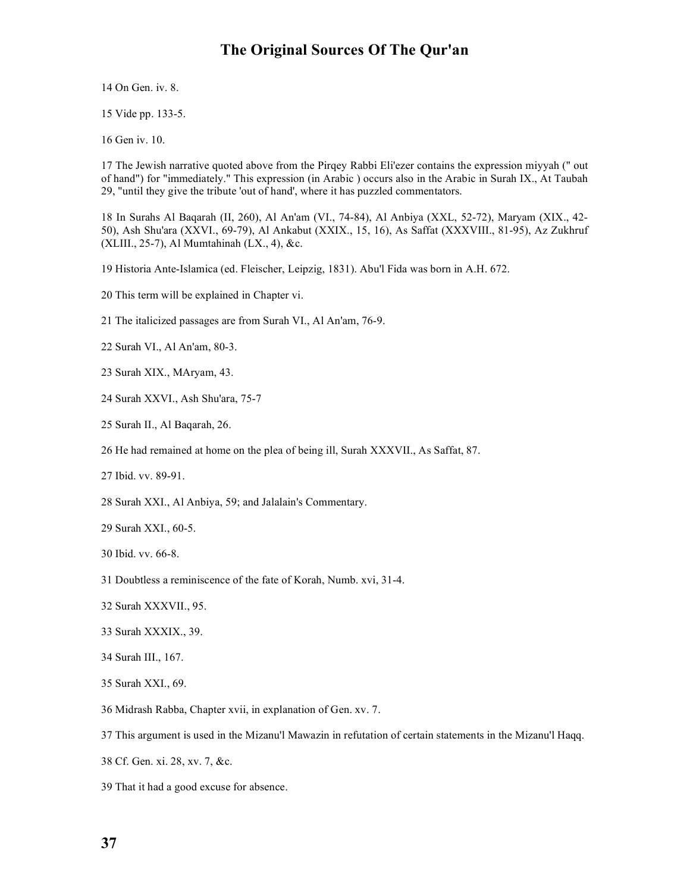14 On Gen. iv. 8.

15 Vide pp. 133-5.

16 Gen iv. 10.

17 The Jewish narrative quoted above from the Pirqey Rabbi Eli'ezer contains the expression miyyah (" out of hand") for "immediately." This expression (in Arabic ) occurs also in the Arabic in Surah IX., At Taubah 29, "until they give the tribute 'out of hand', where it has puzzled commentators.

18 In Surahs Al Baqarah (II, 260), Al An'am (VI., 74-84), Al Anbiya (XXL, 52-72), Maryam (XIX., 42-50), Ash Shu'ara (XXVI., 69-79), Al Ankabut (XXIX., 15, 16), As Saffat (XXXVIII., 81-95), Az Zukhruf (XLIII., 25-7), Al Mumtahinah (LX., 4), &c.

19 Historia Ante-Islamica (ed. Fleischer, Leipzig, 1831). Abu'l Fida was born in A.H. 672.

20 This term will be explained in Chapter vi.

21 The italicized passages are from Surah VI., Al An'am, 76-9.

22 Surah VI., Al An'am, 80-3.

23 Surah XIX., MAryam, 43.

24 Surah XXVI., Ash Shu'ara, 75-7

25 Surah II., Al Baqarah, 26.

26 He had remained at home on the plea of being ill, Surah XXXVII., As Saffat, 87.

27 Ibid. vv. 89-91.

28 Surah XXI., Al Anbiya, 59; and Jalalain's Commentary.

29 Surah XXI., 60-5.

30 Ibid. vv. 66-8.

31 Doubtless a reminiscence of the fate of Korah, Numb. xvi, 31-4.

32 Surah XXXVII., 95.

33 Surah XXXIX., 39.

34 Surah III., 167.

35 Surah XXI., 69.

36 Midrash Rabba, Chapter xvii, in explanation of Gen. xv. 7.

37 This argument is used in the Mizanu'l Mawazin in refutation of certain statements in the Mizanu'l Haqq.

38 Cf. Gen. xi. 28, xv. 7, &c.

39 That it had a good excuse for absence.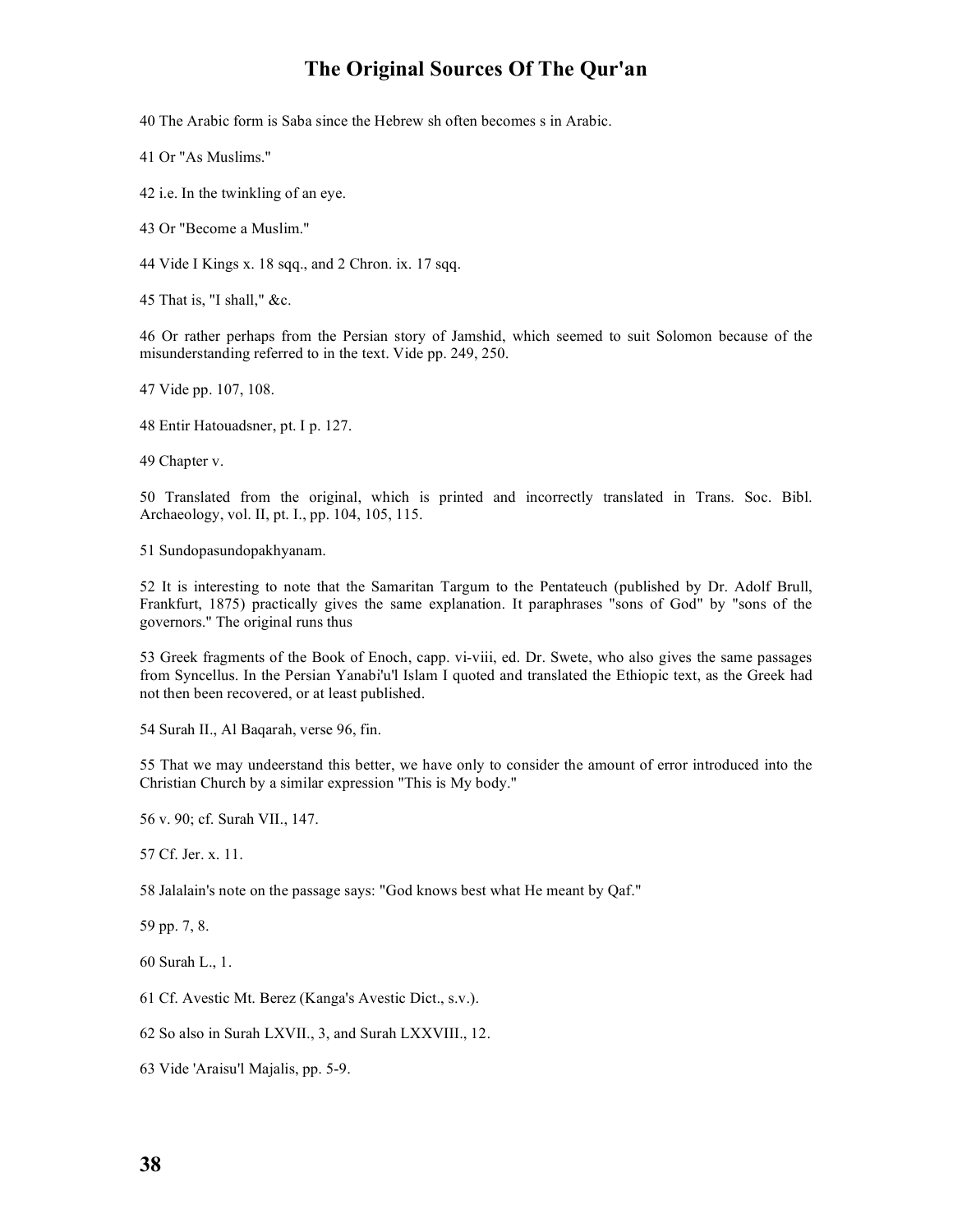40 The Arabic form is Saba since the Hebrew sh often becomes s in Arabic.

41 Or "As Muslims."

42 i.e. In the twinkling of an eye.

43 Or "Become a Muslim."

44 Vide I Kings x. 18 sqq., and 2 Chron. ix. 17 sqq.

45 That is, "I shall," &c.

46 Or rather perhaps from the Persian story of Jamshid, which seemed to suit Solomon because of the misunderstanding referred to in the text. Vide pp. 249, 250.

47 Vide pp. 107, 108.

48 Entir Hatouadsner, pt. I p. 127.

49 Chapter v.

50 Translated from the original, which is printed and incorrectly translated in Trans. Soc. Bibl. Archaeology, vol. II, pt. I., pp. 104, 105, 115.

51 Sundopasundopakhyanam.

52 It is interesting to note that the Samaritan Targum to the Pentateuch (published by Dr. Adolf Brull, Frankfurt, 1875) practically gives the same explanation. It paraphrases "sons of God" by "sons of the governors." The original runs thus

53 Greek fragments of the Book of Enoch, capp. vi-viii, ed. Dr. Swete, who also gives the same passages from Syncellus. In the Persian Yanabi'u'l Islam I quoted and translated the Ethiopic text, as the Greek had not then been recovered, or at least published.

54 Surah II., Al Baqarah, verse 96, fin.

55 That we may undeerstand this better, we have only to consider the amount of error introduced into the Christian Church by a similar expression "This is My body."

56 v. 90; cf. Surah VII., 147.

57 Cf. Jer. x. 11.

58 Jalalain's note on the passage says: "God knows best what He meant by Qaf."

59 pp. 7, 8.

60 Surah L., 1.

61 Cf. Avestic Mt. Berez (Kanga's Avestic Dict., s.v.).

62 So also in Surah LXVII., 3, and Surah LXXVIII., 12.

63 Vide 'Araisu'l Majalis, pp. 5-9.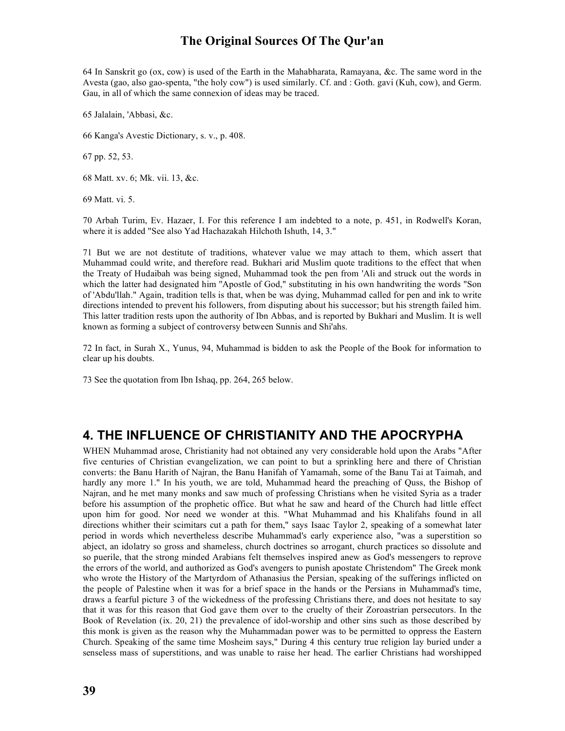64 In Sanskrit go (ox, cow) is used of the Earth in the Mahabharata, Ramayana, &c. The same word in the Avesta (gao, also gao-spenta, "the holy cow") is used similarly. Cf. and : Goth. gavi (Kuh, cow), and Germ. Gau, in all of which the same connexion of ideas may be traced.

65 Jalalain, 'Abbasi, &c.

66 Kanga's Avestic Dictionary, s. v., p. 408.

67 pp. 52, 53.

68 Matt. xv. 6; Mk. vii. 13, &c.

69 Matt. vi. 5.

70 Arbah Turim, Ev. Hazaer, I. For this reference I am indebted to a note, p. 451, in Rodwell's Koran, where it is added "See also Yad Hachazakah Hilchoth Ishuth, 14, 3."

71 But we are not destitute of traditions, whatever value we may attach to them, which assert that Muhammad could write, and therefore read. Bukhari arid Muslim quote traditions to the effect that when the Treaty of Hudaibah was being signed, Muhammad took the pen from 'Ali and struck out the words in which the latter had designated him "Apostle of God," substituting in his own handwriting the words "Son of 'Abdu'llah." Again, tradition tells is that, when be was dying, Muhammad called for pen and ink to write directions intended to prevent his followers, from disputing about his successor; but his strength failed him. This latter tradition rests upon the authority of Ibn Abbas, and is reported by Bukhari and Muslim. It is well known as forming a subject of controversy between Sunnis and Shi'ahs.

72 In fact, in Surah X., Yunus, 94, Muhammad is bidden to ask the People of the Book for information to clear up his doubts.

73 See the quotation from Ibn Ishaq, pp. 264, 265 below.

## 4. THE INFLUENCE OF CHRISTIANITY AND THE APOCRYPHA

WHEN Muhammad arose, Christianity had not obtained any very considerable hold upon the Arabs "After five centuries of Christian evangelization, we can point to but a sprinkling here and there of Christian converts: the Banu Harith of Najran, the Banu Hanifah of Yamamah, some of the Banu Tai at Taimah, and hardly any more 1." In his youth, we are told, Muhammad heard the preaching of Quss, the Bishop of Najran, and he met many monks and saw much of professing Christians when he visited Syria as a trader before his assumption of the prophetic office. But what he saw and heard of the Church had little effect upon him for good. Nor need we wonder at this. "What Muhammad and his Khalifahs found in all directions whither their scimitars cut a path for them," says Isaac Taylor 2, speaking of a somewhat later period in words which nevertheless describe Muhammad's early experience also, "was a superstition so abject, an idolatry so gross and shameless, church doctrines so arrogant, church practices so dissolute and so puerile, that the strong minded Arabians felt themselves inspired anew as God's messengers to reprove the errors of the world, and authorized as God's avengers to punish apostate Christendom" The Greek monk who wrote the History of the Martyrdom of Athanasius the Persian, speaking of the sufferings inflicted on the people of Palestine when it was for a brief space in the hands or the Persians in Muhammad's time, draws a fearful picture 3 of the wickedness of the professing Christians there, and does not hesitate to say that it was for this reason that God gave them over to the cruelty of their Zoroastrian persecutors. In the Book of Revelation (ix. 20, 21) the prevalence of idol-worship and other sins such as those described by this monk is given as the reason why the Muhammadan power was to be permitted to oppress the Eastern Church. Speaking of the same time Mosheim says," During 4 this century true religion lay buried under a senseless mass of superstitions, and was unable to raise her head. The earlier Christians had worshipped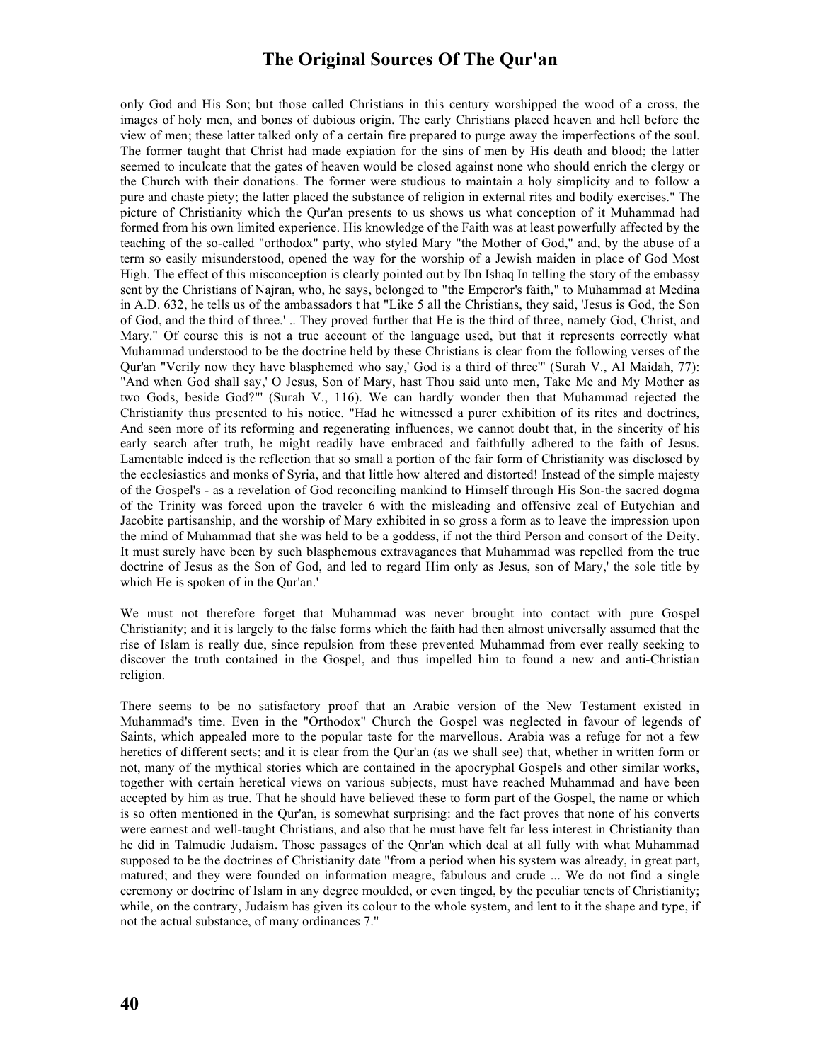only God and His Son; but those called Christians in this century worshipped the wood of a cross, the images of holy men, and bones of dubious origin. The early Christians placed heaven and hell before the view of men; these latter talked only of a certain fire prepared to purge away the imperfections of the soul. The former taught that Christ had made expiation for the sins of men by His death and blood; the latter seemed to inculcate that the gates of heaven would be closed against none who should enrich the clergy or the Church with their donations. The former were studious to maintain a holy simplicity and to follow a pure and chaste piety; the latter placed the substance of religion in external rites and bodily exercises." The picture of Christianity which the Qur'an presents to us shows us what conception of it Muhammad had formed from his own limited experience. His knowledge of the Faith was at least powerfully affected by the teaching of the so-called "orthodox" party, who styled Mary "the Mother of God," and, by the abuse of a term so easily misunderstood, opened the way for the worship of a Jewish maiden in place of God Most High. The effect of this misconception is clearly pointed out by Ibn Ishaq In telling the story of the embassy sent by the Christians of Najran, who, he says, belonged to "the Emperor's faith," to Muhammad at Medina in A.D. 632, he tells us of the ambassadors t hat "Like 5 all the Christians, they said, 'Jesus is God, the Son of God, and the third of three.' .. They proved further that He is the third of three, namely God, Christ, and Mary." Of course this is not a true account of the language used, but that it represents correctly what Muhammad understood to be the doctrine held by these Christians is clear from the following verses of the Qur'an "Verily now they have blasphemed who say,' God is a third of three'" (Surah V., Al Maidah, 77): "And when God shall say,' O Jesus, Son of Mary, hast Thou said unto men, Take Me and My Mother as two Gods, beside God?'" (Surah V., 116). We can hardly wonder then that Muhammad rejected the Christianity thus presented to his notice. "Had he witnessed a purer exhibition of its rites and doctrines, And seen more of its reforming and regenerating influences, we cannot doubt that, in the sincerity of his early search after truth, he might readily have embraced and faithfully adhered to the faith of Jesus. Lamentable indeed is the reflection that so small a portion of the fair form of Christianity was disclosed by the ecclesiastics and monks of Syria, and that little how altered and distorted! Instead of the simple majesty of the Gospel's - as a revelation of God reconciling mankind to Himself through His Son-the sacred dogma of the Trinity was forced upon the traveler 6 with the misleading and offensive zeal of Eutychian and Jacobite partisanship, and the worship of Mary exhibited in so gross a form as to leave the impression upon the mind of Muhammad that she was held to be a goddess, if not the third Person and consort of the Deity. It must surely have been by such blasphemous extravagances that Muhammad was repelled from the true doctrine of Jesus as the Son of God, and led to regard Him only as Jesus, son of Mary,' the sole title by which He is spoken of in the Qur'an.'

We must not therefore forget that Muhammad was never brought into contact with pure Gospel Christianity; and it is largely to the false forms which the faith had then almost universally assumed that the rise of Islam is really due, since repulsion from these prevented Muhammad from ever really seeking to discover the truth contained in the Gospel, and thus impelled him to found a new and anti-Christian religion.

There seems to be no satisfactory proof that an Arabic version of the New Testament existed in Muhammad's time. Even in the "Orthodox" Church the Gospel was neglected in favour of legends of Saints, which appealed more to the popular taste for the marvellous. Arabia was a refuge for not a few heretics of different sects; and it is clear from the Qur'an (as we shall see) that, whether in written form or not, many of the mythical stories which are contained in the apocryphal Gospels and other similar works, together with certain heretical views on various subjects, must have reached Muhammad and have been accepted by him as true. That he should have believed these to form part of the Gospel, the name or which is so often mentioned in the Qur'an, is somewhat surprising: and the fact proves that none of his converts were earnest and well-taught Christians, and also that he must have felt far less interest in Christianity than he did in Talmudic Judaism. Those passages of the Qnr'an which deal at all fully with what Muhammad supposed to be the doctrines of Christianity date "from a period when his system was already, in great part, matured; and they were founded on information meagre, fabulous and crude ... We do not find a single ceremony or doctrine of Islam in any degree moulded, or even tinged, by the peculiar tenets of Christianity; while, on the contrary, Judaism has given its colour to the whole system, and lent to it the shape and type, if not the actual substance, of many ordinances 7."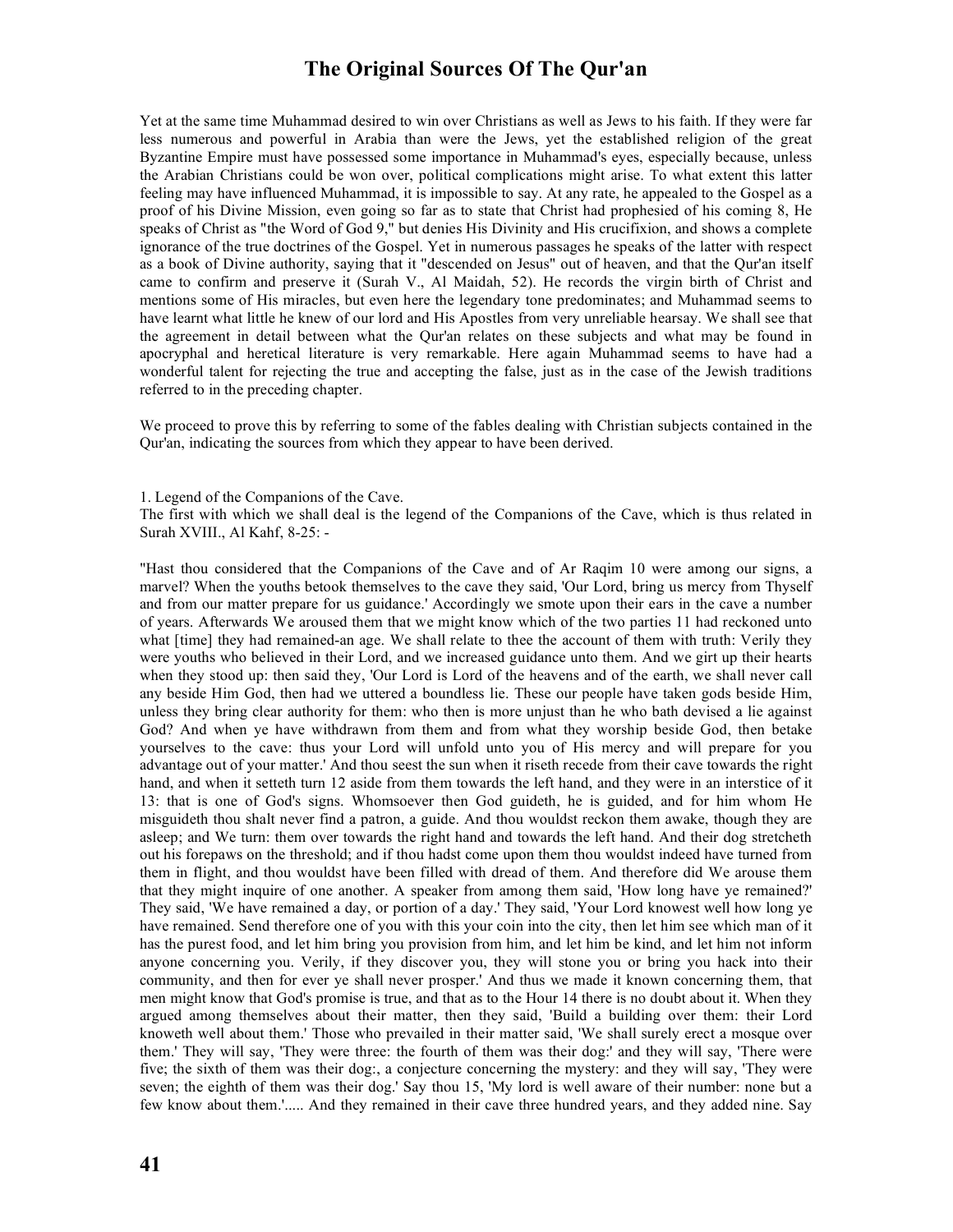Yet at the same time Muhammad desired to win over Christians as well as Jews to his faith. If they were far less numerous and powerful in Arabia than were the Jews, yet the established religion of the great Byzantine Empire must have possessed some importance in Muhammad's eyes, especially because, unless the Arabian Christians could be won over, political complications might arise. To what extent this latter feeling may have influenced Muhammad, it is impossible to say. At any rate, he appealed to the Gospel as a proof of his Divine Mission, even going so far as to state that Christ had prophesied of his coming 8, He speaks of Christ as "the Word of God 9," but denies His Divinity and His crucifixion, and shows a complete ignorance of the true doctrines of the Gospel. Yet in numerous passages he speaks of the latter with respect as a book of Divine authority, saying that it "descended on Jesus" out of heaven, and that the Qur'an itself came to confirm and preserve it (Surah V., Al Maidah, 52). He records the virgin birth of Christ and mentions some of His miracles, but even here the legendary tone predominates; and Muhammad seems to have learnt what little he knew of our lord and His Apostles from very unreliable hearsay. We shall see that the agreement in detail between what the Qur'an relates on these subjects and what may be found in apocryphal and heretical literature is very remarkable. Here again Muhammad seems to have had a wonderful talent for rejecting the true and accepting the false, just as in the case of the Jewish traditions referred to in the preceding chapter.

We proceed to prove this by referring to some of the fables dealing with Christian subjects contained in the Qur'an, indicating the sources from which they appear to have been derived.

1. Legend of the Companions of the Cave.
The first with which we shall deal is the legend of the Companions of the Cave, which is thus related in Surah XVIII., Al Kahf, 8-25: -

"Hast thou considered that the Companions of the Cave and of Ar Raqim 10 were among our signs, a marvel? When the youths betook themselves to the cave they said, 'Our Lord, bring us mercy from Thyself and from our matter prepare for us guidance.' Accordingly we smote upon their ears in the cave a number of years. Afterwards We aroused them that we might know which of the two parties 11 had reckoned unto what [time] they had remained-an age. We shall relate to thee the account of them with truth: Verily they were youths who believed in their Lord, and we increased guidance unto them. And we girt up their hearts when they stood up: then said they, 'Our Lord is Lord of the heavens and of the earth, we shall never call any beside Him God, then had we uttered a boundless lie. These our people have taken gods beside Him, unless they bring clear authority for them: who then is more unjust than he who bath devised a lie against God? And when ye have withdrawn from them and from what they worship beside God, then betake yourselves to the cave: thus your Lord will unfold unto you of His mercy and will prepare for you advantage out of your matter.' And thou seest the sun when it riseth recede from their cave towards the right hand, and when it setteth turn 12 aside from them towards the left hand, and they were in an interstice of it 13: that is one of God's signs. Whomsoever then God guideth, he is guided, and for him whom He misguideth thou shalt never find a patron, a guide. And thou wouldst reckon them awake, though they are asleep; and We turn: them over towards the right hand and towards the left hand. And their dog stretcheth out his forepaws on the threshold; and if thou hadst come upon them thou wouldst indeed have turned from them in flight, and thou wouldst have been filled with dread of them. And therefore did We arouse them that they might inquire of one another. A speaker from among them said, 'How long have ye remained?' They said, 'We have remained a day, or portion of a day.' They said, 'Your Lord knowest well how long ye have remained. Send therefore one of you with this your coin into the city, then let him see which man of it has the purest food, and let him bring you provision from him, and let him be kind, and let him not inform anyone concerning you. Verily, if they discover you, they will stone you or bring you hack into their community, and then for ever ye shall never prosper.' And thus we made it known concerning them, that men might know that God's promise is true, and that as to the Hour 14 there is no doubt about it. When they argued among themselves about their matter, then they said, 'Build a building over them: their Lord knoweth well about them.' Those who prevailed in their matter said, 'We shall surely erect a mosque over them.' They will say, 'They were three: the fourth of them was their dog:' and they will say, 'There were five; the sixth of them was their dog:, a conjecture concerning the mystery: and they will say, 'They were seven; the eighth of them was their dog.' Say thou 15, 'My lord is well aware of their number: none but a few know about them.'..... And they remained in their cave three hundred years, and they added nine. Say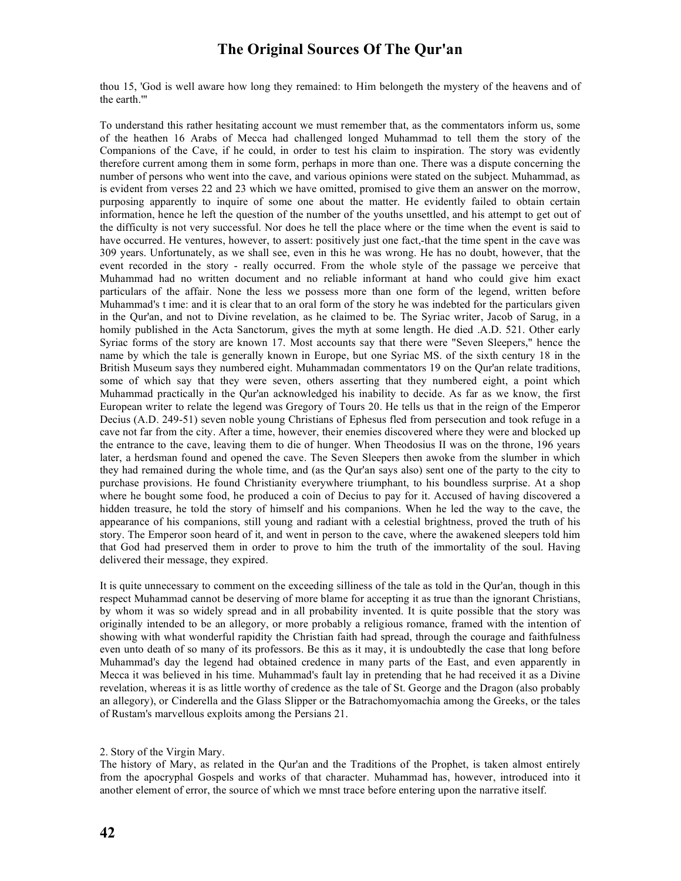thou 15, 'God is well aware how long they remained: to Him belongeth the mystery of the heavens and of the earth.'"

To understand this rather hesitating account we must remember that, as the commentators inform us, some of the heathen 16 Arabs of Mecca had challenged longed Muhammad to tell them the story of the Companions of the Cave, if he could, in order to test his claim to inspiration. The story was evidently therefore current among them in some form, perhaps in more than one. There was a dispute concerning the number of persons who went into the cave, and various opinions were stated on the subject. Muhammad, as is evident from verses 22 and 23 which we have omitted, promised to give them an answer on the morrow, purposing apparently to inquire of some one about the matter. He evidently failed to obtain certain information, hence he left the question of the number of the youths unsettled, and his attempt to get out of the difficulty is not very successful. Nor does he tell the place where or the time when the event is said to have occurred. He ventures, however, to assert: positively just one fact,-that the time spent in the cave was 309 years. Unfortunately, as we shall see, even in this he was wrong. He has no doubt, however, that the event recorded in the story - really occurred. From the whole style of the passage we perceive that Muhammad had no written document and no reliable informant at hand who could give him exact particulars of the affair. None the less we possess more than one form of the legend, written before Muhammad's t ime: and it is clear that to an oral form of the story he was indebted for the particulars given in the Qur'an, and not to Divine revelation, as he claimed to be. The Syriac writer, Jacob of Sarug, in a homily published in the Acta Sanctorum, gives the myth at some length. He died .A.D. 521. Other early Syriac forms of the story are known 17. Most accounts say that there were "Seven Sleepers," hence the name by which the tale is generally known in Europe, but one Syriac MS. of the sixth century 18 in the British Museum says they numbered eight. Muhammadan commentators 19 on the Qur'an relate traditions, some of which say that they were seven, others asserting that they numbered eight, a point which Muhammad practically in the Qur'an acknowledged his inability to decide. As far as we know, the first European writer to relate the legend was Gregory of Tours 20. He tells us that in the reign of the Emperor Decius (A.D. 249-51) seven noble young Christians of Ephesus fled from persecution and took refuge in a cave not far from the city. After a time, however, their enemies discovered where they were and blocked up the entrance to the cave, leaving them to die of hunger. When Theodosius II was on the throne, 196 years later, a herdsman found and opened the cave. The Seven Sleepers then awoke from the slumber in which they had remained during the whole time, and (as the Qur'an says also) sent one of the party to the city to purchase provisions. He found Christianity everywhere triumphant, to his boundless surprise. At a shop where he bought some food, he produced a coin of Decius to pay for it. Accused of having discovered a hidden treasure, he told the story of himself and his companions. When he led the way to the cave, the appearance of his companions, still young and radiant with a celestial brightness, proved the truth of his story. The Emperor soon heard of it, and went in person to the cave, where the awakened sleepers told him that God had preserved them in order to prove to him the truth of the immortality of the soul. Having delivered their message, they expired.

It is quite unnecessary to comment on the exceeding silliness of the tale as told in the Qur'an, though in this respect Muhammad cannot be deserving of more blame for accepting it as true than the ignorant Christians, by whom it was so widely spread and in all probability invented. It is quite possible that the story was originally intended to be an allegory, or more probably a religious romance, framed with the intention of showing with what wonderful rapidity the Christian faith had spread, through the courage and faithfulness even unto death of so many of its professors. Be this as it may, it is undoubtedly the case that long before Muhammad's day the legend had obtained credence in many parts of the East, and even apparently in Mecca it was believed in his time. Muhammad's fault lay in pretending that he had received it as a Divine revelation, whereas it is as little worthy of credence as the tale of St. George and the Dragon (also probably an allegory), or Cinderella and the Glass Slipper or the Batrachomyomachia among the Greeks, or the tales of Rustam's marvellous exploits among the Persians 21.

2. Story of the Virgin Mary.

The history of Mary, as related in the Qur'an and the Traditions of the Prophet, is taken almost entirely from the apocryphal Gospels and works of that character. Muhammad has, however, introduced into it another element of error, the source of which we mnst trace before entering upon the narrative itself.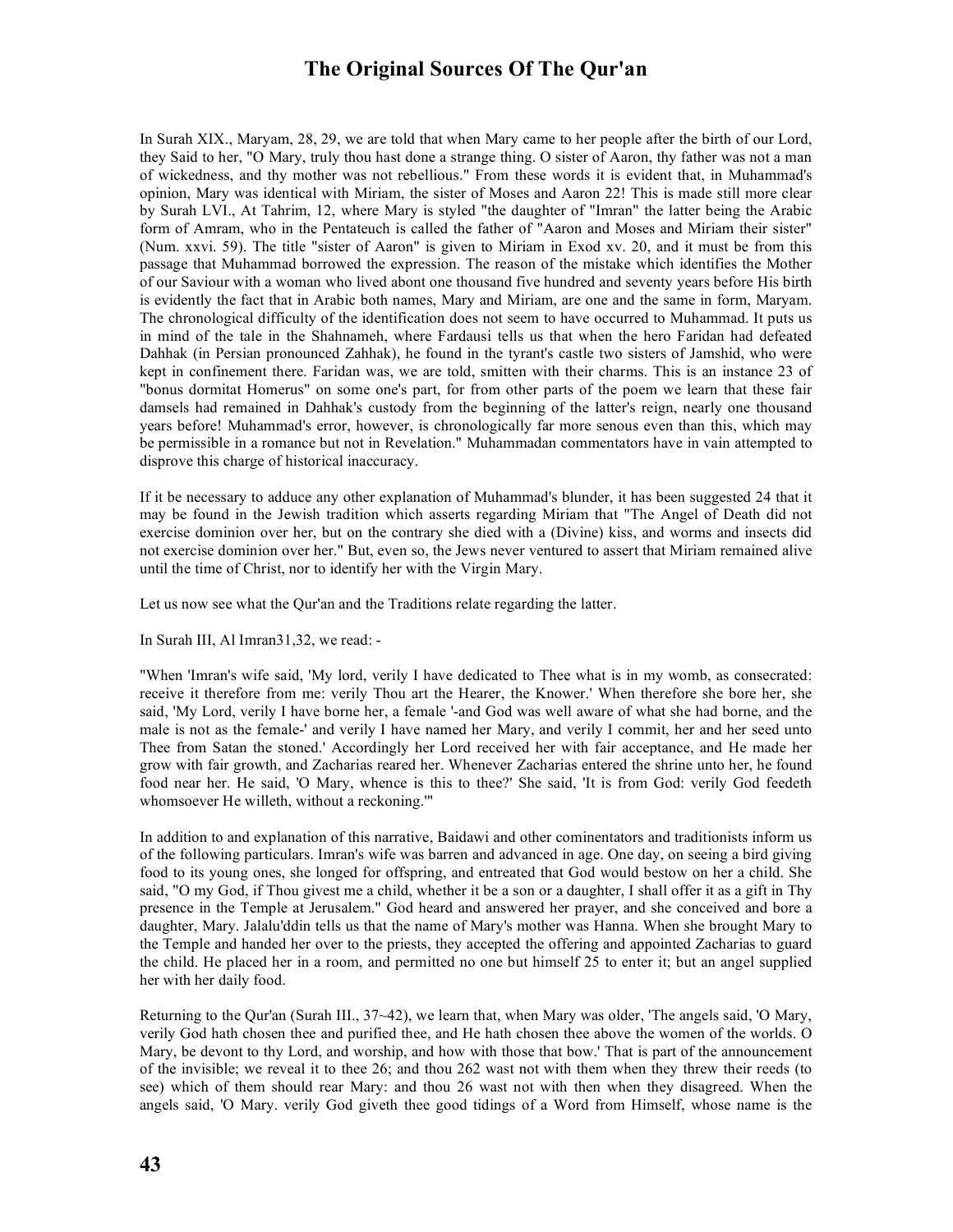In Surah XIX., Maryam, 28, 29, we are told that when Mary came to her people after the birth of our Lord, they Said to her, "O Mary, truly thou hast done a strange thing. O sister of Aaron, thy father was not a man of wickedness, and thy mother was not rebellious." From these words it is evident that, in Muhammad's opinion, Mary was identical with Miriam, the sister of Moses and Aaron 22! This is made still more clear by Surah LVI., At Tahrim, 12, where Mary is styled "the daughter of "Imran" the latter being the Arabic form of Amram, who in the Pentateuch is called the father of "Aaron and Moses and Miriam their sister" (Num. xxvi. 59). The title "sister of Aaron" is given to Miriam in Exod xv. 20, and it must be from this passage that Muhammad borrowed the expression. The reason of the mistake which identifies the Mother of our Saviour with a woman who lived abont one thousand five hundred and seventy years before His birth is evidently the fact that in Arabic both names, Mary and Miriam, are one and the same in form, Maryam. The chronological difficulty of the identification does not seem to have occurred to Muhammad. It puts us in mind of the tale in the Shahnameh, where Fardausi tells us that when the hero Faridan had defeated Dahhak (in Persian pronounced Zahhak), he found in the tyrant's castle two sisters of Jamshid, who were kept in confinement there. Faridan was, we are told, smitten with their charms. This is an instance 23 of "bonus dormitat Homerus" on some one's part, for from other parts of the poem we learn that these fair damsels had remained in Dahhak's custody from the beginning of the latter's reign, nearly one thousand years before! Muhammad's error, however, is chronologically far more senous even than this, which may be permissible in a romance but not in Revelation." Muhammadan commentators have in vain attempted to disprove this charge of historical inaccuracy.

If it be necessary to adduce any other explanation of Muhammad's blunder, it has been suggested 24 that it may be found in the Jewish tradition which asserts regarding Miriam that "The Angel of Death did not exercise dominion over her, but on the contrary she died with a (Divine) kiss, and worms and insects did not exercise dominion over her." But, even so, the Jews never ventured to assert that Miriam remained alive until the time of Christ, nor to identify her with the Virgin Mary.

Let us now see what the Qur'an and the Traditions relate regarding the latter.

In Surah III, Al Imran31,32, we read: -

"When 'Imran's wife said, 'My lord, verily I have dedicated to Thee what is in my womb, as consecrated: receive it therefore from me: verily Thou art the Hearer, the Knower.' When therefore she bore her, she said, 'My Lord, verily I have borne her, a female '-and God was well aware of what she had borne, and the male is not as the female-' and verily I have named her Mary, and verily I commit, her and her seed unto Thee from Satan the stoned.' Accordingly her Lord received her with fair acceptance, and He made her grow with fair growth, and Zacharias reared her. Whenever Zacharias entered the shrine unto her, he found food near her. He said, 'O Mary, whence is this to thee?' She said, 'It is from God: verily God feedeth whomsoever He willeth, without a reckoning.'"

In addition to and explanation of this narrative, Baidawi and other cominentators and traditionists inform us of the following particulars. Imran's wife was barren and advanced in age. One day, on seeing a bird giving food to its young ones, she longed for offspring, and entreated that God would bestow on her a child. She said, "O my God, if Thou givest me a child, whether it be a son or a daughter, I shall offer it as a gift in Thy presence in the Temple at Jerusalem." God heard and answered her prayer, and she conceived and bore a daughter, Mary. Jalalu'ddin tells us that the name of Mary's mother was Hanna. When she brought Mary to the Temple and handed her over to the priests, they accepted the offering and appointed Zacharias to guard the child. He placed her in a room, and permitted no one but himself 25 to enter it; but an angel supplied her with her daily food.

Returning to the Qur'an (Surah III., 37~42), we learn that, when Mary was older, 'The angels said, 'O Mary, verily God hath chosen thee and purified thee, and He hath chosen thee above the women of the worlds. O Mary, be devont to thy Lord, and worship, and how with those that bow.' That is part of the announcement of the invisible; we reveal it to thee 26; and thou 262 wast not with them when they threw their reeds (to see) which of them should rear Mary: and thou 26 wast not with then when they disagreed. When the angels said, 'O Mary. verily God giveth thee good tidings of a Word from Himself, whose name is the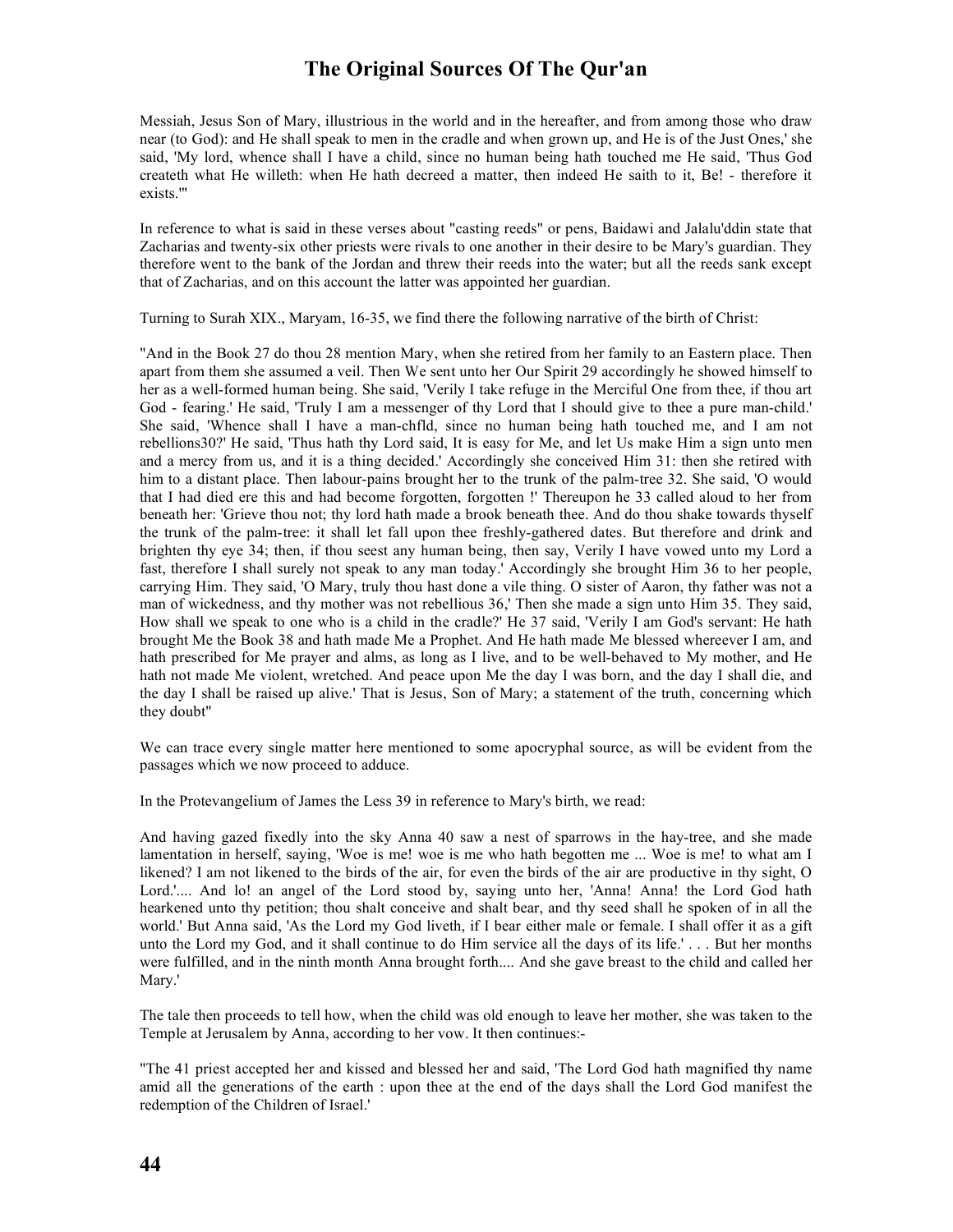Messiah, Jesus Son of Mary, illustrious in the world and in the hereafter, and from among those who draw near (to God): and He shall speak to men in the cradle and when grown up, and He is of the Just Ones,' she said, 'My lord, whence shall I have a child, since no human being hath touched me He said, 'Thus God createth what He willeth: when He hath decreed a matter, then indeed He saith to it, Be! - therefore it exists.'"

In reference to what is said in these verses about "casting reeds" or pens, Baidawi and Jalalu'ddin state that Zacharias and twenty-six other priests were rivals to one another in their desire to be Mary's guardian. They therefore went to the bank of the Jordan and threw their reeds into the water; but all the reeds sank except that of Zacharias, and on this account the latter was appointed her guardian.

Turning to Surah XIX., Maryam, 16-35, we find there the following narrative of the birth of Christ:

"And in the Book 27 do thou 28 mention Mary, when she retired from her family to an Eastern place. Then apart from them she assumed a veil. Then We sent unto her Our Spirit 29 accordingly he showed himself to her as a well-formed human being. She said, 'Verily I take refuge in the Merciful One from thee, if thou art God - fearing.' He said, 'Truly I am a messenger of thy Lord that I should give to thee a pure man-child.' She said, 'Whence shall I have a man-chfld, since no human being hath touched me, and I am not rebellions30?' He said, 'Thus hath thy Lord said, It is easy for Me, and let Us make Him a sign unto men and a mercy from us, and it is a thing decided.' Accordingly she conceived Him 31: then she retired with him to a distant place. Then labour-pains brought her to the trunk of the palm-tree 32. She said, 'O would that I had died ere this and had become forgotten, forgotten !' Thereupon he 33 called aloud to her from beneath her: 'Grieve thou not; thy lord hath made a brook beneath thee. And do thou shake towards thyself the trunk of the palm-tree: it shall let fall upon thee freshly-gathered dates. But therefore and drink and brighten thy eye 34; then, if thou seest any human being, then say, Verily I have vowed unto my Lord a fast, therefore I shall surely not speak to any man today.' Accordingly she brought Him 36 to her people, carrying Him. They said, 'O Mary, truly thou hast done a vile thing. O sister of Aaron, thy father was not a man of wickedness, and thy mother was not rebellious 36,' Then she made a sign unto Him 35. They said, How shall we speak to one who is a child in the cradle?' He 37 said, 'Verily I am God's servant: He hath brought Me the Book 38 and hath made Me a Prophet. And He hath made Me blessed whereever I am, and hath prescribed for Me prayer and alms, as long as I live, and to be well-behaved to My mother, and He hath not made Me violent, wretched. And peace upon Me the day I was born, and the day I shall die, and the day I shall be raised up alive.' That is Jesus, Son of Mary; a statement of the truth, concerning which they doubt"

We can trace every single matter here mentioned to some apocryphal source, as will be evident from the passages which we now proceed to adduce.

In the Protevangelium of James the Less 39 in reference to Mary's birth, we read:

And having gazed fixedly into the sky Anna 40 saw a nest of sparrows in the hay-tree, and she made lamentation in herself, saying, 'Woe is me! woe is me who hath begotten me ... Woe is me! to what am I likened? I am not likened to the birds of the air, for even the birds of the air are productive in thy sight, O Lord.'.... And lo! an angel of the Lord stood by, saying unto her, 'Anna! Anna! the Lord God hath hearkened unto thy petition; thou shalt conceive and shalt bear, and thy seed shall he spoken of in all the world.' But Anna said, 'As the Lord my God liveth, if I bear either male or female. I shall offer it as a gift unto the Lord my God, and it shall continue to do Him service all the days of its life.' . . . But her months were fulfilled, and in the ninth month Anna brought forth.... And she gave breast to the child and called her Mary.'

The tale then proceeds to tell how, when the child was old enough to leave her mother, she was taken to the Temple at Jerusalem by Anna, according to her vow. It then continues:-

"The 41 priest accepted her and kissed and blessed her and said, 'The Lord God hath magnified thy name amid all the generations of the earth : upon thee at the end of the days shall the Lord God manifest the redemption of the Children of Israel.'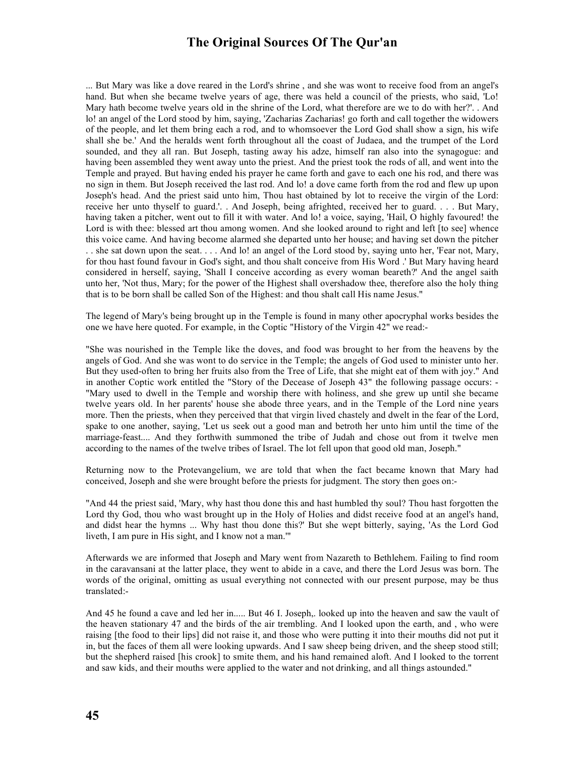... But Mary was like a dove reared in the Lord's shrine , and she was wont to receive food from an angel's hand. But when she became twelve years of age, there was held a council of the priests, who said, 'Lo! Mary hath become twelve years old in the shrine of the Lord, what therefore are we to do with her?'. . And lo! an angel of the Lord stood by him, saying, 'Zacharias Zacharias! go forth and call together the widowers of the people, and let them bring each a rod, and to whomsoever the Lord God shall show a sign, his wife shall she be.' And the heralds went forth throughout all the coast of Judaea, and the trumpet of the Lord sounded, and they all ran. But Joseph, tasting away his adze, himself ran also into the synagogue: and having been assembled they went away unto the priest. And the priest took the rods of all, and went into the Temple and prayed. But having ended his prayer he came forth and gave to each one his rod, and there was no sign in them. But Joseph received the last rod. And lo! a dove came forth from the rod and flew up upon Joseph's head. And the priest said unto him, Thou hast obtained by lot to receive the virgin of the Lord: receive her unto thyself to guard.'. . And Joseph, being afrighted, received her to guard. . . . But Mary, having taken a pitcher, went out to fill it with water. And lo! a voice, saying, 'Hail, O highly favoured! the Lord is with thee: blessed art thou among women. And she looked around to right and left [to see] whence this voice came. And having become alarmed she departed unto her house; and having set down the pitcher . . she sat down upon the seat. . . . And lo! an angel of the Lord stood by, saying unto her, 'Fear not, Mary, for thou hast found favour in God's sight, and thou shalt conceive from His Word .' But Mary having heard considered in herself, saying, 'Shall I conceive according as every woman beareth?' And the angel saith unto her, 'Not thus, Mary; for the power of the Highest shall overshadow thee, therefore also the holy thing that is to be born shall be called Son of the Highest: and thou shalt call His name Jesus."

The legend of Mary's being brought up in the Temple is found in many other apocryphal works besides the one we have here quoted. For example, in the Coptic "History of the Virgin 42" we read:-

"She was nourished in the Temple like the doves, and food was brought to her from the heavens by the angels of God. And she was wont to do service in the Temple; the angels of God used to minister unto her. But they used-often to bring her fruits also from the Tree of Life, that she might eat of them with joy." And in another Coptic work entitled the "Story of the Decease of Joseph 43" the following passage occurs: - "Mary used to dwell in the Temple and worship there with holiness, and she grew up until she became twelve years old. In her parents' house she abode three years, and in the Temple of the Lord nine years more. Then the priests, when they perceived that that virgin lived chastely and dwelt in the fear of the Lord, spake to one another, saying, 'Let us seek out a good man and betroth her unto him until the time of the marriage-feast.... And they forthwith summoned the tribe of Judah and chose out from it twelve men according to the names of the twelve tribes of Israel. The lot fell upon that good old man, Joseph."

Returning now to the Protevangelium, we are told that when the fact became known that Mary had conceived, Joseph and she were brought before the priests for judgment. The story then goes on:-

"And 44 the priest said, 'Mary, why hast thou done this and hast humbled thy soul? Thou hast forgotten the Lord thy God, thou who wast brought up in the Holy of Holies and didst receive food at an angel's hand, and didst hear the hymns ... Why hast thou done this?' But she wept bitterly, saying, 'As the Lord God liveth, I am pure in His sight, and I know not a man.'"

Afterwards we are informed that Joseph and Mary went from Nazareth to Bethlehem. Failing to find room in the caravansani at the latter place, they went to abide in a cave, and there the Lord Jesus was born. The words of the original, omitting as usual everything not connected with our present purpose, may be thus translated:-

And 45 he found a cave and led her in..... But 46 I. Joseph,. looked up into the heaven and saw the vault of the heaven stationary 47 and the birds of the air trembling. And I looked upon the earth, and , who were raising [the food to their lips] did not raise it, and those who were putting it into their mouths did not put it in, but the faces of them all were looking upwards. And I saw sheep being driven, and the sheep stood still; but the shepherd raised [his crook] to smite them, and his hand remained aloft. And I looked to the torrent and saw kids, and their mouths were applied to the water and not drinking, and all things astounded."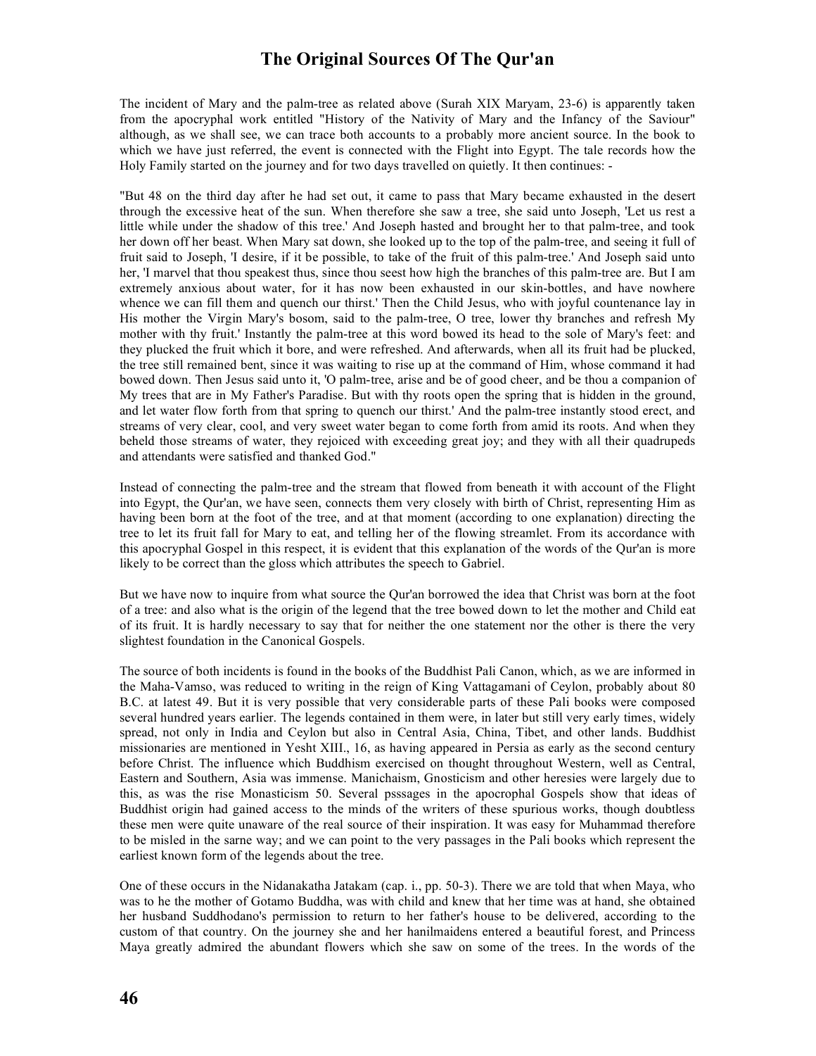The incident of Mary and the palm-tree as related above (Surah XIX Maryam, 23-6) is apparently taken from the apocryphal work entitled "History of the Nativity of Mary and the Infancy of the Saviour" although, as we shall see, we can trace both accounts to a probably more ancient source. In the book to which we have just referred, the event is connected with the Flight into Egypt. The tale records how the Holy Family started on the journey and for two days travelled on quietly. It then continues: -

"But 48 on the third day after he had set out, it came to pass that Mary became exhausted in the desert through the excessive heat of the sun. When therefore she saw a tree, she said unto Joseph, 'Let us rest a little while under the shadow of this tree.' And Joseph hasted and brought her to that palm-tree, and took her down off her beast. When Mary sat down, she looked up to the top of the palm-tree, and seeing it full of fruit said to Joseph, 'I desire, if it be possible, to take of the fruit of this palm-tree.' And Joseph said unto her, 'I marvel that thou speakest thus, since thou seest how high the branches of this palm-tree are. But I am extremely anxious about water, for it has now been exhausted in our skin-bottles, and have nowhere whence we can fill them and quench our thirst.' Then the Child Jesus, who with joyful countenance lay in His mother the Virgin Mary's bosom, said to the palm-tree, O tree, lower thy branches and refresh My mother with thy fruit.' Instantly the palm-tree at this word bowed its head to the sole of Mary's feet: and they plucked the fruit which it bore, and were refreshed. And afterwards, when all its fruit had be plucked, the tree still remained bent, since it was waiting to rise up at the command of Him, whose command it had bowed down. Then Jesus said unto it, 'O palm-tree, arise and be of good cheer, and be thou a companion of My trees that are in My Father's Paradise. But with thy roots open the spring that is hidden in the ground, and let water flow forth from that spring to quench our thirst.' And the palm-tree instantly stood erect, and streams of very clear, cool, and very sweet water began to come forth from amid its roots. And when they beheld those streams of water, they rejoiced with exceeding great joy; and they with all their quadrupeds and attendants were satisfied and thanked God."

Instead of connecting the palm-tree and the stream that flowed from beneath it with account of the Flight into Egypt, the Qur'an, we have seen, connects them very closely with birth of Christ, representing Him as having been born at the foot of the tree, and at that moment (according to one explanation) directing the tree to let its fruit fall for Mary to eat, and telling her of the flowing streamlet. From its accordance with this apocryphal Gospel in this respect, it is evident that this explanation of the words of the Qur'an is more likely to be correct than the gloss which attributes the speech to Gabriel.

But we have now to inquire from what source the Qur'an borrowed the idea that Christ was born at the foot of a tree: and also what is the origin of the legend that the tree bowed down to let the mother and Child eat of its fruit. It is hardly necessary to say that for neither the one statement nor the other is there the very slightest foundation in the Canonical Gospels.

The source of both incidents is found in the books of the Buddhist Pali Canon, which, as we are informed in the Maha-Vamso, was reduced to writing in the reign of King Vattagamani of Ceylon, probably about 80 B.C. at latest 49. But it is very possible that very considerable parts of these Pali books were composed several hundred years earlier. The legends contained in them were, in later but still very early times, widely spread, not only in India and Ceylon but also in Central Asia, China, Tibet, and other lands. Buddhist missionaries are mentioned in Yesht XIII., 16, as having appeared in Persia as early as the second century before Christ. The influence which Buddhism exercised on thought throughout Western, well as Central, Eastern and Southern, Asia was immense. Manichaism, Gnosticism and other heresies were largely due to this, as was the rise Monasticism 50. Several psssages in the apocryphal Gospels show that ideas of Buddhist origin had gained access to the minds of the writers of these spurious works, though doubtless these men were quite unaware of the real source of their inspiration. It was easy for Muhammad therefore to be misled in the sarne way; and we can point to the very passages in the Pali books which represent the earliest known form of the legends about the tree.

One of these occurs in the Nidanakatha Jatakam (cap. i., pp. 50-3). There we are told that when Maya, who was to he the mother of Gotamo Buddha, was with child and knew that her time was at hand, she obtained her husband Suddhodano's permission to return to her father's house to be delivered, according to the custom of that country. On the journey she and her hanilmaidens entered a beautiful forest, and Princess Maya greatly admired the abundant flowers which she saw on some of the trees. In the words of the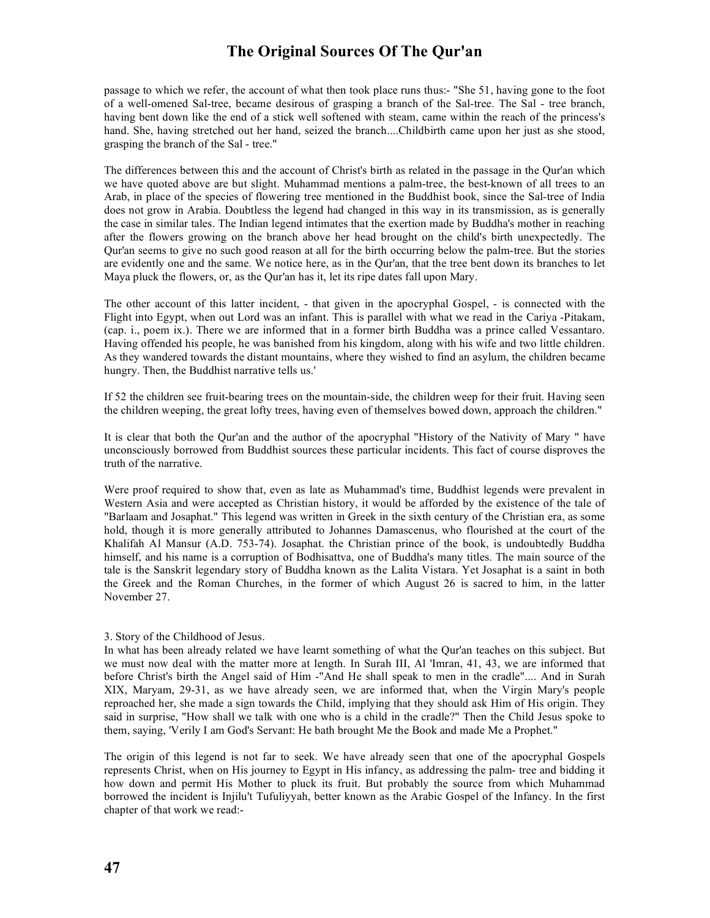passage to which we refer, the account of what then took place runs thus:- "She 51, having gone to the foot of a well-omened Sal-tree, became desirous of grasping a branch of the Sal-tree. The Sal - tree branch, having bent down like the end of a stick well softened with steam, came within the reach of the princess's hand. She, having stretched out her hand, seized the branch....Childbirth came upon her just as she stood, grasping the branch of the Sal - tree."

The differences between this and the account of Christ's birth as related in the passage in the Qur'an which we have quoted above are but slight. Muhammad mentions a palm-tree, the best-known of all trees to an Arab, in place of the species of flowering tree mentioned in the Buddhist book, since the Sal-tree of India does not grow in Arabia. Doubtless the legend had changed in this way in its transmission, as is generally the case in similar tales. The Indian legend intimates that the exertion made by Buddha's mother in reaching after the flowers growing on the branch above her head brought on the child's birth unexpectedly. The Qur'an seems to give no such good reason at all for the birth occurring below the palm-tree. But the stories are evidently one and the same. We notice here, as in the Qur'an, that the tree bent down its branches to let Maya pluck the flowers, or, as the Qur'an has it, let its ripe dates fall upon Mary.

The other account of this latter incident, - that given in the apocryphal Gospel, - is connected with the Flight into Egypt, when out Lord was an infant. This is parallel with what we read in the Cariya -Pitakam, (cap. i., poem ix.). There we are informed that in a former birth Buddha was a prince called Vessantaro. Having offended his people, he was banished from his kingdom, along with his wife and two little children. As they wandered towards the distant mountains, where they wished to find an asylum, the children became hungry. Then, the Buddhist narrative tells us.'

If 52 the children see fruit-bearing trees on the mountain-side, the children weep for their fruit. Having seen the children weeping, the great lofty trees, having even of themselves bowed down, approach the children."

It is clear that both the Qur'an and the author of the apocryphal "History of the Nativity of Mary " have unconsciously borrowed from Buddhist sources these particular incidents. This fact of course disproves the truth of the narrative.

Were proof required to show that, even as late as Muhammad's time, Buddhist legends were prevalent in Western Asia and were accepted as Christian history, it would be afforded by the existence of the tale of "Barlaam and Josaphat." This legend was written in Greek in the sixth century of the Christian era, as some hold, though it is more generally attributed to Johannes Damascenus, who flourished at the court of the Khalifah Al Mansur (A.D. 753-74). Josaphat. the Christian prince of the book, is undoubtedly Buddha himself, and his name is a corruption of Bodhisattva, one of Buddha's many titles. The main source of the tale is the Sanskrit legendary story of Buddha known as the Lalita Vistara. Yet Josaphat is a saint in both the Greek and the Roman Churches, in the former of which August 26 is sacred to him, in the latter November 27.

3. Story of the Childhood of Jesus.

In what has been already related we have learnt something of what the Qur'an teaches on this subject. But we must now deal with the matter more at length. In Surah III, Al 'Imran, 41, 43, we are informed that before Christ's birth the Angel said of Him -"And He shall speak to men in the cradle".... And in Surah XIX, Maryam, 29-31, as we have already seen, we are informed that, when the Virgin Mary's people reproached her, she made a sign towards the Child, implying that they should ask Him of His origin. They said in surprise, "How shall we talk with one who is a child in the cradle?" Then the Child Jesus spoke to them, saying, 'Verily I am God's Servant: He bath brought Me the Book and made Me a Prophet."

The origin of this legend is not far to seek. We have already seen that one of the apocryphal Gospels represents Christ, when on His journey to Egypt in His infancy, as addressing the palm- tree and bidding it how down and permit His Mother to pluck its fruit. But probably the source from which Muhammad borrowed the incident is Injilu't Tufuliyyah, better known as the Arabic Gospel of the Infancy. In the first chapter of that work we read:-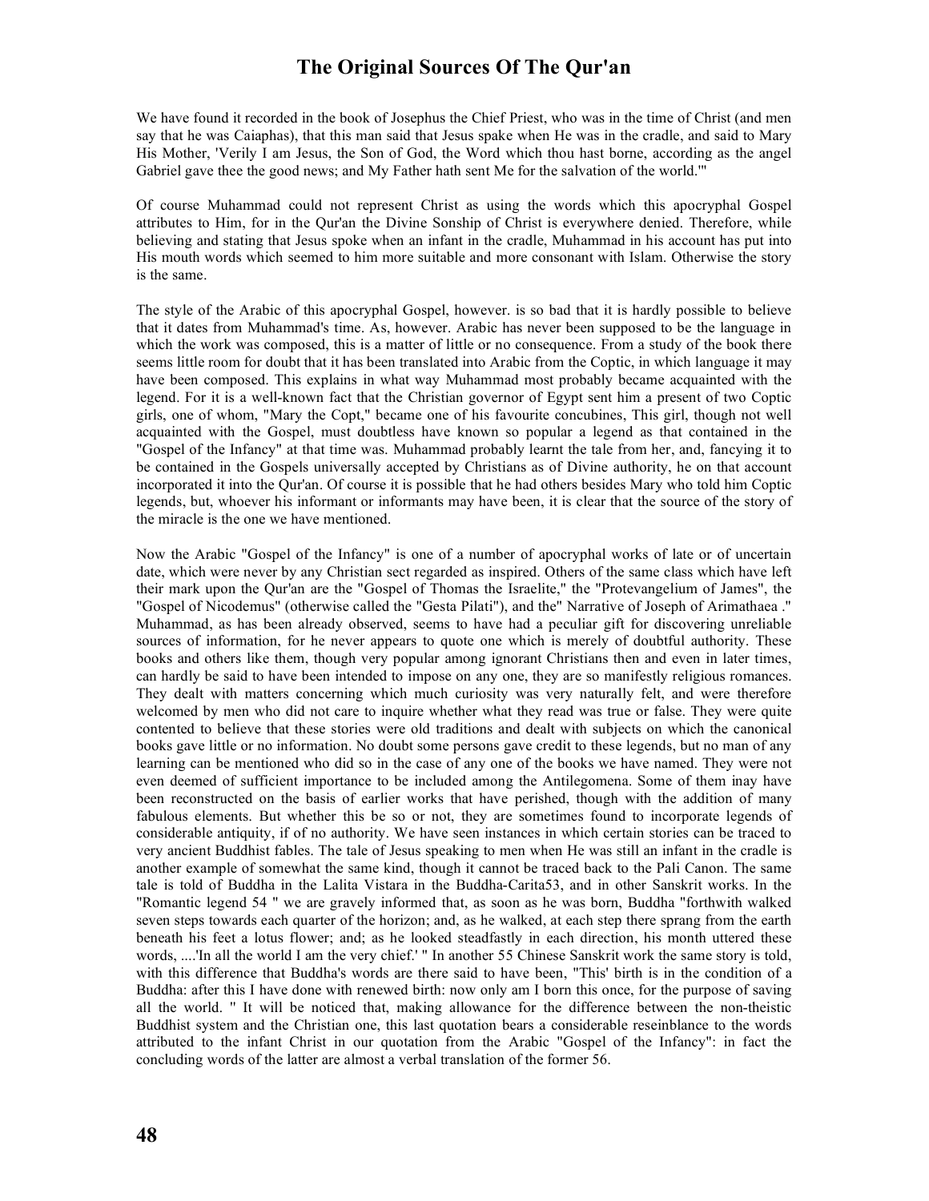We have found it recorded in the book of Josephus the Chief Priest, who was in the time of Christ (and men say that he was Caiaphas), that this man said that Jesus spake when He was in the cradle, and said to Mary His Mother, 'Verily I am Jesus, the Son of God, the Word which thou hast borne, according as the angel Gabriel gave thee the good news; and My Father hath sent Me for the salvation of the world.'"

Of course Muhammad could not represent Christ as using the words which this apocryphal Gospel attributes to Him, for in the Qur'an the Divine Sonship of Christ is everywhere denied. Therefore, while believing and stating that Jesus spoke when an infant in the cradle, Muhammad in his account has put into His mouth words which seemed to him more suitable and more consonant with Islam. Otherwise the story is the same.

The style of the Arabic of this apocryphal Gospel, however. is so bad that it is hardly possible to believe that it dates from Muhammad's time. As, however. Arabic has never been supposed to be the language in which the work was composed, this is a matter of little or no consequence. From a study of the book there seems little room for doubt that it has been translated into Arabic from the Coptic, in which language it may have been composed. This explains in what way Muhammad most probably became acquainted with the legend. For it is a well-known fact that the Christian governor of Egypt sent him a present of two Coptic girls, one of whom, "Mary the Copt," became one of his favourite concubines, This girl, though not well acquainted with the Gospel, must doubtless have known so popular a legend as that contained in the "Gospel of the Infancy" at that time was. Muhammad probably learnt the tale from her, and, fancying it to be contained in the Gospels universally accepted by Christians as of Divine authority, he on that account incorporated it into the Qur'an. Of course it is possible that he had others besides Mary who told him Coptic legends, but, whoever his informant or informants may have been, it is clear that the source of the story of the miracle is the one we have mentioned.

Now the Arabic "Gospel of the Infancy" is one of a number of apocryphal works of late or of uncertain date, which were never by any Christian sect regarded as inspired. Others of the same class which have left their mark upon the Qur'an are the "Gospel of Thomas the Israelite," the "Protevangelium of James", the "Gospel of Nicodemus" (otherwise called the "Gesta Pilati"), and the" Narrative of Joseph of Arimathaea ." Muhammad, as has been already observed, seems to have had a peculiar gift for discovering unreliable sources of information, for he never appears to quote one which is merely of doubtful authority. These books and others like them, though very popular among ignorant Christians then and even in later times, can hardly be said to have been intended to impose on any one, they are so manifestly religious romances. They dealt with matters concerning which much curiosity was very naturally felt, and were therefore welcomed by men who did not care to inquire whether what they read was true or false. They were quite contented to believe that these stories were old traditions and dealt with subjects on which the canonical books gave little or no information. No doubt some persons gave credit to these legends, but no man of any learning can be mentioned who did so in the case of any one of the books we have named. They were not even deemed of sufficient importance to be included among the Antilegomena. Some of them inay have been reconstructed on the basis of earlier works that have perished, though with the addition of many fabulous elements. But whether this be so or not, they are sometimes found to incorporate legends of considerable antiquity, if of no authority. We have seen instances in which certain stories can be traced to very ancient Buddhist fables. The tale of Jesus speaking to men when He was still an infant in the cradle is another example of somewhat the same kind, though it cannot be traced back to the Pali Canon. The same tale is told of Buddha in the Lalita Vistara in the Buddha-Carita53, and in other Sanskrit works. In the "Romantic legend 54 " we are gravely informed that, as soon as he was born, Buddha "forthwith walked seven steps towards each quarter of the horizon; and, as he walked, at each step there sprang from the earth beneath his feet a lotus flower; and; as he looked steadfastly in each direction, his month uttered these words, ....'In all the world I am the very chief.' " In another 55 Chinese Sanskrit work the same story is told, with this difference that Buddha's words are there said to have been, "This' birth is in the condition of a Buddha: after this I have done with renewed birth: now only am I born this once, for the purpose of saving all the world. " It will be noticed that, making allowance for the difference between the non-theistic Buddhist system and the Christian one, this last quotation bears a considerable reseinblance to the words attributed to the infant Christ in our quotation from the Arabic "Gospel of the Infancy": in fact the concluding words of the latter are almost a verbal translation of the former 56.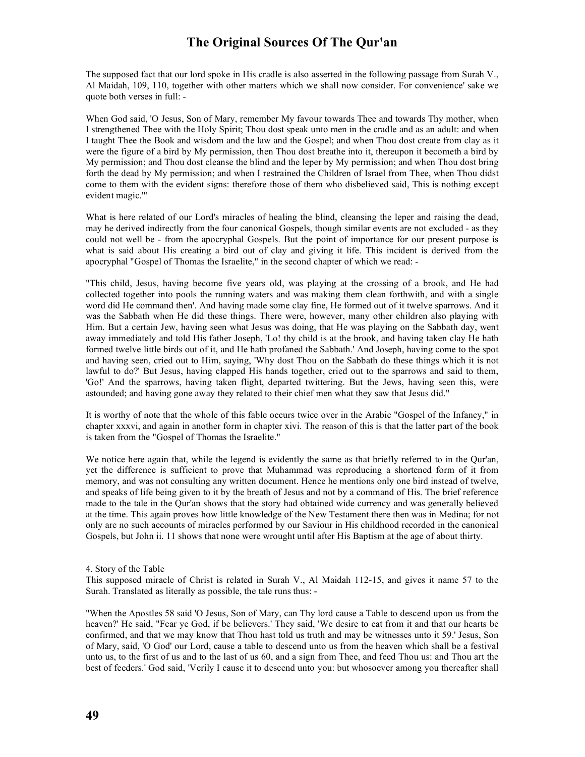The supposed fact that our lord spoke in His cradle is also asserted in the following passage from Surah V., Al Maidah, 109, 110, together with other matters which we shall now consider. For convenience' sake we quote both verses in full: -

When God said, 'O Jesus, Son of Mary, remember My favour towards Thee and towards Thy mother, when I strengthened Thee with the Holy Spirit; Thou dost speak unto men in the cradle and as an adult: and when I taught Thee the Book and wisdom and the law and the Gospel; and when Thou dost create from clay as it were the figure of a bird by My permission, then Thou dost breathe into it, thereupon it becometh a bird by My permission; and Thou dost cleanse the blind and the leper by My permission; and when Thou dost bring forth the dead by My permission; and when I restrained the Children of Israel from Thee, when Thou didst come to them with the evident signs: therefore those of them who disbelieved said, This is nothing except evident magic.'"

What is here related of our Lord's miracles of healing the blind, cleansing the leper and raising the dead, may he derived indirectly from the four canonical Gospels, though similar events are not excluded - as they could not well be - from the apocryphal Gospels. But the point of importance for our present purpose is what is said about His creating a bird out of clay and giving it life. This incident is derived from the apocryphal "Gospel of Thomas the Israelite," in the second chapter of which we read: -

"This child, Jesus, having become five years old, was playing at the crossing of a brook, and He had collected together into pools the running waters and was making them clean forthwith, and with a single word did He command then'. And having made some clay fine, He formed out of it twelve sparrows. And it was the Sabbath when He did these things. There were, however, many other children also playing with Him. But a certain Jew, having seen what Jesus was doing, that He was playing on the Sabbath day, went away immediately and told His father Joseph, 'Lo! thy child is at the brook, and having taken clay He hath formed twelve little birds out of it, and He hath profaned the Sabbath.' And Joseph, having come to the spot and having seen, cried out to Him, saying, 'Why dost Thou on the Sabbath do these things which it is not lawful to do?' But Jesus, having clapped His hands together, cried out to the sparrows and said to them, 'Go!' And the sparrows, having taken flight, departed twittering. But the Jews, having seen this, were astounded; and having gone away they related to their chief men what they saw that Jesus did."

It is worthy of note that the whole of this fable occurs twice over in the Arabic "Gospel of the Infancy," in chapter xxxvi, and again in another form in chapter xivi. The reason of this is that the latter part of the book is taken from the "Gospel of Thomas the Israelite."

We notice here again that, while the legend is evidently the same as that briefly referred to in the Qur'an, yet the difference is sufficient to prove that Muhammad was reproducing a shortened form of it from memory, and was not consulting any written document. Hence he mentions only one bird instead of twelve, and speaks of life being given to it by the breath of Jesus and not by a command of His. The brief reference made to the tale in the Qur'an shows that the story had obtained wide currency and was generally believed at the time. This again proves how little knowledge of the New Testament there then was in Medina; for not only are no such accounts of miracles performed by our Saviour in His childhood recorded in the canonical Gospels, but John ii. 11 shows that none were wrought until after His Baptism at the age of about thirty.

4. Story of the Table

This supposed miracle of Christ is related in Surah V., Al Maidah 112-15, and gives it name 57 to the Surah. Translated as literally as possible, the tale runs thus: -

"When the Apostles 58 said 'O Jesus, Son of Mary, can Thy lord cause a Table to descend upon us from the heaven?' He said, "Fear ye God, if be believers.' They said, 'We desire to eat from it and that our hearts be confirmed, and that we may know that Thou hast told us truth and may be witnesses unto it 59.' Jesus, Son of Mary, said, 'O God' our Lord, cause a table to descend unto us from the heaven which shall be a festival unto us, to the first of us and to the last of us 60, and a sign from Thee, and feed Thou us: and Thou art the best of feeders.' God said, 'Verily I cause it to descend unto you: but whosoever among you thereafter shall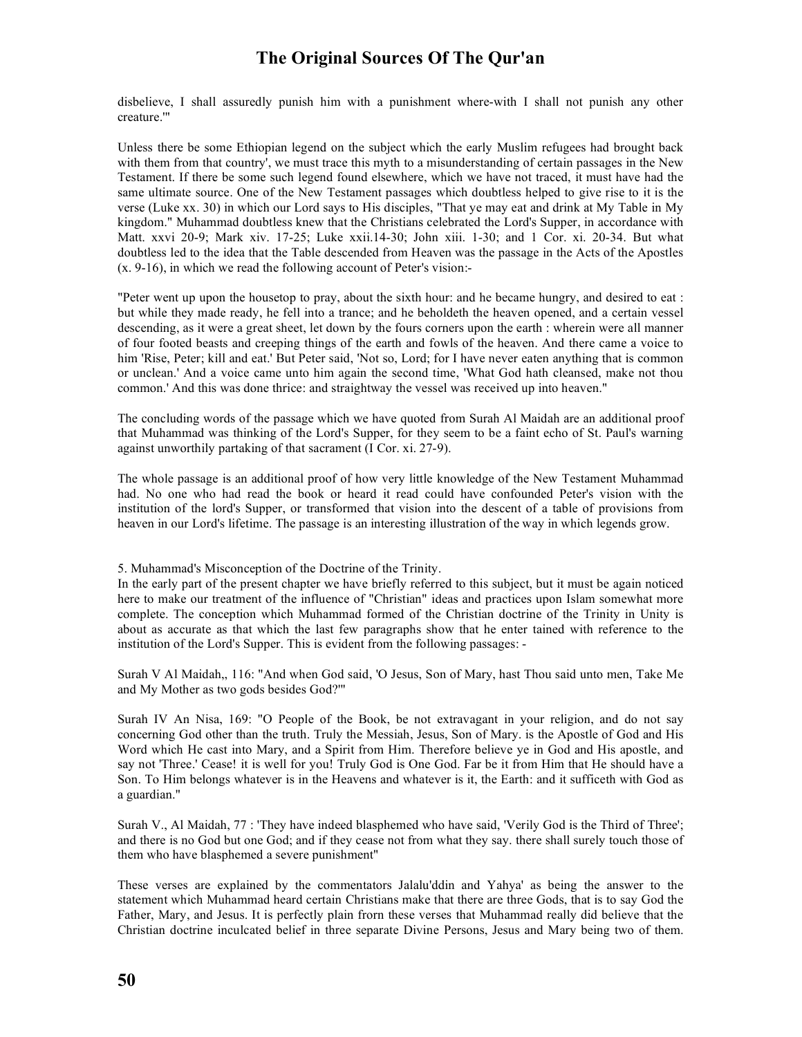disbelieve, I shall assuredly punish him with a punishment where-with I shall not punish any other creature.'"

Unless there be some Ethiopian legend on the subject which the early Muslim refugees had brought back with them from that country', we must trace this myth to a misunderstanding of certain passages in the New Testament. If there be some such legend found elsewhere, which we have not traced, it must have had the same ultimate source. One of the New Testament passages which doubtless helped to give rise to it is the verse (Luke xx. 30) in which our Lord says to His disciples, "That ye may eat and drink at My Table in My kingdom." Muhammad doubtless knew that the Christians celebrated the Lord's Supper, in accordance with Matt. xxvi 20-9; Mark xiv. 17-25; Luke xxii.14-30; John xiii. 1-30; and 1 Cor. xi. 20-34. But what doubtless led to the idea that the Table descended from Heaven was the passage in the Acts of the Apostles (x. 9-16), in which we read the following account of Peter's vision:-

"Peter went up upon the housetop to pray, about the sixth hour: and he became hungry, and desired to eat : but while they made ready, he fell into a trance; and he beholdeth the heaven opened, and a certain vessel descending, as it were a great sheet, let down by the fours corners upon the earth : wherein were all manner of four footed beasts and creeping things of the earth and fowls of the heaven. And there came a voice to him 'Rise, Peter; kill and eat.' But Peter said, 'Not so, Lord; for I have never eaten anything that is common or unclean.' And a voice came unto him again the second time, 'What God hath cleansed, make not thou common.' And this was done thrice: and straightway the vessel was received up into heaven."

The concluding words of the passage which we have quoted from Surah Al Maidah are an additional proof that Muhammad was thinking of the Lord's Supper, for they seem to be a faint echo of St. Paul's warning against unworthily partaking of that sacrament (I Cor. xi. 27-9).

The whole passage is an additional proof of how very little knowledge of the New Testament Muhammad had. No one who had read the book or heard it read could have confounded Peter's vision with the institution of the lord's Supper, or transformed that vision into the descent of a table of provisions from heaven in our Lord's lifetime. The passage is an interesting illustration of the way in which legends grow.

5. Muhammad's Misconception of the Doctrine of the Trinity.

In the early part of the present chapter we have briefly referred to this subject, but it must be again noticed here to make our treatment of the influence of "Christian" ideas and practices upon Islam somewhat more complete. The conception which Muhammad formed of the Christian doctrine of the Trinity in Unity is about as accurate as that which the last few paragraphs show that he enter tained with reference to the institution of the Lord's Supper. This is evident from the following passages: -

Surah V Al Maidah,, 116: "And when God said, 'O Jesus, Son of Mary, hast Thou said unto men, Take Me and My Mother as two gods besides God?'"

Surah IV An Nisa, 169: "O People of the Book, be not extravagant in your religion, and do not say concerning God other than the truth. Truly the Messiah, Jesus, Son of Mary. is the Apostle of God and His Word which He cast into Mary, and a Spirit from Him. Therefore believe ye in God and His apostle, and say not 'Three.' Cease! it is well for you! Truly God is One God. Far be it from Him that He should have a Son. To Him belongs whatever is in the Heavens and whatever is it, the Earth: and it sufficeth with God as a guardian."

Surah V., Al Maidah, 77 : 'They have indeed blasphemed who have said, 'Verily God is the Third of Three'; and there is no God but one God; and if they cease not from what they say. there shall surely touch those of them who have blasphemed a severe punishment"

These verses are explained by the commentators Jalalu'ddin and Yahya' as being the answer to the statement which Muhammad heard certain Christians make that there are three Gods, that is to say God the Father, Mary, and Jesus. It is perfectly plain frorn these verses that Muhammad really did believe that the Christian doctrine inculcated belief in three separate Divine Persons, Jesus and Mary being two of them.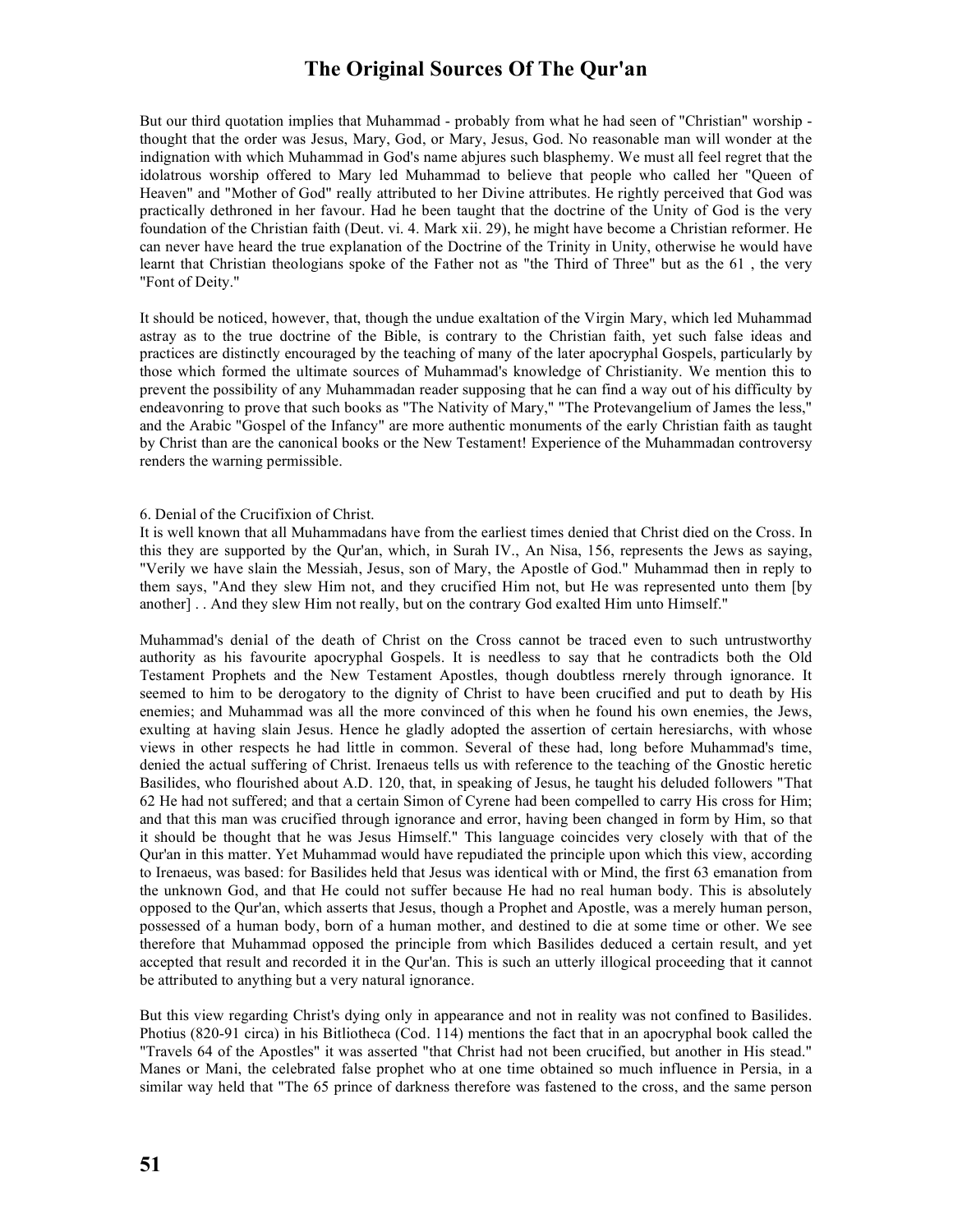But our third quotation implies that Muhammad - probably from what he had seen of "Christian" worship - thought that the order was Jesus, Mary, God, or Mary, Jesus, God. No reasonable man will wonder at the indignation with which Muhammad in God's name abjures such blasphemy. We must all feel regret that the idolatrous worship offered to Mary led Muhammad to believe that people who called her "Queen of Heaven" and "Mother of God" really attributed to her Divine attributes. He rightly perceived that God was practically dethroned in her favour. Had he been taught that the doctrine of the Unity of God is the very foundation of the Christian faith (Deut. vi. 4. Mark xii. 29), he might have become a Christian reformer. He can never have heard the true explanation of the Doctrine of the Trinity in Unity, otherwise he would have learnt that Christian theologians spoke of the Father not as "the Third of Three" but as the 61 , the very "Font of Deity."

It should be noticed, however, that, though the undue exaltation of the Virgin Mary, which led Muhammad astray as to the true doctrine of the Bible, is contrary to the Christian faith, yet such false ideas and practices are distinctly encouraged by the teaching of many of the later apocryphal Gospels, particularly by those which formed the ultimate sources of Muhammad's knowledge of Christianity. We mention this to prevent the possibility of any Muhammadan reader supposing that he can find a way out of his difficulty by endeavonring to prove that such books as "The Nativity of Mary," "The Protevangelium of James the less," and the Arabic "Gospel of the Infancy" are more authentic monuments of the early Christian faith as taught by Christ than are the canonical books or the New Testament! Experience of the Muhammadan controversy renders the warning permissible.

6. Denial of the Crucifixion of Christ.

It is well known that all Muhammadans have from the earliest times denied that Christ died on the Cross. In this they are supported by the Qur'an, which, in Surah IV., An Nisa, 156, represents the Jews as saying, "Verily we have slain the Messiah, Jesus, son of Mary, the Apostle of God." Muhammad then in reply to them says, "And they slew Him not, and they crucified Him not, but He was represented unto them [by another] . . And they slew Him not really, but on the contrary God exalted Him unto Himself."

Muhammad's denial of the death of Christ on the Cross cannot be traced even to such untrustworthy authority as his favourite apocryphal Gospels. It is needless to say that he contradicts both the Old Testament Prophets and the New Testament Apostles, though doubtless rnerely through ignorance. It seemed to him to be derogatory to the dignity of Christ to have been crucified and put to death by His enemies; and Muhammad was all the more convinced of this when he found his own enemies, the Jews, exulting at having slain Jesus. Hence he gladly adopted the assertion of certain heresiarchs, with whose views in other respects he had little in common. Several of these had, long before Muhammad's time, denied the actual suffering of Christ. Irenaeus tells us with reference to the teaching of the Gnostic heretic Basilides, who flourished about A.D. 120, that, in speaking of Jesus, he taught his deluded followers "That 62 He had not suffered; and that a certain Simon of Cyrene had been compelled to carry His cross for Him; and that this man was crucified through ignorance and error, having been changed in form by Him, so that it should be thought that he was Jesus Himself." This language coincides very closely with that of the Qur'an in this matter. Yet Muhammad would have repudiated the principle upon which this view, according to Irenaeus, was based: for Basilides held that Jesus was identical with or Mind, the first 63 emanation from the unknown God, and that He could not suffer because He had no real human body. This is absolutely opposed to the Qur'an, which asserts that Jesus, though a Prophet and Apostle, was a merely human person, possessed of a human body, born of a human mother, and destined to die at some time or other. We see therefore that Muhammad opposed the principle from which Basilides deduced a certain result, and yet accepted that result and recorded it in the Qur'an. This is such an utterly illogical proceeding that it cannot be attributed to anything but a very natural ignorance.

But this view regarding Christ's dying only in appearance and not in reality was not confined to Basilides. Photius (820-91 circa) in his Bitliotheca (Cod. 114) mentions the fact that in an apocryphal book called the "Travels 64 of the Apostles" it was asserted "that Christ had not been crucified, but another in His stead." Manes or Mani, the celebrated false prophet who at one time obtained so much influence in Persia, in a similar way held that "The 65 prince of darkness therefore was fastened to the cross, and the same person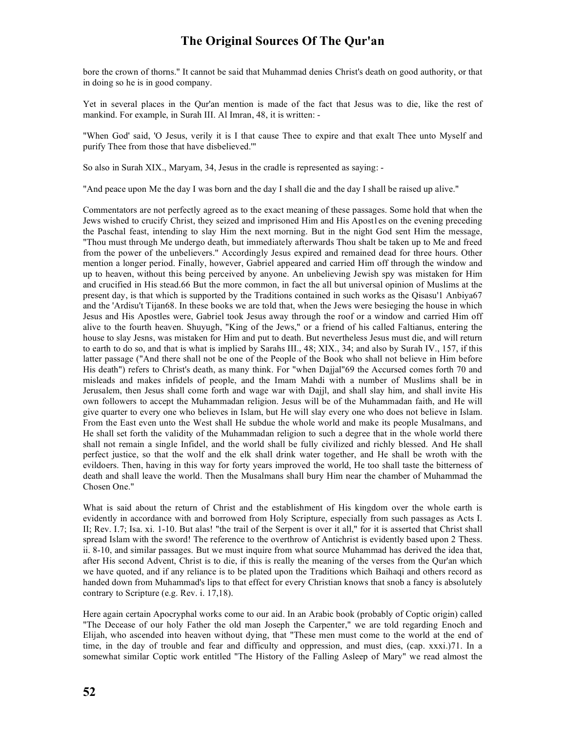bore the crown of thorns." It cannot be said that Muhammad denies Christ's death on good authority, or that in doing so he is in good company.

Yet in several places in the Qur'an mention is made of the fact that Jesus was to die, like the rest of mankind. For example, in Surah III. Al Imran, 48, it is written: -

"When God' said, 'O Jesus, verily it is I that cause Thee to expire and that exalt Thee unto Myself and purify Thee from those that have disbelieved.'"

So also in Surah XIX., Maryam, 34, Jesus in the cradle is represented as saying: -

"And peace upon Me the day I was born and the day I shall die and the day I shall be raised up alive."

Commentators are not perfectly agreed as to the exact meaning of these passages. Some hold that when the Jews wished to crucify Christ, they seized and imprisoned Him and His Apost1es on the evening preceding the Paschal feast, intending to slay Him the next morning. But in the night God sent Him the message, "Thou must through Me undergo death, but immediately afterwards Thou shalt be taken up to Me and freed from the power of the unbelievers." Accordingly Jesus expired and remained dead for three hours. Other mention a longer period. Finally, however, Gabriel appeared and carried Him off through the window and up to heaven, without this being perceived by anyone. An unbelieving Jewish spy was mistaken for Him and crucified in His stead.66 But the more common, in fact the all but universal opinion of Muslims at the present day, is that which is supported by the Traditions contained in such works as the Qisasu'1 Anbiya67 and the 'Ardisu't Tijan68. In these books we are told that, when the Jews were besieging the house in which Jesus and His Apostles were, Gabriel took Jesus away through the roof or a window and carried Him off alive to the fourth heaven. Shuyugh, "King of the Jews," or a friend of his called Faltianus, entering the house to slay Jesns, was mistaken for Him and put to death. But nevertheless Jesus must die, and will return to earth to do so, and that is what is implied by Sarahs III., 48; XIX., 34; and also by Surah IV., 157, if this latter passage ("And there shall not be one of the People of the Book who shall not believe in Him before His death") refers to Christ's death, as many think. For "when Dajjal"69 the Accursed comes forth 70 and misleads and makes infidels of people, and the Imam Mahdi with a number of Muslims shall be in Jerusalem, then Jesus shall come forth and wage war with Dajjl, and shall slay him, and shall invite His own followers to accept the Muhammadan religion. Jesus will be of the Muhammadan faith, and He will give quarter to every one who believes in Islam, but He will slay every one who does not believe in Islam. From the East even unto the West shall He subdue the whole world and make its people Musalmans, and He shall set forth the validity of the Muhammadan religion to such a degree that in the whole world there shall not remain a single Infidel, and the world shall be fully civilized and richly blessed. And He shall perfect justice, so that the wolf and the elk shall drink water together, and He shall be wroth with the evildoers. Then, having in this way for forty years improved the world, He too shall taste the bitterness of death and shall leave the world. Then the Musalmans shall bury Him near the chamber of Muhammad the Chosen One."

What is said about the return of Christ and the establishment of His kingdom over the whole earth is evidently in accordance with and borrowed from Holy Scripture, especially from such passages as Acts I. II; Rev. I.7; Isa. xi. 1-10. But alas! "the trail of the Serpent is over it all," for it is asserted that Christ shall spread Islam with the sword! The reference to the overthrow of Antichrist is evidently based upon 2 Thess. ii. 8-10, and similar passages. But we must inquire from what source Muhammad has derived the idea that, after His second Advent, Christ is to die, if this is really the meaning of the verses from the Qur'an which we have quoted, and if any reliance is to be plated upon the Traditions which Baihaqi and others record as handed down from Muhammad's lips to that effect for every Christian knows that snob a fancy is absolutely contrary to Scripture (e.g. Rev. i. 17,18).

Here again certain Apocryphal works come to our aid. In an Arabic book (probably of Coptic origin) called "The Decease of our holy Father the old man Joseph the Carpenter," we are told regarding Enoch and Elijah, who ascended into heaven without dying, that "These men must come to the world at the end of time, in the day of trouble and fear and difficulty and oppression, and must dies, (cap. xxxi.)71. In a somewhat similar Coptic work entitled "The History of the Falling Asleep of Mary" we read almost the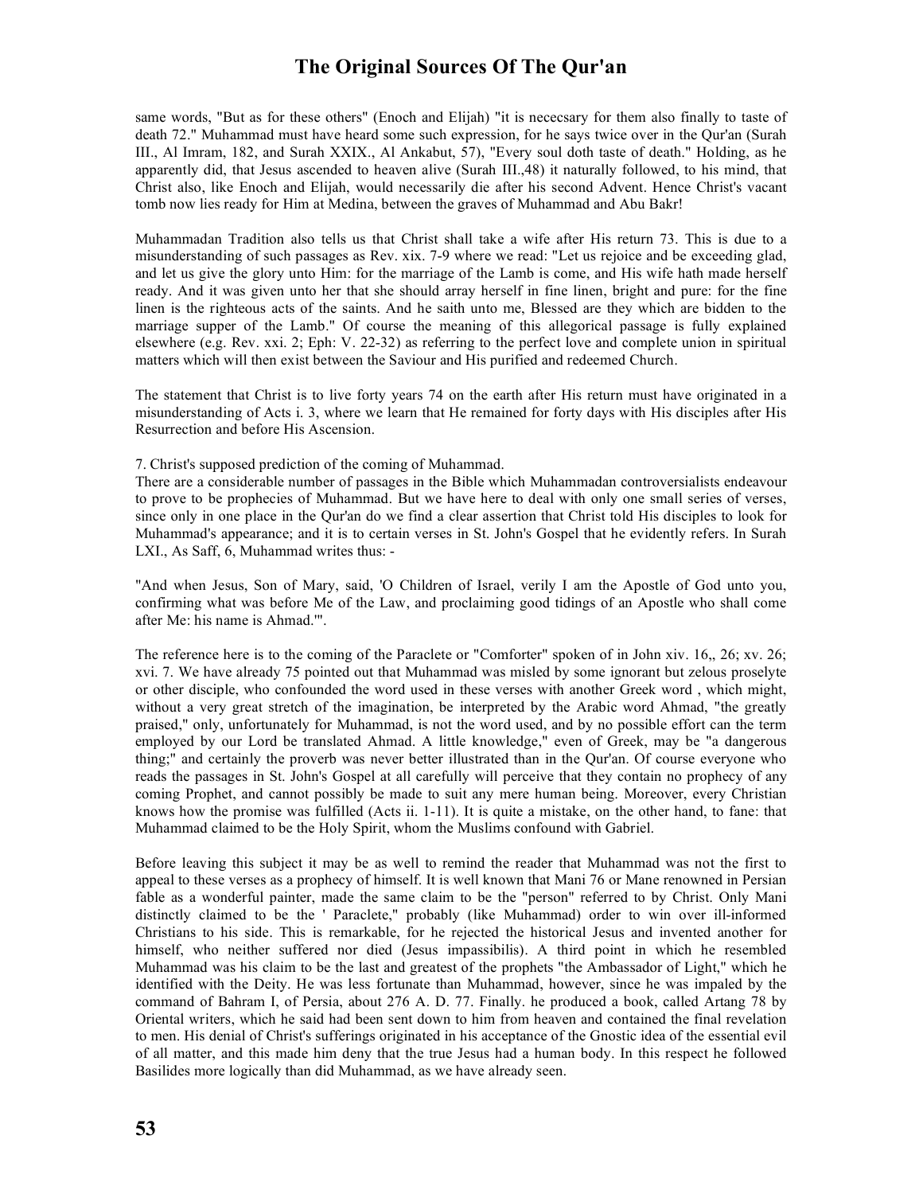same words, "But as for these others" (Enoch and Elijah) "it is nececsary for them also finally to taste of death 72." Muhammad must have heard some such expression, for he says twice over in the Qur'an (Surah III., Al Imram, 182, and Surah XXIX., Al Ankabut, 57), "Every soul doth taste of death." Holding, as he apparently did, that Jesus ascended to heaven alive (Surah III.,48) it naturally followed, to his mind, that Christ also, like Enoch and Elijah, would necessarily die after his second Advent. Hence Christ's vacant tomb now lies ready for Him at Medina, between the graves of Muhammad and Abu Bakr!

Muhammadan Tradition also tells us that Christ shall take a wife after His return 73. This is due to a misunderstanding of such passages as Rev. xix. 7-9 where we read: "Let us rejoice and be exceeding glad, and let us give the glory unto Him: for the marriage of the Lamb is come, and His wife hath made herself ready. And it was given unto her that she should array herself in fine linen, bright and pure: for the fine linen is the righteous acts of the saints. And he saith unto me, Blessed are they which are bidden to the marriage supper of the Lamb." Of course the meaning of this allegorical passage is fully explained elsewhere (e.g. Rev. xxi. 2; Eph: V. 22-32) as referring to the perfect love and complete union in spiritual matters which will then exist between the Saviour and His purified and redeemed Church.

The statement that Christ is to live forty years 74 on the earth after His return must have originated in a misunderstanding of Acts i. 3, where we learn that He remained for forty days with His disciples after His Resurrection and before His Ascension.

7. Christ's supposed prediction of the coming of Muhammad.
There are a considerable number of passages in the Bible which Muhammadan controversialists endeavour to prove to be prophecies of Muhammad. But we have here to deal with only one small series of verses, since only in one place in the Qur'an do we find a clear assertion that Christ told His disciples to look for Muhammad's appearance; and it is to certain verses in St. John's Gospel that he evidently refers. In Surah LXI., As Saff, 6, Muhammad writes thus: -

"And when Jesus, Son of Mary, said, 'O Children of Israel, verily I am the Apostle of God unto you, confirming what was before Me of the Law, and proclaiming good tidings of an Apostle who shall come after Me: his name is Ahmad.'".

The reference here is to the coming of the Paraclete or "Comforter" spoken of in John xiv. 16,, 26; xv. 26; xvi. 7. We have already 75 pointed out that Muhammad was misled by some ignorant but zelous proselyte or other disciple, who confounded the word used in these verses with another Greek word , which might, without a very great stretch of the imagination, be interpreted by the Arabic word Ahmad, "the greatly praised," only, unfortunately for Muhammad, is not the word used, and by no possible effort can the term employed by our Lord be translated Ahmad. A little knowledge," even of Greek, may be "a dangerous thing;" and certainly the proverb was never better illustrated than in the Qur'an. Of course everyone who reads the passages in St. John's Gospel at all carefully will perceive that they contain no prophecy of any coming Prophet, and cannot possibly be made to suit any mere human being. Moreover, every Christian knows how the promise was fulfilled (Acts ii. 1-11). It is quite a mistake, on the other hand, to fane: that Muhammad claimed to be the Holy Spirit, whom the Muslims confound with Gabriel.

Before leaving this subject it may be as well to remind the reader that Muhammad was not the first to appeal to these verses as a prophecy of himself. It is well known that Mani 76 or Mane renowned in Persian fable as a wonderful painter, made the same claim to be the "person" referred to by Christ. Only Mani distinctly claimed to be the ' Paraclete," probably (like Muhammad) order to win over ill-informed Christians to his side. This is remarkable, for he rejected the historical Jesus and invented another for himself, who neither suffered nor died (Jesus impassibilis). A third point in which he resembled Muhammad was his claim to be the last and greatest of the prophets "the Ambassador of Light," which he identified with the Deity. He was less fortunate than Muhammad, however, since he was impaled by the command of Bahram I, of Persia, about 276 A. D. 77. Finally. he produced a book, called Artang 78 by Oriental writers, which he said had been sent down to him from heaven and contained the final revelation to men. His denial of Christ's sufferings originated in his acceptance of the Gnostic idea of the essential evil of all matter, and this made him deny that the true Jesus had a human body. In this respect he followed Basilides more logically than did Muhammad, as we have already seen.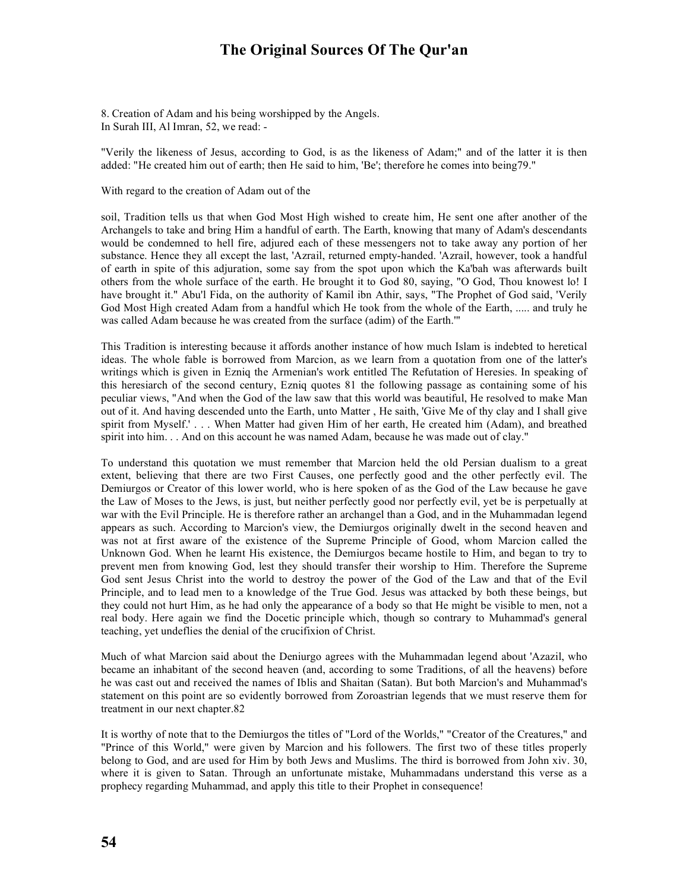8. Creation of Adam and his being worshipped by the Angels.
In Surah III, Al Imran, 52, we read: -

"Verily the likeness of Jesus, according to God, is as the likeness of Adam;" and of the latter it is then added: "He created him out of earth; then He said to him, 'Be'; therefore he comes into being79."

With regard to the creation of Adam out of the

soil, Tradition tells us that when God Most High wished to create him, He sent one after another of the Archangels to take and bring Him a handful of earth. The Earth, knowing that many of Adam's descendants would be condemned to hell fire, adjured each of these messengers not to take away any portion of her substance. Hence they all except the last, 'Azrail, returned empty-handed. 'Azrail, however, took a handful of earth in spite of this adjuration, some say from the spot upon which the Ka'bah was afterwards built others from the whole surface of the earth. He brought it to God 80, saying, "O God, Thou knowest lo! I have brought it." Abu'l Fida, on the authority of Kamil ibn Athir, says, "The Prophet of God said, 'Verily God Most High created Adam from a handful which He took from the whole of the Earth, ..... and truly he was called Adam because he was created from the surface (adim) of the Earth.'"

This Tradition is interesting because it affords another instance of how much Islam is indebted to heretical ideas. The whole fable is borrowed from Marcion, as we learn from a quotation from one of the latter's writings which is given in Ezniq the Armenian's work entitled The Refutation of Heresies. In speaking of this heresiarch of the second century, Ezniq quotes 81 the following passage as containing some of his peculiar views, "And when the God of the law saw that this world was beautiful, He resolved to make Man out of it. And having descended unto the Earth, unto Matter , He saith, 'Give Me of thy clay and I shall give spirit from Myself.' . . . When Matter had given Him of her earth, He created him (Adam), and breathed spirit into him. . . And on this account he was named Adam, because he was made out of clay."

To understand this quotation we must remember that Marcion held the old Persian dualism to a great extent, believing that there are two First Causes, one perfectly good and the other perfectly evil. The Demiurgos or Creator of this lower world, who is here spoken of as the God of the Law because he gave the Law of Moses to the Jews, is just, but neither perfectly good nor perfectly evil, yet be is perpetually at war with the Evil Principle. He is therefore rather an archangel than a God, and in the Muhammadan legend appears as such. According to Marcion's view, the Demiurgos originally dwelt in the second heaven and was not at first aware of the existence of the Supreme Principle of Good, whom Marcion called the Unknown God. When he learnt His existence, the Demiurgos became hostile to Him, and began to try to prevent men from knowing God, lest they should transfer their worship to Him. Therefore the Supreme God sent Jesus Christ into the world to destroy the power of the God of the Law and that of the Evil Principle, and to lead men to a knowledge of the True God. Jesus was attacked by both these beings, but they could not hurt Him, as he had only the appearance of a body so that He might be visible to men, not a real body. Here again we find the Docetic principle which, though so contrary to Muhammad's general teaching, yet undeflies the denial of the crucifixion of Christ.

Much of what Marcion said about the Deniurgo agrees with the Muhammadan legend about 'Azazil, who became an inhabitant of the second heaven (and, according to some Traditions, of all the heavens) before he was cast out and received the names of Iblis and Shaitan (Satan). But both Marcion's and Muhammad's statement on this point are so evidently borrowed from Zoroastrian legends that we must reserve them for treatment in our next chapter.82

It is worthy of note that to the Demiurgos the titles of "Lord of the Worlds," "Creator of the Creatures," and "Prince of this World," were given by Marcion and his followers. The first two of these titles properly belong to God, and are used for Him by both Jews and Muslims. The third is borrowed from John xiv. 30, where it is given to Satan. Through an unfortunate mistake, Muhammadans understand this verse as a prophecy regarding Muhammad, and apply this title to their Prophet in consequence!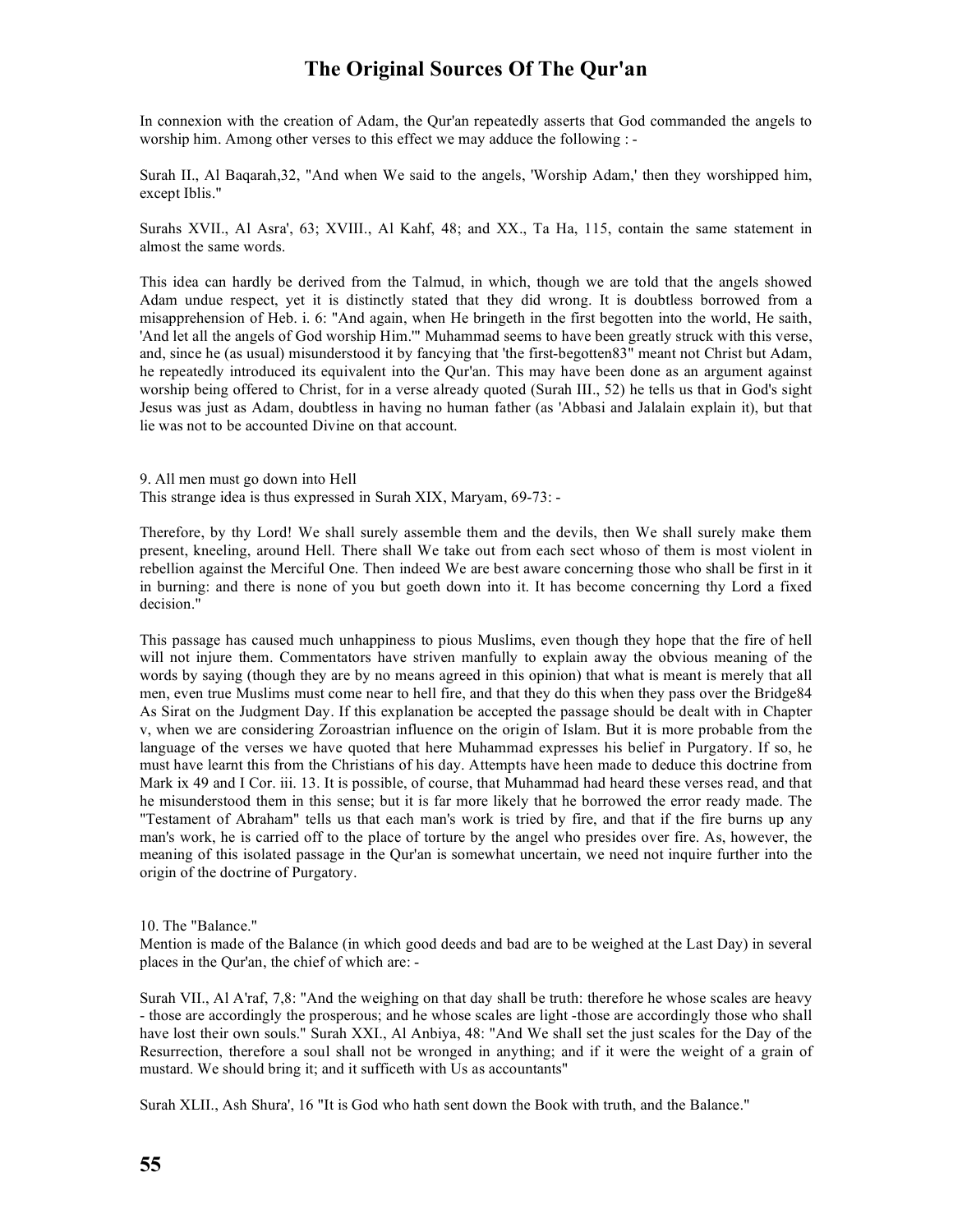In connexion with the creation of Adam, the Qur'an repeatedly asserts that God commanded the angels to worship him. Among other verses to this effect we may adduce the following : -

Surah II., Al Baqarah,32, "And when We said to the angels, 'Worship Adam,' then they worshipped him, except Iblis."

Surahs XVII., Al Asra', 63; XVIII., Al Kahf, 48; and XX., Ta Ha, 115, contain the same statement in almost the same words.

This idea can hardly be derived from the Talmud, in which, though we are told that the angels showed Adam undue respect, yet it is distinctly stated that they did wrong. It is doubtless borrowed from a misapprehension of Heb. i. 6: "And again, when He bringeth in the first begotten into the world, He saith, 'And let all the angels of God worship Him.'" Muhammad seems to have been greatly struck with this verse, and, since he (as usual) misunderstood it by fancying that 'the first-begotten[83]" meant not Christ but Adam, he repeatedly introduced its equivalent into the Qur'an. This may have been done as an argument against worship being offered to Christ, for in a verse already quoted (Surah III., 52) he tells us that in God's sight Jesus was just as Adam, doubtless in having no human father (as 'Abbasi and Jalalain explain it), but that lie was not to be accounted Divine on that account.

9. All men must go down into Hell
This strange idea is thus expressed in Surah XIX, Maryam, 69-73: -

Therefore, by thy Lord! We shall surely assemble them and the devils, then We shall surely make them present, kneeling, around Hell. There shall We take out from each sect whoso of them is most violent in rebellion against the Merciful One. Then indeed We are best aware concerning those who shall be first in it in burning: and there is none of you but goeth down into it. It has become concerning thy Lord a fixed decision."

This passage has caused much unhappiness to pious Muslims, even though they hope that the fire of hell will not injure them. Commentators have striven manfully to explain away the obvious meaning of the words by saying (though they are by no means agreed in this opinion) that what is meant is merely that all men, even true Muslims must come near to hell fire, and that they do this when they pass over the Bridge[84] As Sirat on the Judgment Day. If this explanation be accepted the passage should be dealt with in Chapter v, when we are considering Zoroastrian influence on the origin of Islam. But it is more probable from the language of the verses we have quoted that here Muhammad expresses his belief in Purgatory. If so, he must have learnt this from the Christians of his day. Attempts have heen made to deduce this doctrine from Mark ix 49 and I Cor. iii. 13. It is possible, of course, that Muhammad had heard these verses read, and that he misunderstood them in this sense; but it is far more likely that he borrowed the error ready made. The "Testament of Abraham" tells us that each man's work is tried by fire, and that if the fire burns up any man's work, he is carried off to the place of torture by the angel who presides over fire. As, however, the meaning of this isolated passage in the Qur'an is somewhat uncertain, we need not inquire further into the origin of the doctrine of Purgatory.

10. The "Balance."
Mention is made of the Balance (in which good deeds and bad are to be weighed at the Last Day) in several places in the Qur'an, the chief of which are: -

Surah VII., Al A'raf, 7,8: "And the weighing on that day shall be truth: therefore he whose scales are heavy - those are accordingly the prosperous; and he whose scales are light -those are accordingly those who shall have lost their own souls." Surah XXI., Al Anbiya, 48: "And We shall set the just scales for the Day of the Resurrection, therefore a soul shall not be wronged in anything; and if it were the weight of a grain of mustard. We should bring it; and it sufficeth with Us as accountants"

Surah XLII., Ash Shura', 16 "It is God who hath sent down the Book with truth, and the Balance."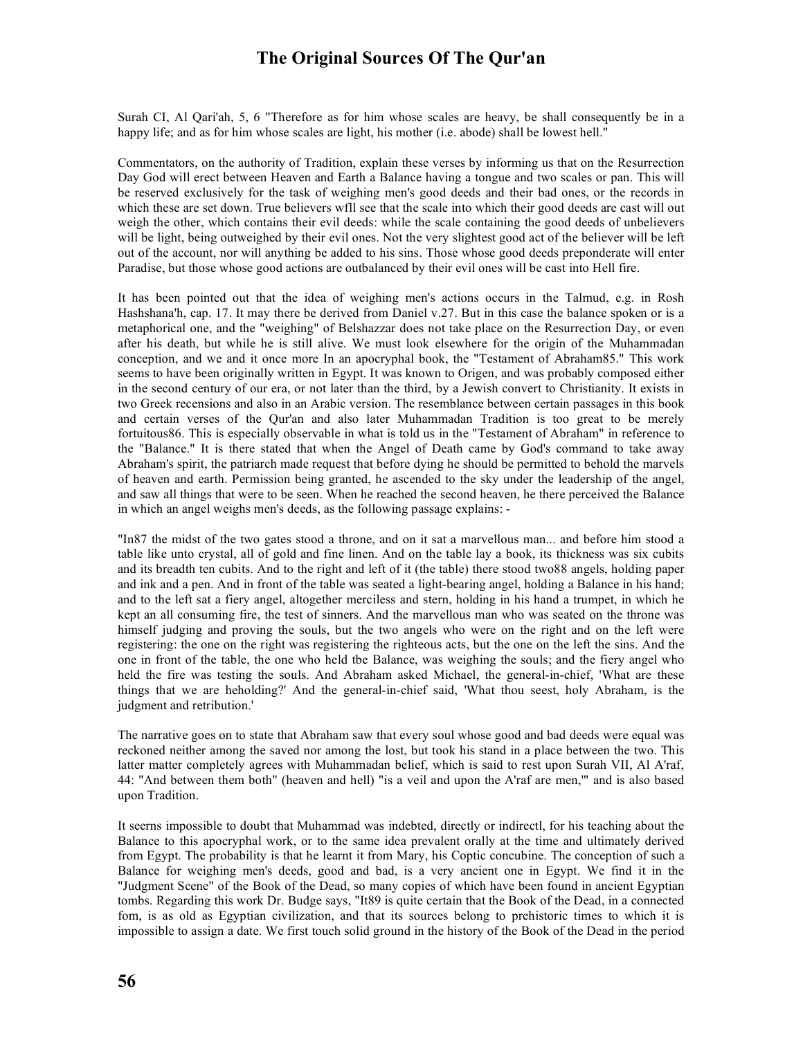Surah CI, Al Qari'ah, 5, 6 "Therefore as for him whose scales are heavy, be shall consequently be in a happy life; and as for him whose scales are light, his mother (i.e. abode) shall be lowest hell."

Commentators, on the authority of Tradition, explain these verses by informing us that on the Resurrection Day God will erect between Heaven and Earth a Balance having a tongue and two scales or pan. This will be reserved exclusively for the task of weighing men's good deeds and their bad ones, or the records in which these are set down. True believers wfll see that the scale into which their good deeds are cast will out weigh the other, which contains their evil deeds: while the scale containing the good deeds of unbelievers will be light, being outweighed by their evil ones. Not the very slightest good act of the believer will be left out of the account, nor will anything be added to his sins. Those whose good deeds preponderate will enter Paradise, but those whose good actions are outbalanced by their evil ones will be cast into Hell fire.

It has been pointed out that the idea of weighing men's actions occurs in the Talmud, e.g. in Rosh Hashshana'h, cap. 17. It may there be derived from Daniel v.27. But in this case the balance spoken or is a metaphorical one, and the "weighing" of Belshazzar does not take place on the Resurrection Day, or even after his death, but while he is still alive. We must look elsewhere for the origin of the Muhammadan conception, and we and it once more In an apocryphal book, the "Testament of Abraham[85]." This work seems to have been originally written in Egypt. It was known to Origen, and was probably composed either in the second century of our era, or not later than the third, by a Jewish convert to Christianity. It exists in two Greek recensions and also in an Arabic version. The resemblance between certain passages in this book and certain verses of the Qur'an and also later Muhammadan Tradition is too great to be merely fortuitous[86]. This is especially observable in what is told us in the "Testament of Abraham" in reference to the "Balance." It is there stated that when the Angel of Death came by God's command to take away Abraham's spirit, the patriarch made request that before dying he should be permitted to behold the marvels of heaven and earth. Permission being granted, he ascended to the sky under the leadership of the angel, and saw all things that were to be seen. When he reached the second heaven, he there perceived the Balance in which an angel weighs men's deeds, as the following passage explains: -

"In[87] the midst of the two gates stood a throne, and on it sat a marvellous man... and before him stood a table like unto crystal, all of gold and fine linen. And on the table lay a book, its thickness was six cubits and its breadth ten cubits. And to the right and left of it (the table) there stood two[88] angels, holding paper and ink and a pen. And in front of the table was seated a light-bearing angel, holding a Balance in his hand; and to the left sat a fiery angel, altogether merciless and stern, holding in his hand a trumpet, in which he kept an all consuming fire, the test of sinners. And the marvellous man who was seated on the throne was himself judging and proving the souls, but the two angels who were on the right and on the left were registering: the one on the right was registering the righteous acts, but the one on the left the sins. And the one in front of the table, the one who held tbe Balance, was weighing the souls; and the fiery angel who held the fire was testing the souls. And Abraham asked Michael, the general-in-chief, 'What are these things that we are heholding?' And the general-in-chief said, 'What thou seest, holy Abraham, is the judgment and retribution.'

The narrative goes on to state that Abraham saw that every soul whose good and bad deeds were equal was reckoned neither among the saved nor among the lost, but took his stand in a place between the two. This latter matter completely agrees with Muhammadan belief, which is said to rest upon Surah VII, Al A'raf, 44: "And between them both" (heaven and hell) "is a veil and upon the A'raf are men,'" and is also based upon Tradition.

It seerns impossible to doubt that Muhammad was indebted, directly or indirectl, for his teaching about the Balance to this apocryphal work, or to the same idea prevalent orally at the time and ultimately derived from Egypt. The probability is that he learnt it from Mary, his Coptic concubine. The conception of such a Balance for weighing men's deeds, good and bad, is a very ancient one in Egypt. We find it in the "Judgment Scene" of the Book of the Dead, so many copies of which have been found in ancient Egyptian tombs. Regarding this work Dr. Budge says, "It[89] is quite certain that the Book of the Dead, in a connected fom, is as old as Egyptian civilization, and that its sources belong to prehistoric times to which it is impossible to assign a date. We first touch solid ground in the history of the Book of the Dead in the period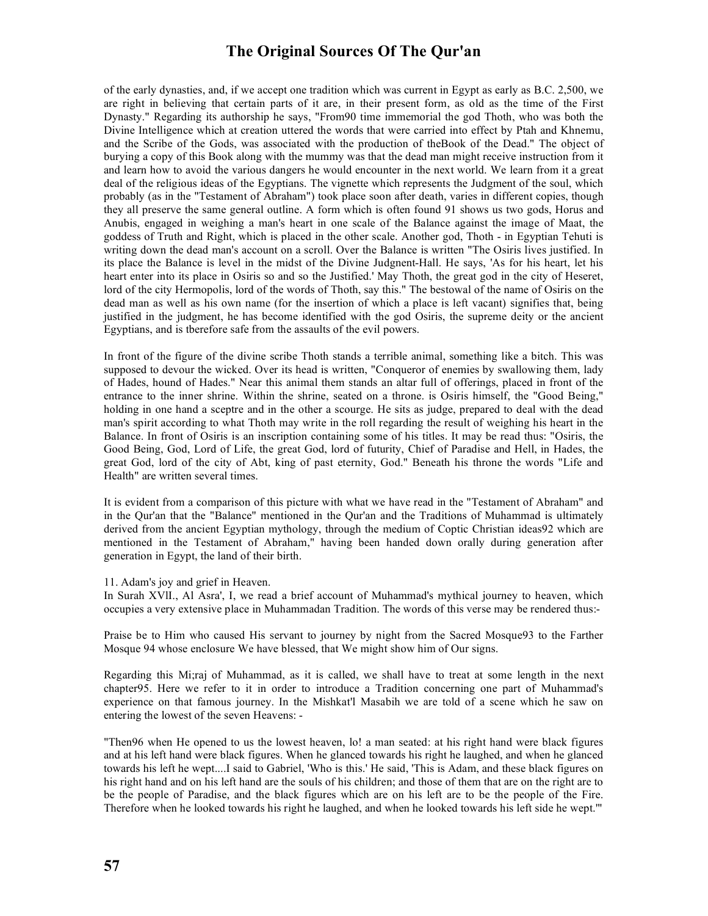of the early dynasties, and, if we accept one tradition which was current in Egypt as early as B.C. 2,500, we are right in believing that certain parts of it are, in their present form, as old as the time of the First Dynasty." Regarding its authorship he says, "From90 time immemorial the god Thoth, who was both the Divine Intelligence which at creation uttered the words that were carried into effect by Ptah and Khnemu, and the Scribe of the Gods, was associated with the production of theBook of the Dead." The object of burying a copy of this Book along with the mummy was that the dead man might receive instruction from it and learn how to avoid the various dangers he would encounter in the next world. We learn from it a great deal of the religious ideas of the Egyptians. The vignette which represents the Judgment of the soul, which probably (as in the "Testament of Abraham") took place soon after death, varies in different copies, though they all preserve the same general outline. A form which is often found 91 shows us two gods, Horus and Anubis, engaged in weighing a man's heart in one scale of the Balance against the image of Maat, the goddess of Truth and Right, which is placed in the other scale. Another god, Thoth - in Egyptian Tehuti is writing down the dead man's account on a scroll. Over the Balance is written "The Osiris lives justified. In its place the Balance is level in the midst of the Divine Judgnent-Hall. He says, 'As for his heart, let his heart enter into its place in Osiris so and so the Justified.' May Thoth, the great god in the city of Heseret, lord of the city Hermopolis, lord of the words of Thoth, say this." The bestowal of the name of Osiris on the dead man as well as his own name (for the insertion of which a place is left vacant) signifies that, being justified in the judgment, he has become identified with the god Osiris, the supreme deity or the ancient Egyptians, and is tberefore safe from the assaults of the evil powers.

In front of the figure of the divine scribe Thoth stands a terrible animal, something like a bitch. This was supposed to devour the wicked. Over its head is written, "Conqueror of enemies by swallowing them, lady of Hades, hound of Hades." Near this animal them stands an altar full of offerings, placed in front of the entrance to the inner shrine. Within the shrine, seated on a throne. is Osiris himself, the "Good Being," holding in one hand a sceptre and in the other a scourge. He sits as judge, prepared to deal with the dead man's spirit according to what Thoth may write in the roll regarding the result of weighing his heart in the Balance. In front of Osiris is an inscription containing some of his titles. It may be read thus: "Osiris, the Good Being, God, Lord of Life, the great God, lord of futurity, Chief of Paradise and Hell, in Hades, the great God, lord of the city of Abt, king of past eternity, God." Beneath his throne the words "Life and Health" are written several times.

It is evident from a comparison of this picture with what we have read in the "Testament of Abraham" and in the Qur'an that the "Balance" mentioned in the Qur'an and the Traditions of Muhammad is ultimately derived from the ancient Egyptian mythology, through the medium of Coptic Christian ideas92 which are mentioned in the Testament of Abraham," having been handed down orally during generation after generation in Egypt, the land of their birth.

11. Adam's joy and grief in Heaven.

In Surah XVlI., Al Asra', I, we read a brief account of Muhammad's mythical journey to heaven, which occupies a very extensive place in Muhammadan Tradition. The words of this verse may be rendered thus:-

Praise be to Him who caused His servant to journey by night from the Sacred Mosque93 to the Farther Mosque 94 whose enclosure We have blessed, that We might show him of Our signs.

Regarding this Mi;raj of Muhammad, as it is called, we shall have to treat at some length in the next chapter95. Here we refer to it in order to introduce a Tradition concerning one part of Muhammad's experience on that famous journey. In the Mishkat'l Masabih we are told of a scene which he saw on entering the lowest of the seven Heavens: -

"Then96 when He opened to us the lowest heaven, lo! a man seated: at his right hand were black figures and at his left hand were black figures. When he glanced towards his right he laughed, and when he glanced towards his left he wept....I said to Gabriel, 'Who is this.' He said, 'This is Adam, and these black figures on his right hand and on his left hand are the souls of his children; and those of them that are on the right are to be the people of Paradise, and the black figures which are on his left are to be the people of the Fire. Therefore when he looked towards his right he laughed, and when he looked towards his left side he wept.'"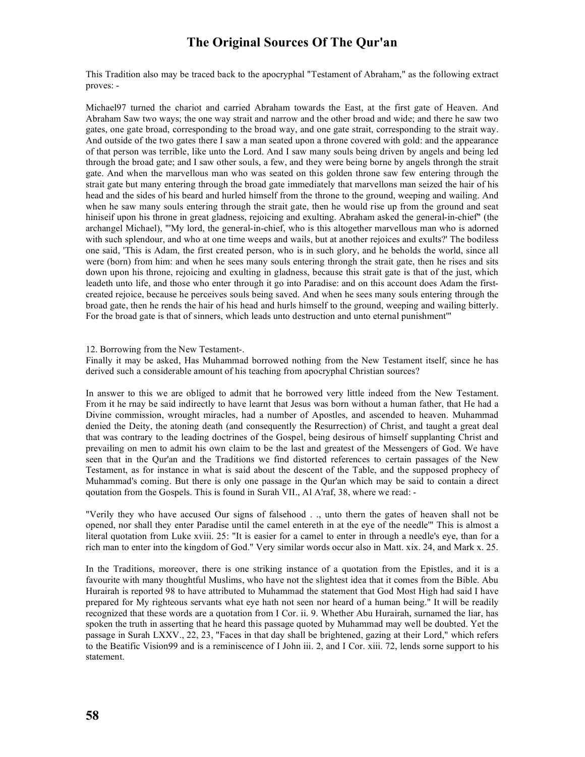This Tradition also may be traced back to the apocryphal "Testament of Abraham," as the following extract proves: -

Michael97 turned the chariot and carried Abraham towards the East, at the first gate of Heaven. And Abraham Saw two ways; the one way strait and narrow and the other broad and wide; and there he saw two gates, one gate broad, corresponding to the broad way, and one gate strait, corresponding to the strait way. And outside of the two gates there I saw a man seated upon a throne covered with gold: and the appearance of that person was terrible, like unto the Lord. And I saw many souls being driven by angels and being led through the broad gate; and I saw other souls, a few, and they were being borne by angels throngh the strait gate. And when the marvellous man who was seated on this golden throne saw few entering through the strait gate but many entering through the broad gate immediately that marvellons man seized the hair of his head and the sides of his beard and hurled himself from the throne to the ground, weeping and wailing. And when he saw many souls entering through the strait gate, then he would rise up from the ground and seat hiniseif upon his throne in great gladness, rejoicing and exulting. Abraham asked the general-in-chief" (the archangel Michael), "'My lord, the general-in-chief, who is this altogether marvellous man who is adorned with such splendour, and who at one time weeps and wails, but at another rejoices and exults?' The bodiless one said, 'This is Adam, the first created person, who is in such glory, and he beholds the world, since all were (born) from him: and when he sees many souls entering throngh the strait gate, then he rises and sits down upon his throne, rejoicing and exulting in gladness, because this strait gate is that of the just, which leadeth unto life, and those who enter through it go into Paradise: and on this account does Adam the first-created rejoice, because he perceives souls being saved. And when he sees many souls entering through the broad gate, then he rends the hair of his head and hurls himself to the ground, weeping and wailing bitterly. For the broad gate is that of sinners, which leads unto destruction and unto eternal punishment'"

12. Borrowing from the New Testament-.

Finally it may be asked, Has Muhammad borrowed nothing from the New Testament itself, since he has derived such a considerable amount of his teaching from apocryphal Christian sources?

In answer to this we are obliged to admit that he borrowed very little indeed from the New Testament. From it he rnay be said indirectly to have learnt that Jesus was born without a human father, that He had a Divine commission, wrought miracles, had a number of Apostles, and ascended to heaven. Muhammad denied the Deity, the atoning death (and consequently the Resurrection) of Christ, and taught a great deal that was contrary to the leading doctrines of the Gospel, being desirous of himself supplanting Christ and prevailing on men to admit his own claim to be the last and greatest of the Messengers of God. We have seen that in the Qur'an and the Traditions we find distorted references to certain passages of the New Testament, as for instance in what is said about the descent of the Table, and the supposed prophecy of Muhammad's coming. But there is only one passage in the Qur'an which may be said to contain a direct qoutation from the Gospels. This is found in Surah VII., Al A'raf, 38, where we read: -

"Verily they who have accused Our signs of falsehood . ., unto thern the gates of heaven shall not be opened, nor shall they enter Paradise until the camel entereth in at the eye of the needle'" This is almost a literal quotation from Luke xviii. 25: "It is easier for a camel to enter in through a needle's eye, than for a rich man to enter into the kingdom of God." Very similar words occur also in Matt. xix. 24, and Mark x. 25.

In the Traditions, moreover, there is one striking instance of a quotation from the Epistles, and it is a favourite with many thoughtful Muslims, who have not the slightest idea that it comes from the Bible. Abu Hurairah is reported 98 to have attributed to Muhammad the statement that God Most High had said I have prepared for My righteous servants what eye hath not seen nor heard of a human being." It will be readily recognized that these words are a quotation from I Cor. ii. 9. Whether Abu Hurairah, surnamed the liar, has spoken the truth in asserting that he heard this passage quoted by Muhammad may well be doubted. Yet the passage in Surah LXXV., 22, 23, "Faces in that day shall be brightened, gazing at their Lord," which refers to the Beatific Vision99 and is a reminiscence of I John iii. 2, and I Cor. xiii. 72, lends sorne support to his statement.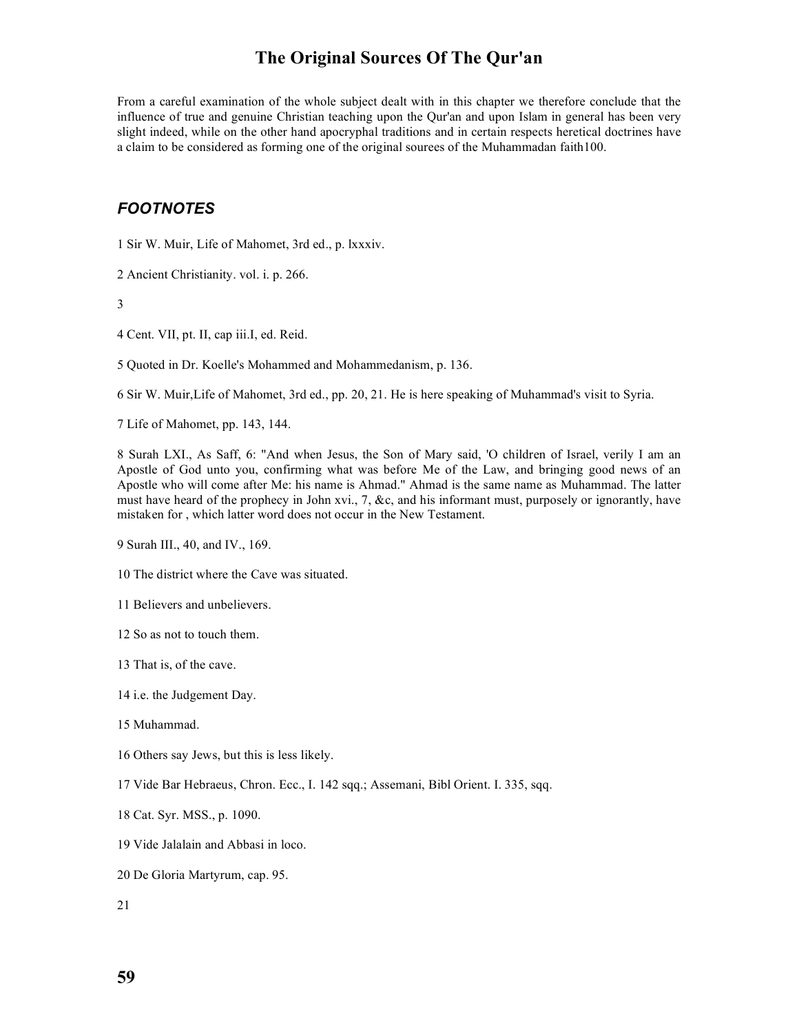From a careful examination of the whole subject dealt with in this chapter we therefore conclude that the influence of true and genuine Christian teaching upon the Qur'an and upon Islam in general has been very slight indeed, while on the other hand apocryphal traditions and in certain respects heretical doctrines have a claim to be considered as forming one of the original sourees of the Muhammadan faith100.

## *FOOTNOTES*

1 Sir W. Muir, Life of Mahomet, 3rd ed., p. lxxxiv.

2 Ancient Christianity. vol. i. p. 266.

3

4 Cent. VII, pt. II, cap iii.I, ed. Reid.

5 Quoted in Dr. Koelle's Mohammed and Mohammedanism, p. 136.

6 Sir W. Muir,Life of Mahomet, 3rd ed., pp. 20, 21. He is here speaking of Muhammad's visit to Syria.

7 Life of Mahomet, pp. 143, 144.

8 Surah LXI., As Saff, 6: "And when Jesus, the Son of Mary said, 'O children of Israel, verily I am an Apostle of God unto you, confirming what was before Me of the Law, and bringing good news of an Apostle who will come after Me: his name is Ahmad." Ahmad is the same name as Muhammad. The latter must have heard of the prophecy in John xvi., 7, &c, and his informant must, purposely or ignorantly, have mistaken for , which latter word does not occur in the New Testament.

9 Surah III., 40, and IV., 169.

10 The district where the Cave was situated.

11 Believers and unbelievers.

12 So as not to touch them.

13 That is, of the cave.

14 i.e. the Judgement Day.

15 Muhammad.

16 Others say Jews, but this is less likely.

17 Vide Bar Hebraeus, Chron. Ecc., I. 142 sqq.; Assemani, Bibl Orient. I. 335, sqq.

18 Cat. Syr. MSS., p. 1090.

19 Vide Jalalain and Abbasi in loco.

20 De Gloria Martyrum, cap. 95.

21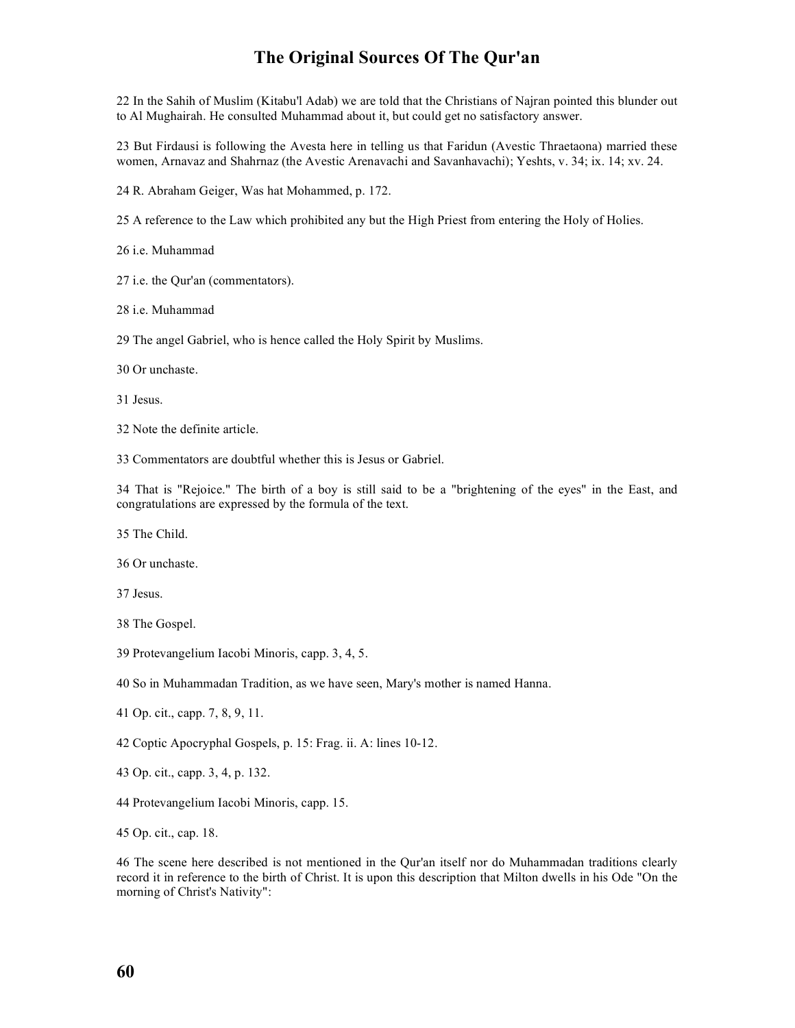22 In the Sahih of Muslim (Kitabu'l Adab) we are told that the Christians of Najran pointed this blunder out to Al Mughairah. He consulted Muhammad about it, but could get no satisfactory answer.

23 But Firdausi is following the Avesta here in telling us that Faridun (Avestic Thraetaona) married these women, Arnavaz and Shahrnaz (the Avestic Arenavachi and Savanhavachi); Yeshts, v. 34; ix. 14; xv. 24.

24 R. Abraham Geiger, Was hat Mohammed, p. 172.

25 A reference to the Law which prohibited any but the High Priest from entering the Holy of Holies.

26 i.e. Muhammad

27 i.e. the Qur'an (commentators).

28 i.e. Muhammad

29 The angel Gabriel, who is hence called the Holy Spirit by Muslims.

30 Or unchaste.

31 Jesus.

32 Note the definite article.

33 Commentators are doubtful whether this is Jesus or Gabriel.

34 That is "Rejoice." The birth of a boy is still said to be a "brightening of the eyes" in the East, and congratulations are expressed by the formula of the text.

35 The Child.

36 Or unchaste.

37 Jesus.

38 The Gospel.

39 Protevangelium Iacobi Minoris, capp. 3, 4, 5.

40 So in Muhammadan Tradition, as we have seen, Mary's mother is named Hanna.

41 Op. cit., capp. 7, 8, 9, 11.

42 Coptic Apocryphal Gospels, p. 15: Frag. ii. A: lines 10-12.

43 Op. cit., capp. 3, 4, p. 132.

44 Protevangelium Iacobi Minoris, capp. 15.

45 Op. cit., cap. 18.

46 The scene here described is not mentioned in the Qur'an itself nor do Muhammadan traditions clearly record it in reference to the birth of Christ. It is upon this description that Milton dwells in his Ode "On the morning of Christ's Nativity":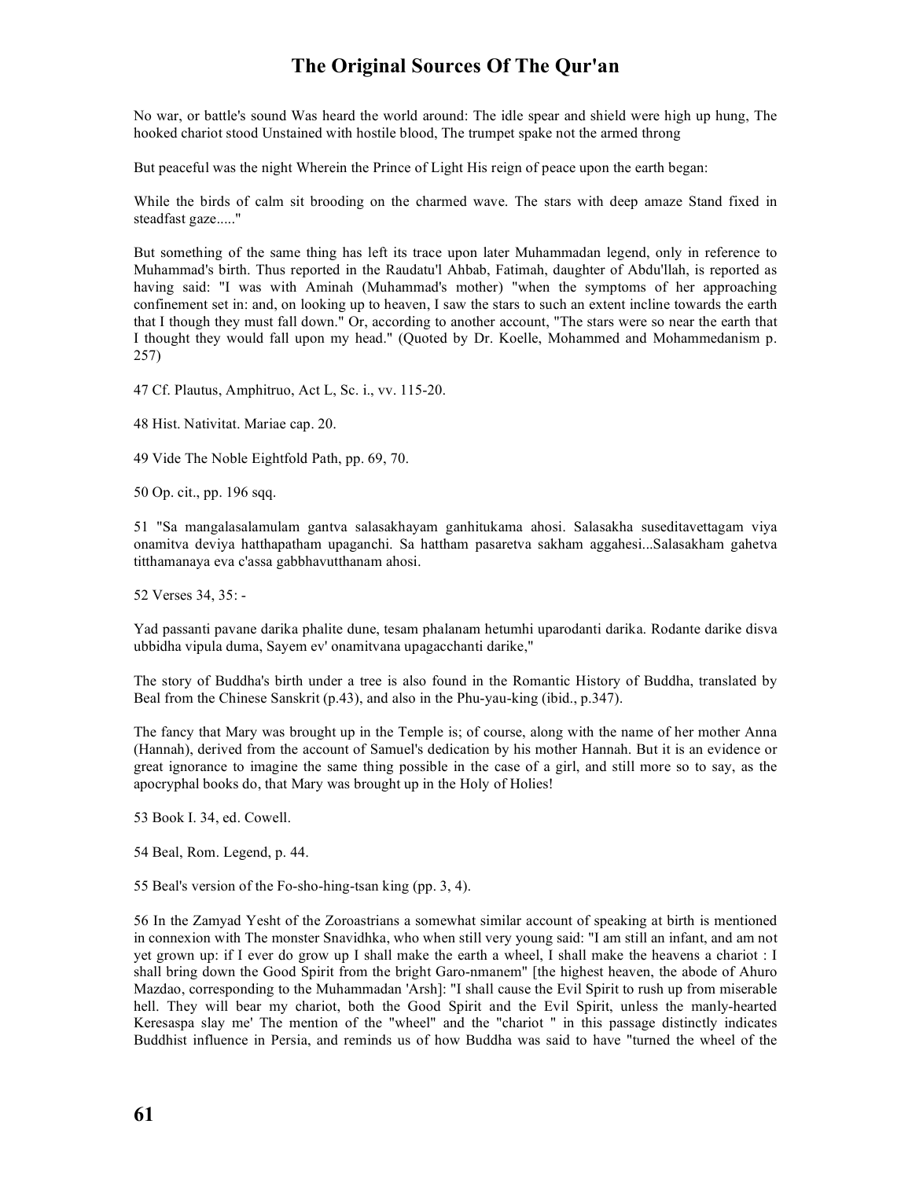No war, or battle's sound Was heard the world around: The idle spear and shield were high up hung, The hooked chariot stood Unstained with hostile blood, The trumpet spake not the armed throng

But peaceful was the night Wherein the Prince of Light His reign of peace upon the earth began:

While the birds of calm sit brooding on the charmed wave. The stars with deep amaze Stand fixed in steadfast gaze....."

But something of the same thing has left its trace upon later Muhammadan legend, only in reference to Muhammad's birth. Thus reported in the Raudatu'l Ahbab, Fatimah, daughter of Abdu'llah, is reported as having said: "I was with Aminah (Muhammad's mother) "when the symptoms of her approaching confinement set in: and, on looking up to heaven, I saw the stars to such an extent incline towards the earth that I though they must fall down." Or, according to another account, "The stars were so near the earth that I thought they would fall upon my head." (Quoted by Dr. Koelle, Mohammed and Mohammedanism p. 257)

47 Cf. Plautus, Amphitruo, Act L, Sc. i., vv. 115-20.

48 Hist. Nativitat. Mariae cap. 20.

49 Vide The Noble Eightfold Path, pp. 69, 70.

50 Op. cit., pp. 196 sqq.

51 "Sa mangalasalamulam gantva salasakhayam ganhitukama ahosi. Salasakha suseditavettagam viya onamitva deviya hatthapatham upaganchi. Sa hattham pasaretva sakham aggahesi...Salasakham gahetva titthamanaya eva c'assa gabbhavutthanam ahosi.

52 Verses 34, 35: -

Yad passanti pavane darika phalite dune, tesam phalanam hetumhi uparodanti darika. Rodante darike disva ubbidha vipula duma, Sayem ev' onamitvana upagacchanti darike,"

The story of Buddha's birth under a tree is also found in the Romantic History of Buddha, translated by Beal from the Chinese Sanskrit (p.43), and also in the Phu-yau-king (ibid., p.347).

The fancy that Mary was brought up in the Temple is; of course, along with the name of her mother Anna (Hannah), derived from the account of Samuel's dedication by his mother Hannah. But it is an evidence or great ignorance to imagine the same thing possible in the case of a girl, and still more so to say, as the apocryphal books do, that Mary was brought up in the Holy of Holies!

53 Book I. 34, ed. Cowell.

54 Beal, Rom. Legend, p. 44.

55 Beal's version of the Fo-sho-hing-tsan king (pp. 3, 4).

56 In the Zamyad Yesht of the Zoroastrians a somewhat similar account of speaking at birth is mentioned in connexion with The monster Snavidhka, who when still very young said: "I am still an infant, and am not yet grown up: if I ever do grow up I shall make the earth a wheel, I shall make the heavens a chariot : I shall bring down the Good Spirit from the bright Garo-nmanem" [the highest heaven, the abode of Ahuro Mazdao, corresponding to the Muhammadan 'Arsh]: "I shall cause the Evil Spirit to rush up from miserable hell. They will bear my chariot, both the Good Spirit and the Evil Spirit, unless the manly-hearted Keresaspa slay me' The mention of the "wheel" and the "chariot " in this passage distinctly indicates Buddhist influence in Persia, and reminds us of how Buddha was said to have "turned the wheel of the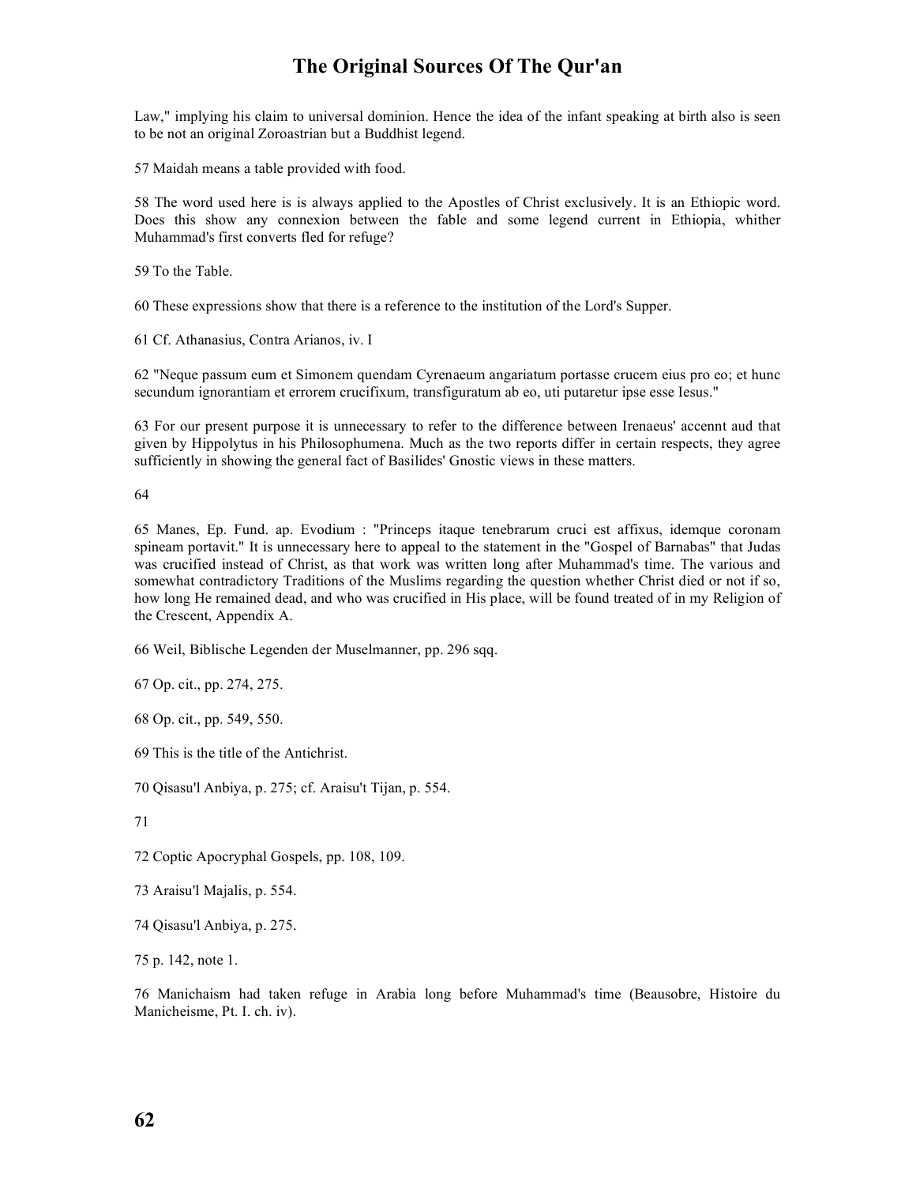Law," implying his claim to universal dominion. Hence the idea of the infant speaking at birth also is seen to be not an original Zoroastrian but a Buddhist legend.

57 Maidah means a table provided with food.

58 The word used here is is always applied to the Apostles of Christ exclusively. It is an Ethiopic word. Does this show any connexion between the fable and some legend current in Ethiopia, whither Muhammad's first converts fled for refuge?

59 To the Table.

60 These expressions show that there is a reference to the institution of the Lord's Supper.

61 Cf. Athanasius, Contra Arianos, iv. I

62 "Neque passum eum et Simonem quendam Cyrenaeum angariatum portasse crucem eius pro eo; et hunc secundum ignorantiam et errorem crucifixum, transfiguratum ab eo, uti putaretur ipse esse Iesus."

63 For our present purpose it is unnecessary to refer to the difference between Irenaeus' accennt aud that given by Hippolytus in his Philosophumena. Much as the two reports differ in certain respects, they agree sufficiently in showing the general fact of Basilides' Gnostic views in these matters.

64

65 Manes, Ep. Fund. ap. Evodium : "Princeps itaque tenebrarum cruci est affixus, idemque coronam spineam portavit." It is unnecessary here to appeal to the statement in the "Gospel of Barnabas" that Judas was crucified instead of Christ, as that work was written long after Muhammad's time. The various and somewhat contradictory Traditions of the Muslims regarding the question whether Christ died or not if so, how long He remained dead, and who was crucified in His place, will be found treated of in my Religion of the Crescent, Appendix A.

66 Weil, Biblische Legenden der Muselmanner, pp. 296 sqq.

67 Op. cit., pp. 274, 275.

68 Op. cit., pp. 549, 550.

69 This is the title of the Antichrist.

70 Qisasu'l Anbiya, p. 275; cf. Araisu't Tijan, p. 554.

71

72 Coptic Apocryphal Gospels, pp. 108, 109.

73 Araisu'l Majalis, p. 554.

74 Qisasu'l Anbiya, p. 275.

75 p. 142, note 1.

76 Manichaism had taken refuge in Arabia long before Muhammad's time (Beausobre, Histoire du Manicheisme, Pt. I. ch. iv).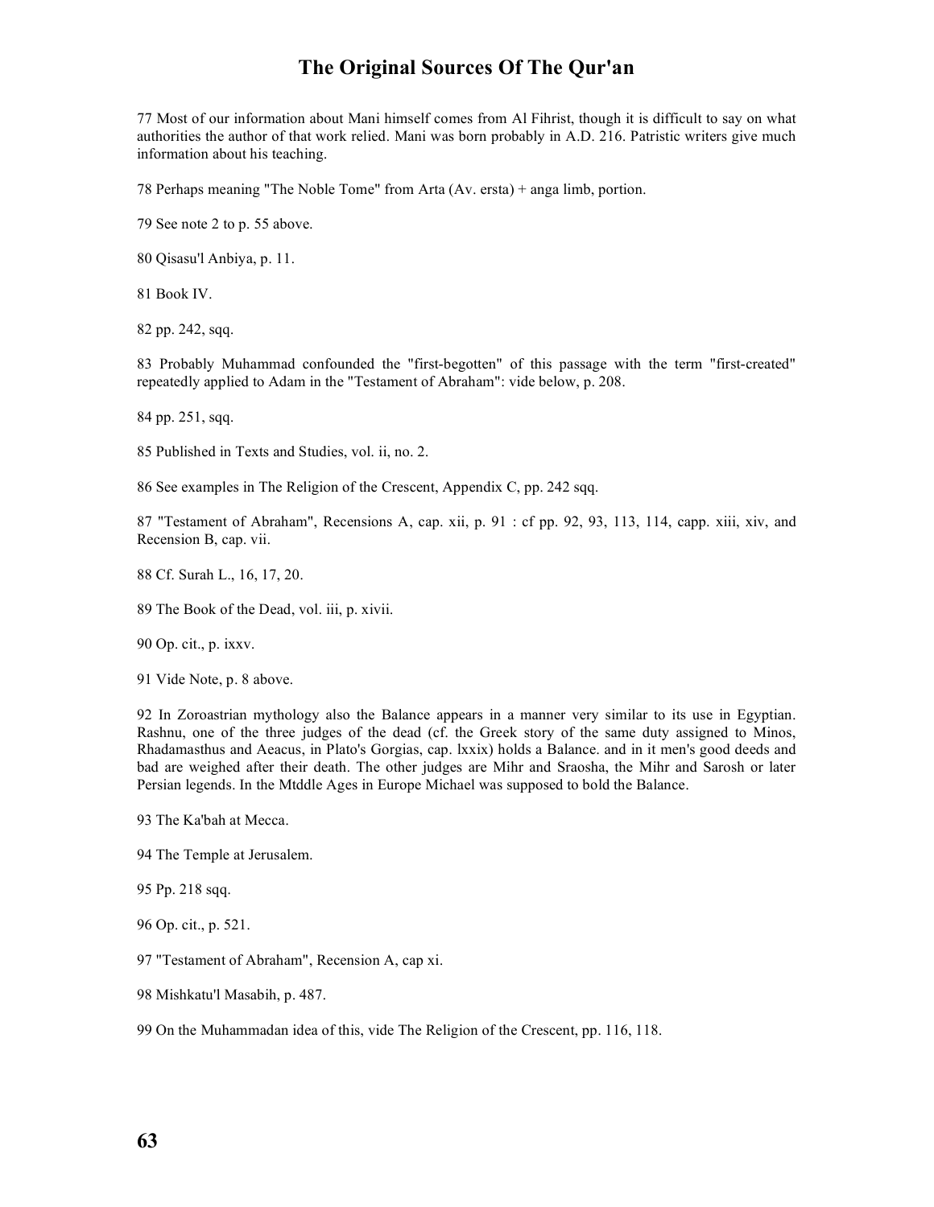77 Most of our information about Mani himself comes from Al Fihrist, though it is difficult to say on what authorities the author of that work relied. Mani was born probably in A.D. 216. Patristic writers give much information about his teaching.

78 Perhaps meaning "The Noble Tome" from Arta (Av. ersta) + anga limb, portion.

79 See note 2 to p. 55 above.

80 Qisasu'l Anbiya, p. 11.

81 Book IV.

82 pp. 242, sqq.

83 Probably Muhammad confounded the "first-begotten" of this passage with the term "first-created" repeatedly applied to Adam in the "Testament of Abraham": vide below, p. 208.

84 pp. 251, sqq.

85 Published in Texts and Studies, vol. ii, no. 2.

86 See examples in The Religion of the Crescent, Appendix C, pp. 242 sqq.

87 "Testament of Abraham", Recensions A, cap. xii, p. 91 : cf pp. 92, 93, 113, 114, capp. xiii, xiv, and Recension B, cap. vii.

88 Cf. Surah L., 16, 17, 20.

89 The Book of the Dead, vol. iii, p. xivii.

90 Op. cit., p. ixxv.

91 Vide Note, p. 8 above.

92 In Zoroastrian mythology also the Balance appears in a manner very similar to its use in Egyptian. Rashnu, one of the three judges of the dead (cf. the Greek story of the same duty assigned to Minos, Rhadamasthus and Aeacus, in Plato's Gorgias, cap. lxxix) holds a Balance. and in it men's good deeds and bad are weighed after their death. The other judges are Mihr and Sraosha, the Mihr and Sarosh or later Persian legends. In the Mtddle Ages in Europe Michael was supposed to bold the Balance.

93 The Ka'bah at Mecca.

94 The Temple at Jerusalem.

95 Pp. 218 sqq.

96 Op. cit., p. 521.

97 "Testament of Abraham", Recension A, cap xi.

98 Mishkatu'l Masabih, p. 487.

99 On the Muhammadan idea of this, vide The Religion of the Crescent, pp. 116, 118.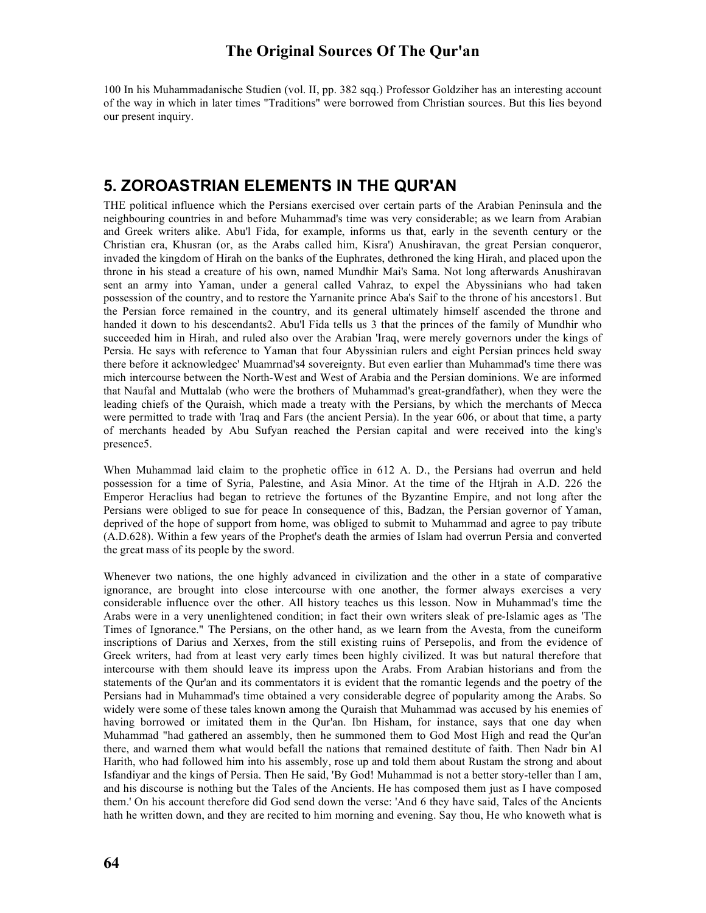100 In his Muhammadanische Studien (vol. II, pp. 382 sqq.) Professor Goldziher has an interesting account of the way in which in later times "Traditions" were borrowed from Christian sources. But this lies beyond our present inquiry.

## 5. ZOROASTRIAN ELEMENTS IN THE QUR'AN

THE political influence which the Persians exercised over certain parts of the Arabian Peninsula and the neighbouring countries in and before Muhammad's time was very considerable; as we learn from Arabian and Greek writers alike. Abu'l Fida, for example, informs us that, early in the seventh century or the Christian era, Khusran (or, as the Arabs called him, Kisra') Anushiravan, the great Persian conqueror, invaded the kingdom of Hirah on the banks of the Euphrates, dethroned the king Hirah, and placed upon the throne in his stead a creature of his own, named Mundhir Mai's Sama. Not long afterwards Anushiravan sent an army into Yaman, under a general called Vahraz, to expel the Abyssinians who had taken possession of the country, and to restore the Yarnanite prince Aba's Saif to the throne of his ancestors1. But the Persian force remained in the country, and its general ultimately himself ascended the throne and handed it down to his descendants2. Abu'l Fida tells us 3 that the princes of the family of Mundhir who succeeded him in Hirah, and ruled also over the Arabian 'Iraq, were merely governors under the kings of Persia. He says with reference to Yaman that four Abyssinian rulers and eight Persian princes held sway there before it acknowledgec' Muamrnad's4 sovereignty. But even earlier than Muhammad's time there was mich intercourse between the North-West and West of Arabia and the Persian dominions. We are informed that Naufal and Muttalab (who were the brothers of Muhammad's great-grandfather), when they were the leading chiefs of the Quraish, which made a treaty with the Persians, by which the merchants of Mecca were permitted to trade with 'Iraq and Fars (the ancient Persia). In the year 606, or about that time, a party of merchants headed by Abu Sufyan reached the Persian capital and were received into the king's presence5.

When Muhammad laid claim to the prophetic office in 612 A. D., the Persians had overrun and held possession for a time of Syria, Palestine, and Asia Minor. At the time of the Htjrah in A.D. 226 the Emperor Heraclius had began to retrieve the fortunes of the Byzantine Empire, and not long after the Persians were obliged to sue for peace In consequence of this, Badzan, the Persian governor of Yaman, deprived of the hope of support from home, was obliged to submit to Muhammad and agree to pay tribute (A.D.628). Within a few years of the Prophet's death the armies of Islam had overrun Persia and converted the great mass of its people by the sword.

Whenever two nations, the one highly advanced in civilization and the other in a state of comparative ignorance, are brought into close intercourse with one another, the former always exercises a very considerable influence over the other. All history teaches us this lesson. Now in Muhammad's time the Arabs were in a very unenlightened condition; in fact their own writers sleak of pre-Islamic ages as 'The Times of Ignorance." The Persians, on the other hand, as we learn from the Avesta, from the cuneiform inscriptions of Darius and Xerxes, from the still existing ruins of Persepolis, and from the evidence of Greek writers, had from at least very early times been highly civilized. It was but natural therefore that intercourse with them should leave its impress upon the Arabs. From Arabian historians and from the statements of the Qur'an and its commentators it is evident that the romantic legends and the poetry of the Persians had in Muhammad's time obtained a very considerable degree of popularity among the Arabs. So widely were some of these tales known among the Quraish that Muhammad was accused by his enemies of having borrowed or imitated them in the Qur'an. Ibn Hisham, for instance, says that one day when Muhammad "had gathered an assembly, then he summoned them to God Most High and read the Qur'an there, and warned them what would befall the nations that remained destitute of faith. Then Nadr bin Al Harith, who had followed him into his assembly, rose up and told them about Rustam the strong and about Isfandiyar and the kings of Persia. Then He said, 'By God! Muhammad is not a better story-teller than I am, and his discourse is nothing but the Tales of the Ancients. He has composed them just as I have composed them.' On his account therefore did God send down the verse: 'And 6 they have said, Tales of the Ancients hath he written down, and they are recited to him morning and evening. Say thou, He who knoweth what is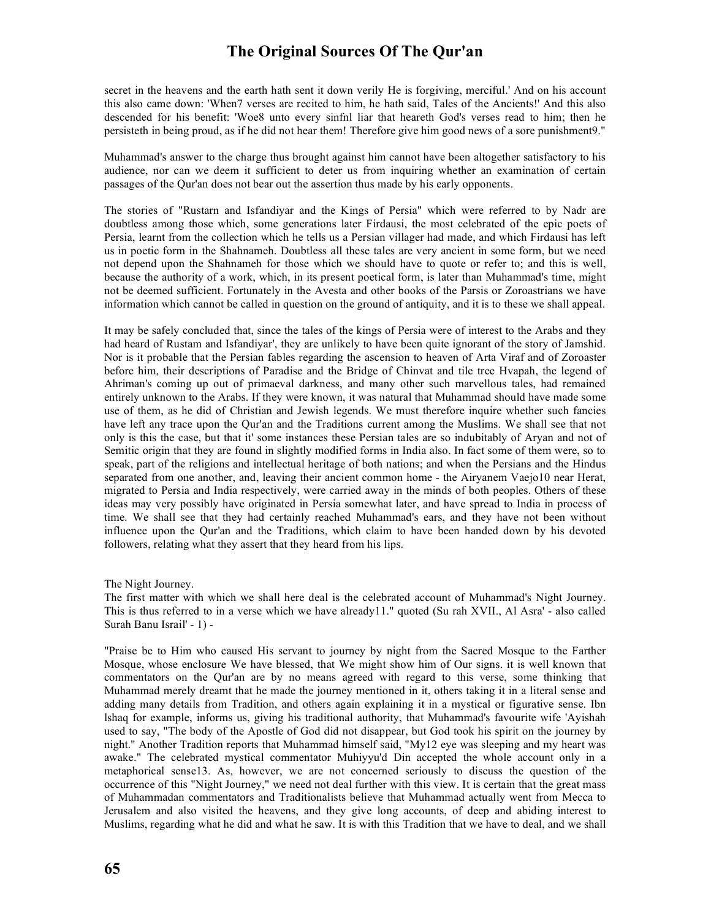secret in the heavens and the earth hath sent it down verily He is forgiving, merciful.' And on his account this also came down: 'When[7] verses are recited to him, he hath said, Tales of the Ancients!' And this also descended for his benefit: 'Woe[8] unto every sinfnl liar that heareth God's verses read to him; then he persisteth in being proud, as if he did not hear them! Therefore give him good news of a sore punishment[9]."

Muhammad's answer to the charge thus brought against him cannot have been altogether satisfactory to his audience, nor can we deem it sufficient to deter us from inquiring whether an examination of certain passages of the Qur'an does not bear out the assertion thus made by his early opponents.

The stories of "Rustarn and Isfandiyar and the Kings of Persia" which were referred to by Nadr are doubtless among those which, some generations later Firdausi, the most celebrated of the epic poets of Persia, learnt from the collection which he tells us a Persian villager had made, and which Firdausi has left us in poetic form in the Shahnameh. Doubtless all these tales are very ancient in some form, but we need not depend upon the Shahnameh for those which we should have to quote or refer to; and this is well, because the authority of a work, which, in its present poetical form, is later than Muhammad's time, might not be deemed sufficient. Fortunately in the Avesta and other books of the Parsis or Zoroastrians we have information which cannot be called in question on the ground of antiquity, and it is to these we shall appeal.

It may be safely concluded that, since the tales of the kings of Persia were of interest to the Arabs and they had heard of Rustam and Isfandiyar', they are unlikely to have been quite ignorant of the story of Jamshid. Nor is it probable that the Persian fables regarding the ascension to heaven of Arta Viraf and of Zoroaster before him, their descriptions of Paradise and the Bridge of Chinvat and tile tree Hvapah, the legend of Ahriman's coming up out of primaeval darkness, and many other such marvellous tales, had remained entirely unknown to the Arabs. If they were known, it was natural that Muhammad should have made some use of them, as he did of Christian and Jewish legends. We must therefore inquire whether such fancies have left any trace upon the Qur'an and the Traditions current among the Muslims. We shall see that not only is this the case, but that it' some instances these Persian tales are so indubitably of Aryan and not of Semitic origin that they are found in slightly modified forms in India also. In fact some of them were, so to speak, part of the religions and intellectual heritage of both nations; and when the Persians and the Hindus separated from one another, and, leaving their ancient common home - the Airyanem Vaejo[10] near Herat, migrated to Persia and India respectively, were carried away in the minds of both peoples. Others of these ideas may very possibly have originated in Persia somewhat later, and have spread to India in process of time. We shall see that they had certainly reached Muhammad's ears, and they have not been without influence upon the Qur'an and the Traditions, which claim to have been handed down by his devoted followers, relating what they assert that they heard from his lips.

The Night Journey.

The first matter with which we shall here deal is the celebrated account of Muhammad's Night Journey. This is thus referred to in a verse which we have already[11]." quoted (Su rah XVII., Al Asra' - also called Surah Banu Israil' - 1) -

"Praise be to Him who caused His servant to journey by night from the Sacred Mosque to the Farther Mosque, whose enclosure We have blessed, that We might show him of Our signs. it is well known that commentators on the Qur'an are by no means agreed with regard to this verse, some thinking that Muhammad merely dreamt that he made the journey mentioned in it, others taking it in a literal sense and adding many details from Tradition, and others again explaining it in a mystical or figurative sense. Ibn lshaq for example, informs us, giving his traditional authority, that Muhammad's favourite wife 'Ayishah used to say, "The body of the Apostle of God did not disappear, but God took his spirit on the journey by night." Another Tradition reports that Muhammad himself said, "My[12] eye was sleeping and my heart was awake." The celebrated mystical commentator Muhiyyu'd Din accepted the whole account only in a metaphorical sense[13]. As, however, we are not concerned seriously to discuss the question of the occurrence of this "Night Journey," we need not deal further with this view. It is certain that the great mass of Muhammadan commentators and Traditionalists believe that Muhammad actually went from Mecca to Jerusalem and also visited the heavens, and they give long accounts, of deep and abiding interest to Muslims, regarding what he did and what he saw. It is with this Tradition that we have to deal, and we shall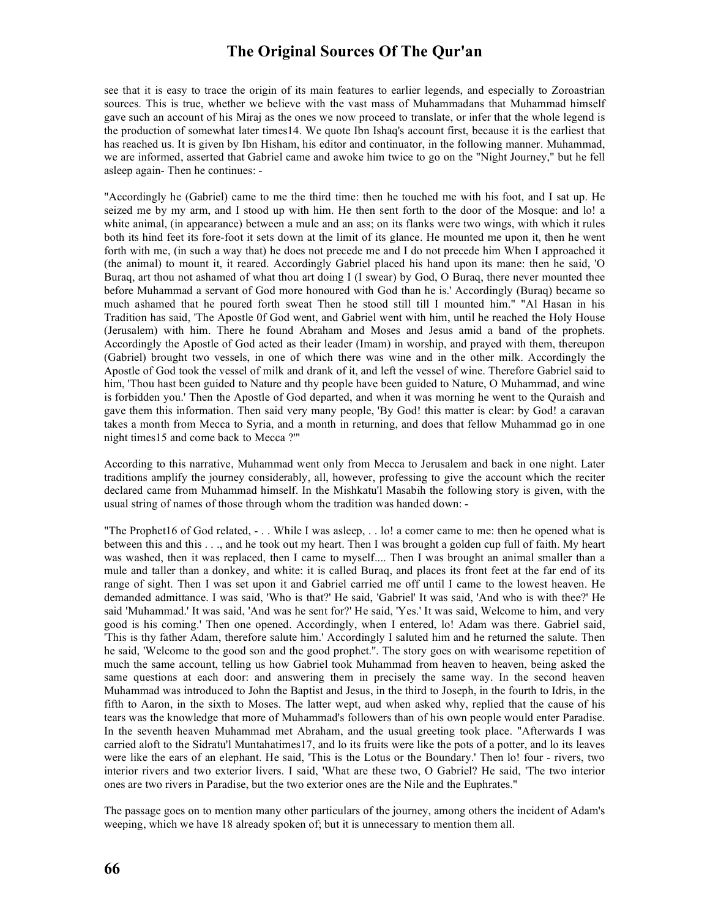see that it is easy to trace the origin of its main features to earlier legends, and especially to Zoroastrian sources. This is true, whether we believe with the vast mass of Muhammadans that Muhammad himself gave such an account of his Miraj as the ones we now proceed to translate, or infer that the whole legend is the production of somewhat later times14. We quote Ibn Ishaq's account first, because it is the earliest that has reached us. It is given by Ibn Hisham, his editor and continuator, in the following manner. Muhammad, we are informed, asserted that Gabriel came and awoke him twice to go on the "Night Journey," but he fell asleep again- Then he continues: -

"Accordingly he (Gabriel) came to me the third time: then he touched me with his foot, and I sat up. He seized me by my arm, and I stood up with him. He then sent forth to the door of the Mosque: and lo! a white animal, (in appearance) between a mule and an ass; on its flanks were two wings, with which it rules both its hind feet its fore-foot it sets down at the limit of its glance. He mounted me upon it, then he went forth with me, (in such a way that) he does not precede me and I do not precede him When I approached it (the animal) to mount it, it reared. Accordingly Gabriel placed his hand upon its mane: then he said, 'O Buraq, art thou not ashamed of what thou art doing I (I swear) by God, O Buraq, there never mounted thee before Muhammad a servant of God more honoured with God than he is.' Accordingly (Buraq) became so much ashamed that he poured forth sweat Then he stood still till I mounted him." "Al Hasan in his Tradition has said, 'The Apostle 0f God went, and Gabriel went with him, until he reached the Holy House (Jerusalem) with him. There he found Abraham and Moses and Jesus amid a band of the prophets. Accordingly the Apostle of God acted as their leader (Imam) in worship, and prayed with them, thereupon (Gabriel) brought two vessels, in one of which there was wine and in the other milk. Accordingly the Apostle of God took the vessel of milk and drank of it, and left the vessel of wine. Therefore Gabriel said to him, 'Thou hast been guided to Nature and thy people have been guided to Nature, O Muhammad, and wine is forbidden you.' Then the Apostle of God departed, and when it was morning he went to the Quraish and gave them this information. Then said very many people, 'By God! this matter is clear: by God! a caravan takes a month from Mecca to Syria, and a month in returning, and does that fellow Muhammad go in one night times15 and come back to Mecca ?'"

According to this narrative, Muhammad went only from Mecca to Jerusalem and back in one night. Later traditions amplify the journey considerably, all, however, professing to give the account which the reciter declared came from Muhammad himself. In the Mishkatu'l Masabih the following story is given, with the usual string of names of those through whom the tradition was handed down: -

"The Prophet16 of God related, - . . While I was asleep, . . lo! a comer came to me: then he opened what is between this and this . . ., and he took out my heart. Then I was brought a golden cup full of faith. My heart was washed, then it was replaced, then I came to myself.... Then I was brought an animal smaller than a mule and taller than a donkey, and white: it is called Buraq, and places its front feet at the far end of its range of sight. Then I was set upon it and Gabriel carried me off until I came to the lowest heaven. He demanded admittance. I was said, 'Who is that?' He said, 'Gabriel' It was said, 'And who is with thee?' He said 'Muhammad.' It was said, 'And was he sent for?' He said, 'Yes.' It was said, Welcome to him, and very good is his coming.' Then one opened. Accordingly, when I entered, lo! Adam was there. Gabriel said, 'This is thy father Adam, therefore salute him.' Accordingly I saluted him and he returned the salute. Then he said, 'Welcome to the good son and the good prophet.". The story goes on with wearisome repetition of much the same account, telling us how Gabriel took Muhammad from heaven to heaven, being asked the same questions at each door: and answering them in precisely the same way. In the second heaven Muhammad was introduced to John the Baptist and Jesus, in the third to Joseph, in the fourth to Idris, in the fifth to Aaron, in the sixth to Moses. The latter wept, aud when asked why, replied that the cause of his tears was the knowledge that more of Muhammad's followers than of his own people would enter Paradise. In the seventh heaven Muhammad met Abraham, and the usual greeting took place. "Afterwards I was carried aloft to the Sidratu'l Muntahatimes17, and lo its fruits were like the pots of a potter, and lo its leaves were like the ears of an elephant. He said, 'This is the Lotus or the Boundary.' Then lo! four - rivers, two interior rivers and two exterior livers. I said, 'What are these two, O Gabriel? He said, 'The two interior ones are two rivers in Paradise, but the two exterior ones are the Nile and the Euphrates."

The passage goes on to mention many other particulars of the journey, among others the incident of Adam's weeping, which we have 18 already spoken of; but it is unnecessary to mention them all.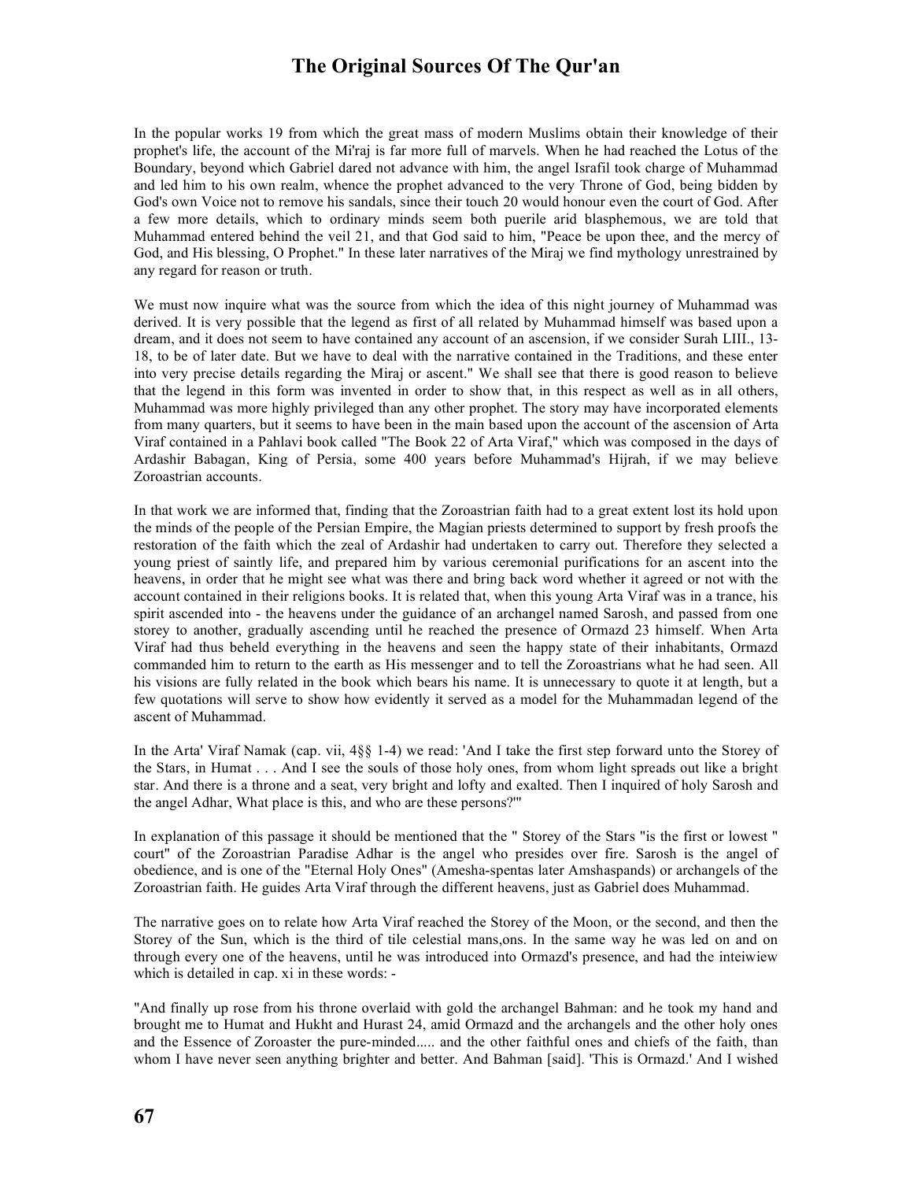In the popular works 19 from which the great mass of modern Muslims obtain their knowledge of their prophet's life, the account of the Mi'raj is far more full of marvels. When he had reached the Lotus of the Boundary, beyond which Gabriel dared not advance with him, the angel Israfil took charge of Muhammad and led him to his own realm, whence the prophet advanced to the very Throne of God, being bidden by God's own Voice not to remove his sandals, since their touch 20 would honour even the court of God. After a few more details, which to ordinary minds seem both puerile arid blasphemous, we are told that Muhammad entered behind the veil 21, and that God said to him, "Peace be upon thee, and the mercy of God, and His blessing, O Prophet." In these later narratives of the Miraj we find mythology unrestrained by any regard for reason or truth.

We must now inquire what was the source from which the idea of this night journey of Muhammad was derived. It is very possible that the legend as first of all related by Muhammad himself was based upon a dream, and it does not seem to have contained any account of an ascension, if we consider Surah LIII., 13-18, to be of later date. But we have to deal with the narrative contained in the Traditions, and these enter into very precise details regarding the Miraj or ascent." We shall see that there is good reason to believe that the legend in this form was invented in order to show that, in this respect as well as in all others, Muhammad was more highly privileged than any other prophet. The story may have incorporated elements from many quarters, but it seems to have been in the main based upon the account of the ascension of Arta Viraf contained in a Pahlavi book called "The Book 22 of Arta Viraf," which was composed in the days of Ardashir Babagan, King of Persia, some 400 years before Muhammad's Hijrah, if we may believe Zoroastrian accounts.

In that work we are informed that, finding that the Zoroastrian faith had to a great extent lost its hold upon the minds of the people of the Persian Empire, the Magian priests determined to support by fresh proofs the restoration of the faith which the zeal of Ardashir had undertaken to carry out. Therefore they selected a young priest of saintly life, and prepared him by various ceremonial purifications for an ascent into the heavens, in order that he might see what was there and bring back word whether it agreed or not with the account contained in their religions books. It is related that, when this young Arta Viraf was in a trance, his spirit ascended into - the heavens under the guidance of an archangel named Sarosh, and passed from one storey to another, gradually ascending until he reached the presence of Ormazd 23 himself. When Arta Viraf had thus beheld everything in the heavens and seen the happy state of their inhabitants, Ormazd commanded him to return to the earth as His messenger and to tell the Zoroastrians what he had seen. All his visions are fully related in the book which bears his name. It is unnecessary to quote it at length, but a few quotations will serve to show how evidently it served as a model for the Muhammadan legend of the ascent of Muhammad.

In the Arta' Viraf Namak (cap. vii, 4§§ 1-4) we read: 'And I take the first step forward unto the Storey of the Stars, in Humat . . . And I see the souls of those holy ones, from whom light spreads out like a bright star. And there is a throne and a seat, very bright and lofty and exalted. Then I inquired of holy Sarosh and the angel Adhar, What place is this, and who are these persons?'"

In explanation of this passage it should be mentioned that the " Storey of the Stars "is the first or lowest " court" of the Zoroastrian Paradise Adhar is the angel who presides over fire. Sarosh is the angel of obedience, and is one of the "Eternal Holy Ones" (Amesha-spentas later Amshaspands) or archangels of the Zoroastrian faith. He guides Arta Viraf through the different heavens, just as Gabriel does Muhammad.

The narrative goes on to relate how Arta Viraf reached the Storey of the Moon, or the second, and then the Storey of the Sun, which is the third of tile celestial mans,ons. In the same way he was led on and on through every one of the heavens, until he was introduced into Ormazd's presence, and had the inteiwiew which is detailed in cap. xi in these words: -

"And finally up rose from his throne overlaid with gold the archangel Bahman: and he took my hand and brought me to Humat and Hukht and Hurast 24, amid Ormazd and the archangels and the other holy ones and the Essence of Zoroaster the pure-minded..... and the other faithful ones and chiefs of the faith, than whom I have never seen anything brighter and better. And Bahman [said]. 'This is Ormazd.' And I wished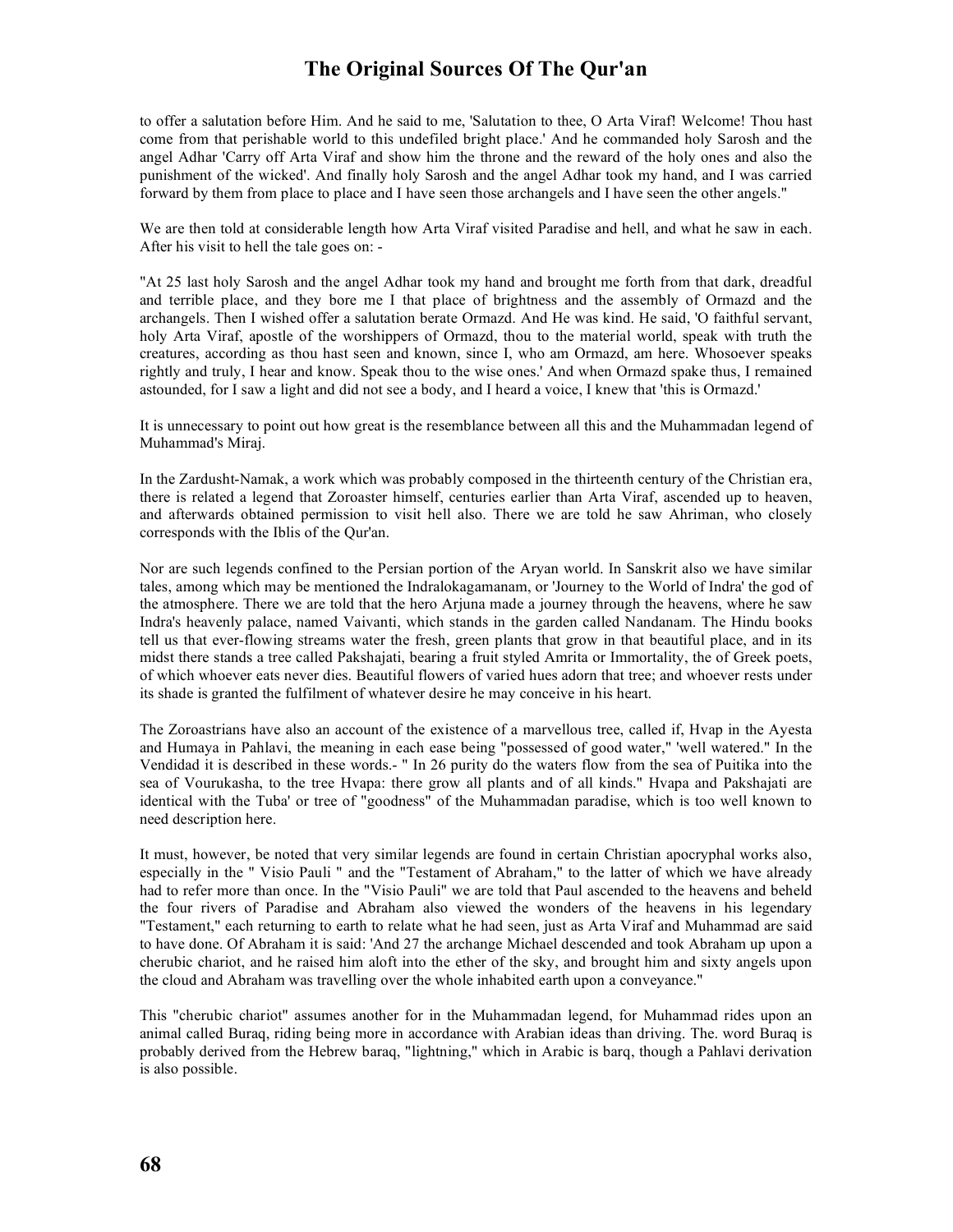to offer a salutation before Him. And he said to me, 'Salutation to thee, O Arta Viraf! Welcome! Thou hast come from that perishable world to this undefiled bright place.' And he commanded holy Sarosh and the angel Adhar 'Carry off Arta Viraf and show him the throne and the reward of the holy ones and also the punishment of the wicked'. And finally holy Sarosh and the angel Adhar took my hand, and I was carried forward by them from place to place and I have seen those archangels and I have seen the other angels."

We are then told at considerable length how Arta Viraf visited Paradise and hell, and what he saw in each. After his visit to hell the tale goes on: -

"At 25 last holy Sarosh and the angel Adhar took my hand and brought me forth from that dark, dreadful and terrible place, and they bore me I that place of brightness and the assembly of Ormazd and the archangels. Then I wished offer a salutation berate Ormazd. And He was kind. He said, 'O faithful servant, holy Arta Viraf, apostle of the worshippers of Ormazd, thou to the material world, speak with truth the creatures, according as thou hast seen and known, since I, who am Ormazd, am here. Whosoever speaks rightly and truly, I hear and know. Speak thou to the wise ones.' And when Ormazd spake thus, I remained astounded, for I saw a light and did not see a body, and I heard a voice, I knew that 'this is Ormazd.'

It is unnecessary to point out how great is the resemblance between all this and the Muhammadan legend of Muhammad's Miraj.

In the Zardusht-Namak, a work which was probably composed in the thirteenth century of the Christian era, there is related a legend that Zoroaster himself, centuries earlier than Arta Viraf, ascended up to heaven, and afterwards obtained permission to visit hell also. There we are told he saw Ahriman, who closely corresponds with the Iblis of the Qur'an.

Nor are such legends confined to the Persian portion of the Aryan world. In Sanskrit also we have similar tales, among which may be mentioned the Indralokagamanam, or 'Journey to the World of Indra' the god of the atmosphere. There we are told that the hero Arjuna made a journey through the heavens, where he saw Indra's heavenly palace, named Vaivanti, which stands in the garden called Nandanam. The Hindu books tell us that ever-flowing streams water the fresh, green plants that grow in that beautiful place, and in its midst there stands a tree called Pakshajati, bearing a fruit styled Amrita or Immortality, the of Greek poets, of which whoever eats never dies. Beautiful flowers of varied hues adorn that tree; and whoever rests under its shade is granted the fulfilment of whatever desire he may conceive in his heart.

The Zoroastrians have also an account of the existence of a marvellous tree, called if, Hvap in the Ayesta and Humaya in Pahlavi, the meaning in each ease being "possessed of good water," 'well watered." In the Vendidad it is described in these words.- " In 26 purity do the waters flow from the sea of Puitika into the sea of Vourukasha, to the tree Hvapa: there grow all plants and of all kinds." Hvapa and Pakshajati are identical with the Tuba' or tree of "goodness" of the Muhammadan paradise, which is too well known to need description here.

It must, however, be noted that very similar legends are found in certain Christian apocryphal works also, especially in the " Visio Pauli " and the "Testament of Abraham," to the latter of which we have already had to refer more than once. In the "Visio Pauli" we are told that Paul ascended to the heavens and beheld the four rivers of Paradise and Abraham also viewed the wonders of the heavens in his legendary "Testament," each returning to earth to relate what he had seen, just as Arta Viraf and Muhammad are said to have done. Of Abraham it is said: 'And 27 the archange Michael descended and took Abraham up upon a cherubic chariot, and he raised him aloft into the ether of the sky, and brought him and sixty angels upon the cloud and Abraham was travelling over the whole inhabited earth upon a conveyance."

This "cherubic chariot" assumes another for in the Muhammadan legend, for Muhammad rides upon an animal called Buraq, riding being more in accordance with Arabian ideas than driving. The. word Buraq is probably derived from the Hebrew baraq, "lightning," which in Arabic is barq, though a Pahlavi derivation is also possible.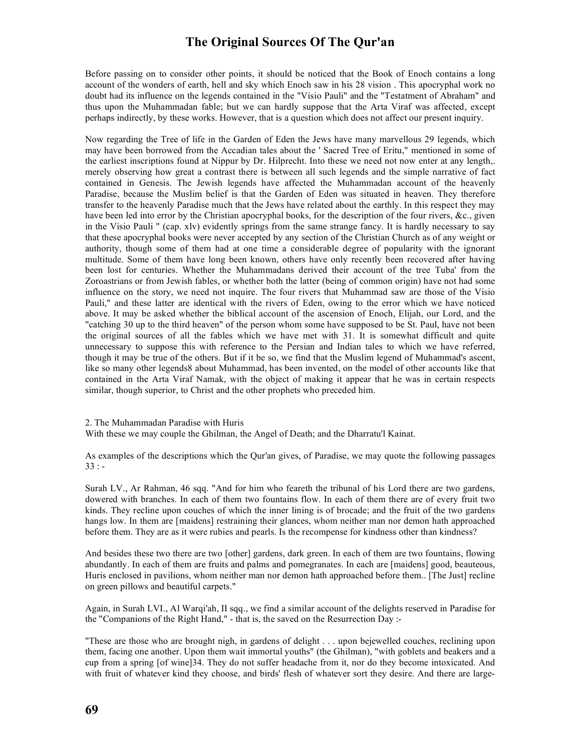Before passing on to consider other points, it should be noticed that the Book of Enoch contains a long account of the wonders of earth, hell and sky which Enoch saw in his 28 vision . This apocryphal work no doubt had its influence on the legends contained in the "Visio Pauli" and the "Testament of Abraham" and thus upon the Muhammadan fable; but we can hardly suppose that the Arta Viraf was affected, except perhaps indirectly, by these works. However, that is a question which does not affect our present inquiry.

Now regarding the Tree of life in the Garden of Eden the Jews have many marvellous 29 legends, which may have been borrowed from the Accadian tales about the ' Sacred Tree of Eritu," mentioned in some of the earliest inscriptions found at Nippur by Dr. Hilprecht. Into these we need not now enter at any length,. merely observing how great a contrast there is between all such legends and the simple narrative of fact contained in Genesis. The Jewish legends have affected the Muhammadan account of the heavenly Paradise, because the Muslim belief is that the Garden of Eden was situated in heaven. They therefore transfer to the heavenly Paradise much that the Jews have related about the earthly. In this respect they may have been led into error by the Christian apocryphal books, for the description of the four rivers, &c., given in the Visio Pauli " (cap. xlv) evidently springs from the same strange fancy. It is hardly necessary to say that these apocryphal books were never accepted by any section of the Christian Church as of any weight or authority, though some of them had at one time a considerable degree of popularity with the ignorant multitude. Some of them have long been known, others have only recently been recovered after having been lost for centuries. Whether the Muhammadans derived their account of the tree Tuba' from the Zoroastrians or from Jewish fables, or whether both the latter (being of common origin) have not had some influence on the story, we need not inquire. The four rivers that Muhammad saw are those of the Visio Pauli," and these latter are identical with the rivers of Eden, owing to the error which we have noticed above. It may be asked whether the biblical account of the ascension of Enoch, Elijah, our Lord, and the "catching 30 up to the third heaven" of the person whom some have supposed to be St. Paul, have not been the original sources of all the fables which we have met with 31. It is somewhat difficult and quite unnecessary to suppose this with reference to the Persian and Indian tales to which we have referred, though it may be true of the others. But if it be so, we find that the Muslim legend of Muhammad's ascent, like so many other legends8 about Muhammad, has been invented, on the model of other accounts like that contained in the Arta Viraf Namak, with the object of making it appear that he was in certain respects similar, though superior, to Christ and the other prophets who preceded him.

2. The Muhammadan Paradise with Huris

With these we may couple the Ghilman, the Angel of Death; and the Dharratu'l Kainat.

As examples of the descriptions which the Qur'an gives, of Paradise, we may quote the following passages 33 : -

Surah LV., Ar Rahman, 46 sqq. "And for him who feareth the tribunal of his Lord there are two gardens, dowered with branches. In each of them two fountains flow. In each of them there are of every fruit two kinds. They recline upon couches of which the inner lining is of brocade; and the fruit of the two gardens hangs low. In them are [maidens] restraining their glances, whom neither man nor demon hath approached before them. They are as it were rubies and pearls. Is the recompense for kindness other than kindness?

And besides these two there are two [other] gardens, dark green. In each of them are two fountains, flowing abundantly. In each of them are fruits and palms and pomegranates. In each are [maidens] good, beauteous, Huris enclosed in pavilions, whom neither man nor demon hath approached before them.. [The Just] recline on green pillows and beautiful carpets."

Again, in Surah LVI., Al Warqi'ah, II sqq., we find a similar account of the delights reserved in Paradise for the "Companions of the Right Hand," - that is, the saved on the Resurrection Day :-

"These are those who are brought nigh, in gardens of delight . . . upon bejewelled couches, reclining upon them, facing one another. Upon them wait immortal youths" (the Ghilman), "with goblets and beakers and a cup from a spring [of wine]34. They do not suffer headache from it, nor do they become intoxicated. And with fruit of whatever kind they choose, and birds' flesh of whatever sort they desire. And there are large-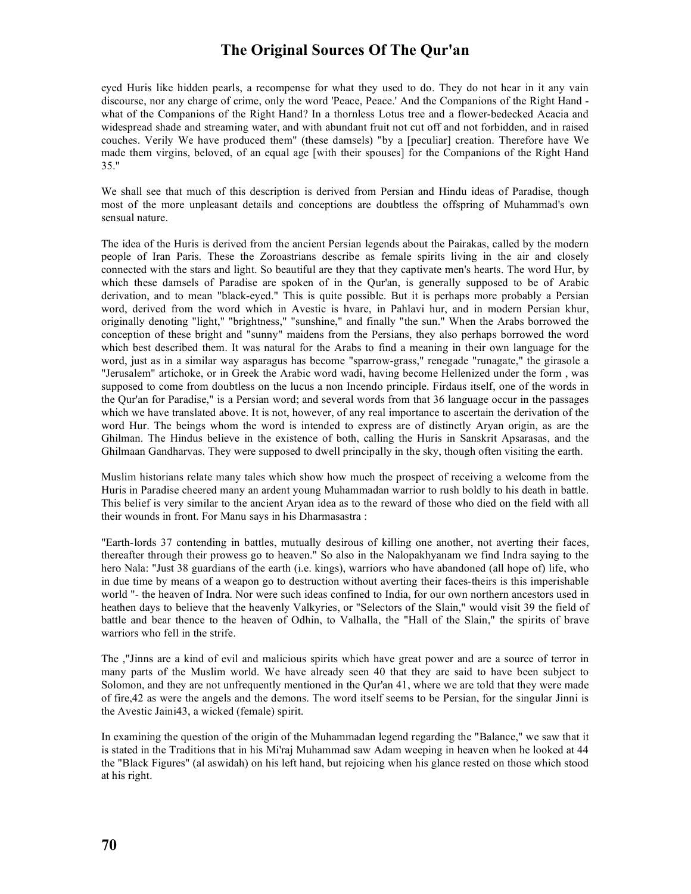eyed Huris like hidden pearls, a recompense for what they used to do. They do not hear in it any vain discourse, nor any charge of crime, only the word 'Peace, Peace.' And the Companions of the Right Hand - what of the Companions of the Right Hand? In a thornless Lotus tree and a flower-bedecked Acacia and widespread shade and streaming water, and with abundant fruit not cut off and not forbidden, and in raised couches. Verily We have produced them" (these damsels) "by a [peculiar] creation. Therefore have We made them virgins, beloved, of an equal age [with their spouses] for the Companions of the Right Hand 35."

We shall see that much of this description is derived from Persian and Hindu ideas of Paradise, though most of the more unpleasant details and conceptions are doubtless the offspring of Muhammad's own sensual nature.

The idea of the Huris is derived from the ancient Persian legends about the Pairakas, called by the modern people of Iran Paris. These the Zoroastrians describe as female spirits living in the air and closely connected with the stars and light. So beautiful are they that they captivate men's hearts. The word Hur, by which these damsels of Paradise are spoken of in the Qur'an, is generally supposed to be of Arabic derivation, and to mean "black-eyed." This is quite possible. But it is perhaps more probably a Persian word, derived from the word which in Avestic is hvare, in Pahlavi hur, and in modern Persian khur, originally denoting "light," "brightness," "sunshine," and finally "the sun." When the Arabs borrowed the conception of these bright and "sunny" maidens from the Persians, they also perhaps borrowed the word which best described them. It was natural for the Arabs to find a meaning in their own language for the word, just as in a similar way asparagus has become "sparrow-grass," renegade "runagate," the girasole a "Jerusalem" artichoke, or in Greek the Arabic word wadi, having become Hellenized under the form , was supposed to come from doubtless on the lucus a non Incendo principle. Firdaus itself, one of the words in the Qur'an for Paradise," is a Persian word; and several words from that 36 language occur in the passages which we have translated above. It is not, however, of any real importance to ascertain the derivation of the word Hur. The beings whom the word is intended to express are of distinctly Aryan origin, as are the Ghilman. The Hindus believe in the existence of both, calling the Huris in Sanskrit Apsarasas, and the Ghilmaan Gandharvas. They were supposed to dwell principally in the sky, though often visiting the earth.

Muslim historians relate many tales which show how much the prospect of receiving a welcome from the Huris in Paradise cheered many an ardent young Muhammadan warrior to rush boldly to his death in battle. This belief is very similar to the ancient Aryan idea as to the reward of those who died on the field with all their wounds in front. For Manu says in his Dharmasastra :

"Earth-lords 37 contending in battles, mutually desirous of killing one another, not averting their faces, thereafter through their prowess go to heaven." So also in the Nalopakhyanam we find Indra saying to the hero Nala: "Just 38 guardians of the earth (i.e. kings), warriors who have abandoned (all hope of) life, who in due time by means of a weapon go to destruction without averting their faces-theirs is this imperishable world "- the heaven of Indra. Nor were such ideas confined to India, for our own northern ancestors used in heathen days to believe that the heavenly Valkyries, or "Selectors of the Slain," would visit 39 the field of battle and bear thence to the heaven of Odhin, to Valhalla, the "Hall of the Slain," the spirits of brave warriors who fell in the strife.

The ,"Jinns are a kind of evil and malicious spirits which have great power and are a source of terror in many parts of the Muslim world. We have already seen 40 that they are said to have been subject to Solomon, and they are not unfrequently mentioned in the Qur'an 41, where we are told that they were made of fire,42 as were the angels and the demons. The word itself seems to be Persian, for the singular Jinni is the Avestic Jaini43, a wicked (female) spirit.

In examining the question of the origin of the Muhammadan legend regarding the "Balance," we saw that it is stated in the Traditions that in his Mi'raj Muhammad saw Adam weeping in heaven when he looked at 44 the "Black Figures" (al aswidah) on his left hand, but rejoicing when his glance rested on those which stood at his right.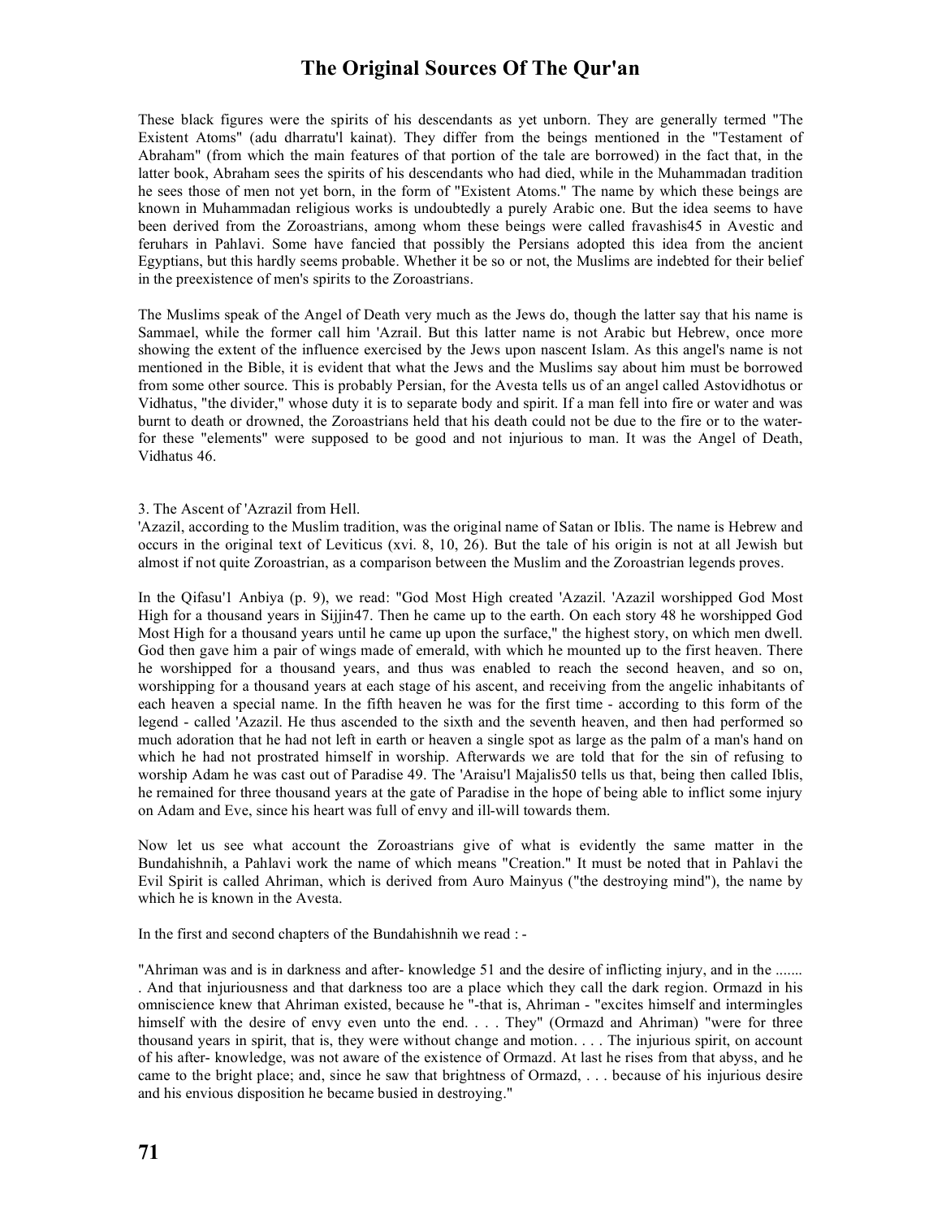These black figures were the spirits of his descendants as yet unborn. They are generally termed "The Existent Atoms" (adu dharratu'l kainat). They differ from the beings mentioned in the "Testament of Abraham" (from which the main features of that portion of the tale are borrowed) in the fact that, in the latter book, Abraham sees the spirits of his descendants who had died, while in the Muhammadan tradition he sees those of men not yet born, in the form of "Existent Atoms." The name by which these beings are known in Muhammadan religious works is undoubtedly a purely Arabic one. But the idea seems to have been derived from the Zoroastrians, among whom these beings were called fravashis[45] in Avestic and feruhars in Pahlavi. Some have fancied that possibly the Persians adopted this idea from the ancient Egyptians, but this hardly seems probable. Whether it be so or not, the Muslims are indebted for their belief in the preexistence of men's spirits to the Zoroastrians.

The Muslims speak of the Angel of Death very much as the Jews do, though the latter say that his name is Sammael, while the former call him 'Azrail. But this latter name is not Arabic but Hebrew, once more showing the extent of the influence exercised by the Jews upon nascent Islam. As this angel's name is not mentioned in the Bible, it is evident that what the Jews and the Muslims say about him must be borrowed from some other source. This is probably Persian, for the Avesta tells us of an angel called Astovidhotus or Vidhatus, "the divider," whose duty it is to separate body and spirit. If a man fell into fire or water and was burnt to death or drowned, the Zoroastrians held that his death could not be due to the fire or to the water- for these "elements" were supposed to be good and not injurious to man. It was the Angel of Death, Vidhatus [46].

3. The Ascent of 'Azrazil from Hell.

'Azazil, according to the Muslim tradition, was the original name of Satan or Iblis. The name is Hebrew and occurs in the original text of Leviticus (xvi. 8, 10, 26). But the tale of his origin is not at all Jewish but almost if not quite Zoroastrian, as a comparison between the Muslim and the Zoroastrian legends proves.

In the Qifasu'l Anbiya (p. 9), we read: "God Most High created 'Azazil. 'Azazil worshipped God Most High for a thousand years in Sijjin[47]. Then he came up to the earth. On each story [48] he worshipped God Most High for a thousand years until he came up upon the surface," the highest story, on which men dwell. God then gave him a pair of wings made of emerald, with which he mounted up to the first heaven. There he worshipped for a thousand years, and thus was enabled to reach the second heaven, and so on, worshipping for a thousand years at each stage of his ascent, and receiving from the angelic inhabitants of each heaven a special name. In the fifth heaven he was for the first time - according to this form of the legend - called 'Azazil. He thus ascended to the sixth and the seventh heaven, and then had performed so much adoration that he had not left in earth or heaven a single spot as large as the palm of a man's hand on which he had not prostrated himself in worship. Afterwards we are told that for the sin of refusing to worship Adam he was cast out of Paradise [49]. The 'Araisu'l Majalis[50] tells us that, being then called Iblis, he remained for three thousand years at the gate of Paradise in the hope of being able to inflict some injury on Adam and Eve, since his heart was full of envy and ill-will towards them.

Now let us see what account the Zoroastrians give of what is evidently the same matter in the Bundahishnih, a Pahlavi work the name of which means "Creation." It must be noted that in Pahlavi the Evil Spirit is called Ahriman, which is derived from Auro Mainyus ("the destroying mind"), the name by which he is known in the Avesta.

In the first and second chapters of the Bundahishnih we read : -

"Ahriman was and is in darkness and after- knowledge [51] and the desire of inflicting injury, and in the ....... . And that injuriousness and that darkness too are a place which they call the dark region. Ormazd in his omniscience knew that Ahriman existed, because he "-that is, Ahriman - "excites himself and intermingles himself with the desire of envy even unto the end. . . . They" (Ormazd and Ahriman) "were for three thousand years in spirit, that is, they were without change and motion. . . . The injurious spirit, on account of his after- knowledge, was not aware of the existence of Ormazd. At last he rises from that abyss, and he came to the bright place; and, since he saw that brightness of Ormazd, . . . because of his injurious desire and his envious disposition he became busied in destroying."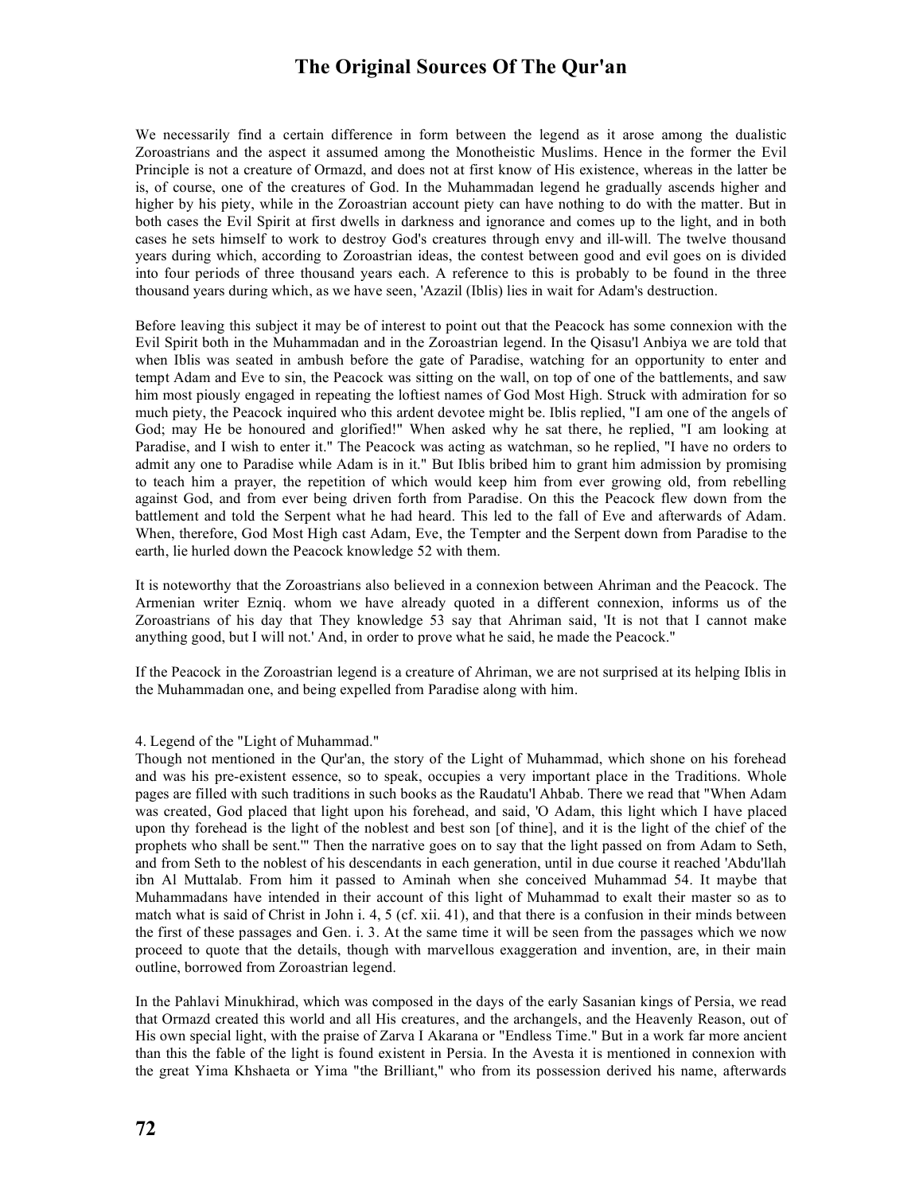We necessarily find a certain difference in form between the legend as it arose among the dualistic Zoroastrians and the aspect it assumed among the Monotheistic Muslims. Hence in the former the Evil Principle is not a creature of Ormazd, and does not at first know of His existence, whereas in the latter be is, of course, one of the creatures of God. In the Muhammadan legend he gradually ascends higher and higher by his piety, while in the Zoroastrian account piety can have nothing to do with the matter. But in both cases the Evil Spirit at first dwells in darkness and ignorance and comes up to the light, and in both cases he sets himself to work to destroy God's creatures through envy and ill-will. The twelve thousand years during which, according to Zoroastrian ideas, the contest between good and evil goes on is divided into four periods of three thousand years each. A reference to this is probably to be found in the three thousand years during which, as we have seen, 'Azazil (Iblis) lies in wait for Adam's destruction.

Before leaving this subject it may be of interest to point out that the Peacock has some connexion with the Evil Spirit both in the Muhammadan and in the Zoroastrian legend. In the Qisasu'l Anbiya we are told that when Iblis was seated in ambush before the gate of Paradise, watching for an opportunity to enter and tempt Adam and Eve to sin, the Peacock was sitting on the wall, on top of one of the battlements, and saw him most piously engaged in repeating the loftiest names of God Most High. Struck with admiration for so much piety, the Peacock inquired who this ardent devotee might be. Iblis replied, "I am one of the angels of God; may He be honoured and glorified!" When asked why he sat there, he replied, "I am looking at Paradise, and I wish to enter it." The Peacock was acting as watchman, so he replied, "I have no orders to admit any one to Paradise while Adam is in it." But Iblis bribed him to grant him admission by promising to teach him a prayer, the repetition of which would keep him from ever growing old, from rebelling against God, and from ever being driven forth from Paradise. On this the Peacock flew down from the battlement and told the Serpent what he had heard. This led to the fall of Eve and afterwards of Adam. When, therefore, God Most High cast Adam, Eve, the Tempter and the Serpent down from Paradise to the earth, lie hurled down the Peacock knowledge 52 with them.

It is noteworthy that the Zoroastrians also believed in a connexion between Ahriman and the Peacock. The Armenian writer Ezniq. whom we have already quoted in a different connexion, informs us of the Zoroastrians of his day that They knowledge 53 say that Ahriman said, 'It is not that I cannot make anything good, but I will not.' And, in order to prove what he said, he made the Peacock."

If the Peacock in the Zoroastrian legend is a creature of Ahriman, we are not surprised at its helping Iblis in the Muhammadan one, and being expelled from Paradise along with him.

4. Legend of the "Light of Muhammad."

Though not mentioned in the Qur'an, the story of the Light of Muhammad, which shone on his forehead and was his pre-existent essence, so to speak, occupies a very important place in the Traditions. Whole pages are filled with such traditions in such books as the Raudatu'l Ahbab. There we read that "When Adam was created, God placed that light upon his forehead, and said, 'O Adam, this light which I have placed upon thy forehead is the light of the noblest and best son [of thine], and it is the light of the chief of the prophets who shall be sent.'" Then the narrative goes on to say that the light passed on from Adam to Seth, and from Seth to the noblest of his descendants in each generation, until in due course it reached 'Abdu'llah ibn Al Muttalab. From him it passed to Aminah when she conceived Muhammad 54. It maybe that Muhammadans have intended in their account of this light of Muhammad to exalt their master so as to match what is said of Christ in John i. 4, 5 (cf. xii. 41), and that there is a confusion in their minds between the first of these passages and Gen. i. 3. At the same time it will be seen from the passages which we now proceed to quote that the details, though with marvellous exaggeration and invention, are, in their main outline, borrowed from Zoroastrian legend.

In the Pahlavi Minukhirad, which was composed in the days of the early Sasanian kings of Persia, we read that Ormazd created this world and all His creatures, and the archangels, and the Heavenly Reason, out of His own special light, with the praise of Zarva I Akarana or "Endless Time." But in a work far more ancient than this the fable of the light is found existent in Persia. In the Avesta it is mentioned in connexion with the great Yima Khshaeta or Yima "the Brilliant," who from its possession derived his name, afterwards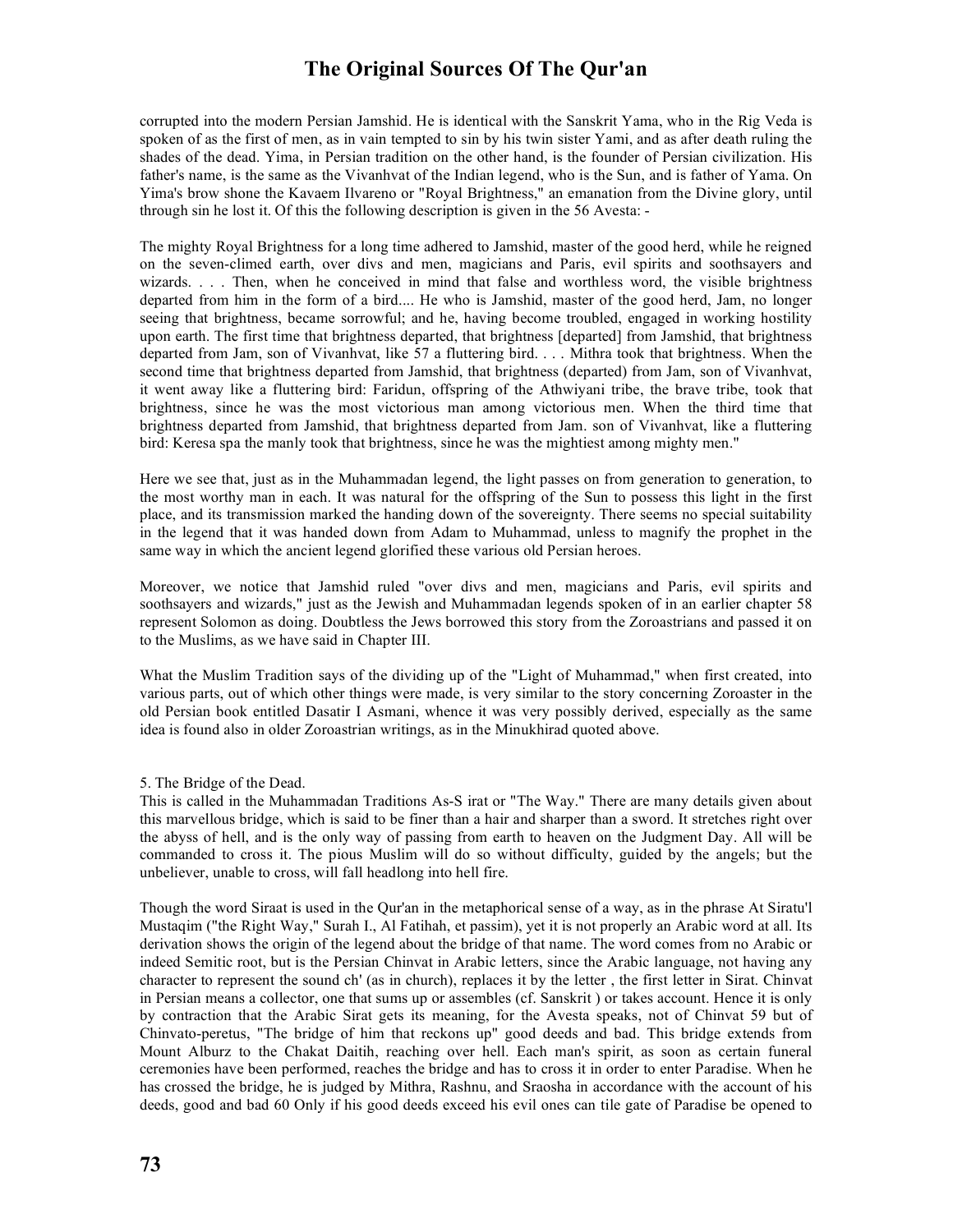corrupted into the modern Persian Jamshid. He is identical with the Sanskrit Yama, who in the Rig Veda is spoken of as the first of men, as in vain tempted to sin by his twin sister Yami, and as after death ruling the shades of the dead. Yima, in Persian tradition on the other hand, is the founder of Persian civilization. His father's name, is the same as the Vivanhvat of the Indian legend, who is the Sun, and is father of Yama. On Yima's brow shone the Kavaem Ilvareno or "Royal Brightness," an emanation from the Divine glory, until through sin he lost it. Of this the following description is given in the 56 Avesta: -

The mighty Royal Brightness for a long time adhered to Jamshid, master of the good herd, while he reigned on the seven-climed earth, over divs and men, magicians and Paris, evil spirits and soothsayers and wizards. . . . Then, when he conceived in mind that false and worthless word, the visible brightness departed from him in the form of a bird.... He who is Jamshid, master of the good herd, Jam, no longer seeing that brightness, became sorrowful; and he, having become troubled, engaged in working hostility upon earth. The first time that brightness departed, that brightness [departed] from Jamshid, that brightness departed from Jam, son of Vivanhvat, like 57 a fluttering bird. . . . Mithra took that brightness. When the second time that brightness departed from Jamshid, that brightness (departed) from Jam, son of Vivanhvat, it went away like a fluttering bird: Faridun, offspring of the Athwiyani tribe, the brave tribe, took that brightness, since he was the most victorious man among victorious men. When the third time that brightness departed from Jamshid, that brightness departed from Jam. son of Vivanhvat, like a fluttering bird: Keresa spa the manly took that brightness, since he was the mightiest among mighty men."

Here we see that, just as in the Muhammadan legend, the light passes on from generation to generation, to the most worthy man in each. It was natural for the offspring of the Sun to possess this light in the first place, and its transmission marked the handing down of the sovereignty. There seems no special suitability in the legend that it was handed down from Adam to Muhammad, unless to magnify the prophet in the same way in which the ancient legend glorified these various old Persian heroes.

Moreover, we notice that Jamshid ruled "over divs and men, magicians and Paris, evil spirits and soothsayers and wizards," just as the Jewish and Muhammadan legends spoken of in an earlier chapter 58 represent Solomon as doing. Doubtless the Jews borrowed this story from the Zoroastrians and passed it on to the Muslims, as we have said in Chapter III.

What the Muslim Tradition says of the dividing up of the "Light of Muhammad," when first created, into various parts, out of which other things were made, is very similar to the story concerning Zoroaster in the old Persian book entitled Dasatir I Asmani, whence it was very possibly derived, especially as the same idea is found also in older Zoroastrian writings, as in the Minukhirad quoted above.

5. The Bridge of the Dead.

This is called in the Muhammadan Traditions As-S irat or "The Way." There are many details given about this marvellous bridge, which is said to be finer than a hair and sharper than a sword. It stretches right over the abyss of hell, and is the only way of passing from earth to heaven on the Judgment Day. All will be commanded to cross it. The pious Muslim will do so without difficulty, guided by the angels; but the unbeliever, unable to cross, will fall headlong into hell fire.

Though the word Siraat is used in the Qur'an in the metaphorical sense of a way, as in the phrase At Siratu'l Mustaqim ("the Right Way," Surah I., Al Fatihah, et passim), yet it is not properly an Arabic word at all. Its derivation shows the origin of the legend about the bridge of that name. The word comes from no Arabic or indeed Semitic root, but is the Persian Chinvat in Arabic letters, since the Arabic language, not having any character to represent the sound ch' (as in church), replaces it by the letter , the first letter in Sirat. Chinvat in Persian means a collector, one that sums up or assembles (cf. Sanskrit ) or takes account. Hence it is only by contraction that the Arabic Sirat gets its meaning, for the Avesta speaks, not of Chinvat 59 but of Chinvato-peretus, "The bridge of him that reckons up" good deeds and bad. This bridge extends from Mount Alburz to the Chakat Daitih, reaching over hell. Each man's spirit, as soon as certain funeral ceremonies have been performed, reaches the bridge and has to cross it in order to enter Paradise. When he has crossed the bridge, he is judged by Mithra, Rashnu, and Sraosha in accordance with the account of his deeds, good and bad 60 Only if his good deeds exceed his evil ones can tile gate of Paradise be opened to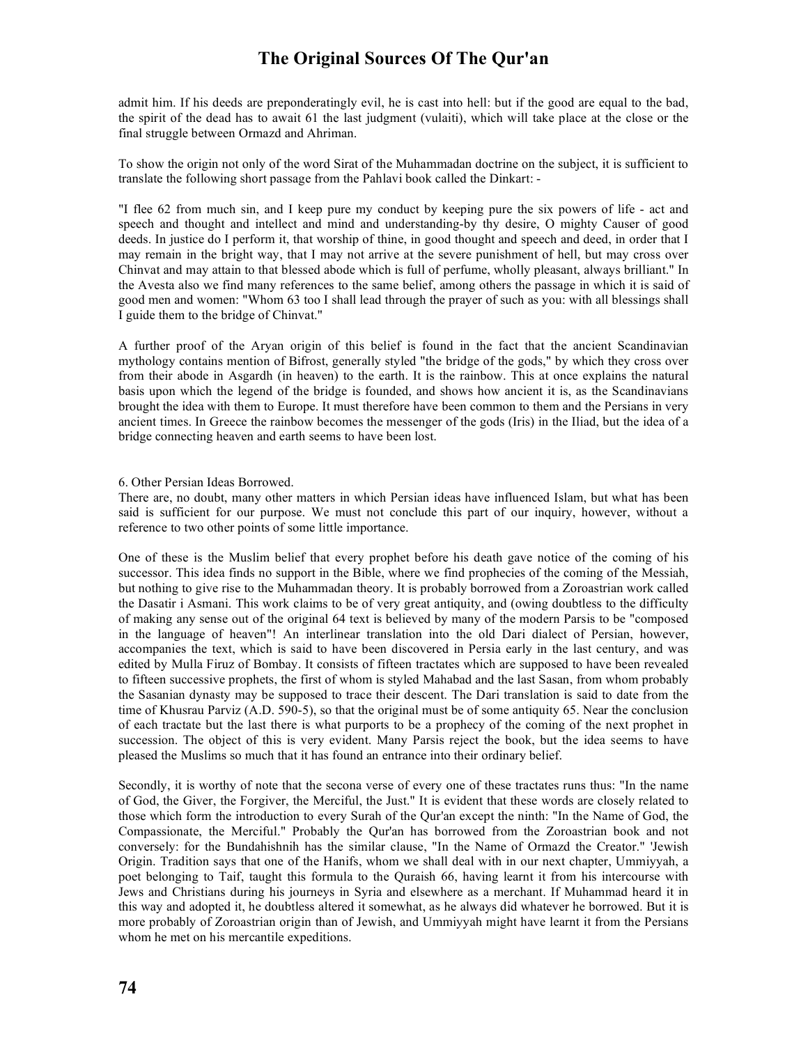admit him. If his deeds are preponderatingly evil, he is cast into hell: but if the good are equal to the bad, the spirit of the dead has to await 61 the last judgment (vulaiti), which will take place at the close or the final struggle between Ormazd and Ahriman.

To show the origin not only of the word Sirat of the Muhammadan doctrine on the subject, it is sufficient to translate the following short passage from the Pahlavi book called the Dinkart: -

"I flee 62 from much sin, and I keep pure my conduct by keeping pure the six powers of life - act and speech and thought and intellect and mind and understanding-by thy desire, O mighty Causer of good deeds. In justice do I perform it, that worship of thine, in good thought and speech and deed, in order that I may remain in the bright way, that I may not arrive at the severe punishment of hell, but may cross over Chinvat and may attain to that blessed abode which is full of perfume, wholly pleasant, always brilliant." In the Avesta also we find many references to the same belief, among others the passage in which it is said of good men and women: "Whom 63 too I shall lead through the prayer of such as you: with all blessings shall I guide them to the bridge of Chinvat."

A further proof of the Aryan origin of this belief is found in the fact that the ancient Scandinavian mythology contains mention of Bifrost, generally styled "the bridge of the gods," by which they cross over from their abode in Asgardh (in heaven) to the earth. It is the rainbow. This at once explains the natural basis upon which the legend of the bridge is founded, and shows how ancient it is, as the Scandinavians brought the idea with them to Europe. It must therefore have been common to them and the Persians in very ancient times. In Greece the rainbow becomes the messenger of the gods (Iris) in the Iliad, but the idea of a bridge connecting heaven and earth seems to have been lost.

6. Other Persian Ideas Borrowed.

There are, no doubt, many other matters in which Persian ideas have influenced Islam, but what has been said is sufficient for our purpose. We must not conclude this part of our inquiry, however, without a reference to two other points of some little importance.

One of these is the Muslim belief that every prophet before his death gave notice of the coming of his successor. This idea finds no support in the Bible, where we find prophecies of the coming of the Messiah, but nothing to give rise to the Muhammadan theory. It is probably borrowed from a Zoroastrian work called the Dasatir i Asmani. This work claims to be of very great antiquity, and (owing doubtless to the difficulty of making any sense out of the original 64 text is believed by many of the modern Parsis to be "composed in the language of heaven"! An interlinear translation into the old Dari dialect of Persian, however, accompanies the text, which is said to have been discovered in Persia early in the last century, and was edited by Mulla Firuz of Bombay. It consists of fifteen tractates which are supposed to have been revealed to fifteen successive prophets, the first of whom is styled Mahabad and the last Sasan, from whom probably the Sasanian dynasty may be supposed to trace their descent. The Dari translation is said to date from the time of Khusrau Parviz (A.D. 590-5), so that the original must be of some antiquity 65. Near the conclusion of each tractate but the last there is what purports to be a prophecy of the coming of the next prophet in succession. The object of this is very evident. Many Parsis reject the book, but the idea seems to have pleased the Muslims so much that it has found an entrance into their ordinary belief.

Secondly, it is worthy of note that the secona verse of every one of these tractates runs thus: "In the name of God, the Giver, the Forgiver, the Merciful, the Just." It is evident that these words are closely related to those which form the introduction to every Surah of the Qur'an except the ninth: "In the Name of God, the Compassionate, the Merciful." Probably the Qur'an has borrowed from the Zoroastrian book and not conversely: for the Bundahishnih has the similar clause, "In the Name of Ormazd the Creator." 'Jewish Origin. Tradition says that one of the Hanifs, whom we shall deal with in our next chapter, Ummiyyah, a poet belonging to Taif, taught this formula to the Quraish 66, having learnt it from his intercourse with Jews and Christians during his journeys in Syria and elsewhere as a merchant. If Muhammad heard it in this way and adopted it, he doubtless altered it somewhat, as he always did whatever he borrowed. But it is more probably of Zoroastrian origin than of Jewish, and Ummiyyah might have learnt it from the Persians whom he met on his mercantile expeditions.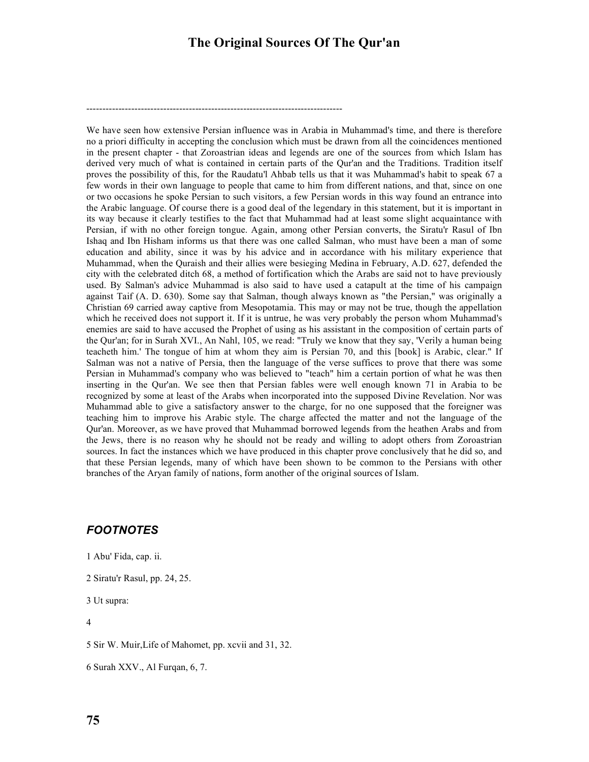--------------------------------------------------------------------------------

We have seen how extensive Persian influence was in Arabia in Muhammad's time, and there is therefore no a priori difficulty in accepting the conclusion which must be drawn from all the coincidences mentioned in the present chapter - that Zoroastrian ideas and legends are one of the sources from which Islam has derived very much of what is contained in certain parts of the Qur'an and the Traditions. Tradition itself proves the possibility of this, for the Raudatu'l Ahbab tells us that it was Muhammad's habit to speak [67] a few words in their own language to people that came to him from different nations, and that, since on one or two occasions he spoke Persian to such visitors, a few Persian words in this way found an entrance into the Arabic language. Of course there is a good deal of the legendary in this statement, but it is important in its way because it clearly testifies to the fact that Muhammad had at least some slight acquaintance with Persian, if with no other foreign tongue. Again, among other Persian converts, the Siratu'r Rasul of Ibn Ishaq and Ibn Hisham informs us that there was one called Salman, who must have been a man of some education and ability, since it was by his advice and in accordance with his military experience that Muhammad, when the Quraish and their allies were besieging Medina in February, A.D. 627, defended the city with the celebrated ditch [68], a method of fortification which the Arabs are said not to have previously used. By Salman's advice Muhammad is also said to have used a catapult at the time of his campaign against Taif (A. D. 630). Some say that Salman, though always known as "the Persian," was originally a Christian [69] carried away captive from Mesopotamia. This may or may not be true, though the appellation which he received does not support it. If it is untrue, he was very probably the person whom Muhammad's enemies are said to have accused the Prophet of using as his assistant in the composition of certain parts of the Qur'an; for in Surah XVI., An Nahl, 105, we read: "Truly we know that they say, 'Verily a human being teacheth him.' The tongue of him at whom they aim is Persian [70], and this [book] is Arabic, clear." If Salman was not a native of Persia, then the language of the verse suffices to prove that there was some Persian in Muhammad's company who was believed to "teach" him a certain portion of what he was then inserting in the Qur'an. We see then that Persian fables were well enough known [71] in Arabia to be recognized by some at least of the Arabs when incorporated into the supposed Divine Revelation. Nor was Muhammad able to give a satisfactory answer to the charge, for no one supposed that the foreigner was teaching him to improve his Arabic style. The charge affected the matter and not the language of the Qur'an. Moreover, as we have proved that Muhammad borrowed legends from the heathen Arabs and from the Jews, there is no reason why he should not be ready and willing to adopt others from Zoroastrian sources. In fact the instances which we have produced in this chapter prove conclusively that he did so, and that these Persian legends, many of which have been shown to be common to the Persians with other branches of the Aryan family of nations, form another of the original sources of Islam.

## *FOOTNOTES*

1 Abu' Fida, cap. ii.

2 Siratu'r Rasul, pp. 24, 25.

3 Ut supra:

4

5 Sir W. Muir,Life of Mahomet, pp. xcvii and 31, 32.

6 Surah XXV., Al Furqan, 6, 7.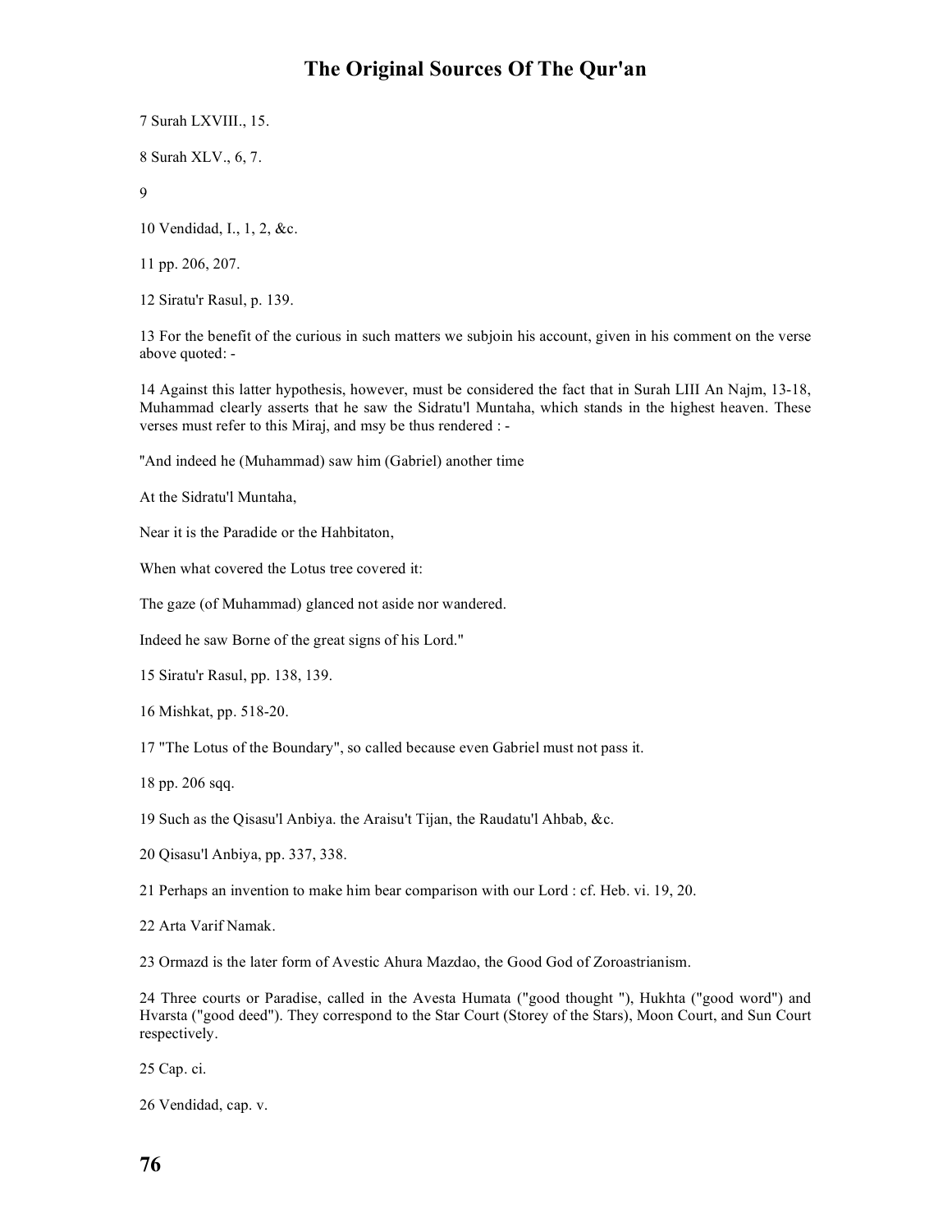7 Surah LXVIII., 15.

8 Surah XLV., 6, 7.

9

10 Vendidad, I., 1, 2, &c.

11 pp. 206, 207.

12 Siratu'r Rasul, p. 139.

13 For the benefit of the curious in such matters we subjoin his account, given in his comment on the verse above quoted: -

14 Against this latter hypothesis, however, must be considered the fact that in Surah LIII An Najm, 13-18, Muhammad clearly asserts that he saw the Sidratu'l Muntaha, which stands in the highest heaven. These verses must refer to this Miraj, and msy be thus rendered : -

"And indeed he (Muhammad) saw him (Gabriel) another time

At the Sidratu'l Muntaha,

Near it is the Paradide or the Hahbitaton,

When what covered the Lotus tree covered it:

The gaze (of Muhammad) glanced not aside nor wandered.

Indeed he saw Borne of the great signs of his Lord."

15 Siratu'r Rasul, pp. 138, 139.

16 Mishkat, pp. 518-20.

17 "The Lotus of the Boundary", so called because even Gabriel must not pass it.

18 pp. 206 sqq.

19 Such as the Qisasu'l Anbiya. the Araisu't Tijan, the Raudatu'l Ahbab, &c.

20 Qisasu'l Anbiya, pp. 337, 338.

21 Perhaps an invention to make him bear comparison with our Lord : cf. Heb. vi. 19, 20.

22 Arta Varif Namak.

23 Ormazd is the later form of Avestic Ahura Mazdao, the Good God of Zoroastrianism.

24 Three courts or Paradise, called in the Avesta Humata ("good thought "), Hukhta ("good word") and Hvarsta ("good deed"). They correspond to the Star Court (Storey of the Stars), Moon Court, and Sun Court respectively.

25 Cap. ci.

26 Vendidad, cap. v.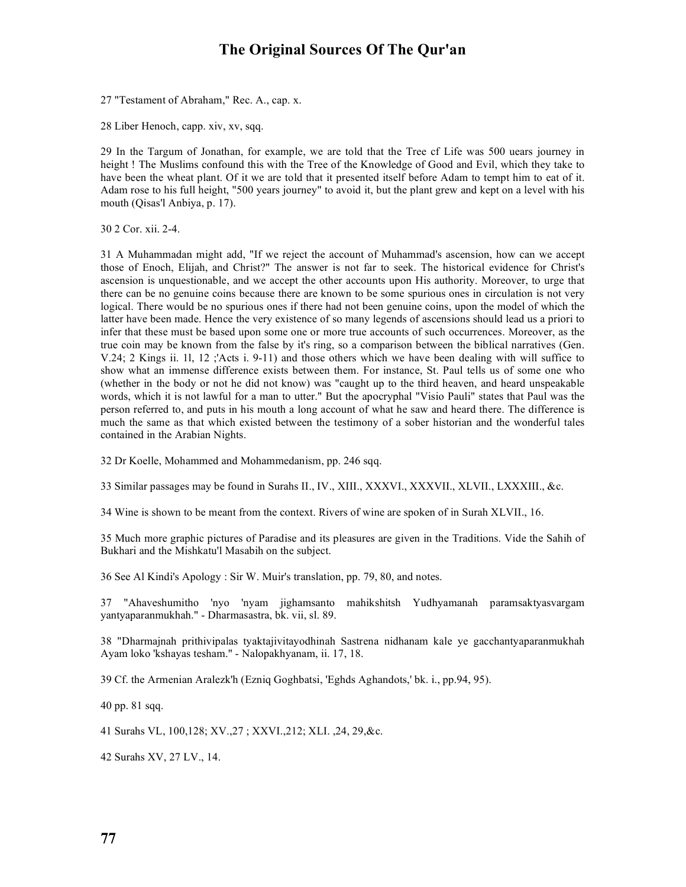27 "Testament of Abraham," Rec. A., cap. x.

28 Liber Henoch, capp. xiv, xv, sqq.

29 In the Targum of Jonathan, for example, we are told that the Tree cf Life was 500 uears journey in height ! The Muslims confound this with the Tree of the Knowledge of Good and Evil, which they take to have been the wheat plant. Of it we are told that it presented itself before Adam to tempt him to eat of it. Adam rose to his full height, "500 years journey" to avoid it, but the plant grew and kept on a level with his mouth (Qisas'l Anbiya, p. 17).

30 2 Cor. xii. 2-4.

31 A Muhammadan might add, "If we reject the account of Muhammad's ascension, how can we accept those of Enoch, Elijah, and Christ?" The answer is not far to seek. The historical evidence for Christ's ascension is unquestionable, and we accept the other accounts upon His authority. Moreover, to urge that there can be no genuine coins because there are known to be some spurious ones in circulation is not very logical. There would be no spurious ones if there had not been genuine coins, upon the model of which the latter have been made. Hence the very existence of so many legends of ascensions should lead us a priori to infer that these must be based upon some one or more true accounts of such occurrences. Moreover, as the true coin may be known from the false by it's ring, so a comparison between the biblical narratives (Gen. V.24; 2 Kings ii. 1l, 12 ;'Acts i. 9-11) and those others which we have been dealing with will suffice to show what an immense difference exists between them. For instance, St. Paul tells us of some one who (whether in the body or not he did not know) was "caught up to the third heaven, and heard unspeakable words, which it is not lawful for a man to utter." But the apocryphal "Visio Pauli" states that Paul was the person referred to, and puts in his mouth a long account of what he saw and heard there. The difference is much the same as that which existed between the testimony of a sober historian and the wonderful tales contained in the Arabian Nights.

32 Dr Koelle, Mohammed and Mohammedanism, pp. 246 sqq.

33 Similar passages may be found in Surahs II., IV., XIII., XXXVI., XXXVII., XLVII., LXXXIII., &c.

34 Wine is shown to be meant from the context. Rivers of wine are spoken of in Surah XLVII., 16.

35 Much more graphic pictures of Paradise and its pleasures are given in the Traditions. Vide the Sahih of Bukhari and the Mishkatu'l Masabih on the subject.

36 See Al Kindi's Apology : Sir W. Muir's translation, pp. 79, 80, and notes.

37 "Ahaveshumitho 'nyo 'nyam jighamsanto mahikshitsh Yudhyamanah paramsaktyasvargam yantyaparanmukhah." - Dharmasastra, bk. vii, sl. 89.

38 "Dharmajnah prithivipalas tyaktajivitayodhinah Sastrena nidhanam kale ye gacchantyaparanmukhah Ayam loko 'kshayas tesham." - Nalopakhyanam, ii. 17, 18.

39 Cf. the Armenian Aralezk'h (Ezniq Goghbatsi, 'Eghds Aghandots,' bk. i., pp.94, 95).

40 pp. 81 sqq.

41 Surahs VL, 100,128; XV.,27 ; XXVI.,212; XLI. ,24, 29,&c.

42 Surahs XV, 27 LV., 14.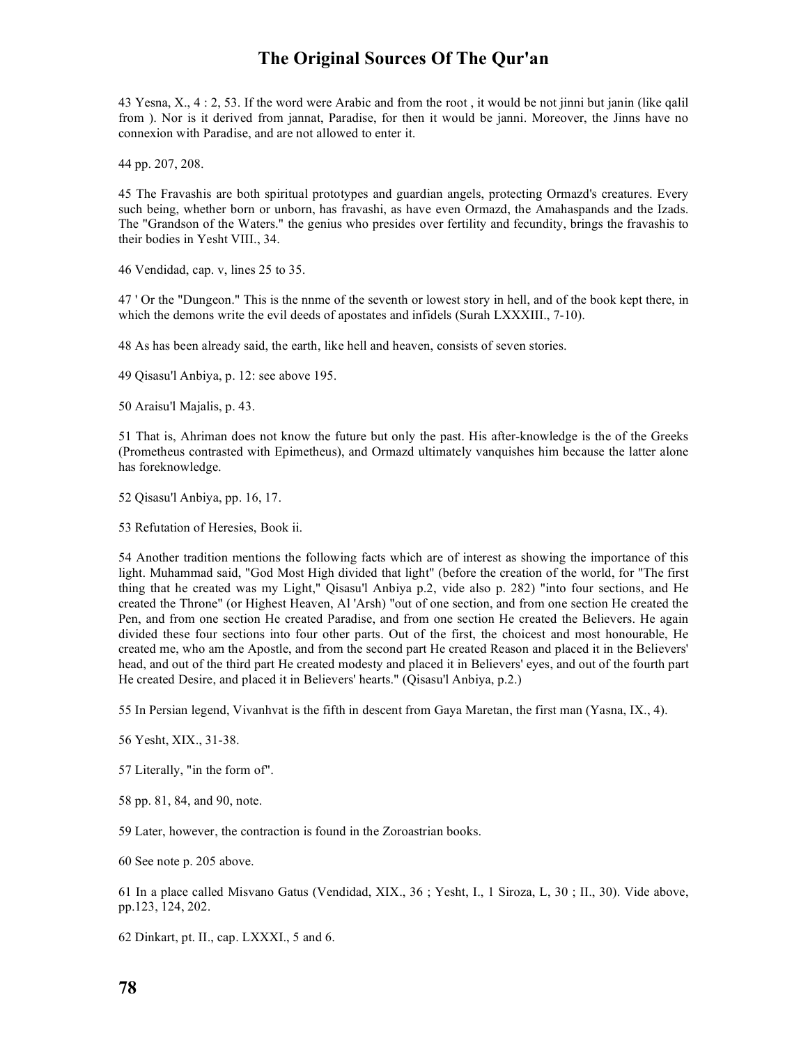43 Yesna, X., 4 : 2, 53. If the word were Arabic and from the root , it would be not jinni but janin (like qalil from ). Nor is it derived from jannat, Paradise, for then it would be janni. Moreover, the Jinns have no connexion with Paradise, and are not allowed to enter it.

44 pp. 207, 208.

45 The Fravashis are both spiritual prototypes and guardian angels, protecting Ormazd's creatures. Every such being, whether born or unborn, has fravashi, as have even Ormazd, the Amahaspands and the Izads. The "Grandson of the Waters." the genius who presides over fertility and fecundity, brings the fravashis to their bodies in Yesht VIII., 34.

46 Vendidad, cap. v, lines 25 to 35.

47 ' Or the "Dungeon." This is the nnme of the seventh or lowest story in hell, and of the book kept there, in which the demons write the evil deeds of apostates and infidels (Surah LXXXIII., 7-10).

48 As has been already said, the earth, like hell and heaven, consists of seven stories.

49 Qisasu'l Anbiya, p. 12: see above 195.

50 Araisu'l Majalis, p. 43.

51 That is, Ahriman does not know the future but only the past. His after-knowledge is the of the Greeks (Prometheus contrasted with Epimetheus), and Ormazd ultimately vanquishes him because the latter alone has foreknowledge.

52 Qisasu'l Anbiya, pp. 16, 17.

53 Refutation of Heresies, Book ii.

54 Another tradition mentions the following facts which are of interest as showing the importance of this light. Muhammad said, "God Most High divided that light" (before the creation of the world, for "The first thing that he created was my Light," Qisasu'l Anbiya p.2, vide also p. 282) "into four sections, and He created the Throne" (or Highest Heaven, Al 'Arsh) "out of one section, and from one section He created the Pen, and from one section He created Paradise, and from one section He created the Believers. He again divided these four sections into four other parts. Out of the first, the choicest and most honourable, He created me, who am the Apostle, and from the second part He created Reason and placed it in the Believers' head, and out of the third part He created modesty and placed it in Believers' eyes, and out of the fourth part He created Desire, and placed it in Believers' hearts." (Qisasu'l Anbiya, p.2.)

55 In Persian legend, Vivanhvat is the fifth in descent from Gaya Maretan, the first man (Yasna, IX., 4).

56 Yesht, XIX., 31-38.

57 Literally, "in the form of".

58 pp. 81, 84, and 90, note.

59 Later, however, the contraction is found in the Zoroastrian books.

60 See note p. 205 above.

61 In a place called Misvano Gatus (Vendidad, XIX., 36 ; Yesht, I., 1 Siroza, L, 30 ; II., 30). Vide above, pp.123, 124, 202.

62 Dinkart, pt. II., cap. LXXXI., 5 and 6.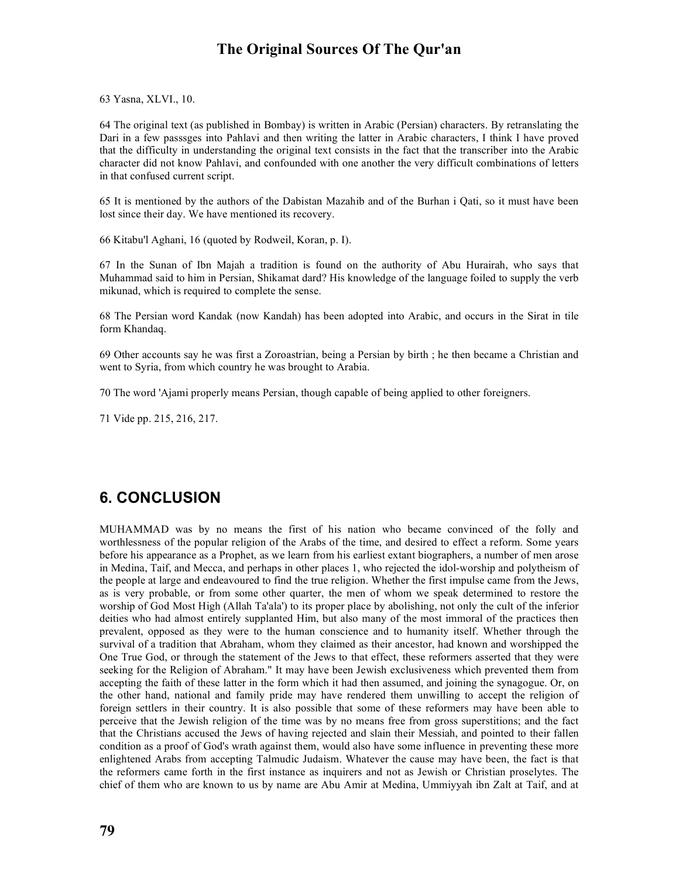63 Yasna, XLVI., 10.

64 The original text (as published in Bombay) is written in Arabic (Persian) characters. By retranslating the Dari in a few passsges into Pahlavi and then writing the latter in Arabic characters, I think I have proved that the difficulty in understanding the original text consists in the fact that the transcriber into the Arabic character did not know Pahlavi, and confounded with one another the very difficult combinations of letters in that confused current script.

65 It is mentioned by the authors of the Dabistan Mazahib and of the Burhan i Qati, so it must have been lost since their day. We have mentioned its recovery.

66 Kitabu'l Aghani, 16 (quoted by Rodweil, Koran, p. I).

67 In the Sunan of Ibn Majah a tradition is found on the authority of Abu Hurairah, who says that Muhammad said to him in Persian, Shikamat dard? His knowledge of the language foiled to supply the verb mikunad, which is required to complete the sense.

68 The Persian word Kandak (now Kandah) has been adopted into Arabic, and occurs in the Sirat in tile form Khandaq.

69 Other accounts say he was first a Zoroastrian, being a Persian by birth ; he then became a Christian and went to Syria, from which country he was brought to Arabia.

70 The word 'Ajami properly means Persian, though capable of being applied to other foreigners.

71 Vide pp. 215, 216, 217.

## 6. CONCLUSION

MUHAMMAD was by no means the first of his nation who became convinced of the folly and worthlessness of the popular religion of the Arabs of the time, and desired to effect a reform. Some years before his appearance as a Prophet, as we learn from his earliest extant biographers, a number of men arose in Medina, Taif, and Mecca, and perhaps in other places 1, who rejected the idol-worship and polytheism of the people at large and endeavoured to find the true religion. Whether the first impulse came from the Jews, as is very probable, or from some other quarter, the men of whom we speak determined to restore the worship of God Most High (Allah Ta'ala') to its proper place by abolishing, not only the cult of the inferior deities who had almost entirely supplanted Him, but also many of the most immoral of the practices then prevalent, opposed as they were to the human conscience and to humanity itself. Whether through the survival of a tradition that Abraham, whom they claimed as their ancestor, had known and worshipped the One True God, or through the statement of the Jews to that effect, these reformers asserted that they were seeking for the Religion of Abraham." It may have been Jewish exclusiveness which prevented them from accepting the faith of these latter in the form which it had then assumed, and joining the synagogue. Or, on the other hand, national and family pride may have rendered them unwilling to accept the religion of foreign settlers in their country. It is also possible that some of these reformers may have been able to perceive that the Jewish religion of the time was by no means free from gross superstitions; and the fact that the Christians accused the Jews of having rejected and slain their Messiah, and pointed to their fallen condition as a proof of God's wrath against them, would also have some influence in preventing these more enlightened Arabs from accepting Talmudic Judaism. Whatever the cause may have been, the fact is that the reformers came forth in the first instance as inquirers and not as Jewish or Christian proselytes. The chief of them who are known to us by name are Abu Amir at Medina, Ummiyyah ibn Zalt at Taif, and at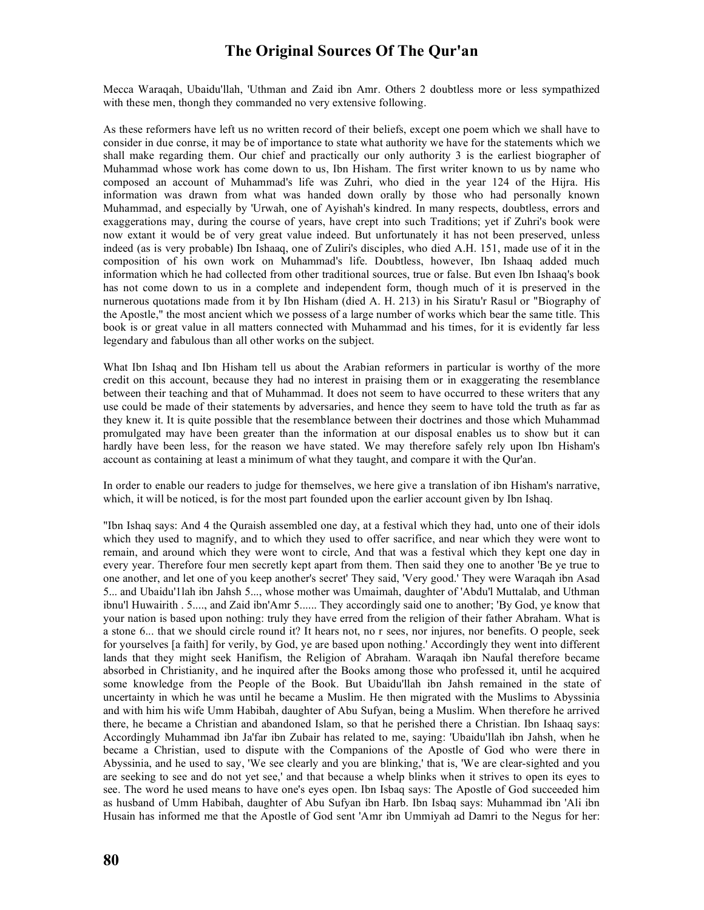Mecca Waraqah, Ubaidu'llah, 'Uthman and Zaid ibn Amr. Others 2 doubtless more or less sympathized with these men, thongh they commanded no very extensive following.

As these reformers have left us no written record of their beliefs, except one poem which we shall have to consider in due conrse, it may be of importance to state what authority we have for the statements which we shall make regarding them. Our chief and practically our only authority 3 is the earliest biographer of Muhammad whose work has come down to us, Ibn Hisham. The first writer known to us by name who composed an account of Muhammad's life was Zuhri, who died in the year 124 of the Hijra. His information was drawn from what was handed down orally by those who had personally known Muhammad, and especially by 'Urwah, one of Ayishah's kindred. In many respects, doubtless, errors and exaggerations may, during the course of years, have crept into such Traditions; yet if Zuhri's book were now extant it would be of very great value indeed. But unfortunately it has not been preserved, unless indeed (as is very probable) Ibn Ishaaq, one of Zuliri's disciples, who died A.H. 151, made use of it in the composition of his own work on Muhammad's life. Doubtless, however, Ibn Ishaaq added much information which he had collected from other traditional sources, true or false. But even Ibn Ishaaq's book has not come down to us in a complete and independent form, though much of it is preserved in the nurnerous quotations made from it by Ibn Hisham (died A. H. 213) in his Siratu'r Rasul or "Biography of the Apostle," the most ancient which we possess of a large number of works which bear the same title. This book is or great value in all matters connected with Muhammad and his times, for it is evidently far less legendary and fabulous than all other works on the subject.

What Ibn Ishaq and Ibn Hisham tell us about the Arabian reformers in particular is worthy of the more credit on this account, because they had no interest in praising them or in exaggerating the resemblance between their teaching and that of Muhammad. It does not seem to have occurred to these writers that any use could be made of their statements by adversaries, and hence they seem to have told the truth as far as they knew it. It is quite possible that the resemblance between their doctrines and those which Muhammad promulgated may have been greater than the information at our disposal enables us to show but it can hardly have been less, for the reason we have stated. We may therefore safely rely upon Ibn Hisham's account as containing at least a minimum of what they taught, and compare it with the Qur'an.

In order to enable our readers to judge for themselves, we here give a translation of ibn Hisham's narrative, which, it will be noticed, is for the most part founded upon the earlier account given by Ibn Ishaq.

"Ibn Ishaq says: And 4 the Quraish assembled one day, at a festival which they had, unto one of their idols which they used to magnify, and to which they used to offer sacrifice, and near which they were wont to remain, and around which they were wont to circle, And that was a festival which they kept one day in every year. Therefore four men secretly kept apart from them. Then said they one to another 'Be ye true to one another, and let one of you keep another's secret' They said, 'Very good.' They were Waraqah ibn Asad 5... and Ubaidu'1lah ibn Jahsh 5..., whose mother was Umaimah, daughter of 'Abdu'l Muttalab, and Uthman ibnu'l Huwairith . 5...., and Zaid ibn'Amr 5...... They accordingly said one to another; 'By God, ye know that your nation is based upon nothing: truly they have erred from the religion of their father Abraham. What is a stone 6... that we should circle round it? It hears not, no r sees, nor injures, nor benefits. O people, seek for yourselves [a faith] for verily, by God, ye are based upon nothing.' Accordingly they went into different lands that they might seek Hanifism, the Religion of Abraham. Waraqah ibn Naufal therefore became absorbed in Christianity, and he inquired after the Books among those who professed it, until he acquired some knowledge from the People of the Book. But Ubaidu'llah ibn Jahsh remained in the state of uncertainty in which he was until he became a Muslim. He then migrated with the Muslims to Abyssinia and with him his wife Umm Habibah, daughter of Abu Sufyan, being a Muslim. When therefore he arrived there, he became a Christian and abandoned Islam, so that he perished there a Christian. Ibn Ishaaq says: Accordingly Muhammad ibn Ja'far ibn Zubair has related to me, saying: 'Ubaidu'llah ibn Jahsh, when he became a Christian, used to dispute with the Companions of the Apostle of God who were there in Abyssinia, and he used to say, 'We see clearly and you are blinking,' that is, 'We are clear-sighted and you are seeking to see and do not yet see,' and that because a whelp blinks when it strives to open its eyes to see. The word he used means to have one's eyes open. Ibn Isbaq says: The Apostle of God succeeded him as husband of Umm Habibah, daughter of Abu Sufyan ibn Harb. Ibn Isbaq says: Muhammad ibn 'Ali ibn Husain has informed me that the Apostle of God sent 'Amr ibn Ummiyah ad Damri to the Negus for her: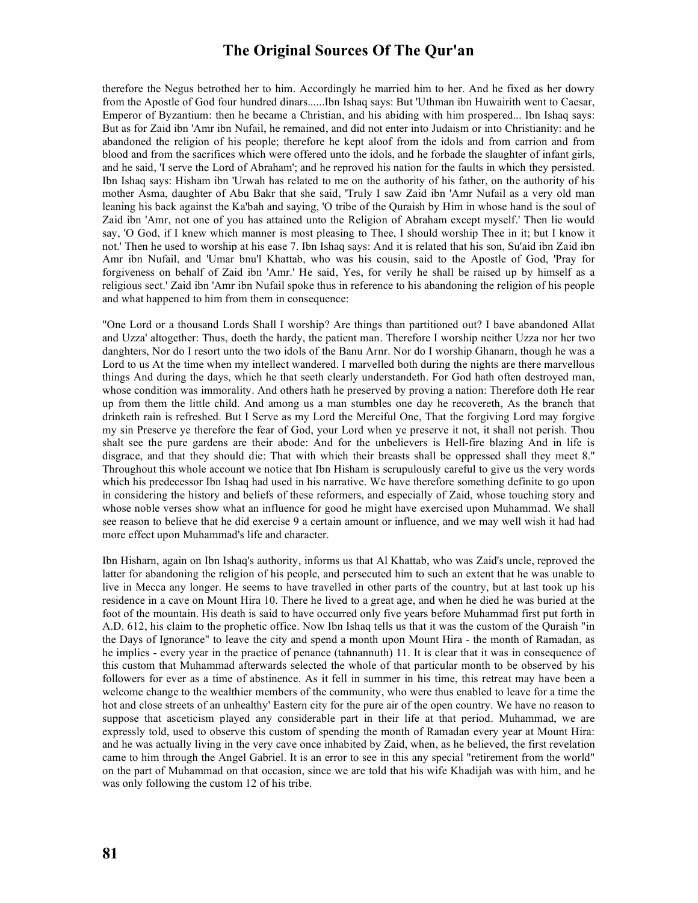therefore the Negus betrothed her to him. Accordingly he married him to her. And he fixed as her dowry from the Apostle of God four hundred dinars......Ibn Ishaq says: But 'Uthman ibn Huwairith went to Caesar, Emperor of Byzantium: then he became a Christian, and his abiding with him prospered... Ibn Ishaq says: But as for Zaid ibn 'Amr ibn Nufail, he remained, and did not enter into Judaism or into Christianity: and he abandoned the religion of his people; therefore he kept aloof from the idols and from carrion and from blood and from the sacrifices which were offered unto the idols, and he forbade the slaughter of infant girls, and he said, 'I serve the Lord of Abraham'; and he reproved his nation for the faults in which they persisted. Ibn Ishaq says: Hisham ibn 'Urwah has related to me on the authority of his father, on the authority of his mother Asma, daughter of Abu Bakr that she said, 'Truly I saw Zaid ibn 'Amr Nufail as a very old man leaning his back against the Ka'bah and saying, 'O tribe of the Quraish by Him in whose hand is the soul of Zaid ibn 'Amr, not one of you has attained unto the Religion of Abraham except myself.' Then lie would say, 'O God, if I knew which manner is most pleasing to Thee, I should worship Thee in it; but I know it not.' Then he used to worship at his ease 7. Ibn Ishaq says: And it is related that his son, Su'aid ibn Zaid ibn Amr ibn Nufail, and 'Umar bnu'l Khattab, who was his cousin, said to the Apostle of God, 'Pray for forgiveness on behalf of Zaid ibn 'Amr.' He said, Yes, for verily he shall be raised up by himself as a religious sect.' Zaid ibn 'Amr ibn Nufail spoke thus in reference to his abandoning the religion of his people and what happened to him from them in consequence:

"One Lord or a thousand Lords Shall I worship? Are things than partitioned out? I bave abandoned Allat and Uzza' altogether: Thus, doeth the hardy, the patient man. Therefore I worship neither Uzza nor her two danghters, Nor do I resort unto the two idols of the Banu Arnr. Nor do I worship Ghanarn, though he was a Lord to us At the time when my intellect wandered. I marvelled both during the nights are there marvellous things And during the days, which he that seeth clearly understandeth. For God hath often destroyed man, whose condition was immorality. And others hath he preserved by proving a nation: Therefore doth He rear up from them the little child. And among us a man stumbles one day he recovereth, As the branch that drinketh rain is refreshed. But I Serve as my Lord the Merciful One, That the forgiving Lord may forgive my sin Preserve ye therefore the fear of God, your Lord when ye preserve it not, it shall not perish. Thou shalt see the pure gardens are their abode: And for the unbelievers is Hell-fire blazing And in life is disgrace, and that they should die: That with which their breasts shall be oppressed shall they meet 8." Throughout this whole account we notice that Ibn Hisham is scrupulously careful to give us the very words which his predecessor Ibn Ishaq had used in his narrative. We have therefore something definite to go upon in considering the history and beliefs of these reformers, and especially of Zaid, whose touching story and whose noble verses show what an influence for good he might have exercised upon Muhammad. We shall see reason to believe that he did exercise 9 a certain amount or influence, and we may well wish it had had more effect upon Muhammad's life and character.

Ibn Hisharn, again on Ibn Ishaq's authority, informs us that Al Khattab, who was Zaid's uncle, reproved the latter for abandoning the religion of his people, and persecuted him to such an extent that he was unable to live in Mecca any longer. He seems to have travelled in other parts of the country, but at last took up his residence in a cave on Mount Hira 10. There he lived to a great age, and when he died he was buried at the foot of the mountain. His death is said to have occurred only five years before Muhammad first put forth in A.D. 612, his claim to the prophetic office. Now Ibn Ishaq tells us that it was the custom of the Quraish "in the Days of Ignorance" to leave the city and spend a month upon Mount Hira - the month of Ramadan, as he implies - every year in the practice of penance (tahnannuth) 11. It is clear that it was in consequence of this custom that Muhammad afterwards selected the whole of that particular month to be observed by his followers for ever as a time of abstinence. As it fell in summer in his time, this retreat may have been a welcome change to the wealthier members of the community, who were thus enabled to leave for a time the hot and close streets of an unhealthy' Eastern city for the pure air of the open country. We have no reason to suppose that asceticism played any considerable part in their life at that period. Muhammad, we are expressly told, used to observe this custom of spending the month of Ramadan every year at Mount Hira: and he was actually living in the very cave once inhabited by Zaid, when, as he believed, the first revelation came to him through the Angel Gabriel. It is an error to see in this any special "retirement from the world" on the part of Muhammad on that occasion, since we are told that his wife Khadijah was with him, and he was only following the custom 12 of his tribe.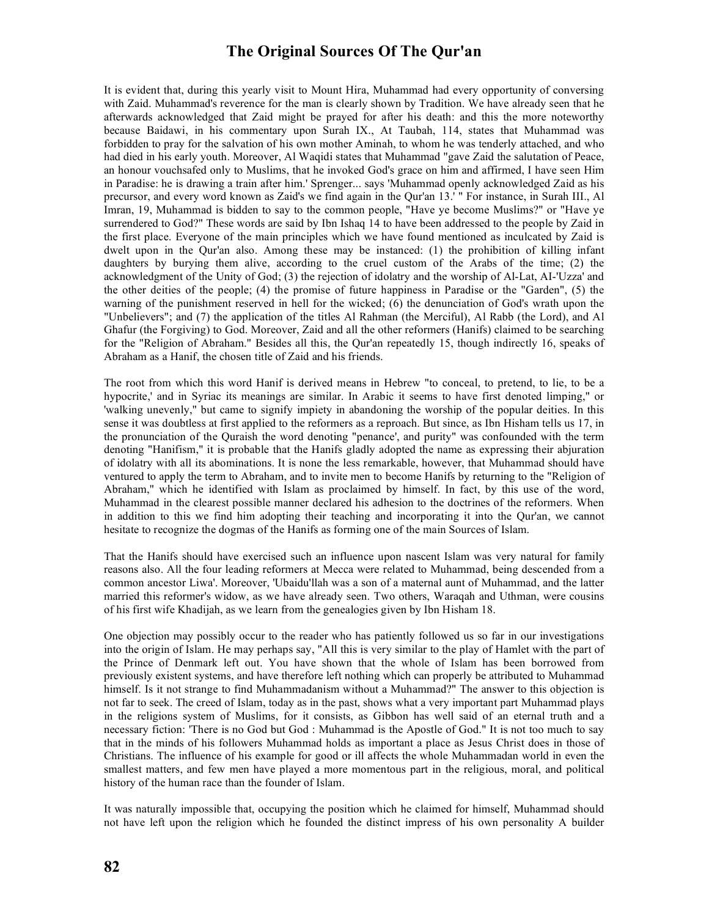It is evident that, during this yearly visit to Mount Hira, Muhammad had every opportunity of conversing with Zaid. Muhammad's reverence for the man is clearly shown by Tradition. We have already seen that he afterwards acknowledged that Zaid might be prayed for after his death: and this the more noteworthy because Baidawi, in his commentary upon Surah IX., At Taubah, 114, states that Muhammad was forbidden to pray for the salvation of his own mother Aminah, to whom he was tenderly attached, and who had died in his early youth. Moreover, Al Waqidi states that Muhammad "gave Zaid the salutation of Peace, an honour vouchsafed only to Muslims, that he invoked God's grace on him and affirmed, I have seen Him in Paradise: he is drawing a train after him.' Sprenger... says 'Muhammad openly acknowledged Zaid as his precursor, and every word known as Zaid's we find again in the Qur'an 13.' " For instance, in Surah III., Al Imran, 19, Muhammad is bidden to say to the common people, "Have ye become Muslims?" or "Have ye surrendered to God?" These words are said by Ibn Ishaq 14 to have been addressed to the people by Zaid in the first place. Everyone of the main principles which we have found mentioned as inculcated by Zaid is dwelt upon in the Qur'an also. Among these may be instanced: (1) the prohibition of killing infant daughters by burying them alive, according to the cruel custom of the Arabs of the time; (2) the acknowledgment of the Unity of God; (3) the rejection of idolatry and the worship of Al-Lat, AI-'Uzza' and the other deities of the people; (4) the promise of future happiness in Paradise or the "Garden", (5) the warning of the punishment reserved in hell for the wicked; (6) the denunciation of God's wrath upon the "Unbelievers"; and (7) the application of the titles Al Rahman (the Merciful), Al Rabb (the Lord), and Al Ghafur (the Forgiving) to God. Moreover, Zaid and all the other reformers (Hanifs) claimed to be searching for the "Religion of Abraham." Besides all this, the Qur'an repeatedly 15, though indirectly 16, speaks of Abraham as a Hanif, the chosen title of Zaid and his friends.

The root from which this word Hanif is derived means in Hebrew "to conceal, to pretend, to lie, to be a hypocrite,' and in Syriac its meanings are similar. In Arabic it seems to have first denoted limping," or 'walking unevenly," but came to signify impiety in abandoning the worship of the popular deities. In this sense it was doubtless at first applied to the reformers as a reproach. But since, as Ibn Hisham tells us 17, in the pronunciation of the Quraish the word denoting "penance', and purity" was confounded with the term denoting "Hanifism," it is probable that the Hanifs gladly adopted the name as expressing their abjuration of idolatry with all its abominations. It is none the less remarkable, however, that Muhammad should have ventured to apply the term to Abraham, and to invite men to become Hanifs by returning to the "Religion of Abraham," which he identified with Islam as proclaimed by himself. In fact, by this use of the word, Muhammad in the clearest possible manner declared his adhesion to the doctrines of the reformers. When in addition to this we find him adopting their teaching and incorporating it into the Qur'an, we cannot hesitate to recognize the dogmas of the Hanifs as forming one of the main Sources of Islam.

That the Hanifs should have exercised such an influence upon nascent Islam was very natural for family reasons also. All the four leading reformers at Mecca were related to Muhammad, being descended from a common ancestor Liwa'. Moreover, 'Ubaidu'llah was a son of a maternal aunt of Muhammad, and the latter married this reformer's widow, as we have already seen. Two others, Waraqah and Uthman, were cousins of his first wife Khadijah, as we learn from the genealogies given by Ibn Hisham 18.

One objection may possibly occur to the reader who has patiently followed us so far in our investigations into the origin of Islam. He may perhaps say, "All this is very similar to the play of Hamlet with the part of the Prince of Denmark left out. You have shown that the whole of Islam has been borrowed from previously existent systems, and have therefore left nothing which can properly be attributed to Muhammad himself. Is it not strange to find Muhammadanism without a Muhammad?" The answer to this objection is not far to seek. The creed of Islam, today as in the past, shows what a very important part Muhammad plays in the religions system of Muslims, for it consists, as Gibbon has well said of an eternal truth and a necessary fiction: 'There is no God but God : Muhammad is the Apostle of God." It is not too much to say that in the minds of his followers Muhammad holds as important a place as Jesus Christ does in those of Christians. The influence of his example for good or ill affects the whole Muhammadan world in even the smallest matters, and few men have played a more momentous part in the religious, moral, and political history of the human race than the founder of Islam.

It was naturally impossible that, occupying the position which he claimed for himself, Muhammad should not have left upon the religion which he founded the distinct impress of his own personality A builder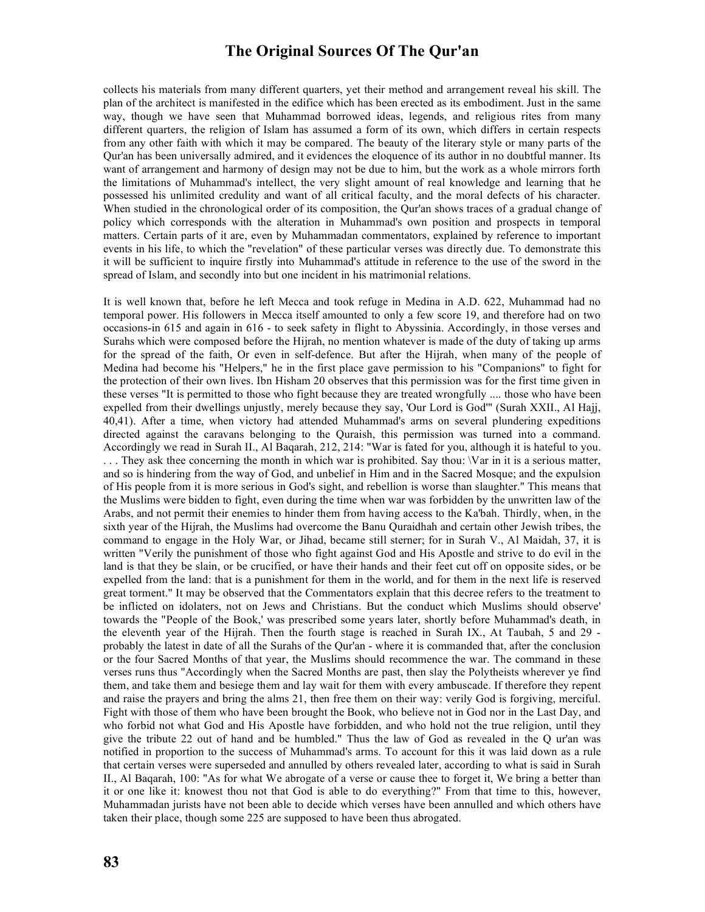collects his materials from many different quarters, yet their method and arrangement reveal his skill. The plan of the architect is manifested in the edifice which has been erected as its embodiment. Just in the same way, though we have seen that Muhammad borrowed ideas, legends, and religious rites from many different quarters, the religion of Islam has assumed a form of its own, which differs in certain respects from any other faith with which it may be compared. The beauty of the literary style or many parts of the Qur'an has been universally admired, and it evidences the eloquence of its author in no doubtful manner. Its want of arrangement and harmony of design may not be due to him, but the work as a whole mirrors forth the limitations of Muhammad's intellect, the very slight amount of real knowledge and learning that he possessed his unlimited credulity and want of all critical faculty, and the moral defects of his character. When studied in the chronological order of its composition, the Qur'an shows traces of a gradual change of policy which corresponds with the alteration in Muhammad's own position and prospects in temporal matters. Certain parts of it are, even by Muhammadan commentators, explained by reference to important events in his life, to which the "revelation" of these particular verses was directly due. To demonstrate this it will be sufficient to inquire firstly into Muhammad's attitude in reference to the use of the sword in the spread of Islam, and secondly into but one incident in his matrimonial relations.

It is well known that, before he left Mecca and took refuge in Medina in A.D. 622, Muhammad had no temporal power. His followers in Mecca itself amounted to only a few score 19, and therefore had on two occasions-in 615 and again in 616 - to seek safety in flight to Abyssinia. Accordingly, in those verses and Surahs which were composed before the Hijrah, no mention whatever is made of the duty of taking up arms for the spread of the faith, Or even in self-defence. But after the Hijrah, when many of the people of Medina had become his "Helpers," he in the first place gave permission to his "Companions" to fight for the protection of their own lives. Ibn Hisham 20 observes that this permission was for the first time given in these verses "It is permitted to those who fight because they are treated wrongfully .... those who have been expelled from their dwellings unjustly, merely because they say, 'Our Lord is God'" (Surah XXII., Al Hajj, 40,41). After a time, when victory had attended Muhammad's arms on several plundering expeditions directed against the caravans belonging to the Quraish, this permission was turned into a command. Accordingly we read in Surah II., Al Baqarah, 212, 214: "War is fated for you, although it is hateful to you. . . . They ask thee concerning the month in which war is prohibited. Say thou: \Var in it is a serious matter, and so is hindering from the way of God, and unbelief in Him and in the Sacred Mosque; and the expulsion of His people from it is more serious in God's sight, and rebellion is worse than slaughter." This means that the Muslims were bidden to fight, even during the time when war was forbidden by the unwritten law of the Arabs, and not permit their enemies to hinder them from having access to the Ka'bah. Thirdly, when, in the sixth year of the Hijrah, the Muslims had overcome the Banu Quraidhah and certain other Jewish tribes, the command to engage in the Holy War, or Jihad, became still sterner; for in Surah V., Al Maidah, 37, it is written "Verily the punishment of those who fight against God and His Apostle and strive to do evil in the land is that they be slain, or be crucified, or have their hands and their feet cut off on opposite sides, or be expelled from the land: that is a punishment for them in the world, and for them in the next life is reserved great torment." It may be observed that the Commentators explain that this decree refers to the treatment to be inflicted on idolaters, not on Jews and Christians. But the conduct which Muslims should observe' towards the "People of the Book,' was prescribed some years later, shortly before Muhammad's death, in the eleventh year of the Hijrah. Then the fourth stage is reached in Surah IX., At Taubah, 5 and 29 - probably the latest in date of all the Surahs of the Qur'an - where it is commanded that, after the conclusion or the four Sacred Months of that year, the Muslims should recommence the war. The command in these verses runs thus "Accordingly when the Sacred Months are past, then slay the Polytheists wherever ye find them, and take them and besiege them and lay wait for them with every ambuscade. If therefore they repent and raise the prayers and bring the alms 21, then free them on their way: verily God is forgiving, merciful. Fight with those of them who have been brought the Book, who believe not in God nor in the Last Day, and who forbid not what God and His Apostle have forbidden, and who hold not the true religion, until they give the tribute 22 out of hand and be humbled." Thus the law of God as revealed in the Q ur'an was notified in proportion to the success of Muhammad's arms. To account for this it was laid down as a rule that certain verses were superseded and annulled by others revealed later, according to what is said in Surah II., Al Baqarah, 100: "As for what We abrogate of a verse or cause thee to forget it, We bring a better than it or one like it: knowest thou not that God is able to do everything?" From that time to this, however, Muhammadan jurists have not been able to decide which verses have been annulled and which others have taken their place, though some 225 are supposed to have been thus abrogated.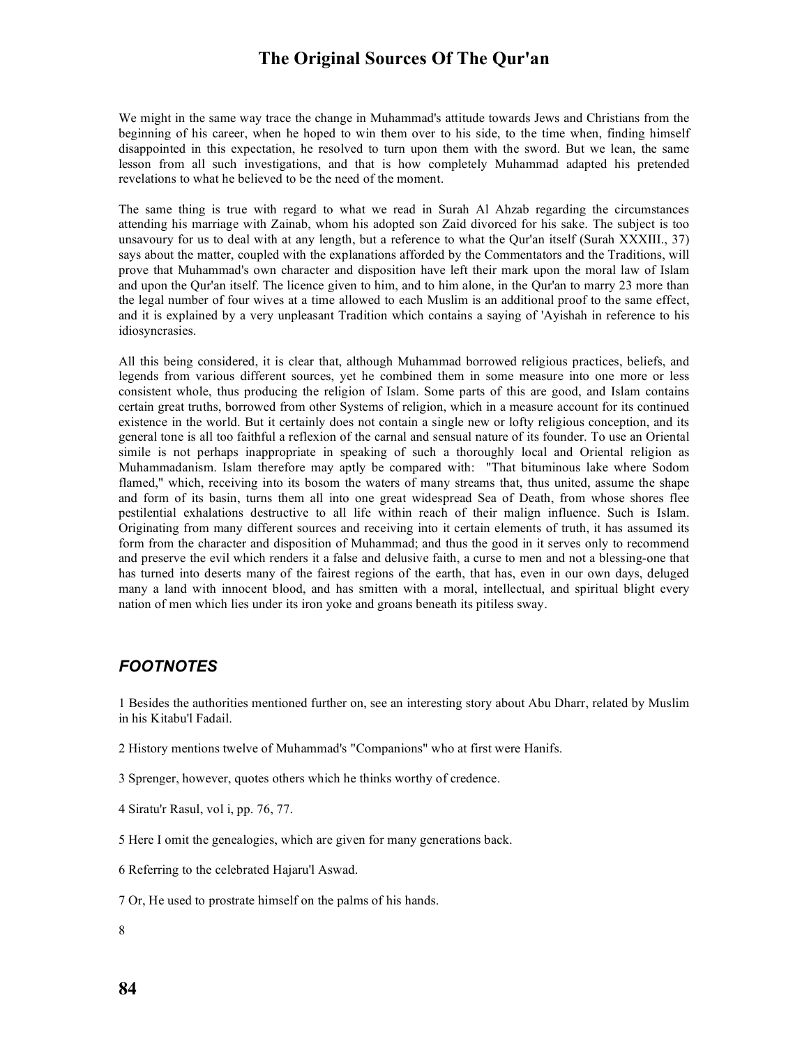We might in the same way trace the change in Muhammad's attitude towards Jews and Christians from the beginning of his career, when he hoped to win them over to his side, to the time when, finding himself disappointed in this expectation, he resolved to turn upon them with the sword. But we lean, the same lesson from all such investigations, and that is how completely Muhammad adapted his pretended revelations to what he believed to be the need of the moment.

The same thing is true with regard to what we read in Surah Al Ahzab regarding the circumstances attending his marriage with Zainab, whom his adopted son Zaid divorced for his sake. The subject is too unsavoury for us to deal with at any length, but a reference to what the Qur'an itself (Surah XXXIII., 37) says about the matter, coupled with the explanations afforded by the Commentators and the Traditions, will prove that Muhammad's own character and disposition have left their mark upon the moral law of Islam and upon the Qur'an itself. The licence given to him, and to him alone, in the Qur'an to marry 23 more than the legal number of four wives at a time allowed to each Muslim is an additional proof to the same effect, and it is explained by a very unpleasant Tradition which contains a saying of 'Ayishah in reference to his idiosyncrasies.

All this being considered, it is clear that, although Muhammad borrowed religious practices, beliefs, and legends from various different sources, yet he combined them in some measure into one more or less consistent whole, thus producing the religion of Islam. Some parts of this are good, and Islam contains certain great truths, borrowed from other Systems of religion, which in a measure account for its continued existence in the world. But it certainly does not contain a single new or lofty religious conception, and its general tone is all too faithful a reflexion of the carnal and sensual nature of its founder. To use an Oriental simile is not perhaps inappropriate in speaking of such a thoroughly local and Oriental religion as Muhammadanism. Islam therefore may aptly be compared with: "That bituminous lake where Sodom flamed," which, receiving into its bosom the waters of many streams that, thus united, assume the shape and form of its basin, turns them all into one great widespread Sea of Death, from whose shores flee pestilential exhalations destructive to all life within reach of their malign influence. Such is Islam. Originating from many different sources and receiving into it certain elements of truth, it has assumed its form from the character and disposition of Muhammad; and thus the good in it serves only to recommend and preserve the evil which renders it a false and delusive faith, a curse to men and not a blessing-one that has turned into deserts many of the fairest regions of the earth, that has, even in our own days, deluged many a land with innocent blood, and has smitten with a moral, intellectual, and spiritual blight every nation of men which lies under its iron yoke and groans beneath its pitiless sway.

## *FOOTNOTES*

1 Besides the authorities mentioned further on, see an interesting story about Abu Dharr, related by Muslim in his Kitabu'l Fadail.

2 History mentions twelve of Muhammad's "Companions" who at first were Hanifs.

3 Sprenger, however, quotes others which he thinks worthy of credence.

4 Siratu'r Rasul, vol i, pp. 76, 77.

5 Here I omit the genealogies, which are given for many generations back.

6 Referring to the celebrated Hajaru'l Aswad.

7 Or, He used to prostrate himself on the palms of his hands.

8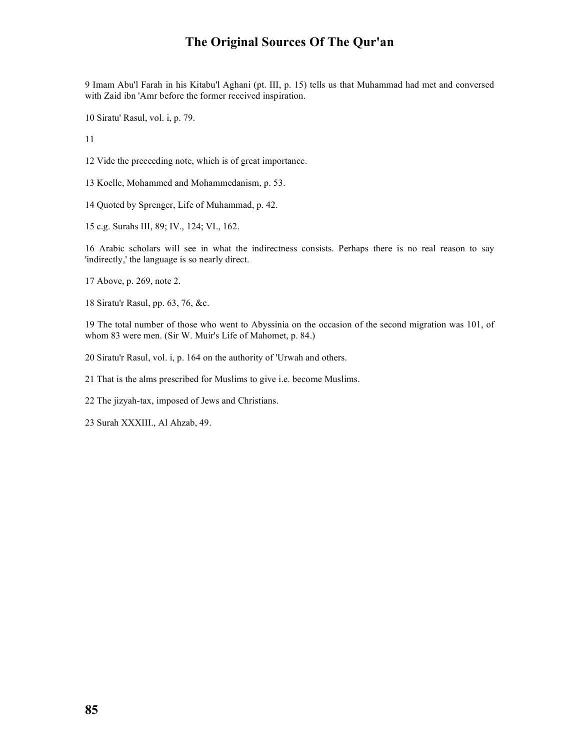9 Imam Abu'l Farah in his Kitabu'l Aghani (pt. III, p. 15) tells us that Muhammad had met and conversed with Zaid ibn 'Amr before the former received inspiration.

10 Siratu' Rasul, vol. i, p. 79.

11

12 Vide the preceeding note, which is of great importance.

13 Koelle, Mohammed and Mohammedanism, p. 53.

14 Quoted by Sprenger, Life of Muhammad, p. 42.

15 c.g. Surahs III, 89; IV., 124; VI., 162.

16 Arabic scholars will see in what the indirectness consists. Perhaps there is no real reason to say 'indirectly,' the language is so nearly direct.

17 Above, p. 269, note 2.

18 Siratu'r Rasul, pp. 63, 76, &c.

19 The total number of those who went to Abyssinia on the occasion of the second migration was 101, of whom 83 were men. (Sir W. Muir's Life of Mahomet, p. 84.)

20 Siratu'r Rasul, vol. i, p. 164 on the authority of 'Urwah and others.

21 That is the alms prescribed for Muslims to give i.e. become Muslims.

22 The jizyah-tax, imposed of Jews and Christians.

23 Surah XXXIII., Al Ahzab, 49.